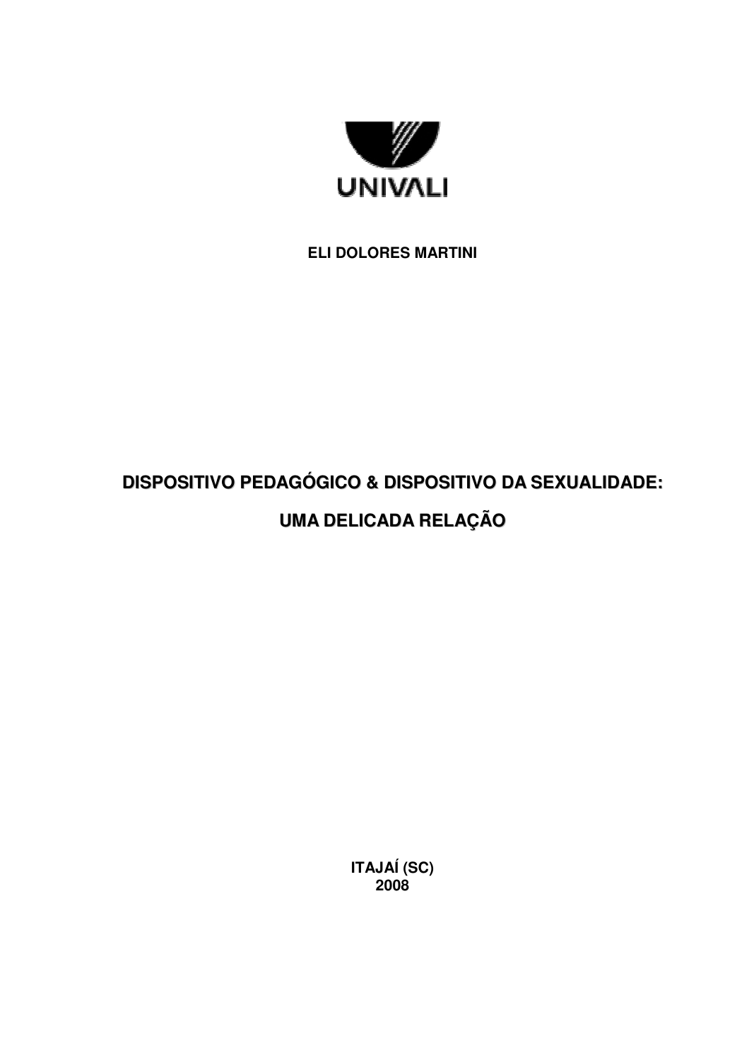UNIVALI

**ELI DOLORES MARTINI**

# DISPOSITIVO PEDAGÓGICO & DISPOSITIVO DA SEXUALIDADE:

# UMA DELICADA RELAÇÃO

**ITAJAÍ (SC)**
**2008**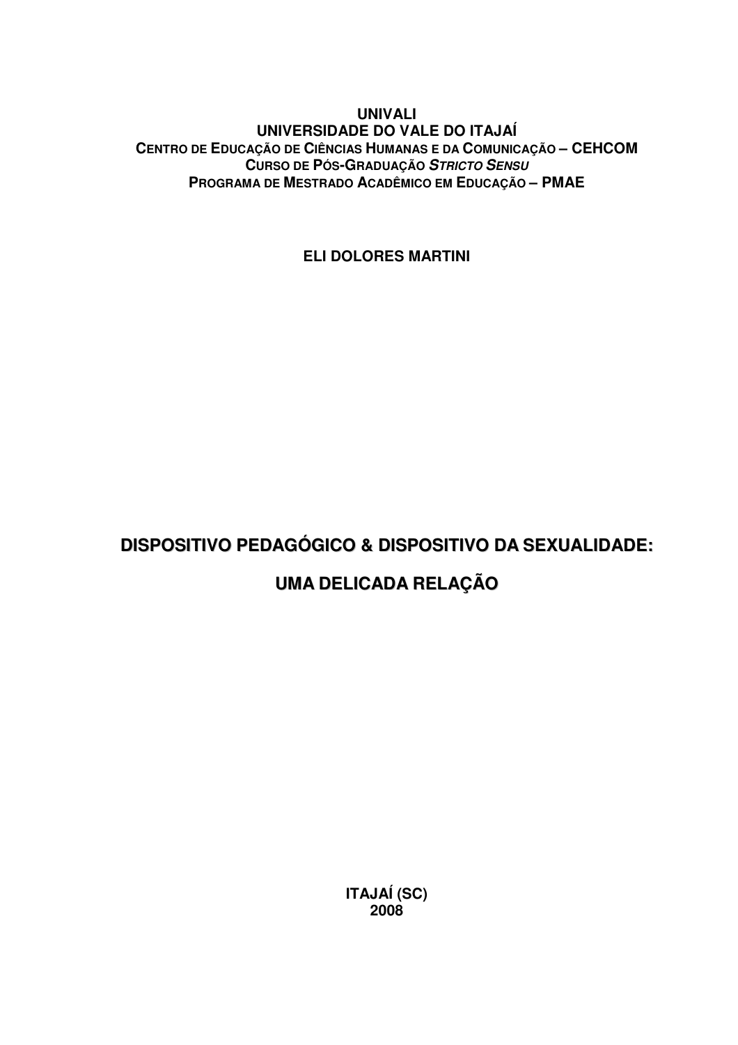**UNIVALI**
**UNIVERSIDADE DO VALE DO ITAJAÍ**
**CENTRO DE EDUCAÇÃO DE CIÊNCIAS HUMANAS E DA COMUNICAÇÃO – CEHCOM**
**CURSO DE PÓS-GRADUAÇÃO *STRICTO SENSU***
**PROGRAMA DE MESTRADO ACADÊMICO EM EDUCAÇÃO – PMAE**

**ELI DOLORES MARTINI**

# DISPOSITIVO PEDAGÓGICO & DISPOSITIVO DA SEXUALIDADE:

# UMA DELICADA RELAÇÃO

**ITAJAÍ (SC)**
**2008**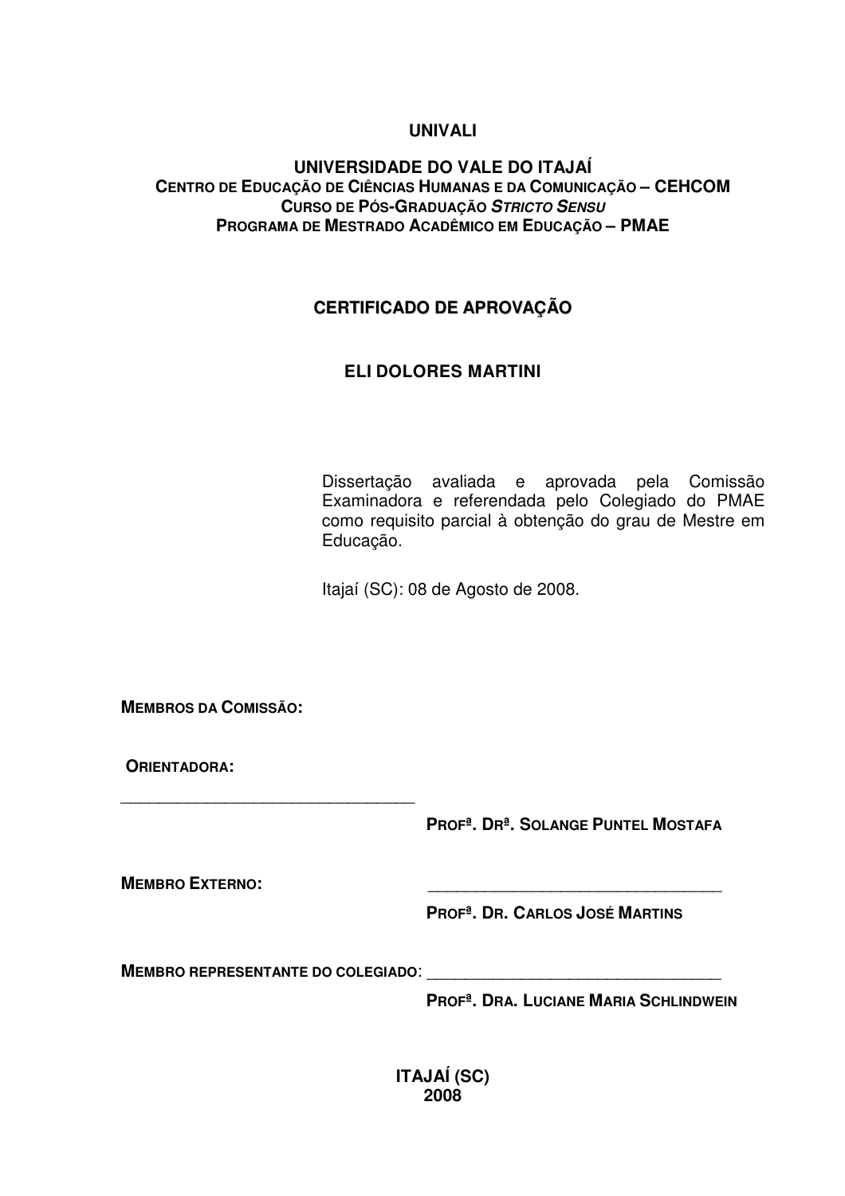**UNIVALI**

**UNIVERSIDADE DO VALE DO ITAJAÍ**
**CENTRO DE EDUCAÇÃO DE CIÊNCIAS HUMANAS E DA COMUNICAÇÃO – CEHCOM**
**CURSO DE PÓS-GRADUAÇÃO *STRICTO SENSU***
**PROGRAMA DE MESTRADO ACADÊMICO EM EDUCAÇÃO – PMAE**

# CERTIFICADO DE APROVAÇÃO

## ELI DOLORES MARTINI

Dissertação avaliada e aprovada pela Comissão Examinadora e referendada pelo Colegiado do PMAE como requisito parcial à obtenção do grau de Mestre em Educação.

Itajaí (SC): 08 de Agosto de 2008.

**MEMBROS DA COMISSÃO:**

**ORIENTADORA:**

_________________________________

**PROFª. DRª. SOLANGE PUNTEL MOSTAFA**

**MEMBRO EXTERNO:** _________________________________

**PROFª. DR. CARLOS JOSÉ MARTINS**

**MEMBRO REPRESENTANTE DO COLEGIADO**: _________________________________

**PROFª. DRA. LUCIANE MARIA SCHLINDWEIN**

**ITAJAÍ (SC)**
**2008**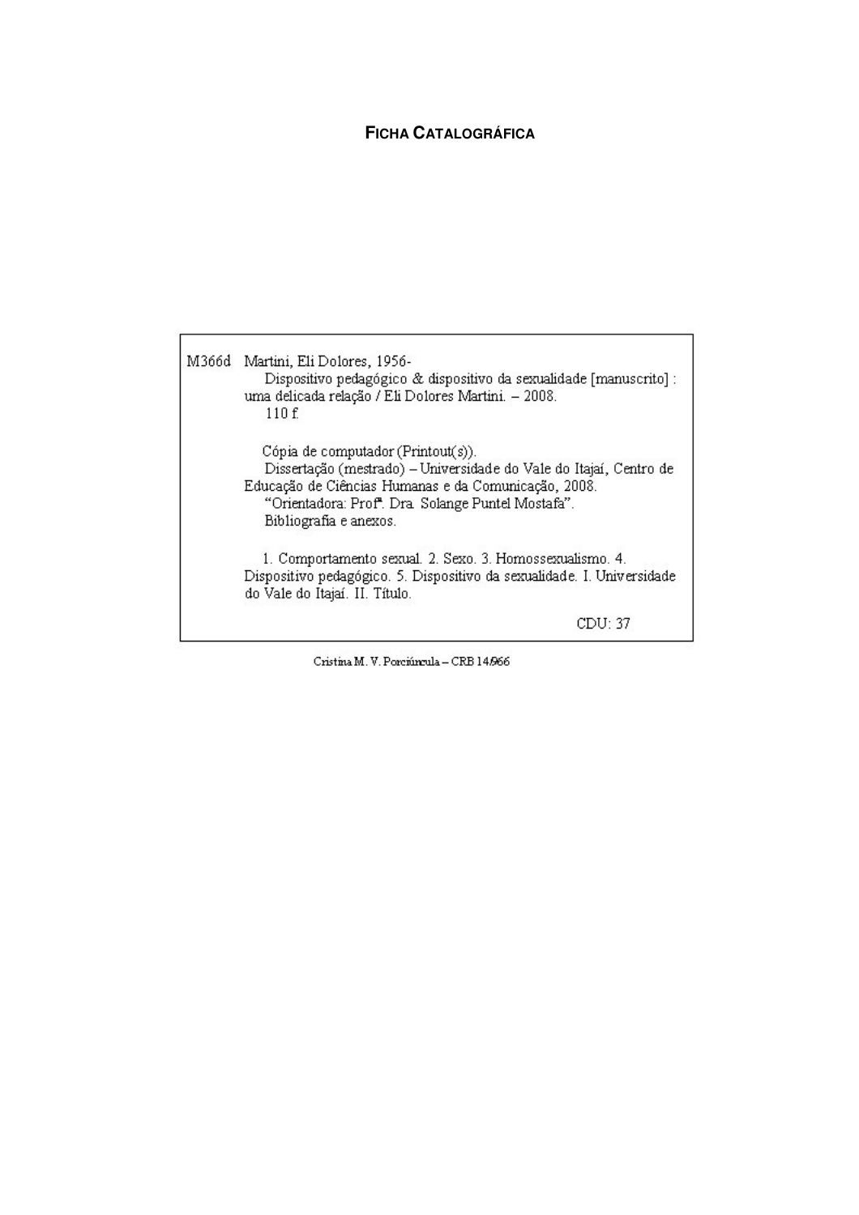**FICHA CATALOGRÁFICA**

```
M366d  Martini, Eli Dolores, 1956-
           Dispositivo pedagógico & dispositivo da sexualidade [manuscrito] :
       uma delicada relação / Eli Dolores Martini. – 2008.
           110 f.

           Cópia de computador (Printout(s)).
           Dissertação (mestrado) – Universidade do Vale do Itajaí, Centro de
       Educação de Ciências Humanas e da Comunicação, 2008.
           “Orientadora: Profª. Dra. Solange Puntel Mostafa”.
           Bibliografia e anexos.

           1. Comportamento sexual. 2. Sexo. 3. Homossexualismo. 4.
       Dispositivo pedagógico. 5. Dispositivo da sexualidade. I. Universidade
       do Vale do Itajaí. II. Título.

                                                                CDU: 37
```

Cristina M. V. Porciúncula – CRB 14/966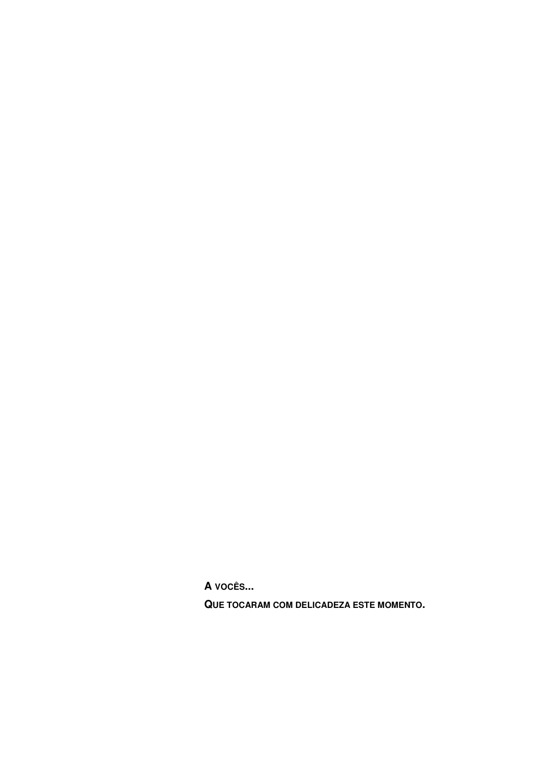**A VOCÊS...**

**QUE TOCARAM COM DELICADEZA ESTE MOMENTO.**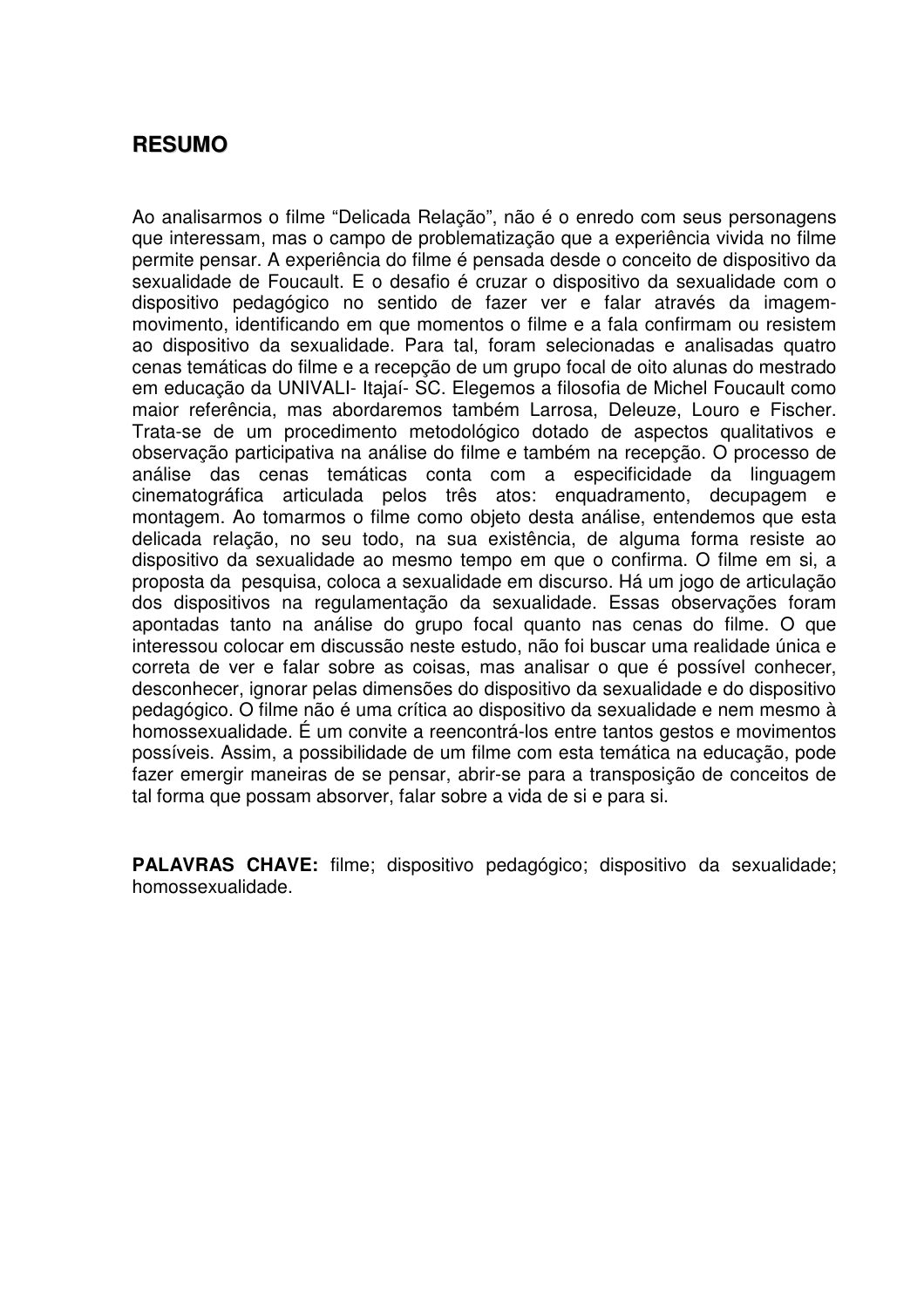## RESUMO

Ao analisarmos o filme “Delicada Relação”, não é o enredo com seus personagens que interessam, mas o campo de problematização que a experiência vivida no filme permite pensar. A experiência do filme é pensada desde o conceito de dispositivo da sexualidade de Foucault. E o desafio é cruzar o dispositivo da sexualidade com o dispositivo pedagógico no sentido de fazer ver e falar através da imagem-movimento, identificando em que momentos o filme e a fala confirmam ou resistem ao dispositivo da sexualidade. Para tal, foram selecionadas e analisadas quatro cenas temáticas do filme e a recepção de um grupo focal de oito alunas do mestrado em educação da UNIVALI- Itajaí- SC. Elegemos a filosofia de Michel Foucault como maior referência, mas abordaremos também Larrosa, Deleuze, Louro e Fischer. Trata-se de um procedimento metodológico dotado de aspectos qualitativos e observação participativa na análise do filme e também na recepção. O processo de análise das cenas temáticas conta com a especificidade da linguagem cinematográfica articulada pelos três atos: enquadramento, decupagem e montagem. Ao tomarmos o filme como objeto desta análise, entendemos que esta delicada relação, no seu todo, na sua existência, de alguma forma resiste ao dispositivo da sexualidade ao mesmo tempo em que o confirma. O filme em si, a proposta da pesquisa, coloca a sexualidade em discurso. Há um jogo de articulação dos dispositivos na regulamentação da sexualidade. Essas observações foram apontadas tanto na análise do grupo focal quanto nas cenas do filme. O que interessou colocar em discussão neste estudo, não foi buscar uma realidade única e correta de ver e falar sobre as coisas, mas analisar o que é possível conhecer, desconhecer, ignorar pelas dimensões do dispositivo da sexualidade e do dispositivo pedagógico. O filme não é uma crítica ao dispositivo da sexualidade e nem mesmo à homossexualidade. É um convite a reencontrá-los entre tantos gestos e movimentos possíveis. Assim, a possibilidade de um filme com esta temática na educação, pode fazer emergir maneiras de se pensar, abrir-se para a transposição de conceitos de tal forma que possam absorver, falar sobre a vida de si e para si.

**PALAVRAS CHAVE:** filme; dispositivo pedagógico; dispositivo da sexualidade; homossexualidade.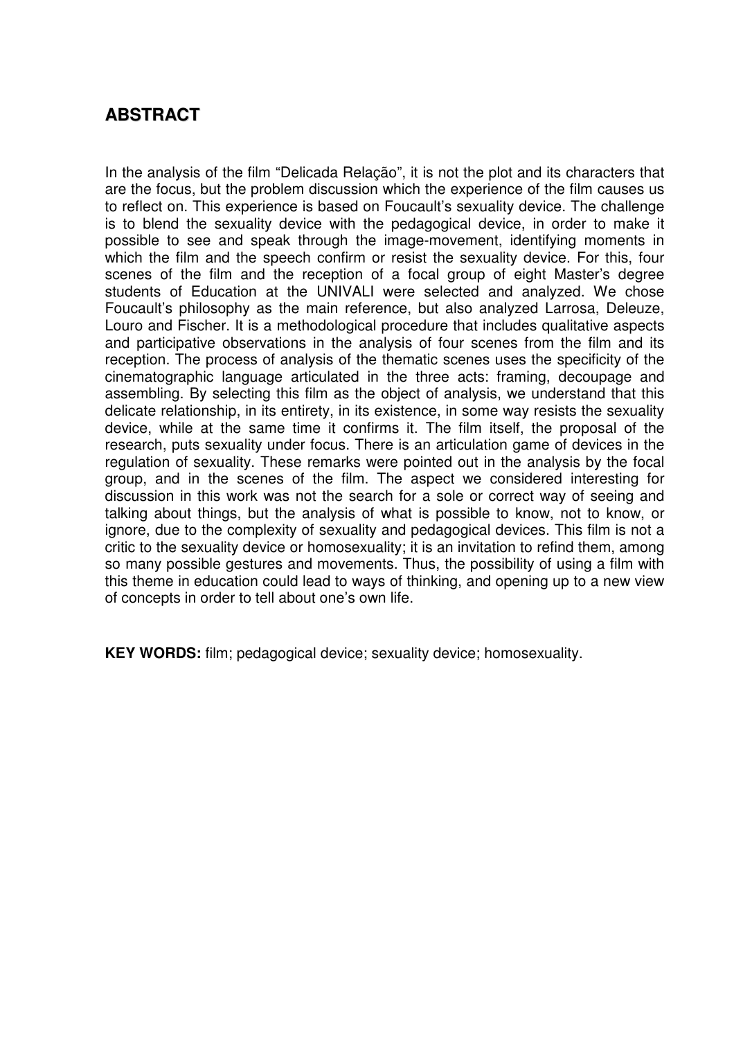## ABSTRACT

In the analysis of the film "Delicada Relação", it is not the plot and its characters that are the focus, but the problem discussion which the experience of the film causes us to reflect on. This experience is based on Foucault's sexuality device. The challenge is to blend the sexuality device with the pedagogical device, in order to make it possible to see and speak through the image-movement, identifying moments in which the film and the speech confirm or resist the sexuality device. For this, four scenes of the film and the reception of a focal group of eight Master's degree students of Education at the UNIVALI were selected and analyzed. We chose Foucault's philosophy as the main reference, but also analyzed Larrosa, Deleuze, Louro and Fischer. It is a methodological procedure that includes qualitative aspects and participative observations in the analysis of four scenes from the film and its reception. The process of analysis of the thematic scenes uses the specificity of the cinematographic language articulated in the three acts: framing, decoupage and assembling. By selecting this film as the object of analysis, we understand that this delicate relationship, in its entirety, in its existence, in some way resists the sexuality device, while at the same time it confirms it. The film itself, the proposal of the research, puts sexuality under focus. There is an articulation game of devices in the regulation of sexuality. These remarks were pointed out in the analysis by the focal group, and in the scenes of the film. The aspect we considered interesting for discussion in this work was not the search for a sole or correct way of seeing and talking about things, but the analysis of what is possible to know, not to know, or ignore, due to the complexity of sexuality and pedagogical devices. This film is not a critic to the sexuality device or homosexuality; it is an invitation to refind them, among so many possible gestures and movements. Thus, the possibility of using a film with this theme in education could lead to ways of thinking, and opening up to a new view of concepts in order to tell about one's own life.

**KEY WORDS:** film; pedagogical device; sexuality device; homosexuality.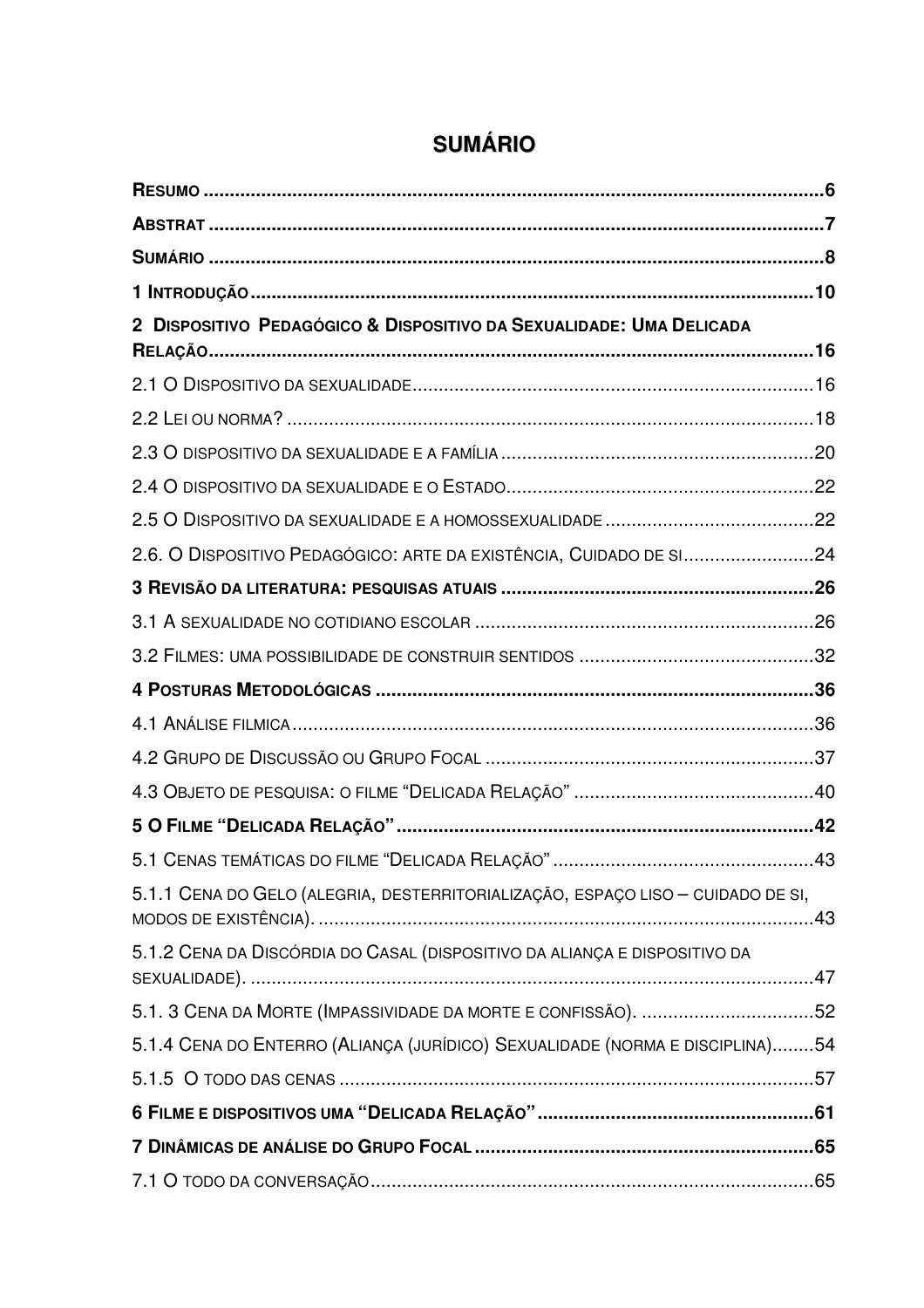# SUMÁRIO

RESUMO ........................................................................................................6

ABSTRAT ......................................................................................................7

SUMÁRIO ......................................................................................................8

1 INTRODUÇÃO ............................................................................................10

2 DISPOSITIVO PEDAGÓGICO & DISPOSITIVO DA SEXUALIDADE: UMA DELICADA RELAÇÃO ......................................................................................................16

2.1 O DISPOSITIVO DA SEXUALIDADE ..........................................................16

2.2 LEI OU NORMA? ......................................................................................18

2.3 O DISPOSITIVO DA SEXUALIDADE E A FAMÍLIA ........................................20

2.4 O DISPOSITIVO DA SEXUALIDADE E O ESTADO .........................................22

2.5 O DISPOSITIVO DA SEXUALIDADE E A HOMOSSEXUALIDADE ......................22

2.6. O DISPOSITIVO PEDAGÓGICO: ARTE DA EXISTÊNCIA, CUIDADO DE SI ..................24

3 REVISÃO DA LITERATURA: PESQUISAS ATUAIS ..............................................26

3.1 A SEXUALIDADE NO COTIDIANO ESCOLAR ................................................26

3.2 FILMES: UMA POSSIBILIDADE DE CONSTRUIR SENTIDOS ............................32

4 POSTURAS METODOLÓGICAS ......................................................................36

4.1 ANÁLISE FILMICA ....................................................................................36

4.2 GRUPO DE DISCUSSÃO OU GRUPO FOCAL ..............................................37

4.3 OBJETO DE PESQUISA: O FILME "DELICADA RELAÇÃO" ..............................40

5 O FILME "DELICADA RELAÇÃO" ....................................................................42

5.1 CENAS TEMÁTICAS DO FILME "DELICADA RELAÇÃO" ..................................43

5.1.1 CENA DO GELO (ALEGRIA, DESTERRITORIALIZAÇÃO, ESPAÇO LISO – CUIDADO DE SI, MODOS DE EXISTÊNCIA). ......................................................................................43

5.1.2 CENA DA DISCÓRDIA DO CASAL (DISPOSITIVO DA ALIANÇA E DISPOSITIVO DA SEXUALIDADE). ............................................................................................47

5.1. 3 CENA DA MORTE (IMPASSIVIDADE DA MORTE E CONFISSÃO). ........................52

5.1.4 CENA DO ENTERRO (ALIANÇA (JURÍDICO) SEXUALIDADE (NORMA E DISCIPLINA) ........54

5.1.5 O TODO DAS CENAS .................................................................................57

6 FILME E DISPOSITIVOS UMA "DELICADA RELAÇÃO" .........................................61

7 DINÂMICAS DE ANÁLISE DO GRUPO FOCAL ....................................................65

7.1 O TODO DA CONVERSAÇÃO ...................................................................65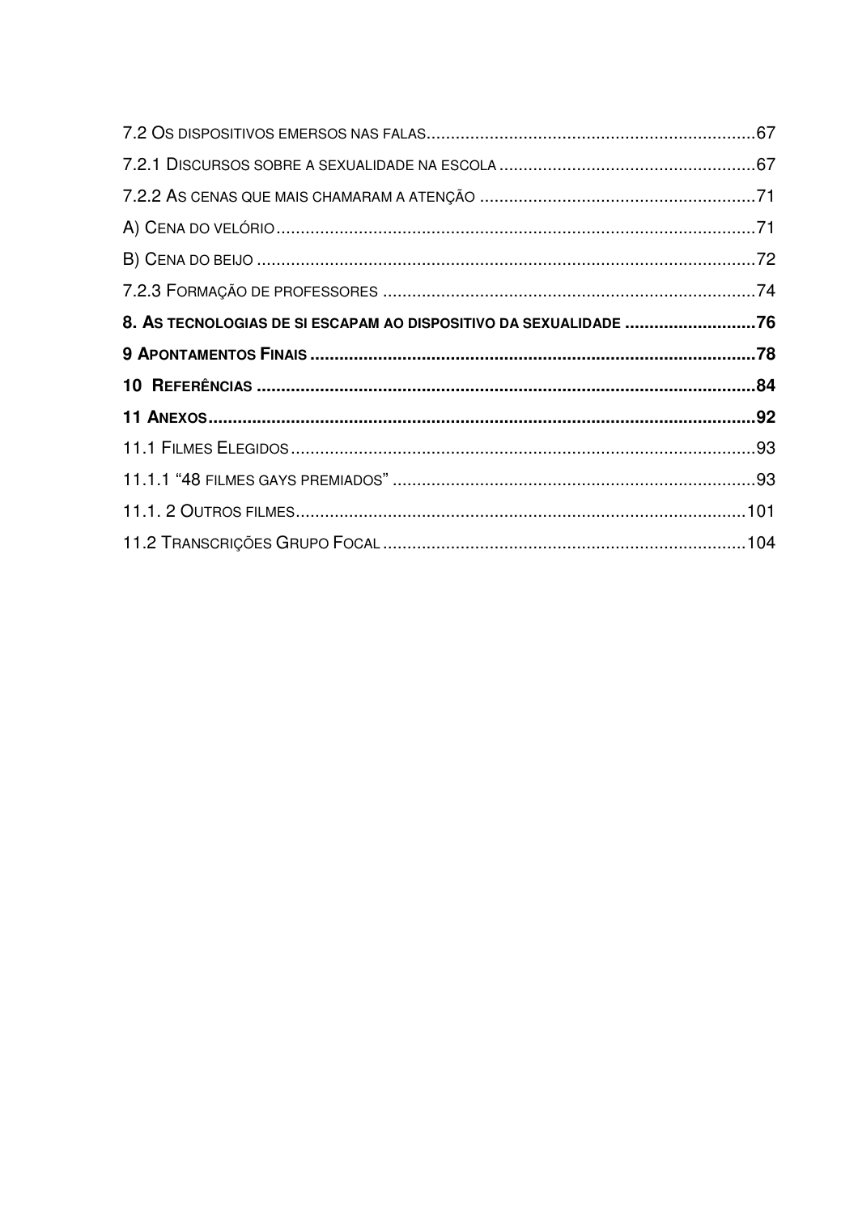7.2 Os dispositivos emersos nas falas ..... 67

7.2.1 Discursos sobre a sexualidade na escola ..... 67

7.2.2 As cenas que mais chamaram a atenção ..... 71

A) Cena do velório ..... 71

B) Cena do beijo ..... 72

7.2.3 Formação de professores ..... 74

**8. As tecnologias de si escapam ao dispositivo da sexualidade ..... 76**

**9 Apontamentos Finais ..... 78**

**10 Referências ..... 84**

**11 Anexos ..... 92**

11.1 Filmes Elegidos ..... 93

11.1.1 "48 filmes gays premiados" ..... 93

11.1. 2 Outros filmes ..... 101

11.2 Transcrições Grupo Focal ..... 104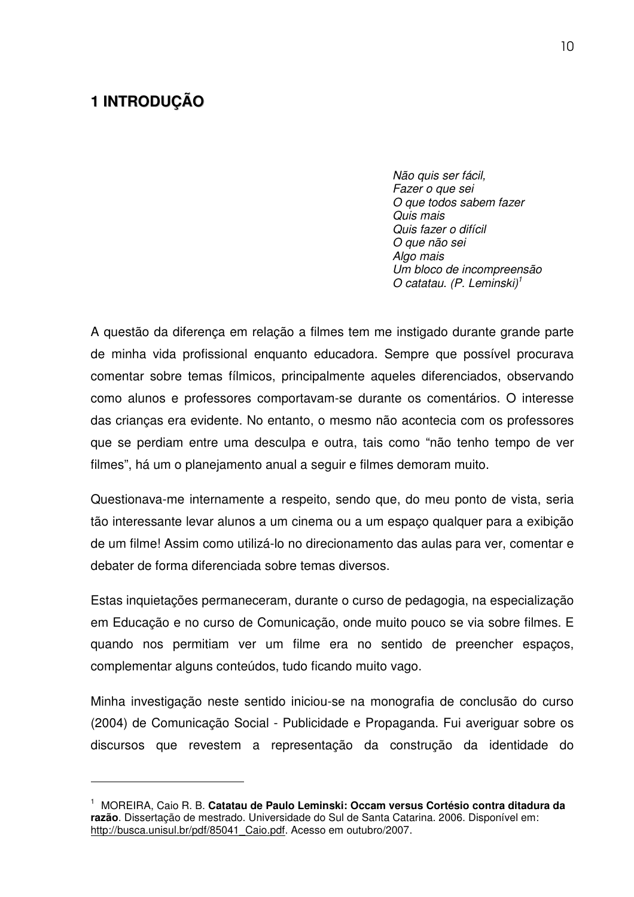# 1 INTRODUÇÃO

> *Não quis ser fácil,*
> *Fazer o que sei*
> *O que todos sabem fazer*
> *Quis mais*
> *Quis fazer o difícil*
> *O que não sei*
> *Algo mais*
> *Um bloco de incompreensão*
> *O catatau. (P. Leminski)*[1]

A questão da diferença em relação a filmes tem me instigado durante grande parte de minha vida profissional enquanto educadora. Sempre que possível procurava comentar sobre temas fílmicos, principalmente aqueles diferenciados, observando como alunos e professores comportavam-se durante os comentários. O interesse das crianças era evidente. No entanto, o mesmo não acontecia com os professores que se perdiam entre uma desculpa e outra, tais como "não tenho tempo de ver filmes", há um o planejamento anual a seguir e filmes demoram muito.

Questionava-me internamente a respeito, sendo que, do meu ponto de vista, seria tão interessante levar alunos a um cinema ou a um espaço qualquer para a exibição de um filme! Assim como utilizá-lo no direcionamento das aulas para ver, comentar e debater de forma diferenciada sobre temas diversos.

Estas inquietações permaneceram, durante o curso de pedagogia, na especialização em Educação e no curso de Comunicação, onde muito pouco se via sobre filmes. E quando nos permitiam ver um filme era no sentido de preencher espaços, complementar alguns conteúdos, tudo ficando muito vago.

Minha investigação neste sentido iniciou-se na monografia de conclusão do curso (2004) de Comunicação Social - Publicidade e Propaganda. Fui averiguar sobre os discursos que revestem a representação da construção da identidade do

---

[1] MOREIRA, Caio R. B. **Catatau de Paulo Leminski: Occam versus Cortésio contra ditadura da razão**. Dissertação de mestrado. Universidade do Sul de Santa Catarina. 2006. Disponível em: http://busca.unisul.br/pdf/85041_Caio.pdf. Acesso em outubro/2007.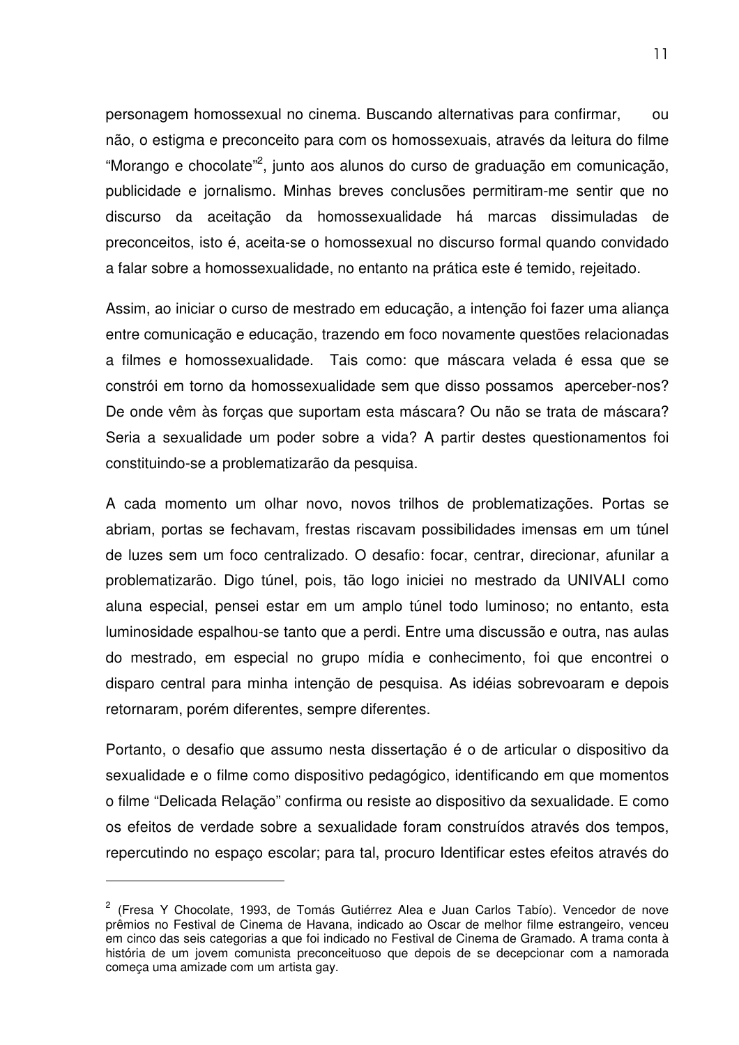personagem homossexual no cinema. Buscando alternativas para confirmar, ou não, o estigma e preconceito para com os homossexuais, através da leitura do filme "Morango e chocolate"[2], junto aos alunos do curso de graduação em comunicação, publicidade e jornalismo. Minhas breves conclusões permitiram-me sentir que no discurso da aceitação da homossexualidade há marcas dissimuladas de preconceitos, isto é, aceita-se o homossexual no discurso formal quando convidado a falar sobre a homossexualidade, no entanto na prática este é temido, rejeitado.

Assim, ao iniciar o curso de mestrado em educação, a intenção foi fazer uma aliança entre comunicação e educação, trazendo em foco novamente questões relacionadas a filmes e homossexualidade. Tais como: que máscara velada é essa que se constrói em torno da homossexualidade sem que disso possamos aperceber-nos? De onde vêm às forças que suportam esta máscara? Ou não se trata de máscara? Seria a sexualidade um poder sobre a vida? A partir destes questionamentos foi constituindo-se a problematizarão da pesquisa.

A cada momento um olhar novo, novos trilhos de problematizações. Portas se abriam, portas se fechavam, frestas riscavam possibilidades imensas em um túnel de luzes sem um foco centralizado. O desafio: focar, centrar, direcionar, afunilar a problematizarão. Digo túnel, pois, tão logo iniciei no mestrado da UNIVALI como aluna especial, pensei estar em um amplo túnel todo luminoso; no entanto, esta luminosidade espalhou-se tanto que a perdi. Entre uma discussão e outra, nas aulas do mestrado, em especial no grupo mídia e conhecimento, foi que encontrei o disparo central para minha intenção de pesquisa. As idéias sobrevoaram e depois retornaram, porém diferentes, sempre diferentes.

Portanto, o desafio que assumo nesta dissertação é o de articular o dispositivo da sexualidade e o filme como dispositivo pedagógico, identificando em que momentos o filme "Delicada Relação" confirma ou resiste ao dispositivo da sexualidade. E como os efeitos de verdade sobre a sexualidade foram construídos através dos tempos, repercutindo no espaço escolar; para tal, procuro Identificar estes efeitos através do

---

[2] (Fresa Y Chocolate, 1993, de Tomás Gutiérrez Alea e Juan Carlos Tabío). Vencedor de nove prêmios no Festival de Cinema de Havana, indicado ao Oscar de melhor filme estrangeiro, venceu em cinco das seis categorias a que foi indicado no Festival de Cinema de Gramado. A trama conta à história de um jovem comunista preconceituoso que depois de se decepcionar com a namorada começa uma amizade com um artista gay.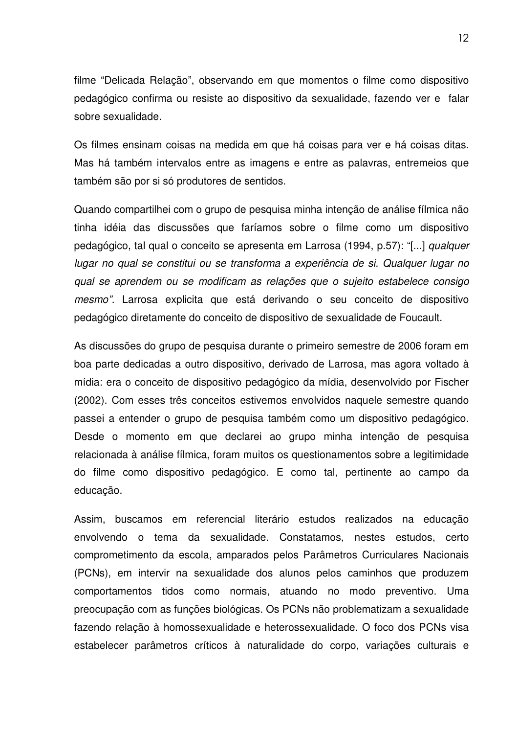filme “Delicada Relação”, observando em que momentos o filme como dispositivo pedagógico confirma ou resiste ao dispositivo da sexualidade, fazendo ver e falar sobre sexualidade.

Os filmes ensinam coisas na medida em que há coisas para ver e há coisas ditas. Mas há também intervalos entre as imagens e entre as palavras, entremeios que também são por si só produtores de sentidos.

Quando compartilhei com o grupo de pesquisa minha intenção de análise fílmica não tinha idéia das discussões que faríamos sobre o filme como um dispositivo pedagógico, tal qual o conceito se apresenta em Larrosa (1994, p.57): “[...] *qualquer lugar no qual se constitui ou se transforma a experiência de si. Qualquer lugar no qual se aprendem ou se modificam as relações que o sujeito estabelece consigo mesmo”*. Larrosa explicita que está derivando o seu conceito de dispositivo pedagógico diretamente do conceito de dispositivo de sexualidade de Foucault.

As discussões do grupo de pesquisa durante o primeiro semestre de 2006 foram em boa parte dedicadas a outro dispositivo, derivado de Larrosa, mas agora voltado à mídia: era o conceito de dispositivo pedagógico da mídia, desenvolvido por Fischer (2002). Com esses três conceitos estivemos envolvidos naquele semestre quando passei a entender o grupo de pesquisa também como um dispositivo pedagógico. Desde o momento em que declarei ao grupo minha intenção de pesquisa relacionada à análise fílmica, foram muitos os questionamentos sobre a legitimidade do filme como dispositivo pedagógico. E como tal, pertinente ao campo da educação.

Assim, buscamos em referencial literário estudos realizados na educação envolvendo o tema da sexualidade. Constatamos, nestes estudos, certo comprometimento da escola, amparados pelos Parâmetros Curriculares Nacionais (PCNs), em intervir na sexualidade dos alunos pelos caminhos que produzem comportamentos tidos como normais, atuando no modo preventivo. Uma preocupação com as funções biológicas. Os PCNs não problematizam a sexualidade fazendo relação à homossexualidade e heterossexualidade. O foco dos PCNs visa estabelecer parâmetros críticos à naturalidade do corpo, variações culturais e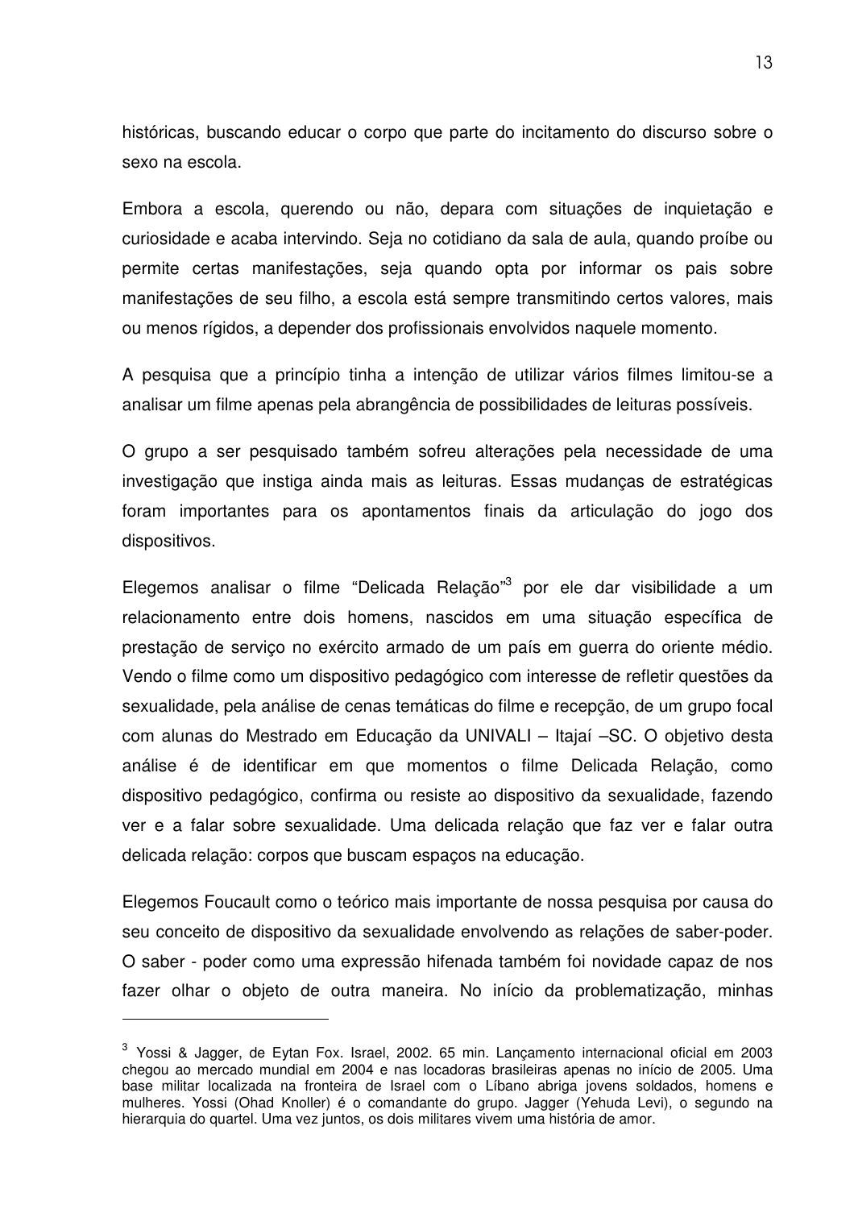históricas, buscando educar o corpo que parte do incitamento do discurso sobre o sexo na escola.

Embora a escola, querendo ou não, depara com situações de inquietação e curiosidade e acaba intervindo. Seja no cotidiano da sala de aula, quando proíbe ou permite certas manifestações, seja quando opta por informar os pais sobre manifestações de seu filho, a escola está sempre transmitindo certos valores, mais ou menos rígidos, a depender dos profissionais envolvidos naquele momento.

A pesquisa que a princípio tinha a intenção de utilizar vários filmes limitou-se a analisar um filme apenas pela abrangência de possibilidades de leituras possíveis.

O grupo a ser pesquisado também sofreu alterações pela necessidade de uma investigação que instiga ainda mais as leituras. Essas mudanças de estratégicas foram importantes para os apontamentos finais da articulação do jogo dos dispositivos.

Elegemos analisar o filme "Delicada Relação"[3] por ele dar visibilidade a um relacionamento entre dois homens, nascidos em uma situação específica de prestação de serviço no exército armado de um país em guerra do oriente médio. Vendo o filme como um dispositivo pedagógico com interesse de refletir questões da sexualidade, pela análise de cenas temáticas do filme e recepção, de um grupo focal com alunas do Mestrado em Educação da UNIVALI – Itajaí –SC. O objetivo desta análise é de identificar em que momentos o filme Delicada Relação, como dispositivo pedagógico, confirma ou resiste ao dispositivo da sexualidade, fazendo ver e a falar sobre sexualidade. Uma delicada relação que faz ver e falar outra delicada relação: corpos que buscam espaços na educação.

Elegemos Foucault como o teórico mais importante de nossa pesquisa por causa do seu conceito de dispositivo da sexualidade envolvendo as relações de saber-poder. O saber - poder como uma expressão hifenada também foi novidade capaz de nos fazer olhar o objeto de outra maneira. No início da problematização, minhas

---

[3] Yossi & Jagger, de Eytan Fox. Israel, 2002. 65 min. Lançamento internacional oficial em 2003 chegou ao mercado mundial em 2004 e nas locadoras brasileiras apenas no início de 2005. Uma base militar localizada na fronteira de Israel com o Líbano abriga jovens soldados, homens e mulheres. Yossi (Ohad Knoller) é o comandante do grupo. Jagger (Yehuda Levi), o segundo na hierarquia do quartel. Uma vez juntos, os dois militares vivem uma história de amor.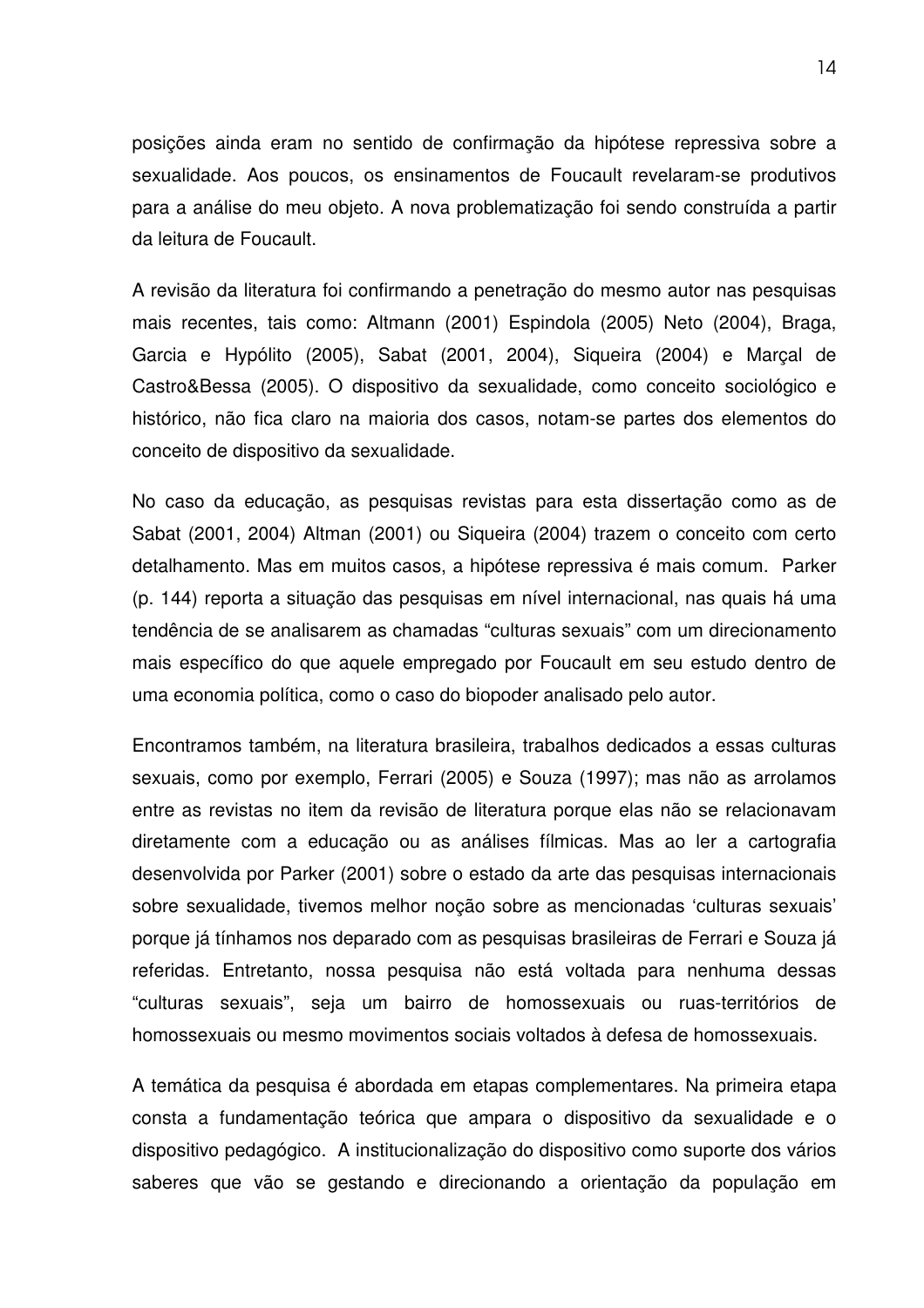posições ainda eram no sentido de confirmação da hipótese repressiva sobre a sexualidade. Aos poucos, os ensinamentos de Foucault revelaram-se produtivos para a análise do meu objeto. A nova problematização foi sendo construída a partir da leitura de Foucault.

A revisão da literatura foi confirmando a penetração do mesmo autor nas pesquisas mais recentes, tais como: Altmann (2001) Espindola (2005) Neto (2004), Braga, Garcia e Hypólito (2005), Sabat (2001, 2004), Siqueira (2004) e Marçal de Castro&Bessa (2005). O dispositivo da sexualidade, como conceito sociológico e histórico, não fica claro na maioria dos casos, notam-se partes dos elementos do conceito de dispositivo da sexualidade.

No caso da educação, as pesquisas revistas para esta dissertação como as de Sabat (2001, 2004) Altman (2001) ou Siqueira (2004) trazem o conceito com certo detalhamento. Mas em muitos casos, a hipótese repressiva é mais comum. Parker (p. 144) reporta a situação das pesquisas em nível internacional, nas quais há uma tendência de se analisarem as chamadas "culturas sexuais" com um direcionamento mais específico do que aquele empregado por Foucault em seu estudo dentro de uma economia política, como o caso do biopoder analisado pelo autor.

Encontramos também, na literatura brasileira, trabalhos dedicados a essas culturas sexuais, como por exemplo, Ferrari (2005) e Souza (1997); mas não as arrolamos entre as revistas no item da revisão de literatura porque elas não se relacionavam diretamente com a educação ou as análises fílmicas. Mas ao ler a cartografia desenvolvida por Parker (2001) sobre o estado da arte das pesquisas internacionais sobre sexualidade, tivemos melhor noção sobre as mencionadas 'culturas sexuais' porque já tínhamos nos deparado com as pesquisas brasileiras de Ferrari e Souza já referidas. Entretanto, nossa pesquisa não está voltada para nenhuma dessas "culturas sexuais", seja um bairro de homossexuais ou ruas-territórios de homossexuais ou mesmo movimentos sociais voltados à defesa de homossexuais.

A temática da pesquisa é abordada em etapas complementares. Na primeira etapa consta a fundamentação teórica que ampara o dispositivo da sexualidade e o dispositivo pedagógico. A institucionalização do dispositivo como suporte dos vários saberes que vão se gestando e direcionando a orientação da população em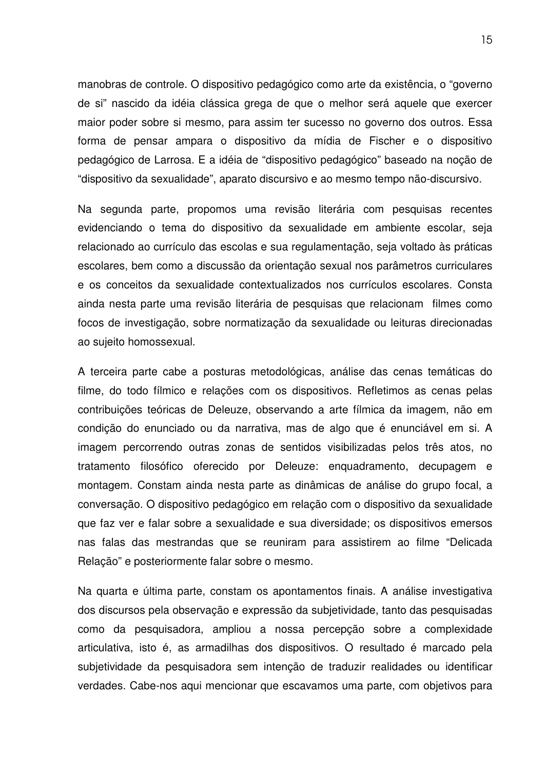manobras de controle. O dispositivo pedagógico como arte da existência, o "governo de si" nascido da idéia clássica grega de que o melhor será aquele que exercer maior poder sobre si mesmo, para assim ter sucesso no governo dos outros. Essa forma de pensar ampara o dispositivo da mídia de Fischer e o dispositivo pedagógico de Larrosa. E a idéia de "dispositivo pedagógico" baseado na noção de "dispositivo da sexualidade", aparato discursivo e ao mesmo tempo não-discursivo.

Na segunda parte, propomos uma revisão literária com pesquisas recentes evidenciando o tema do dispositivo da sexualidade em ambiente escolar, seja relacionado ao currículo das escolas e sua regulamentação, seja voltado às práticas escolares, bem como a discussão da orientação sexual nos parâmetros curriculares e os conceitos da sexualidade contextualizados nos currículos escolares. Consta ainda nesta parte uma revisão literária de pesquisas que relacionam filmes como focos de investigação, sobre normatização da sexualidade ou leituras direcionadas ao sujeito homossexual.

A terceira parte cabe a posturas metodológicas, análise das cenas temáticas do filme, do todo fílmico e relações com os dispositivos. Refletimos as cenas pelas contribuições teóricas de Deleuze, observando a arte fílmica da imagem, não em condição do enunciado ou da narrativa, mas de algo que é enunciável em si. A imagem percorrendo outras zonas de sentidos visibilizadas pelos três atos, no tratamento filosófico oferecido por Deleuze: enquadramento, decupagem e montagem. Constam ainda nesta parte as dinâmicas de análise do grupo focal, a conversação. O dispositivo pedagógico em relação com o dispositivo da sexualidade que faz ver e falar sobre a sexualidade e sua diversidade; os dispositivos emersos nas falas das mestrandas que se reuniram para assistirem ao filme "Delicada Relação" e posteriormente falar sobre o mesmo.

Na quarta e última parte, constam os apontamentos finais. A análise investigativa dos discursos pela observação e expressão da subjetividade, tanto das pesquisadas como da pesquisadora, ampliou a nossa percepção sobre a complexidade articulativa, isto é, as armadilhas dos dispositivos. O resultado é marcado pela subjetividade da pesquisadora sem intenção de traduzir realidades ou identificar verdades. Cabe-nos aqui mencionar que escavamos uma parte, com objetivos para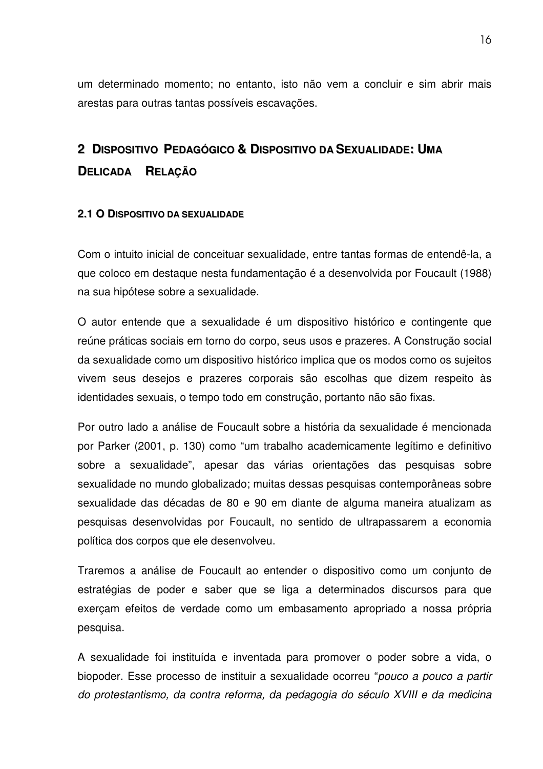um determinado momento; no entanto, isto não vem a concluir e sim abrir mais arestas para outras tantas possíveis escavações.

# 2 DISPOSITIVO PEDAGÓGICO & DISPOSITIVO DA SEXUALIDADE: UMA DELICADA RELAÇÃO

## 2.1 O DISPOSITIVO DA SEXUALIDADE

Com o intuito inicial de conceituar sexualidade, entre tantas formas de entendê-la, a que coloco em destaque nesta fundamentação é a desenvolvida por Foucault (1988) na sua hipótese sobre a sexualidade.

O autor entende que a sexualidade é um dispositivo histórico e contingente que reúne práticas sociais em torno do corpo, seus usos e prazeres. A Construção social da sexualidade como um dispositivo histórico implica que os modos como os sujeitos vivem seus desejos e prazeres corporais são escolhas que dizem respeito às identidades sexuais, o tempo todo em construção, portanto não são fixas.

Por outro lado a análise de Foucault sobre a história da sexualidade é mencionada por Parker (2001, p. 130) como "um trabalho academicamente legítimo e definitivo sobre a sexualidade", apesar das várias orientações das pesquisas sobre sexualidade no mundo globalizado; muitas dessas pesquisas contemporâneas sobre sexualidade das décadas de 80 e 90 em diante de alguma maneira atualizam as pesquisas desenvolvidas por Foucault, no sentido de ultrapassarem a economia política dos corpos que ele desenvolveu.

Traremos a análise de Foucault ao entender o dispositivo como um conjunto de estratégias de poder e saber que se liga a determinados discursos para que exerçam efeitos de verdade como um embasamento apropriado a nossa própria pesquisa.

A sexualidade foi instituída e inventada para promover o poder sobre a vida, o biopoder. Esse processo de instituir a sexualidade ocorreu "*pouco a pouco a partir do protestantismo, da contra reforma, da pedagogia do século XVIII e da medicina*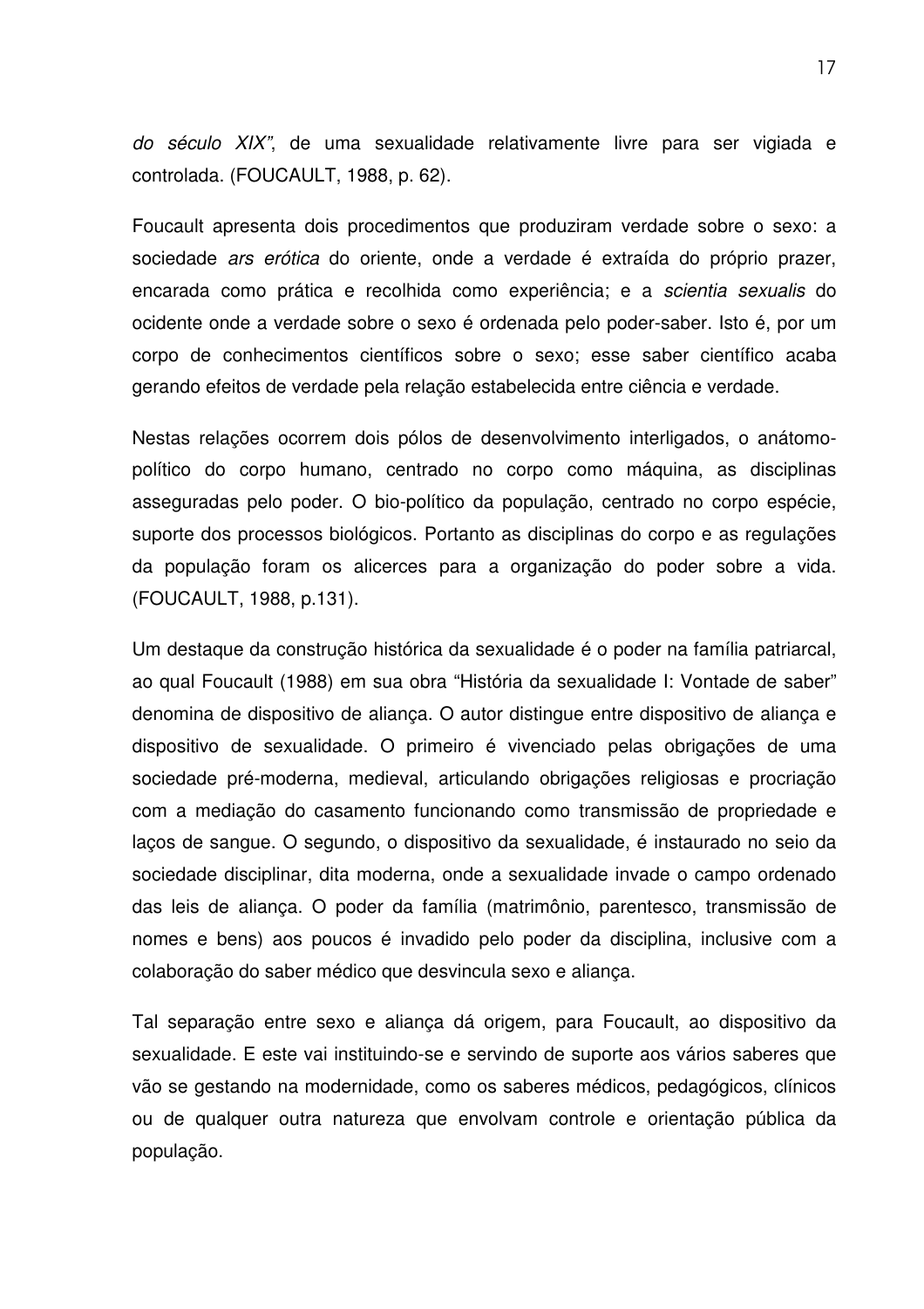*do século XIX"*, de uma sexualidade relativamente livre para ser vigiada e controlada. (FOUCAULT, 1988, p. 62).

Foucault apresenta dois procedimentos que produziram verdade sobre o sexo: a sociedade *ars erótica* do oriente, onde a verdade é extraída do próprio prazer, encarada como prática e recolhida como experiência; e a *scientia sexualis* do ocidente onde a verdade sobre o sexo é ordenada pelo poder-saber. Isto é, por um corpo de conhecimentos científicos sobre o sexo; esse saber científico acaba gerando efeitos de verdade pela relação estabelecida entre ciência e verdade.

Nestas relações ocorrem dois pólos de desenvolvimento interligados, o anátomo-político do corpo humano, centrado no corpo como máquina, as disciplinas asseguradas pelo poder. O bio-político da população, centrado no corpo espécie, suporte dos processos biológicos. Portanto as disciplinas do corpo e as regulações da população foram os alicerces para a organização do poder sobre a vida. (FOUCAULT, 1988, p.131).

Um destaque da construção histórica da sexualidade é o poder na família patriarcal, ao qual Foucault (1988) em sua obra "História da sexualidade I: Vontade de saber" denomina de dispositivo de aliança. O autor distingue entre dispositivo de aliança e dispositivo de sexualidade. O primeiro é vivenciado pelas obrigações de uma sociedade pré-moderna, medieval, articulando obrigações religiosas e procriação com a mediação do casamento funcionando como transmissão de propriedade e laços de sangue. O segundo, o dispositivo da sexualidade, é instaurado no seio da sociedade disciplinar, dita moderna, onde a sexualidade invade o campo ordenado das leis de aliança. O poder da família (matrimônio, parentesco, transmissão de nomes e bens) aos poucos é invadido pelo poder da disciplina, inclusive com a colaboração do saber médico que desvincula sexo e aliança.

Tal separação entre sexo e aliança dá origem, para Foucault, ao dispositivo da sexualidade. E este vai instituindo-se e servindo de suporte aos vários saberes que vão se gestando na modernidade, como os saberes médicos, pedagógicos, clínicos ou de qualquer outra natureza que envolvam controle e orientação pública da população.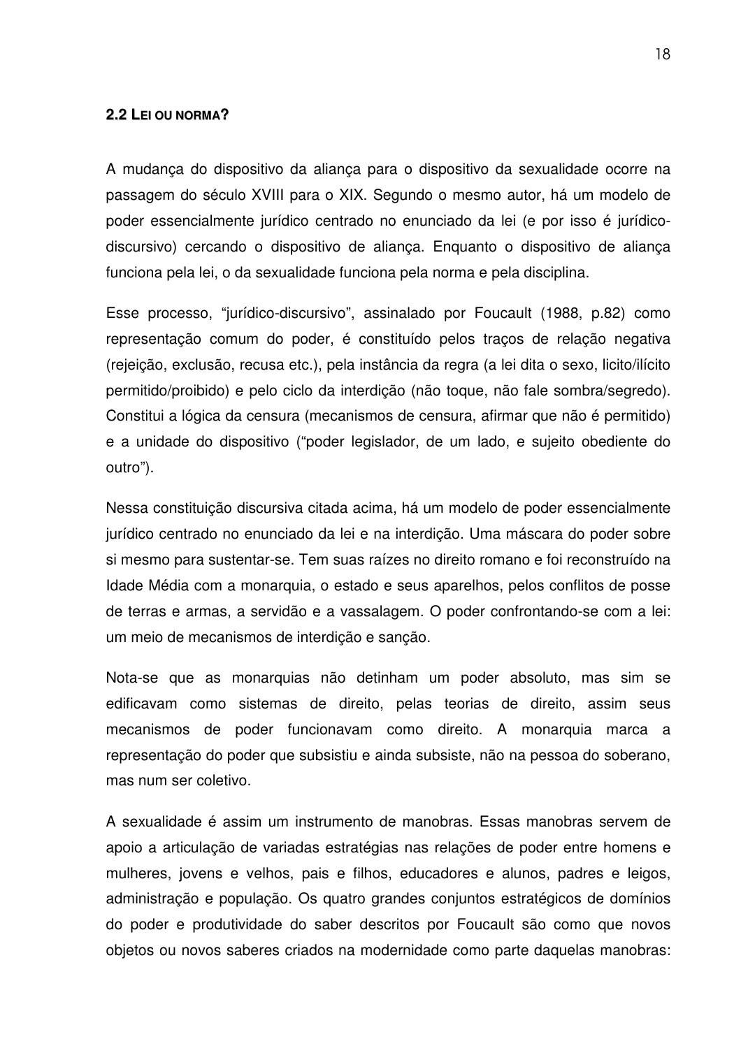## 2.2 LEI OU NORMA?

A mudança do dispositivo da aliança para o dispositivo da sexualidade ocorre na passagem do século XVIII para o XIX. Segundo o mesmo autor, há um modelo de poder essencialmente jurídico centrado no enunciado da lei (e por isso é jurídico-discursivo) cercando o dispositivo de aliança. Enquanto o dispositivo de aliança funciona pela lei, o da sexualidade funciona pela norma e pela disciplina.

Esse processo, "jurídico-discursivo", assinalado por Foucault (1988, p.82) como representação comum do poder, é constituído pelos traços de relação negativa (rejeição, exclusão, recusa etc.), pela instância da regra (a lei dita o sexo, licito/ilícito permitido/proibido) e pelo ciclo da interdição (não toque, não fale sombra/segredo). Constitui a lógica da censura (mecanismos de censura, afirmar que não é permitido) e a unidade do dispositivo ("poder legislador, de um lado, e sujeito obediente do outro").

Nessa constituição discursiva citada acima, há um modelo de poder essencialmente jurídico centrado no enunciado da lei e na interdição. Uma máscara do poder sobre si mesmo para sustentar-se. Tem suas raízes no direito romano e foi reconstruído na Idade Média com a monarquia, o estado e seus aparelhos, pelos conflitos de posse de terras e armas, a servidão e a vassalagem. O poder confrontando-se com a lei: um meio de mecanismos de interdição e sanção.

Nota-se que as monarquias não detinham um poder absoluto, mas sim se edificavam como sistemas de direito, pelas teorias de direito, assim seus mecanismos de poder funcionavam como direito. A monarquia marca a representação do poder que subsistiu e ainda subsiste, não na pessoa do soberano, mas num ser coletivo.

A sexualidade é assim um instrumento de manobras. Essas manobras servem de apoio a articulação de variadas estratégias nas relações de poder entre homens e mulheres, jovens e velhos, pais e filhos, educadores e alunos, padres e leigos, administração e população. Os quatro grandes conjuntos estratégicos de domínios do poder e produtividade do saber descritos por Foucault são como que novos objetos ou novos saberes criados na modernidade como parte daquelas manobras: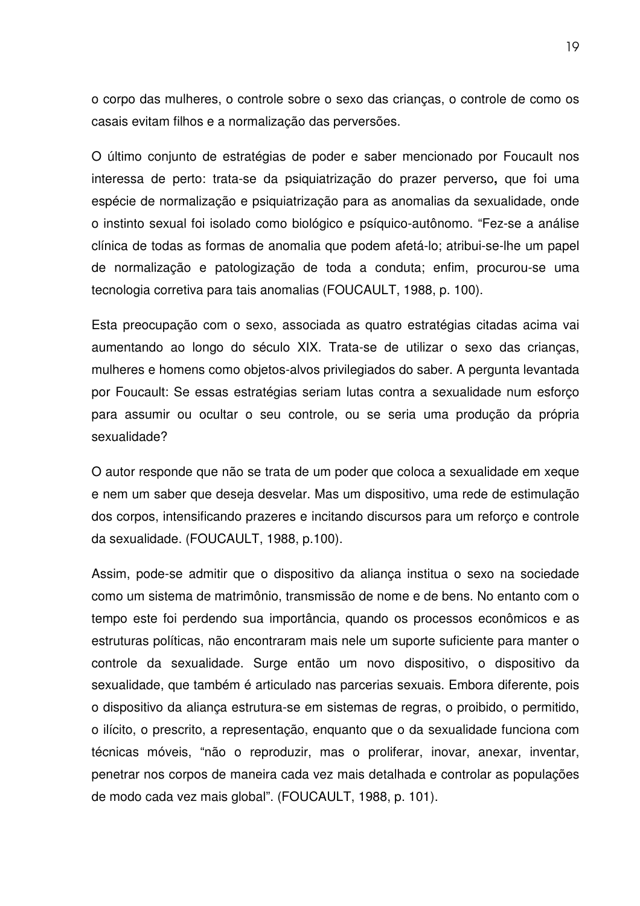o corpo das mulheres, o controle sobre o sexo das crianças, o controle de como os casais evitam filhos e a normalização das perversões.

O último conjunto de estratégias de poder e saber mencionado por Foucault nos interessa de perto: trata-se da psiquiatrização do prazer perverso**,** que foi uma espécie de normalização e psiquiatrização para as anomalias da sexualidade, onde o instinto sexual foi isolado como biológico e psíquico-autônomo. "Fez-se a análise clínica de todas as formas de anomalia que podem afetá-lo; atribui-se-lhe um papel de normalização e patologização de toda a conduta; enfim, procurou-se uma tecnologia corretiva para tais anomalias (FOUCAULT, 1988, p. 100).

Esta preocupação com o sexo, associada as quatro estratégias citadas acima vai aumentando ao longo do século XIX. Trata-se de utilizar o sexo das crianças, mulheres e homens como objetos-alvos privilegiados do saber. A pergunta levantada por Foucault: Se essas estratégias seriam lutas contra a sexualidade num esforço para assumir ou ocultar o seu controle, ou se seria uma produção da própria sexualidade?

O autor responde que não se trata de um poder que coloca a sexualidade em xeque e nem um saber que deseja desvelar. Mas um dispositivo, uma rede de estimulação dos corpos, intensificando prazeres e incitando discursos para um reforço e controle da sexualidade. (FOUCAULT, 1988, p.100).

Assim, pode-se admitir que o dispositivo da aliança institua o sexo na sociedade como um sistema de matrimônio, transmissão de nome e de bens. No entanto com o tempo este foi perdendo sua importância, quando os processos econômicos e as estruturas políticas, não encontraram mais nele um suporte suficiente para manter o controle da sexualidade. Surge então um novo dispositivo, o dispositivo da sexualidade, que também é articulado nas parcerias sexuais. Embora diferente, pois o dispositivo da aliança estrutura-se em sistemas de regras, o proibido, o permitido, o ilícito, o prescrito, a representação, enquanto que o da sexualidade funciona com técnicas móveis, "não o reproduzir, mas o proliferar, inovar, anexar, inventar, penetrar nos corpos de maneira cada vez mais detalhada e controlar as populações de modo cada vez mais global". (FOUCAULT, 1988, p. 101).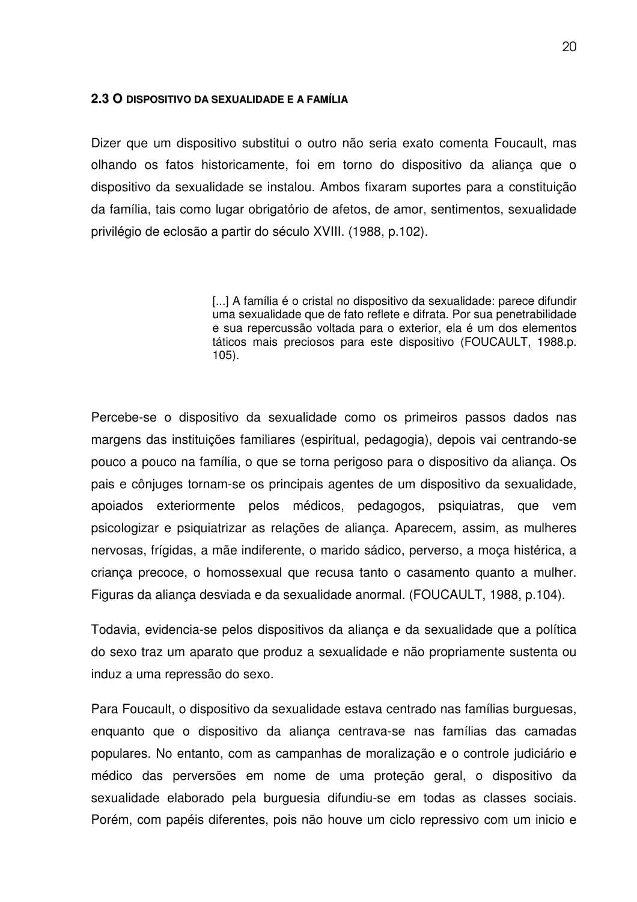## 2.3 O DISPOSITIVO DA SEXUALIDADE E A FAMÍLIA

Dizer que um dispositivo substitui o outro não seria exato comenta Foucault, mas olhando os fatos historicamente, foi em torno do dispositivo da aliança que o dispositivo da sexualidade se instalou. Ambos fixaram suportes para a constituição da família, tais como lugar obrigatório de afetos, de amor, sentimentos, sexualidade privilégio de eclosão a partir do século XVIII. (1988, p.102).

> [...] A família é o cristal no dispositivo da sexualidade: parece difundir uma sexualidade que de fato reflete e difrata. Por sua penetrabilidade e sua repercussão voltada para o exterior, ela é um dos elementos táticos mais preciosos para este dispositivo (FOUCAULT, 1988.p. 105).

Percebe-se o dispositivo da sexualidade como os primeiros passos dados nas margens das instituições familiares (espiritual, pedagogia), depois vai centrando-se pouco a pouco na família, o que se torna perigoso para o dispositivo da aliança. Os pais e cônjuges tornam-se os principais agentes de um dispositivo da sexualidade, apoiados exteriormente pelos médicos, pedagogos, psiquiatras, que vem psicologizar e psiquiatrizar as relações de aliança. Aparecem, assim, as mulheres nervosas, frígidas, a mãe indiferente, o marido sádico, perverso, a moça histérica, a criança precoce, o homossexual que recusa tanto o casamento quanto a mulher. Figuras da aliança desviada e da sexualidade anormal. (FOUCAULT, 1988, p.104).

Todavia, evidencia-se pelos dispositivos da aliança e da sexualidade que a política do sexo traz um aparato que produz a sexualidade e não propriamente sustenta ou induz a uma repressão do sexo.

Para Foucault, o dispositivo da sexualidade estava centrado nas famílias burguesas, enquanto que o dispositivo da aliança centrava-se nas famílias das camadas populares. No entanto, com as campanhas de moralização e o controle judiciário e médico das perversões em nome de uma proteção geral, o dispositivo da sexualidade elaborado pela burguesia difundiu-se em todas as classes sociais. Porém, com papéis diferentes, pois não houve um ciclo repressivo com um inicio e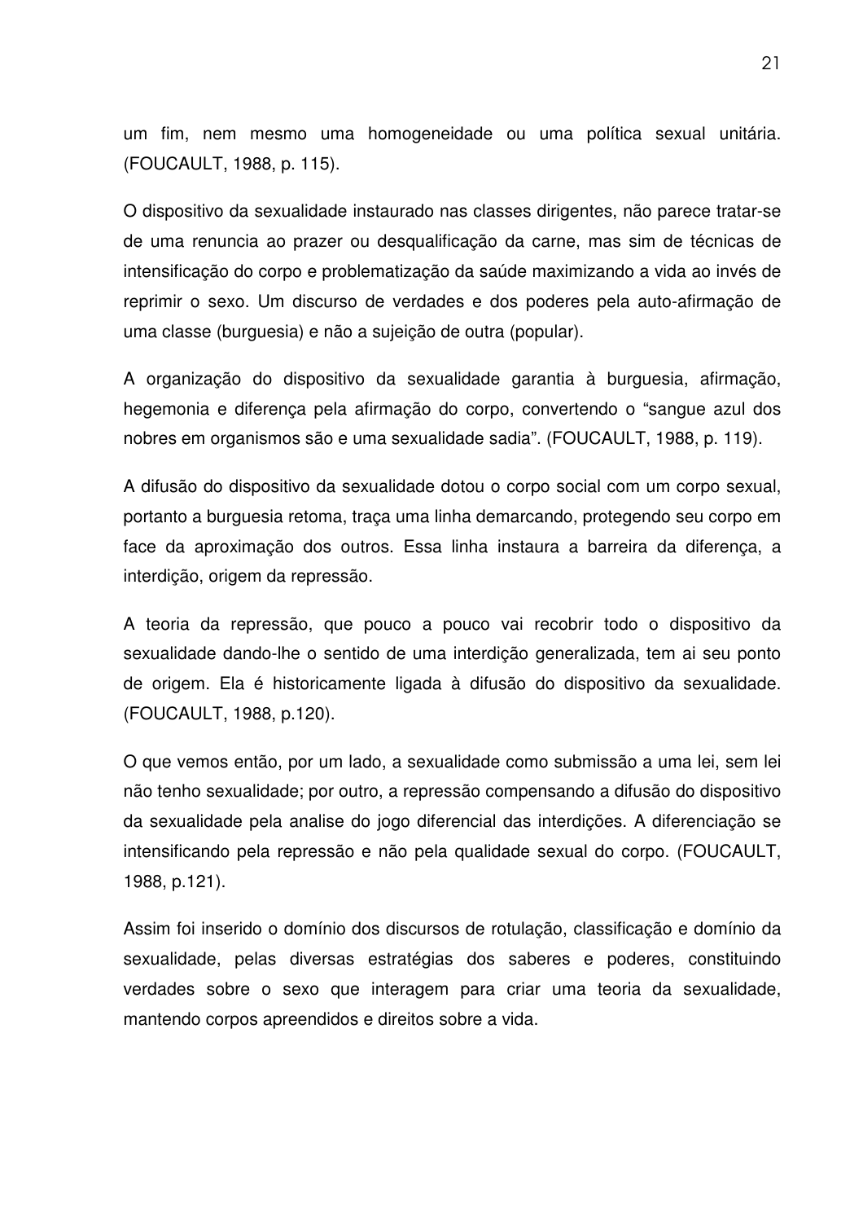um fim, nem mesmo uma homogeneidade ou uma política sexual unitária. (FOUCAULT, 1988, p. 115).

O dispositivo da sexualidade instaurado nas classes dirigentes, não parece tratar-se de uma renuncia ao prazer ou desqualificação da carne, mas sim de técnicas de intensificação do corpo e problematização da saúde maximizando a vida ao invés de reprimir o sexo. Um discurso de verdades e dos poderes pela auto-afirmação de uma classe (burguesia) e não a sujeição de outra (popular).

A organização do dispositivo da sexualidade garantia à burguesia, afirmação, hegemonia e diferença pela afirmação do corpo, convertendo o "sangue azul dos nobres em organismos são e uma sexualidade sadia". (FOUCAULT, 1988, p. 119).

A difusão do dispositivo da sexualidade dotou o corpo social com um corpo sexual, portanto a burguesia retoma, traça uma linha demarcando, protegendo seu corpo em face da aproximação dos outros. Essa linha instaura a barreira da diferença, a interdição, origem da repressão.

A teoria da repressão, que pouco a pouco vai recobrir todo o dispositivo da sexualidade dando-lhe o sentido de uma interdição generalizada, tem ai seu ponto de origem. Ela é historicamente ligada à difusão do dispositivo da sexualidade. (FOUCAULT, 1988, p.120).

O que vemos então, por um lado, a sexualidade como submissão a uma lei, sem lei não tenho sexualidade; por outro, a repressão compensando a difusão do dispositivo da sexualidade pela analise do jogo diferencial das interdições. A diferenciação se intensificando pela repressão e não pela qualidade sexual do corpo. (FOUCAULT, 1988, p.121).

Assim foi inserido o domínio dos discursos de rotulação, classificação e domínio da sexualidade, pelas diversas estratégias dos saberes e poderes, constituindo verdades sobre o sexo que interagem para criar uma teoria da sexualidade, mantendo corpos apreendidos e direitos sobre a vida.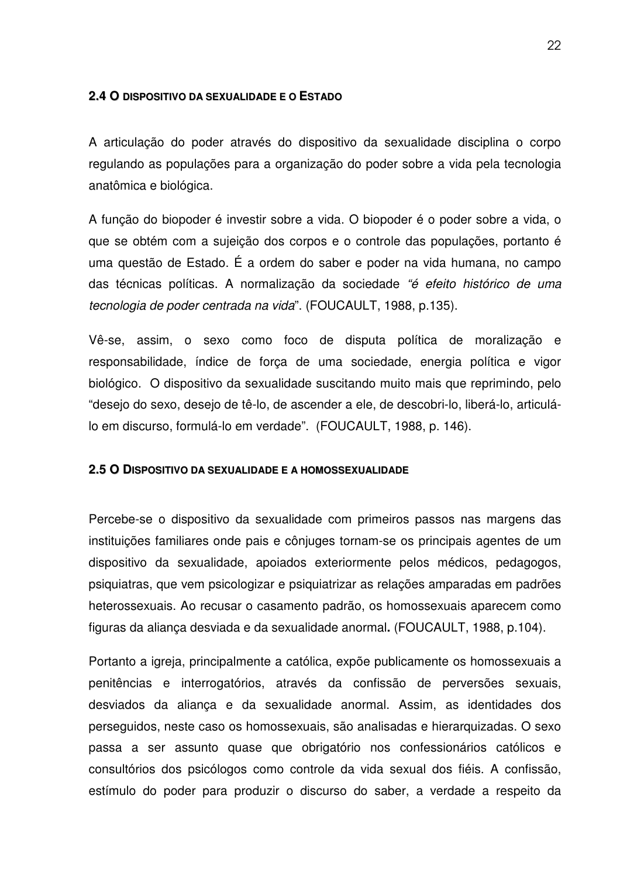## 2.4 O DISPOSITIVO DA SEXUALIDADE E O ESTADO

A articulação do poder através do dispositivo da sexualidade disciplina o corpo regulando as populações para a organização do poder sobre a vida pela tecnologia anatômica e biológica.

A função do biopoder é investir sobre a vida. O biopoder é o poder sobre a vida, o que se obtém com a sujeição dos corpos e o controle das populações, portanto é uma questão de Estado. É a ordem do saber e poder na vida humana, no campo das técnicas políticas. A normalização da sociedade *"é efeito histórico de uma tecnologia de poder centrada na vida*". (FOUCAULT, 1988, p.135).

Vê-se, assim, o sexo como foco de disputa política de moralização e responsabilidade, índice de força de uma sociedade, energia política e vigor biológico. O dispositivo da sexualidade suscitando muito mais que reprimindo, pelo "desejo do sexo, desejo de tê-lo, de ascender a ele, de descobri-lo, liberá-lo, articulá-lo em discurso, formulá-lo em verdade". (FOUCAULT, 1988, p. 146).

## 2.5 O DISPOSITIVO DA SEXUALIDADE E A HOMOSSEXUALIDADE

Percebe-se o dispositivo da sexualidade com primeiros passos nas margens das instituições familiares onde pais e cônjuges tornam-se os principais agentes de um dispositivo da sexualidade, apoiados exteriormente pelos médicos, pedagogos, psiquiatras, que vem psicologizar e psiquiatrizar as relações amparadas em padrões heterossexuais. Ao recusar o casamento padrão, os homossexuais aparecem como figuras da aliança desviada e da sexualidade anormal**.** (FOUCAULT, 1988, p.104).

Portanto a igreja, principalmente a católica, expõe publicamente os homossexuais a penitências e interrogatórios, através da confissão de perversões sexuais, desviados da aliança e da sexualidade anormal. Assim, as identidades dos perseguidos, neste caso os homossexuais, são analisadas e hierarquizadas. O sexo passa a ser assunto quase que obrigatório nos confessionários católicos e consultórios dos psicólogos como controle da vida sexual dos fiéis. A confissão, estímulo do poder para produzir o discurso do saber, a verdade a respeito da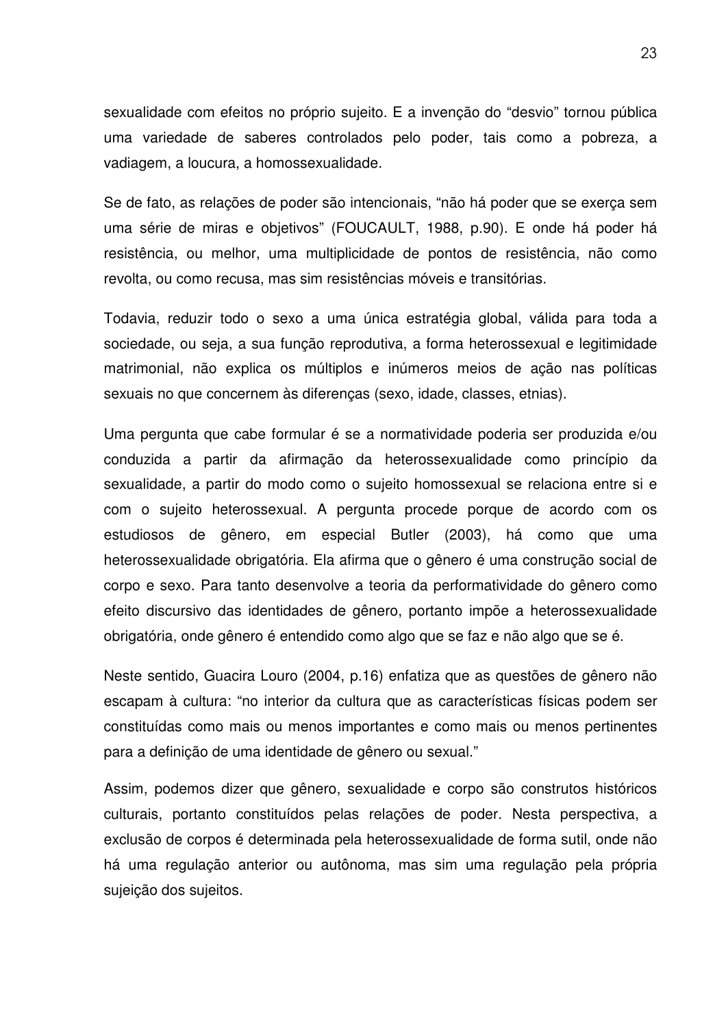sexualidade com efeitos no próprio sujeito. E a invenção do "desvio" tornou pública uma variedade de saberes controlados pelo poder, tais como a pobreza, a vadiagem, a loucura, a homossexualidade.

Se de fato, as relações de poder são intencionais, "não há poder que se exerça sem uma série de miras e objetivos" (FOUCAULT, 1988, p.90). E onde há poder há resistência, ou melhor, uma multiplicidade de pontos de resistência, não como revolta, ou como recusa, mas sim resistências móveis e transitórias.

Todavia, reduzir todo o sexo a uma única estratégia global, válida para toda a sociedade, ou seja, a sua função reprodutiva, a forma heterossexual e legitimidade matrimonial, não explica os múltiplos e inúmeros meios de ação nas políticas sexuais no que concernem às diferenças (sexo, idade, classes, etnias).

Uma pergunta que cabe formular é se a normatividade poderia ser produzida e/ou conduzida a partir da afirmação da heterossexualidade como princípio da sexualidade, a partir do modo como o sujeito homossexual se relaciona entre si e com o sujeito heterossexual. A pergunta procede porque de acordo com os estudiosos de gênero, em especial Butler (2003), há como que uma heterossexualidade obrigatória. Ela afirma que o gênero é uma construção social de corpo e sexo. Para tanto desenvolve a teoria da performatividade do gênero como efeito discursivo das identidades de gênero, portanto impõe a heterossexualidade obrigatória, onde gênero é entendido como algo que se faz e não algo que se é.

Neste sentido, Guacira Louro (2004, p.16) enfatiza que as questões de gênero não escapam à cultura: "no interior da cultura que as características físicas podem ser constituídas como mais ou menos importantes e como mais ou menos pertinentes para a definição de uma identidade de gênero ou sexual."

Assim, podemos dizer que gênero, sexualidade e corpo são construtos históricos culturais, portanto constituídos pelas relações de poder. Nesta perspectiva, a exclusão de corpos é determinada pela heterossexualidade de forma sutil, onde não há uma regulação anterior ou autônoma, mas sim uma regulação pela própria sujeição dos sujeitos.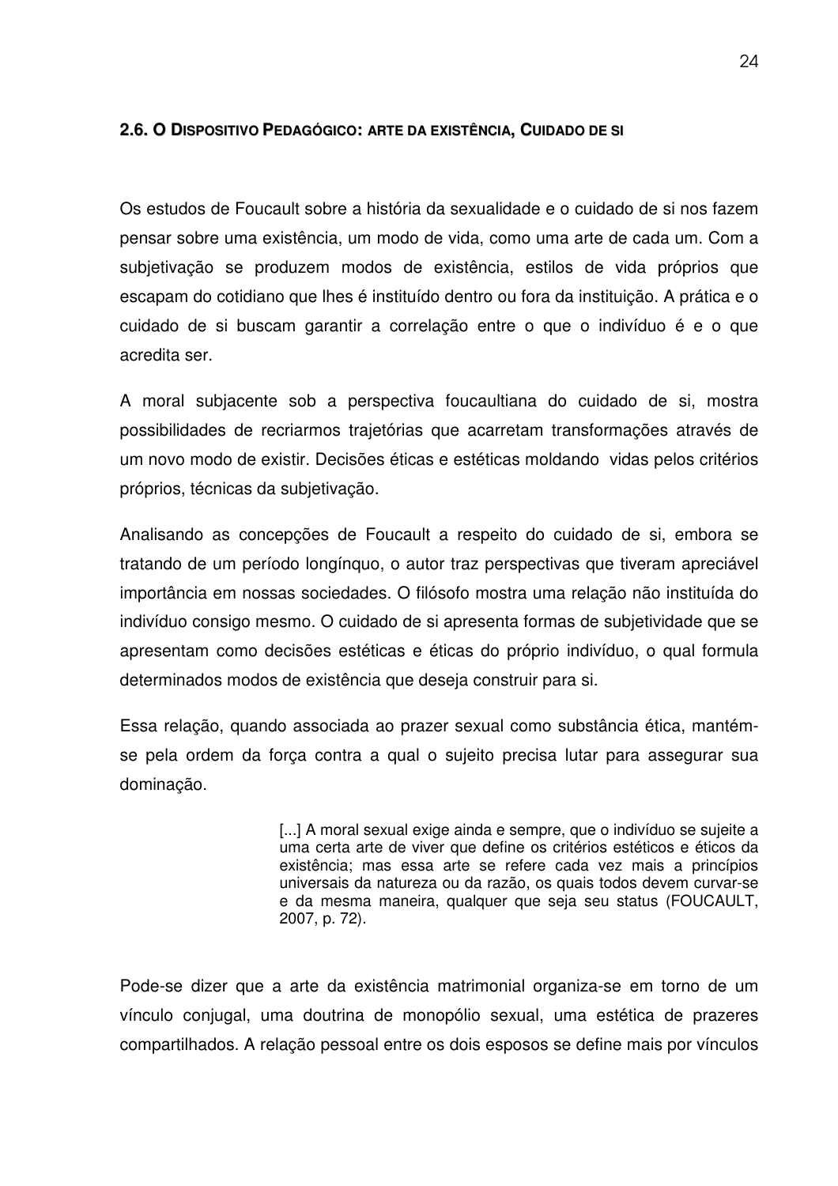## 2.6. O DISPOSITIVO PEDAGÓGICO: ARTE DA EXISTÊNCIA, CUIDADO DE SI

Os estudos de Foucault sobre a história da sexualidade e o cuidado de si nos fazem pensar sobre uma existência, um modo de vida, como uma arte de cada um. Com a subjetivação se produzem modos de existência, estilos de vida próprios que escapam do cotidiano que lhes é instituído dentro ou fora da instituição. A prática e o cuidado de si buscam garantir a correlação entre o que o indivíduo é e o que acredita ser.

A moral subjacente sob a perspectiva foucaultiana do cuidado de si, mostra possibilidades de recriarmos trajetórias que acarretam transformações através de um novo modo de existir. Decisões éticas e estéticas moldando vidas pelos critérios próprios, técnicas da subjetivação.

Analisando as concepções de Foucault a respeito do cuidado de si, embora se tratando de um período longínquo, o autor traz perspectivas que tiveram apreciável importância em nossas sociedades. O filósofo mostra uma relação não instituída do indivíduo consigo mesmo. O cuidado de si apresenta formas de subjetividade que se apresentam como decisões estéticas e éticas do próprio indivíduo, o qual formula determinados modos de existência que deseja construir para si.

Essa relação, quando associada ao prazer sexual como substância ética, mantém-se pela ordem da força contra a qual o sujeito precisa lutar para assegurar sua dominação.

> [...] A moral sexual exige ainda e sempre, que o indivíduo se sujeite a uma certa arte de viver que define os critérios estéticos e éticos da existência; mas essa arte se refere cada vez mais a princípios universais da natureza ou da razão, os quais todos devem curvar-se e da mesma maneira, qualquer que seja seu status (FOUCAULT, 2007, p. 72).

Pode-se dizer que a arte da existência matrimonial organiza-se em torno de um vínculo conjugal, uma doutrina de monopólio sexual, uma estética de prazeres compartilhados. A relação pessoal entre os dois esposos se define mais por vínculos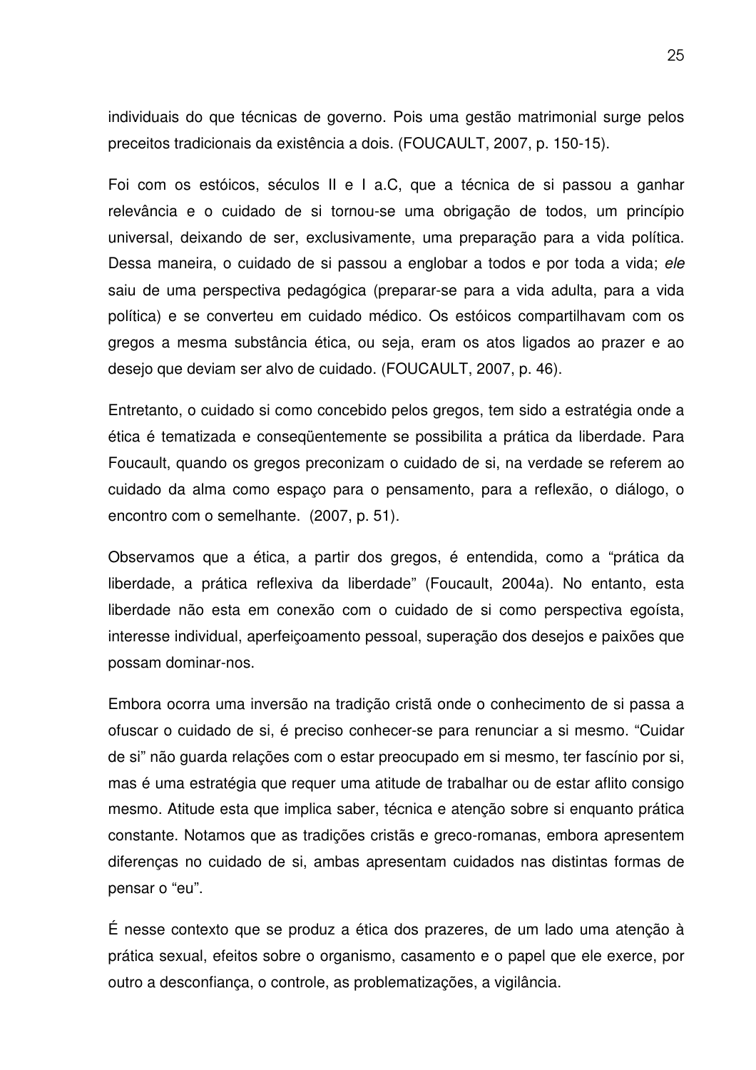individuais do que técnicas de governo. Pois uma gestão matrimonial surge pelos preceitos tradicionais da existência a dois. (FOUCAULT, 2007, p. 150-15).

Foi com os estóicos, séculos II e I a.C, que a técnica de si passou a ganhar relevância e o cuidado de si tornou-se uma obrigação de todos, um princípio universal, deixando de ser, exclusivamente, uma preparação para a vida política. Dessa maneira, o cuidado de si passou a englobar a todos e por toda a vida; *ele* saiu de uma perspectiva pedagógica (preparar-se para a vida adulta, para a vida política) e se converteu em cuidado médico. Os estóicos compartilhavam com os gregos a mesma substância ética, ou seja, eram os atos ligados ao prazer e ao desejo que deviam ser alvo de cuidado. (FOUCAULT, 2007, p. 46).

Entretanto, o cuidado si como concebido pelos gregos, tem sido a estratégia onde a ética é tematizada e conseqüentemente se possibilita a prática da liberdade. Para Foucault, quando os gregos preconizam o cuidado de si, na verdade se referem ao cuidado da alma como espaço para o pensamento, para a reflexão, o diálogo, o encontro com o semelhante. (2007, p. 51).

Observamos que a ética, a partir dos gregos, é entendida, como a "prática da liberdade, a prática reflexiva da liberdade" (Foucault, 2004a). No entanto, esta liberdade não esta em conexão com o cuidado de si como perspectiva egoísta, interesse individual, aperfeiçoamento pessoal, superação dos desejos e paixões que possam dominar-nos.

Embora ocorra uma inversão na tradição cristã onde o conhecimento de si passa a ofuscar o cuidado de si, é preciso conhecer-se para renunciar a si mesmo. "Cuidar de si" não guarda relações com o estar preocupado em si mesmo, ter fascínio por si, mas é uma estratégia que requer uma atitude de trabalhar ou de estar aflito consigo mesmo. Atitude esta que implica saber, técnica e atenção sobre si enquanto prática constante. Notamos que as tradições cristãs e greco-romanas, embora apresentem diferenças no cuidado de si, ambas apresentam cuidados nas distintas formas de pensar o "eu".

É nesse contexto que se produz a ética dos prazeres, de um lado uma atenção à prática sexual, efeitos sobre o organismo, casamento e o papel que ele exerce, por outro a desconfiança, o controle, as problematizações, a vigilância.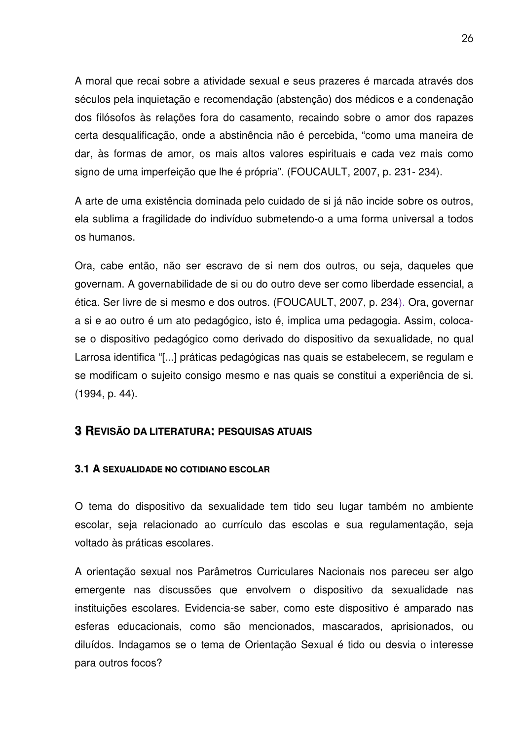A moral que recai sobre a atividade sexual e seus prazeres é marcada através dos séculos pela inquietação e recomendação (abstenção) dos médicos e a condenação dos filósofos às relações fora do casamento, recaindo sobre o amor dos rapazes certa desqualificação, onde a abstinência não é percebida, "como uma maneira de dar, às formas de amor, os mais altos valores espirituais e cada vez mais como signo de uma imperfeição que lhe é própria". (FOUCAULT, 2007, p. 231- 234).

A arte de uma existência dominada pelo cuidado de si já não incide sobre os outros, ela sublima a fragilidade do indivíduo submetendo-o a uma forma universal a todos os humanos.

Ora, cabe então, não ser escravo de si nem dos outros, ou seja, daqueles que governam. A governabilidade de si ou do outro deve ser como liberdade essencial, a ética. Ser livre de si mesmo e dos outros. (FOUCAULT, 2007, p. 234). Ora, governar a si e ao outro é um ato pedagógico, isto é, implica uma pedagogia. Assim, coloca-se o dispositivo pedagógico como derivado do dispositivo da sexualidade, no qual Larrosa identifica "[...] práticas pedagógicas nas quais se estabelecem, se regulam e se modificam o sujeito consigo mesmo e nas quais se constitui a experiência de si. (1994, p. 44).

# 3 Revisão da literatura: pesquisas atuais

## 3.1 A sexualidade no cotidiano escolar

O tema do dispositivo da sexualidade tem tido seu lugar também no ambiente escolar, seja relacionado ao currículo das escolas e sua regulamentação, seja voltado às práticas escolares.

A orientação sexual nos Parâmetros Curriculares Nacionais nos pareceu ser algo emergente nas discussões que envolvem o dispositivo da sexualidade nas instituições escolares. Evidencia-se saber, como este dispositivo é amparado nas esferas educacionais, como são mencionados, mascarados, aprisionados, ou diluídos. Indagamos se o tema de Orientação Sexual é tido ou desvia o interesse para outros focos?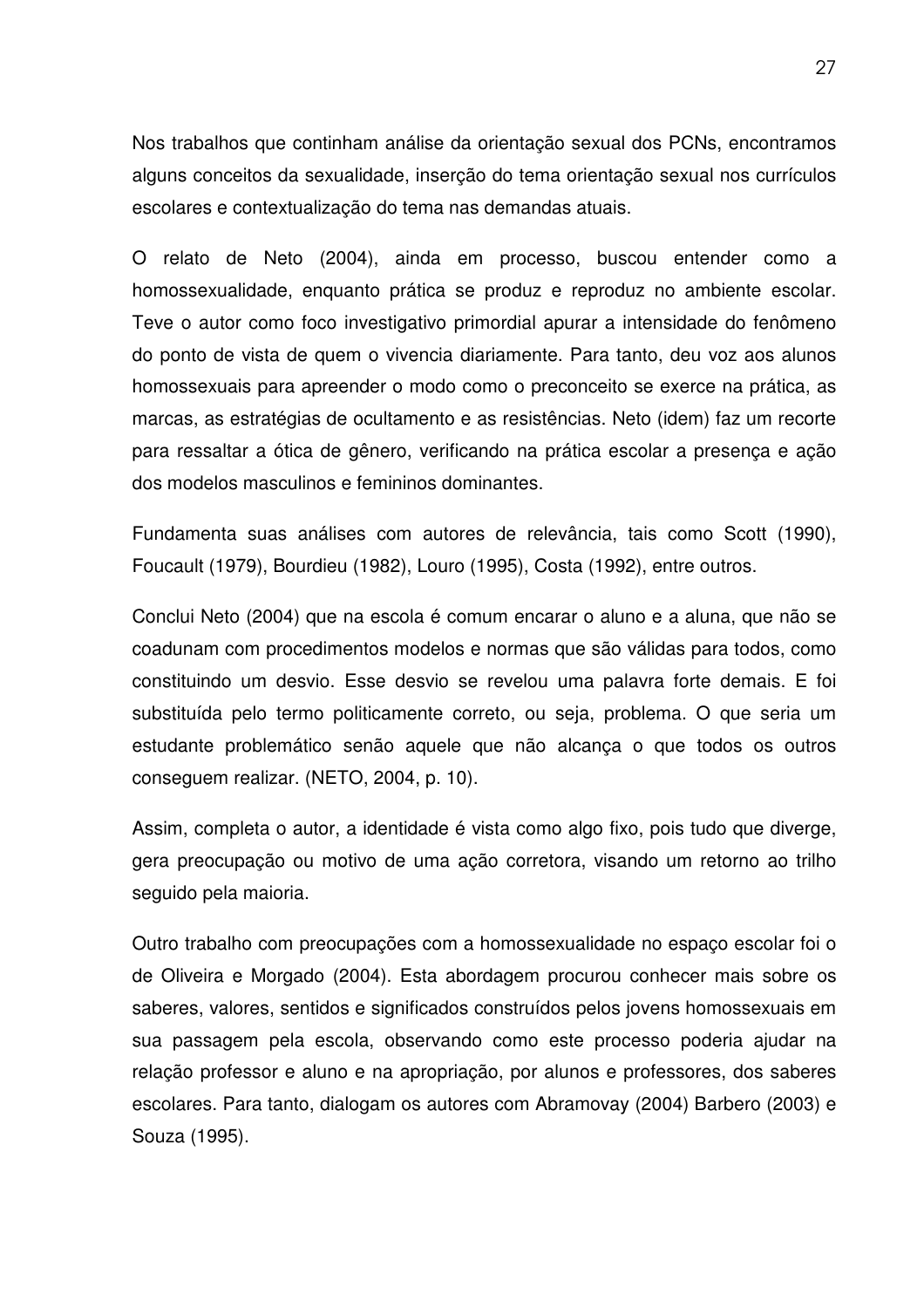Nos trabalhos que continham análise da orientação sexual dos PCNs, encontramos alguns conceitos da sexualidade, inserção do tema orientação sexual nos currículos escolares e contextualização do tema nas demandas atuais.

O relato de Neto (2004), ainda em processo, buscou entender como a homossexualidade, enquanto prática se produz e reproduz no ambiente escolar. Teve o autor como foco investigativo primordial apurar a intensidade do fenômeno do ponto de vista de quem o vivencia diariamente. Para tanto, deu voz aos alunos homossexuais para apreender o modo como o preconceito se exerce na prática, as marcas, as estratégias de ocultamento e as resistências. Neto (idem) faz um recorte para ressaltar a ótica de gênero, verificando na prática escolar a presença e ação dos modelos masculinos e femininos dominantes.

Fundamenta suas análises com autores de relevância, tais como Scott (1990), Foucault (1979), Bourdieu (1982), Louro (1995), Costa (1992), entre outros.

Conclui Neto (2004) que na escola é comum encarar o aluno e a aluna, que não se coadunam com procedimentos modelos e normas que são válidas para todos, como constituindo um desvio. Esse desvio se revelou uma palavra forte demais. E foi substituída pelo termo politicamente correto, ou seja, problema. O que seria um estudante problemático senão aquele que não alcança o que todos os outros conseguem realizar. (NETO, 2004, p. 10).

Assim, completa o autor, a identidade é vista como algo fixo, pois tudo que diverge, gera preocupação ou motivo de uma ação corretora, visando um retorno ao trilho seguido pela maioria.

Outro trabalho com preocupações com a homossexualidade no espaço escolar foi o de Oliveira e Morgado (2004). Esta abordagem procurou conhecer mais sobre os saberes, valores, sentidos e significados construídos pelos jovens homossexuais em sua passagem pela escola, observando como este processo poderia ajudar na relação professor e aluno e na apropriação, por alunos e professores, dos saberes escolares. Para tanto, dialogam os autores com Abramovay (2004) Barbero (2003) e Souza (1995).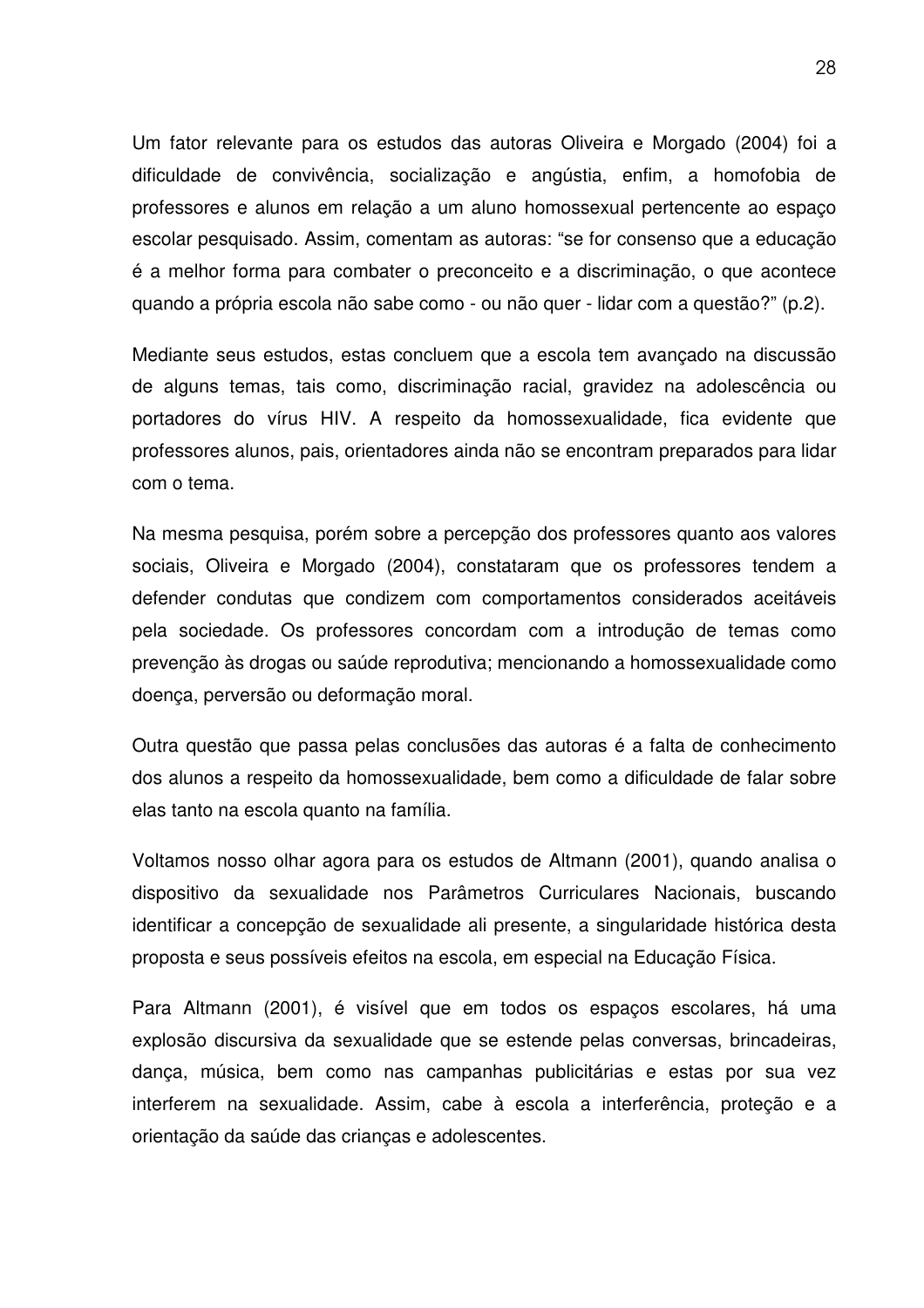Um fator relevante para os estudos das autoras Oliveira e Morgado (2004) foi a dificuldade de convivência, socialização e angústia, enfim, a homofobia de professores e alunos em relação a um aluno homossexual pertencente ao espaço escolar pesquisado. Assim, comentam as autoras: "se for consenso que a educação é a melhor forma para combater o preconceito e a discriminação, o que acontece quando a própria escola não sabe como - ou não quer - lidar com a questão?" (p.2).

Mediante seus estudos, estas concluem que a escola tem avançado na discussão de alguns temas, tais como, discriminação racial, gravidez na adolescência ou portadores do vírus HIV. A respeito da homossexualidade, fica evidente que professores alunos, pais, orientadores ainda não se encontram preparados para lidar com o tema.

Na mesma pesquisa, porém sobre a percepção dos professores quanto aos valores sociais, Oliveira e Morgado (2004), constataram que os professores tendem a defender condutas que condizem com comportamentos considerados aceitáveis pela sociedade. Os professores concordam com a introdução de temas como prevenção às drogas ou saúde reprodutiva; mencionando a homossexualidade como doença, perversão ou deformação moral.

Outra questão que passa pelas conclusões das autoras é a falta de conhecimento dos alunos a respeito da homossexualidade, bem como a dificuldade de falar sobre elas tanto na escola quanto na família.

Voltamos nosso olhar agora para os estudos de Altmann (2001), quando analisa o dispositivo da sexualidade nos Parâmetros Curriculares Nacionais, buscando identificar a concepção de sexualidade ali presente, a singularidade histórica desta proposta e seus possíveis efeitos na escola, em especial na Educação Física.

Para Altmann (2001), é visível que em todos os espaços escolares, há uma explosão discursiva da sexualidade que se estende pelas conversas, brincadeiras, dança, música, bem como nas campanhas publicitárias e estas por sua vez interferem na sexualidade. Assim, cabe à escola a interferência, proteção e a orientação da saúde das crianças e adolescentes.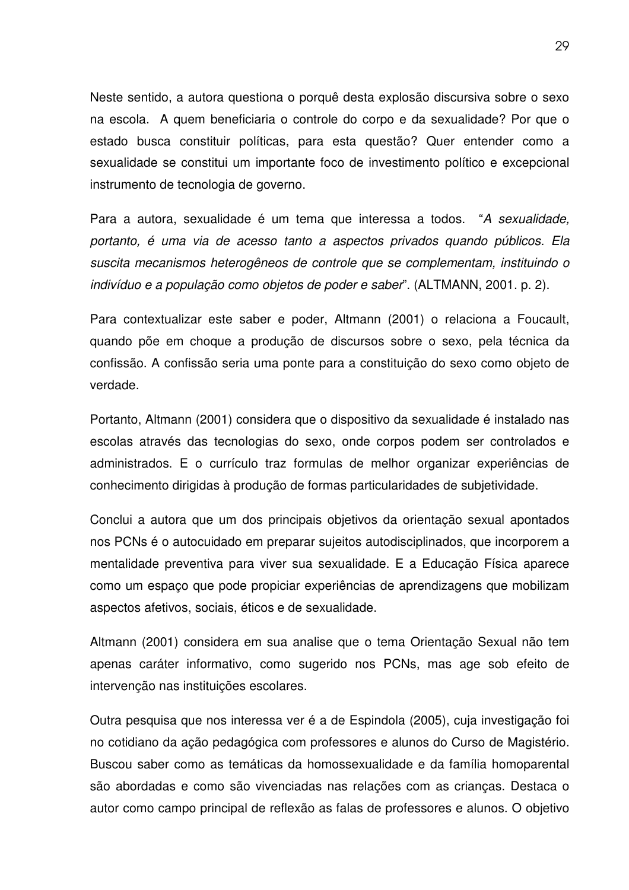Neste sentido, a autora questiona o porquê desta explosão discursiva sobre o sexo na escola. A quem beneficiaria o controle do corpo e da sexualidade? Por que o estado busca constituir políticas, para esta questão? Quer entender como a sexualidade se constitui um importante foco de investimento político e excepcional instrumento de tecnologia de governo.

Para a autora, sexualidade é um tema que interessa a todos. "*A sexualidade, portanto, é uma via de acesso tanto a aspectos privados quando públicos. Ela suscita mecanismos heterogêneos de controle que se complementam, instituindo o indivíduo e a população como objetos de poder e saber*". (ALTMANN, 2001. p. 2).

Para contextualizar este saber e poder, Altmann (2001) o relaciona a Foucault, quando põe em choque a produção de discursos sobre o sexo, pela técnica da confissão. A confissão seria uma ponte para a constituição do sexo como objeto de verdade.

Portanto, Altmann (2001) considera que o dispositivo da sexualidade é instalado nas escolas através das tecnologias do sexo, onde corpos podem ser controlados e administrados. E o currículo traz formulas de melhor organizar experiências de conhecimento dirigidas à produção de formas particularidades de subjetividade.

Conclui a autora que um dos principais objetivos da orientação sexual apontados nos PCNs é o autocuidado em preparar sujeitos autodisciplinados, que incorporem a mentalidade preventiva para viver sua sexualidade. E a Educação Física aparece como um espaço que pode propiciar experiências de aprendizagens que mobilizam aspectos afetivos, sociais, éticos e de sexualidade.

Altmann (2001) considera em sua analise que o tema Orientação Sexual não tem apenas caráter informativo, como sugerido nos PCNs, mas age sob efeito de intervenção nas instituições escolares.

Outra pesquisa que nos interessa ver é a de Espindola (2005), cuja investigação foi no cotidiano da ação pedagógica com professores e alunos do Curso de Magistério. Buscou saber como as temáticas da homossexualidade e da família homoparental são abordadas e como são vivenciadas nas relações com as crianças. Destaca o autor como campo principal de reflexão as falas de professores e alunos. O objetivo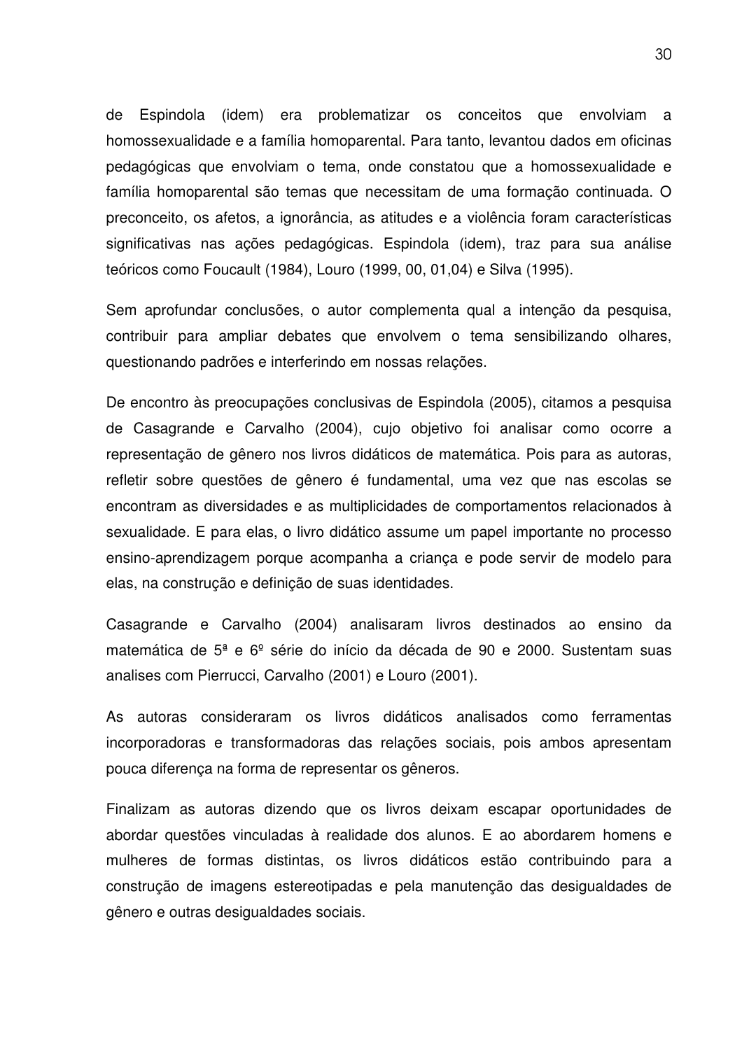de Espindola (idem) era problematizar os conceitos que envolviam a homossexualidade e a família homoparental. Para tanto, levantou dados em oficinas pedagógicas que envolviam o tema, onde constatou que a homossexualidade e família homoparental são temas que necessitam de uma formação continuada. O preconceito, os afetos, a ignorância, as atitudes e a violência foram características significativas nas ações pedagógicas. Espindola (idem), traz para sua análise teóricos como Foucault (1984), Louro (1999, 00, 01,04) e Silva (1995).

Sem aprofundar conclusões, o autor complementa qual a intenção da pesquisa, contribuir para ampliar debates que envolvem o tema sensibilizando olhares, questionando padrões e interferindo em nossas relações.

De encontro às preocupações conclusivas de Espindola (2005), citamos a pesquisa de Casagrande e Carvalho (2004), cujo objetivo foi analisar como ocorre a representação de gênero nos livros didáticos de matemática. Pois para as autoras, refletir sobre questões de gênero é fundamental, uma vez que nas escolas se encontram as diversidades e as multiplicidades de comportamentos relacionados à sexualidade. E para elas, o livro didático assume um papel importante no processo ensino-aprendizagem porque acompanha a criança e pode servir de modelo para elas, na construção e definição de suas identidades.

Casagrande e Carvalho (2004) analisaram livros destinados ao ensino da matemática de 5ª e 6º série do início da década de 90 e 2000. Sustentam suas analises com Pierrucci, Carvalho (2001) e Louro (2001).

As autoras consideraram os livros didáticos analisados como ferramentas incorporadoras e transformadoras das relações sociais, pois ambos apresentam pouca diferença na forma de representar os gêneros.

Finalizam as autoras dizendo que os livros deixam escapar oportunidades de abordar questões vinculadas à realidade dos alunos. E ao abordarem homens e mulheres de formas distintas, os livros didáticos estão contribuindo para a construção de imagens estereotipadas e pela manutenção das desigualdades de gênero e outras desigualdades sociais.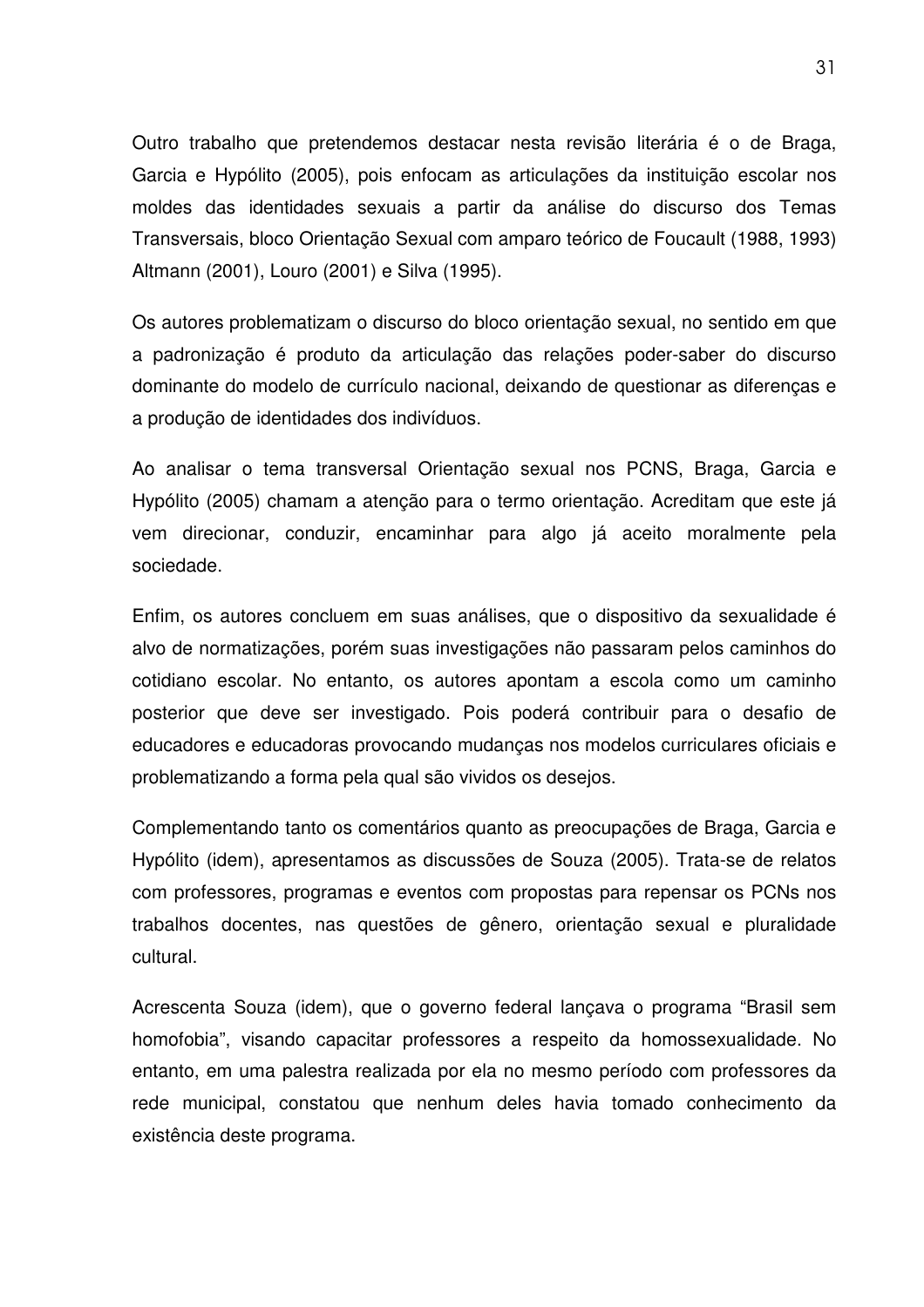Outro trabalho que pretendemos destacar nesta revisão literária é o de Braga, Garcia e Hypólito (2005), pois enfocam as articulações da instituição escolar nos moldes das identidades sexuais a partir da análise do discurso dos Temas Transversais, bloco Orientação Sexual com amparo teórico de Foucault (1988, 1993) Altmann (2001), Louro (2001) e Silva (1995).

Os autores problematizam o discurso do bloco orientação sexual, no sentido em que a padronização é produto da articulação das relações poder-saber do discurso dominante do modelo de currículo nacional, deixando de questionar as diferenças e a produção de identidades dos indivíduos.

Ao analisar o tema transversal Orientação sexual nos PCNS, Braga, Garcia e Hypólito (2005) chamam a atenção para o termo orientação. Acreditam que este já vem direcionar, conduzir, encaminhar para algo já aceito moralmente pela sociedade.

Enfim, os autores concluem em suas análises, que o dispositivo da sexualidade é alvo de normatizações, porém suas investigações não passaram pelos caminhos do cotidiano escolar. No entanto, os autores apontam a escola como um caminho posterior que deve ser investigado. Pois poderá contribuir para o desafio de educadores e educadoras provocando mudanças nos modelos curriculares oficiais e problematizando a forma pela qual são vividos os desejos.

Complementando tanto os comentários quanto as preocupações de Braga, Garcia e Hypólito (idem), apresentamos as discussões de Souza (2005). Trata-se de relatos com professores, programas e eventos com propostas para repensar os PCNs nos trabalhos docentes, nas questões de gênero, orientação sexual e pluralidade cultural.

Acrescenta Souza (idem), que o governo federal lançava o programa "Brasil sem homofobia", visando capacitar professores a respeito da homossexualidade. No entanto, em uma palestra realizada por ela no mesmo período com professores da rede municipal, constatou que nenhum deles havia tomado conhecimento da existência deste programa.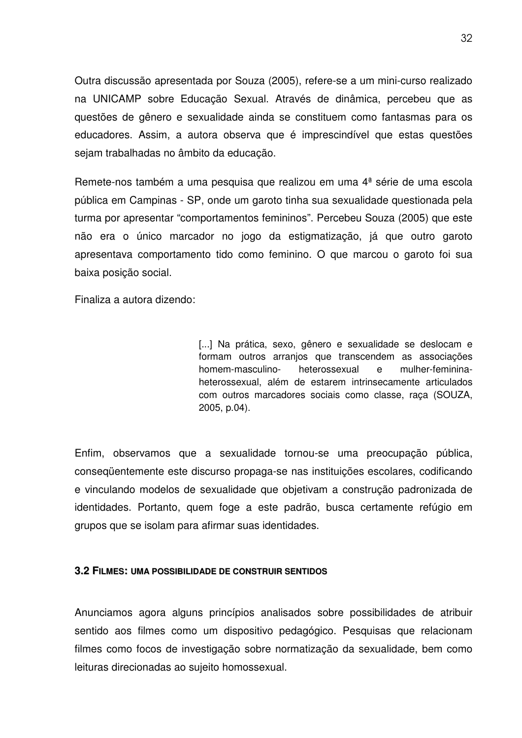Outra discussão apresentada por Souza (2005), refere-se a um mini-curso realizado na UNICAMP sobre Educação Sexual. Através de dinâmica, percebeu que as questões de gênero e sexualidade ainda se constituem como fantasmas para os educadores. Assim, a autora observa que é imprescindível que estas questões sejam trabalhadas no âmbito da educação.

Remete-nos também a uma pesquisa que realizou em uma 4ª série de uma escola pública em Campinas - SP, onde um garoto tinha sua sexualidade questionada pela turma por apresentar “comportamentos femininos”. Percebeu Souza (2005) que este não era o único marcador no jogo da estigmatização, já que outro garoto apresentava comportamento tido como feminino. O que marcou o garoto foi sua baixa posição social.

Finaliza a autora dizendo:

> [...] Na prática, sexo, gênero e sexualidade se deslocam e formam outros arranjos que transcendem as associações homem-masculino- heterossexual e mulher-feminina-heterossexual, além de estarem intrinsecamente articulados com outros marcadores sociais como classe, raça (SOUZA, 2005, p.04).

Enfim, observamos que a sexualidade tornou-se uma preocupação pública, conseqüentemente este discurso propaga-se nas instituições escolares, codificando e vinculando modelos de sexualidade que objetivam a construção padronizada de identidades. Portanto, quem foge a este padrão, busca certamente refúgio em grupos que se isolam para afirmar suas identidades.

### 3.2 FILMES: UMA POSSIBILIDADE DE CONSTRUIR SENTIDOS

Anunciamos agora alguns princípios analisados sobre possibilidades de atribuir sentido aos filmes como um dispositivo pedagógico. Pesquisas que relacionam filmes como focos de investigação sobre normatização da sexualidade, bem como leituras direcionadas ao sujeito homossexual.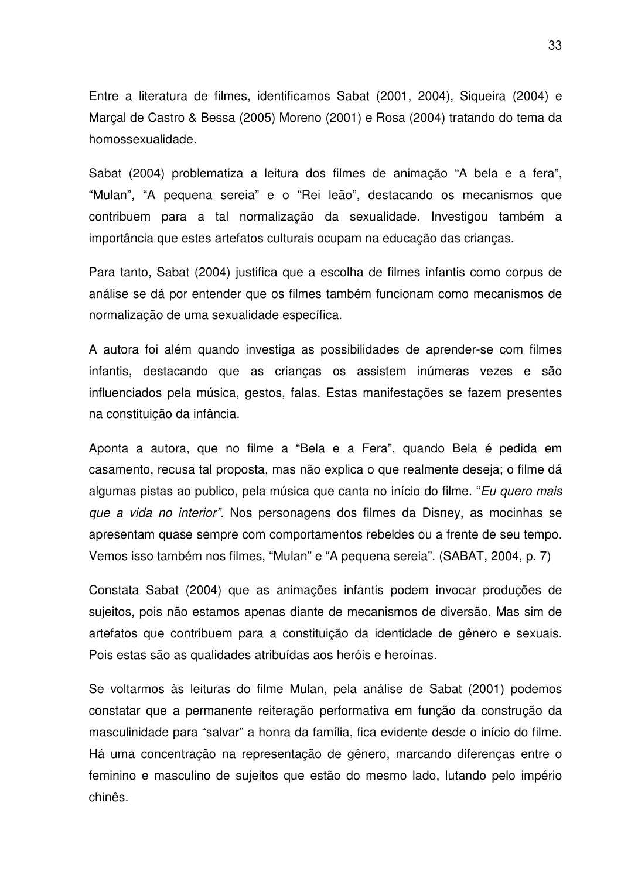Entre a literatura de filmes, identificamos Sabat (2001, 2004), Siqueira (2004) e Marçal de Castro & Bessa (2005) Moreno (2001) e Rosa (2004) tratando do tema da homossexualidade.

Sabat (2004) problematiza a leitura dos filmes de animação "A bela e a fera", "Mulan", "A pequena sereia" e o "Rei leão", destacando os mecanismos que contribuem para a tal normalização da sexualidade. Investigou também a importância que estes artefatos culturais ocupam na educação das crianças.

Para tanto, Sabat (2004) justifica que a escolha de filmes infantis como corpus de análise se dá por entender que os filmes também funcionam como mecanismos de normalização de uma sexualidade específica.

A autora foi além quando investiga as possibilidades de aprender-se com filmes infantis, destacando que as crianças os assistem inúmeras vezes e são influenciados pela música, gestos, falas. Estas manifestações se fazem presentes na constituição da infância.

Aponta a autora, que no filme a "Bela e a Fera", quando Bela é pedida em casamento, recusa tal proposta, mas não explica o que realmente deseja; o filme dá algumas pistas ao publico, pela música que canta no início do filme. "*Eu quero mais que a vida no interior".* Nos personagens dos filmes da Disney, as mocinhas se apresentam quase sempre com comportamentos rebeldes ou a frente de seu tempo. Vemos isso também nos filmes, "Mulan" e "A pequena sereia". (SABAT, 2004, p. 7)

Constata Sabat (2004) que as animações infantis podem invocar produções de sujeitos, pois não estamos apenas diante de mecanismos de diversão. Mas sim de artefatos que contribuem para a constituição da identidade de gênero e sexuais. Pois estas são as qualidades atribuídas aos heróis e heroínas.

Se voltarmos às leituras do filme Mulan, pela análise de Sabat (2001) podemos constatar que a permanente reiteração performativa em função da construção da masculinidade para "salvar" a honra da família, fica evidente desde o início do filme. Há uma concentração na representação de gênero, marcando diferenças entre o feminino e masculino de sujeitos que estão do mesmo lado, lutando pelo império chinês.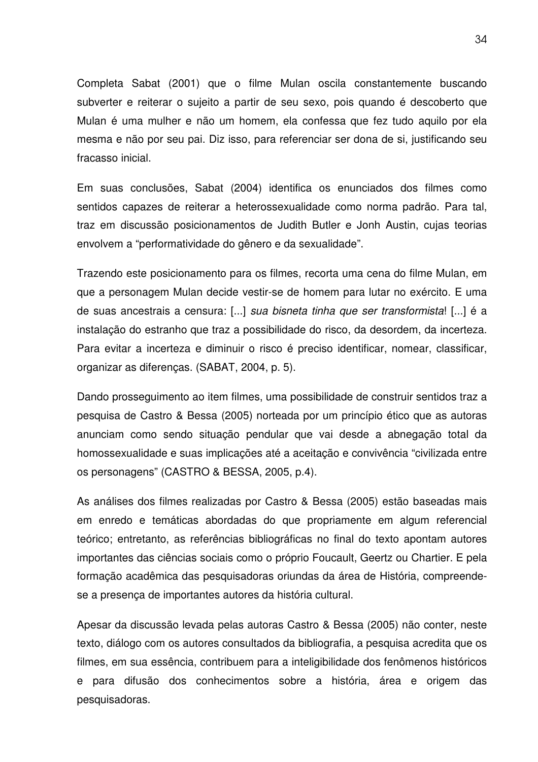Completa Sabat (2001) que o filme Mulan oscila constantemente buscando subverter e reiterar o sujeito a partir de seu sexo, pois quando é descoberto que Mulan é uma mulher e não um homem, ela confessa que fez tudo aquilo por ela mesma e não por seu pai. Diz isso, para referenciar ser dona de si, justificando seu fracasso inicial.

Em suas conclusões, Sabat (2004) identifica os enunciados dos filmes como sentidos capazes de reiterar a heterossexualidade como norma padrão. Para tal, traz em discussão posicionamentos de Judith Butler e Jonh Austin, cujas teorias envolvem a "performatividade do gênero e da sexualidade".

Trazendo este posicionamento para os filmes, recorta uma cena do filme Mulan, em que a personagem Mulan decide vestir-se de homem para lutar no exército. E uma de suas ancestrais a censura: [...] *sua bisneta tinha que ser transformista*! [...] é a instalação do estranho que traz a possibilidade do risco, da desordem, da incerteza. Para evitar a incerteza e diminuir o risco é preciso identificar, nomear, classificar, organizar as diferenças. (SABAT, 2004, p. 5).

Dando prosseguimento ao item filmes, uma possibilidade de construir sentidos traz a pesquisa de Castro & Bessa (2005) norteada por um princípio ético que as autoras anunciam como sendo situação pendular que vai desde a abnegação total da homossexualidade e suas implicações até a aceitação e convivência "civilizada entre os personagens" (CASTRO & BESSA, 2005, p.4).

As análises dos filmes realizadas por Castro & Bessa (2005) estão baseadas mais em enredo e temáticas abordadas do que propriamente em algum referencial teórico; entretanto, as referências bibliográficas no final do texto apontam autores importantes das ciências sociais como o próprio Foucault, Geertz ou Chartier. E pela formação acadêmica das pesquisadoras oriundas da área de História, compreende-se a presença de importantes autores da história cultural.

Apesar da discussão levada pelas autoras Castro & Bessa (2005) não conter, neste texto, diálogo com os autores consultados da bibliografia, a pesquisa acredita que os filmes, em sua essência, contribuem para a inteligibilidade dos fenômenos históricos e para difusão dos conhecimentos sobre a história, área e origem das pesquisadoras.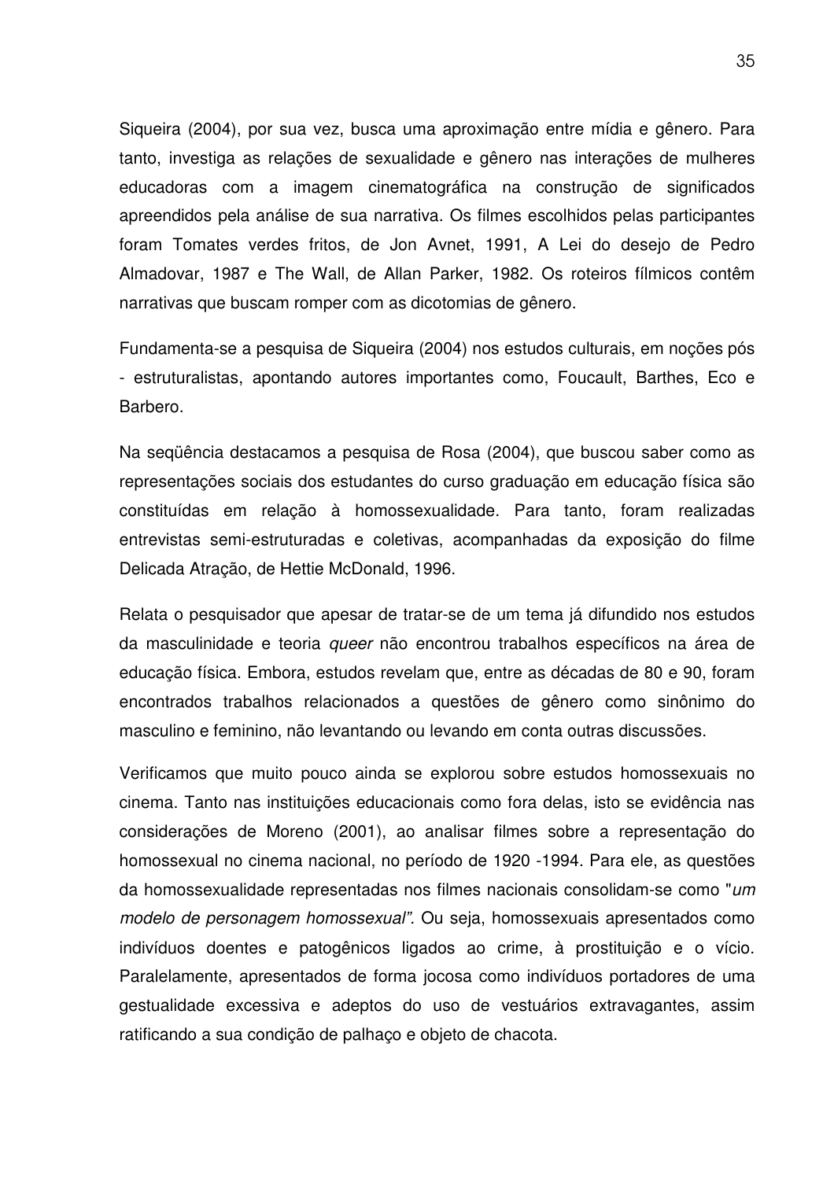Siqueira (2004), por sua vez, busca uma aproximação entre mídia e gênero. Para tanto, investiga as relações de sexualidade e gênero nas interações de mulheres educadoras com a imagem cinematográfica na construção de significados apreendidos pela análise de sua narrativa. Os filmes escolhidos pelas participantes foram Tomates verdes fritos, de Jon Avnet, 1991, A Lei do desejo de Pedro Almadovar, 1987 e The Wall, de Allan Parker, 1982. Os roteiros fílmicos contêm narrativas que buscam romper com as dicotomias de gênero.

Fundamenta-se a pesquisa de Siqueira (2004) nos estudos culturais, em noções pós - estruturalistas, apontando autores importantes como, Foucault, Barthes, Eco e Barbero.

Na seqüência destacamos a pesquisa de Rosa (2004), que buscou saber como as representações sociais dos estudantes do curso graduação em educação física são constituídas em relação à homossexualidade. Para tanto, foram realizadas entrevistas semi-estruturadas e coletivas, acompanhadas da exposição do filme Delicada Atração, de Hettie McDonald, 1996.

Relata o pesquisador que apesar de tratar-se de um tema já difundido nos estudos da masculinidade e teoria *queer* não encontrou trabalhos específicos na área de educação física. Embora, estudos revelam que, entre as décadas de 80 e 90, foram encontrados trabalhos relacionados a questões de gênero como sinônimo do masculino e feminino, não levantando ou levando em conta outras discussões.

Verificamos que muito pouco ainda se explorou sobre estudos homossexuais no cinema. Tanto nas instituições educacionais como fora delas, isto se evidência nas considerações de Moreno (2001), ao analisar filmes sobre a representação do homossexual no cinema nacional, no período de 1920 -1994. Para ele, as questões da homossexualidade representadas nos filmes nacionais consolidam-se como "*um modelo de personagem homossexual".* Ou seja, homossexuais apresentados como indivíduos doentes e patogênicos ligados ao crime, à prostituição e o vício. Paralelamente, apresentados de forma jocosa como indivíduos portadores de uma gestualidade excessiva e adeptos do uso de vestuários extravagantes, assim ratificando a sua condição de palhaço e objeto de chacota.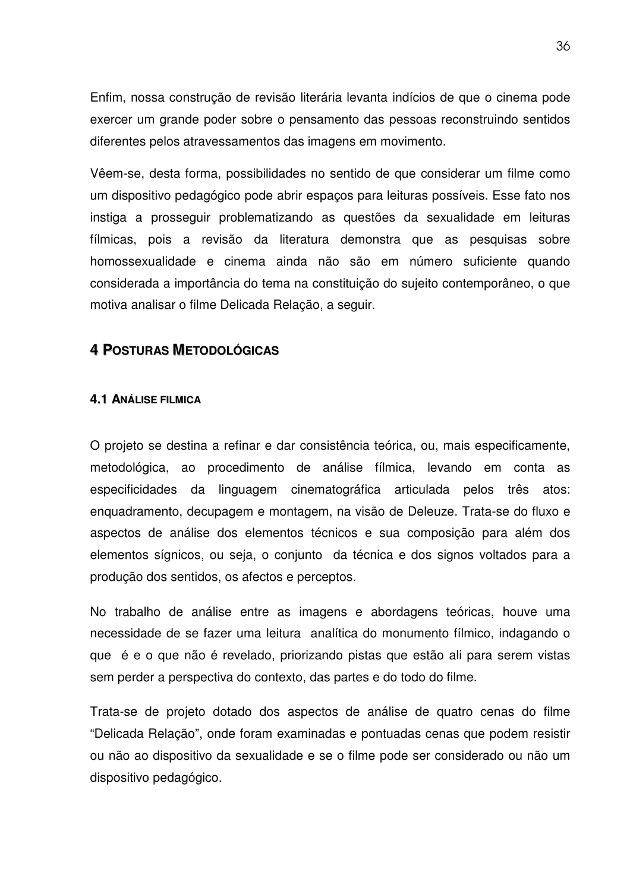Enfim, nossa construção de revisão literária levanta indícios de que o cinema pode exercer um grande poder sobre o pensamento das pessoas reconstruindo sentidos diferentes pelos atravessamentos das imagens em movimento.

Vêem-se, desta forma, possibilidades no sentido de que considerar um filme como um dispositivo pedagógico pode abrir espaços para leituras possíveis. Esse fato nos instiga a prosseguir problematizando as questões da sexualidade em leituras fílmicas, pois a revisão da literatura demonstra que as pesquisas sobre homossexualidade e cinema ainda não são em número suficiente quando considerada a importância do tema na constituição do sujeito contemporâneo, o que motiva analisar o filme Delicada Relação, a seguir.

# 4 POSTURAS METODOLÓGICAS

## 4.1 ANÁLISE FILMICA

O projeto se destina a refinar e dar consistência teórica, ou, mais especificamente, metodológica, ao procedimento de análise fílmica, levando em conta as especificidades da linguagem cinematográfica articulada pelos três atos: enquadramento, decupagem e montagem, na visão de Deleuze. Trata-se do fluxo e aspectos de análise dos elementos técnicos e sua composição para além dos elementos sígnicos, ou seja, o conjunto da técnica e dos signos voltados para a produção dos sentidos, os afectos e perceptos.

No trabalho de análise entre as imagens e abordagens teóricas, houve uma necessidade de se fazer uma leitura analítica do monumento fílmico, indagando o que é e o que não é revelado, priorizando pistas que estão ali para serem vistas sem perder a perspectiva do contexto, das partes e do todo do filme.

Trata-se de projeto dotado dos aspectos de análise de quatro cenas do filme “Delicada Relação”, onde foram examinadas e pontuadas cenas que podem resistir ou não ao dispositivo da sexualidade e se o filme pode ser considerado ou não um dispositivo pedagógico.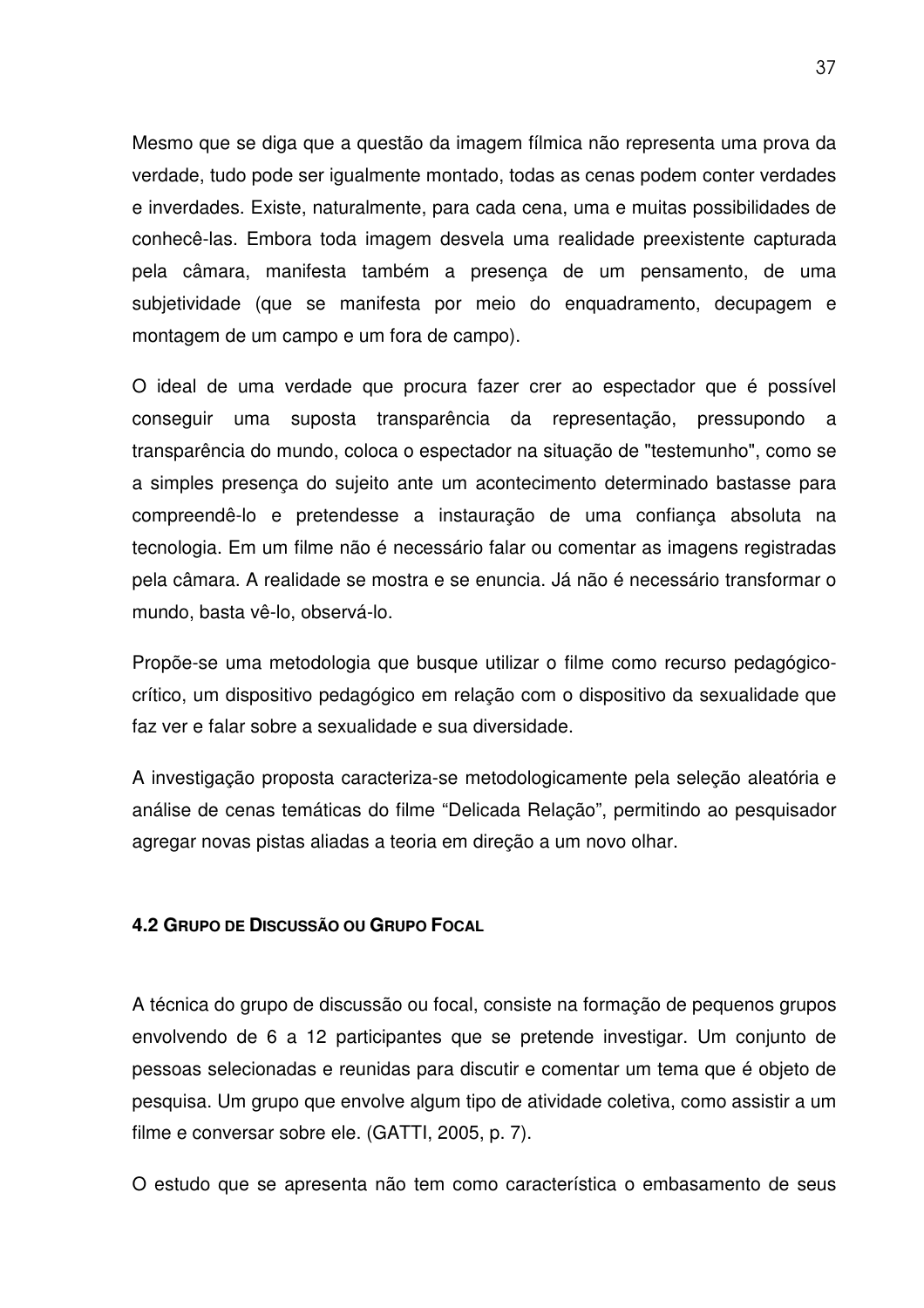Mesmo que se diga que a questão da imagem fílmica não representa uma prova da verdade, tudo pode ser igualmente montado, todas as cenas podem conter verdades e inverdades. Existe, naturalmente, para cada cena, uma e muitas possibilidades de conhecê-las. Embora toda imagem desvela uma realidade preexistente capturada pela câmara, manifesta também a presença de um pensamento, de uma subjetividade (que se manifesta por meio do enquadramento, decupagem e montagem de um campo e um fora de campo).

O ideal de uma verdade que procura fazer crer ao espectador que é possível conseguir uma suposta transparência da representação, pressupondo a transparência do mundo, coloca o espectador na situação de "testemunho", como se a simples presença do sujeito ante um acontecimento determinado bastasse para compreendê-lo e pretendesse a instauração de uma confiança absoluta na tecnologia. Em um filme não é necessário falar ou comentar as imagens registradas pela câmara. A realidade se mostra e se enuncia. Já não é necessário transformar o mundo, basta vê-lo, observá-lo.

Propõe-se uma metodologia que busque utilizar o filme como recurso pedagógico-crítico, um dispositivo pedagógico em relação com o dispositivo da sexualidade que faz ver e falar sobre a sexualidade e sua diversidade.

A investigação proposta caracteriza-se metodologicamente pela seleção aleatória e análise de cenas temáticas do filme “Delicada Relação”, permitindo ao pesquisador agregar novas pistas aliadas a teoria em direção a um novo olhar.

### 4.2 Grupo de Discussão ou Grupo Focal

A técnica do grupo de discussão ou focal, consiste na formação de pequenos grupos envolvendo de 6 a 12 participantes que se pretende investigar. Um conjunto de pessoas selecionadas e reunidas para discutir e comentar um tema que é objeto de pesquisa. Um grupo que envolve algum tipo de atividade coletiva, como assistir a um filme e conversar sobre ele. (GATTI, 2005, p. 7).

O estudo que se apresenta não tem como característica o embasamento de seus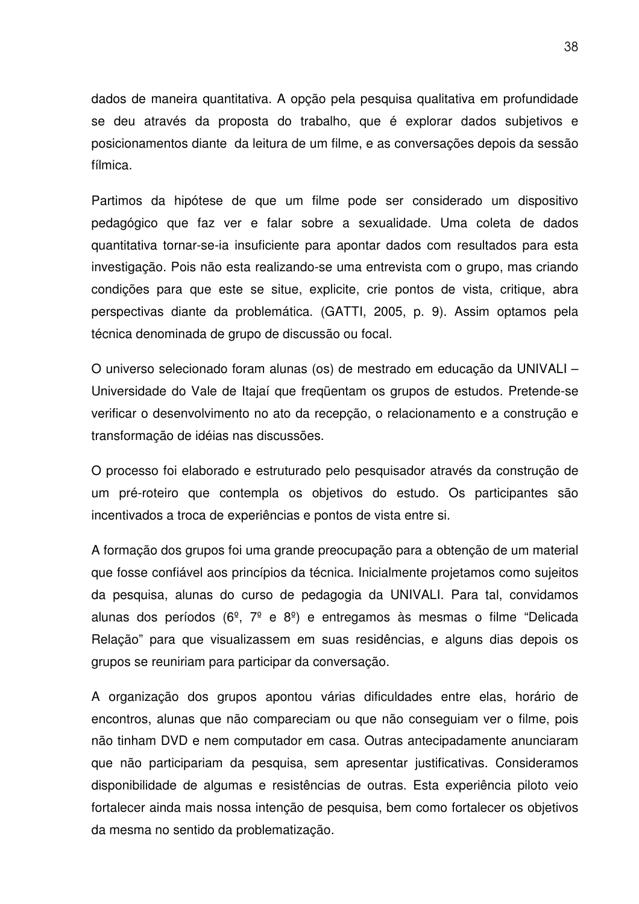dados de maneira quantitativa. A opção pela pesquisa qualitativa em profundidade se deu através da proposta do trabalho, que é explorar dados subjetivos e posicionamentos diante  da leitura de um filme, e as conversações depois da sessão fílmica.

Partimos da hipótese de que um filme pode ser considerado um dispositivo pedagógico que faz ver e falar sobre a sexualidade. Uma coleta de dados quantitativa tornar-se-ia insuficiente para apontar dados com resultados para esta investigação. Pois não esta realizando-se uma entrevista com o grupo, mas criando condições para que este se situe, explicite, crie pontos de vista, critique, abra perspectivas diante da problemática. (GATTI, 2005, p. 9). Assim optamos pela técnica denominada de grupo de discussão ou focal.

O universo selecionado foram alunas (os) de mestrado em educação da UNIVALI – Universidade do Vale de Itajaí que freqüentam os grupos de estudos. Pretende-se verificar o desenvolvimento no ato da recepção, o relacionamento e a construção e transformação de idéias nas discussões.

O processo foi elaborado e estruturado pelo pesquisador através da construção de um pré-roteiro que contempla os objetivos do estudo. Os participantes são incentivados a troca de experiências e pontos de vista entre si.

A formação dos grupos foi uma grande preocupação para a obtenção de um material que fosse confiável aos princípios da técnica. Inicialmente projetamos como sujeitos da pesquisa, alunas do curso de pedagogia da UNIVALI. Para tal, convidamos alunas dos períodos (6º, 7º e 8º) e entregamos às mesmas o filme "Delicada Relação" para que visualizassem em suas residências, e alguns dias depois os grupos se reuniriam para participar da conversação.

A organização dos grupos apontou várias dificuldades entre elas, horário de encontros, alunas que não compareciam ou que não conseguiam ver o filme, pois não tinham DVD e nem computador em casa. Outras antecipadamente anunciaram que não participariam da pesquisa, sem apresentar justificativas. Consideramos disponibilidade de algumas e resistências de outras. Esta experiência piloto veio fortalecer ainda mais nossa intenção de pesquisa, bem como fortalecer os objetivos da mesma no sentido da problematização.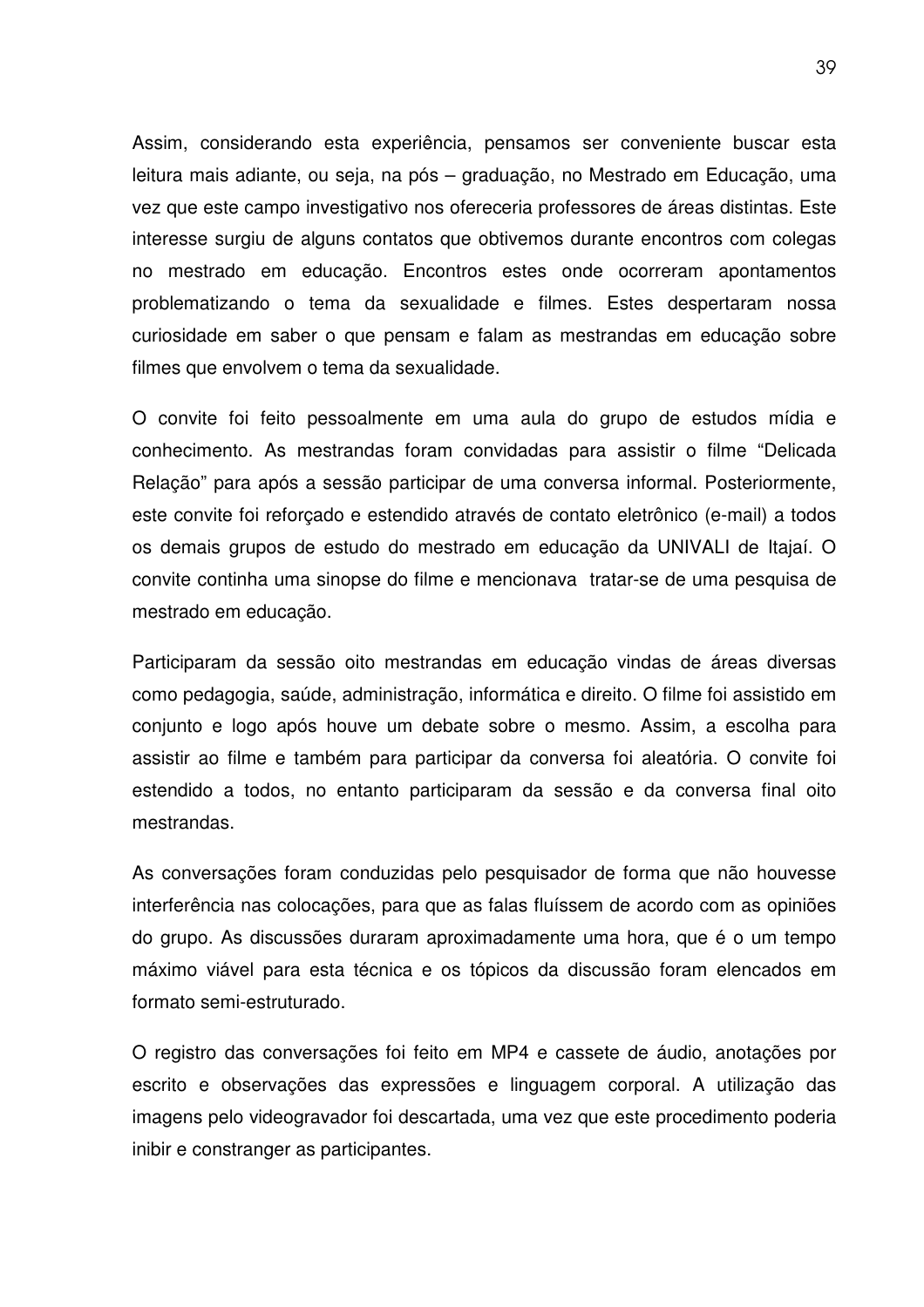Assim, considerando esta experiência, pensamos ser conveniente buscar esta leitura mais adiante, ou seja, na pós – graduação, no Mestrado em Educação, uma vez que este campo investigativo nos ofereceria professores de áreas distintas. Este interesse surgiu de alguns contatos que obtivemos durante encontros com colegas no mestrado em educação. Encontros estes onde ocorreram apontamentos problematizando o tema da sexualidade e filmes. Estes despertaram nossa curiosidade em saber o que pensam e falam as mestrandas em educação sobre filmes que envolvem o tema da sexualidade.

O convite foi feito pessoalmente em uma aula do grupo de estudos mídia e conhecimento. As mestrandas foram convidadas para assistir o filme "Delicada Relação" para após a sessão participar de uma conversa informal. Posteriormente, este convite foi reforçado e estendido através de contato eletrônico (e-mail) a todos os demais grupos de estudo do mestrado em educação da UNIVALI de Itajaí. O convite continha uma sinopse do filme e mencionava tratar-se de uma pesquisa de mestrado em educação.

Participaram da sessão oito mestrandas em educação vindas de áreas diversas como pedagogia, saúde, administração, informática e direito. O filme foi assistido em conjunto e logo após houve um debate sobre o mesmo. Assim, a escolha para assistir ao filme e também para participar da conversa foi aleatória. O convite foi estendido a todos, no entanto participaram da sessão e da conversa final oito mestrandas.

As conversações foram conduzidas pelo pesquisador de forma que não houvesse interferência nas colocações, para que as falas fluíssem de acordo com as opiniões do grupo. As discussões duraram aproximadamente uma hora, que é o um tempo máximo viável para esta técnica e os tópicos da discussão foram elencados em formato semi-estruturado.

O registro das conversações foi feito em MP4 e cassete de áudio, anotações por escrito e observações das expressões e linguagem corporal. A utilização das imagens pelo videogravador foi descartada, uma vez que este procedimento poderia inibir e constranger as participantes.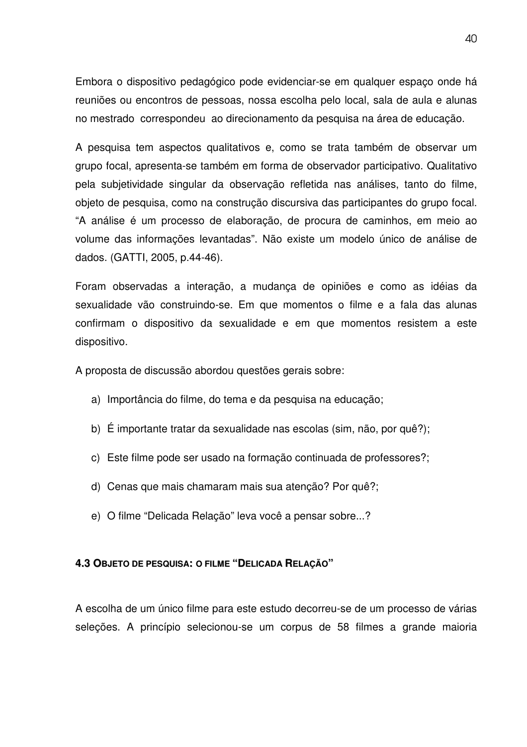Embora o dispositivo pedagógico pode evidenciar-se em qualquer espaço onde há reuniões ou encontros de pessoas, nossa escolha pelo local, sala de aula e alunas no mestrado correspondeu ao direcionamento da pesquisa na área de educação.

A pesquisa tem aspectos qualitativos e, como se trata também de observar um grupo focal, apresenta-se também em forma de observador participativo. Qualitativo pela subjetividade singular da observação refletida nas análises, tanto do filme, objeto de pesquisa, como na construção discursiva das participantes do grupo focal. "A análise é um processo de elaboração, de procura de caminhos, em meio ao volume das informações levantadas". Não existe um modelo único de análise de dados. (GATTI, 2005, p.44-46).

Foram observadas a interação, a mudança de opiniões e como as idéias da sexualidade vão construindo-se. Em que momentos o filme e a fala das alunas confirmam o dispositivo da sexualidade e em que momentos resistem a este dispositivo.

A proposta de discussão abordou questões gerais sobre:

a) Importância do filme, do tema e da pesquisa na educação;

b) É importante tratar da sexualidade nas escolas (sim, não, por quê?);

c) Este filme pode ser usado na formação continuada de professores?;

d) Cenas que mais chamaram mais sua atenção? Por quê?;

e) O filme "Delicada Relação" leva você a pensar sobre...?

### 4.3 Objeto de pesquisa: o filme "Delicada Relação"

A escolha de um único filme para este estudo decorreu-se de um processo de várias seleções. A princípio selecionou-se um corpus de 58 filmes a grande maioria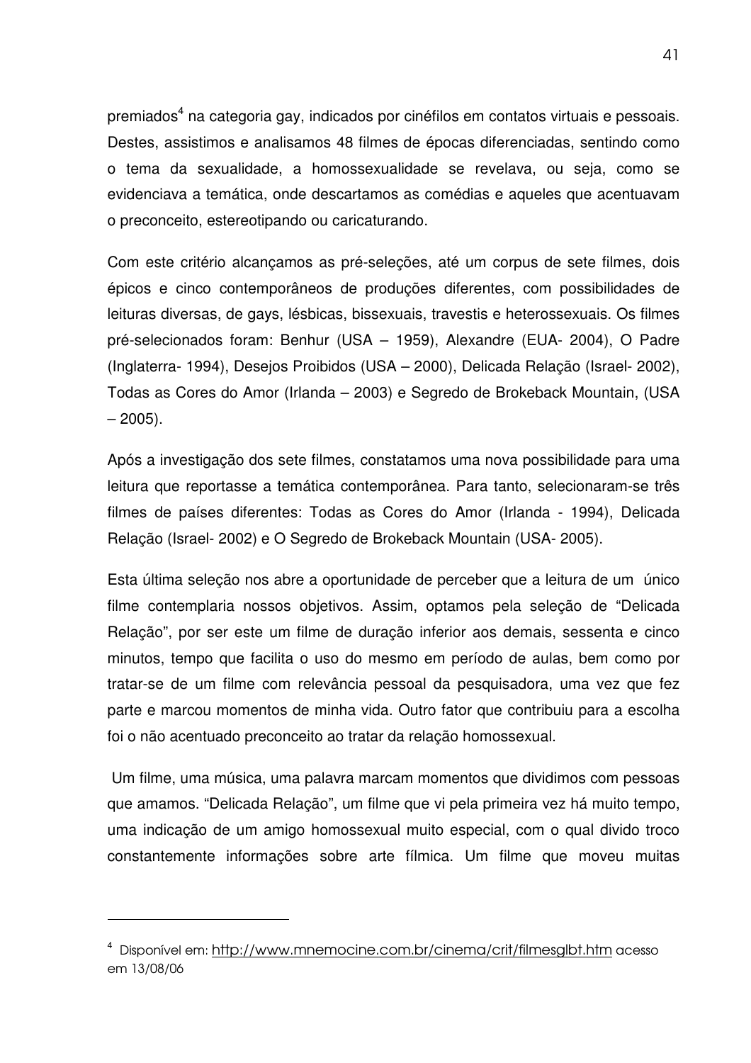premiados[4] na categoria gay, indicados por cinéfilos em contatos virtuais e pessoais. Destes, assistimos e analisamos 48 filmes de épocas diferenciadas, sentindo como o tema da sexualidade, a homossexualidade se revelava, ou seja, como se evidenciava a temática, onde descartamos as comédias e aqueles que acentuavam o preconceito, estereotipando ou caricaturando.

Com este critério alcançamos as pré-seleções, até um corpus de sete filmes, dois épicos e cinco contemporâneos de produções diferentes, com possibilidades de leituras diversas, de gays, lésbicas, bissexuais, travestis e heterossexuais. Os filmes pré-selecionados foram: Benhur (USA – 1959), Alexandre (EUA- 2004), O Padre (Inglaterra- 1994), Desejos Proibidos (USA – 2000), Delicada Relação (Israel- 2002), Todas as Cores do Amor (Irlanda – 2003) e Segredo de Brokeback Mountain, (USA – 2005).

Após a investigação dos sete filmes, constatamos uma nova possibilidade para uma leitura que reportasse a temática contemporânea. Para tanto, selecionaram-se três filmes de países diferentes: Todas as Cores do Amor (Irlanda - 1994), Delicada Relação (Israel- 2002) e O Segredo de Brokeback Mountain (USA- 2005).

Esta última seleção nos abre a oportunidade de perceber que a leitura de um único filme contemplaria nossos objetivos. Assim, optamos pela seleção de "Delicada Relação", por ser este um filme de duração inferior aos demais, sessenta e cinco minutos, tempo que facilita o uso do mesmo em período de aulas, bem como por tratar-se de um filme com relevância pessoal da pesquisadora, uma vez que fez parte e marcou momentos de minha vida. Outro fator que contribuiu para a escolha foi o não acentuado preconceito ao tratar da relação homossexual.

Um filme, uma música, uma palavra marcam momentos que dividimos com pessoas que amamos. "Delicada Relação", um filme que vi pela primeira vez há muito tempo, uma indicação de um amigo homossexual muito especial, com o qual divido troco constantemente informações sobre arte fílmica. Um filme que moveu muitas

---

[4] Disponível em: http://www.mnemocine.com.br/cinema/crit/filmesglbt.htm acesso em 13/08/06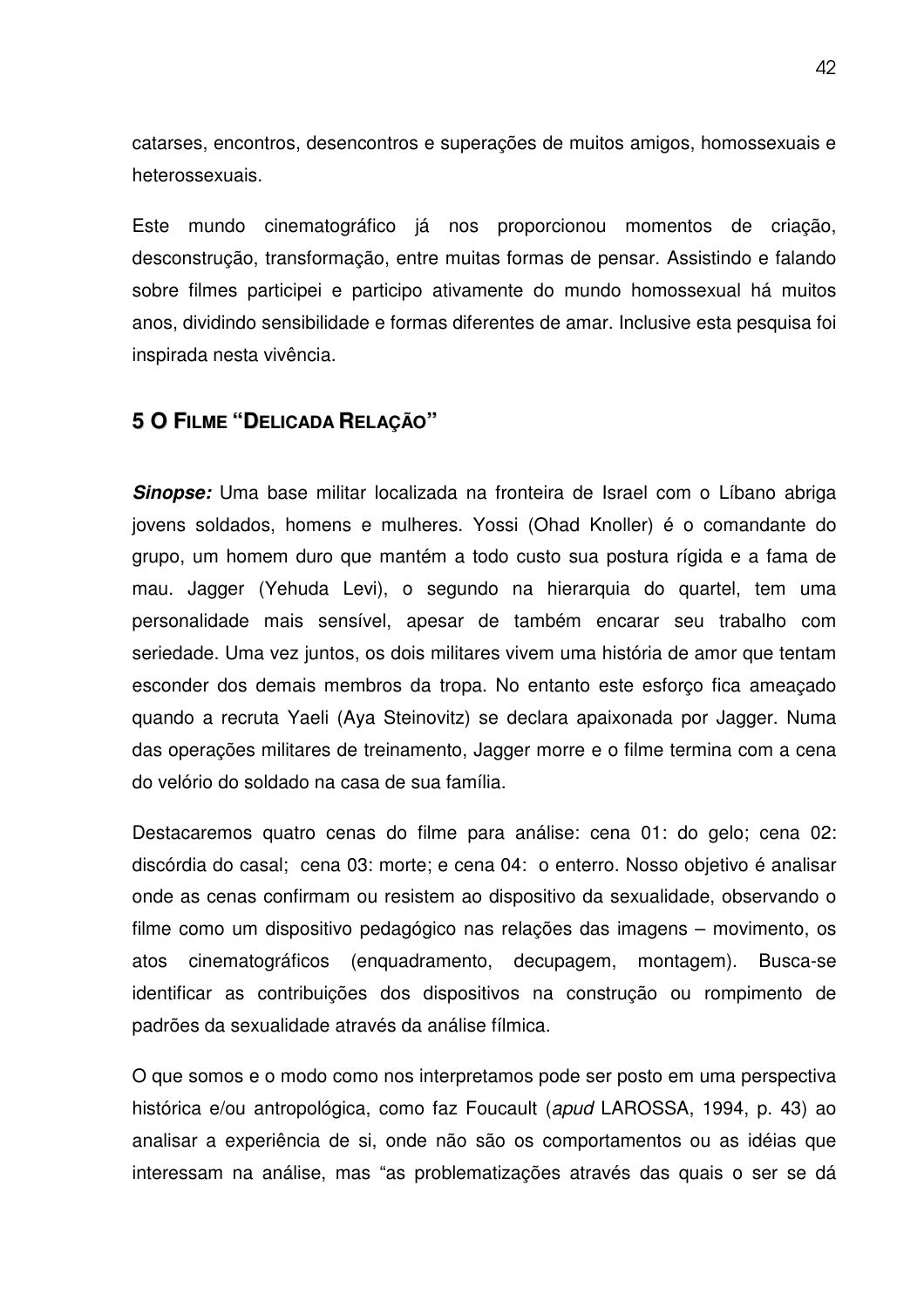catarses, encontros, desencontros e superações de muitos amigos, homossexuais e heterossexuais.

Este mundo cinematográfico já nos proporcionou momentos de criação, desconstrução, transformação, entre muitas formas de pensar. Assistindo e falando sobre filmes participei e participo ativamente do mundo homossexual há muitos anos, dividindo sensibilidade e formas diferentes de amar. Inclusive esta pesquisa foi inspirada nesta vivência.

## 5 O FILME "DELICADA RELAÇÃO"

***Sinopse:*** Uma base militar localizada na fronteira de Israel com o Líbano abriga jovens soldados, homens e mulheres. Yossi (Ohad Knoller) é o comandante do grupo, um homem duro que mantém a todo custo sua postura rígida e a fama de mau. Jagger (Yehuda Levi), o segundo na hierarquia do quartel, tem uma personalidade mais sensível, apesar de também encarar seu trabalho com seriedade. Uma vez juntos, os dois militares vivem uma história de amor que tentam esconder dos demais membros da tropa. No entanto este esforço fica ameaçado quando a recruta Yaeli (Aya Steinovitz) se declara apaixonada por Jagger. Numa das operações militares de treinamento, Jagger morre e o filme termina com a cena do velório do soldado na casa de sua família.

Destacaremos quatro cenas do filme para análise: cena 01: do gelo; cena 02: discórdia do casal; cena 03: morte; e cena 04: o enterro. Nosso objetivo é analisar onde as cenas confirmam ou resistem ao dispositivo da sexualidade, observando o filme como um dispositivo pedagógico nas relações das imagens – movimento, os atos cinematográficos (enquadramento, decupagem, montagem). Busca-se identificar as contribuições dos dispositivos na construção ou rompimento de padrões da sexualidade através da análise fílmica.

O que somos e o modo como nos interpretamos pode ser posto em uma perspectiva histórica e/ou antropológica, como faz Foucault (*apud* LAROSSA, 1994, p. 43) ao analisar a experiência de si, onde não são os comportamentos ou as idéias que interessam na análise, mas "as problematizações através das quais o ser se dá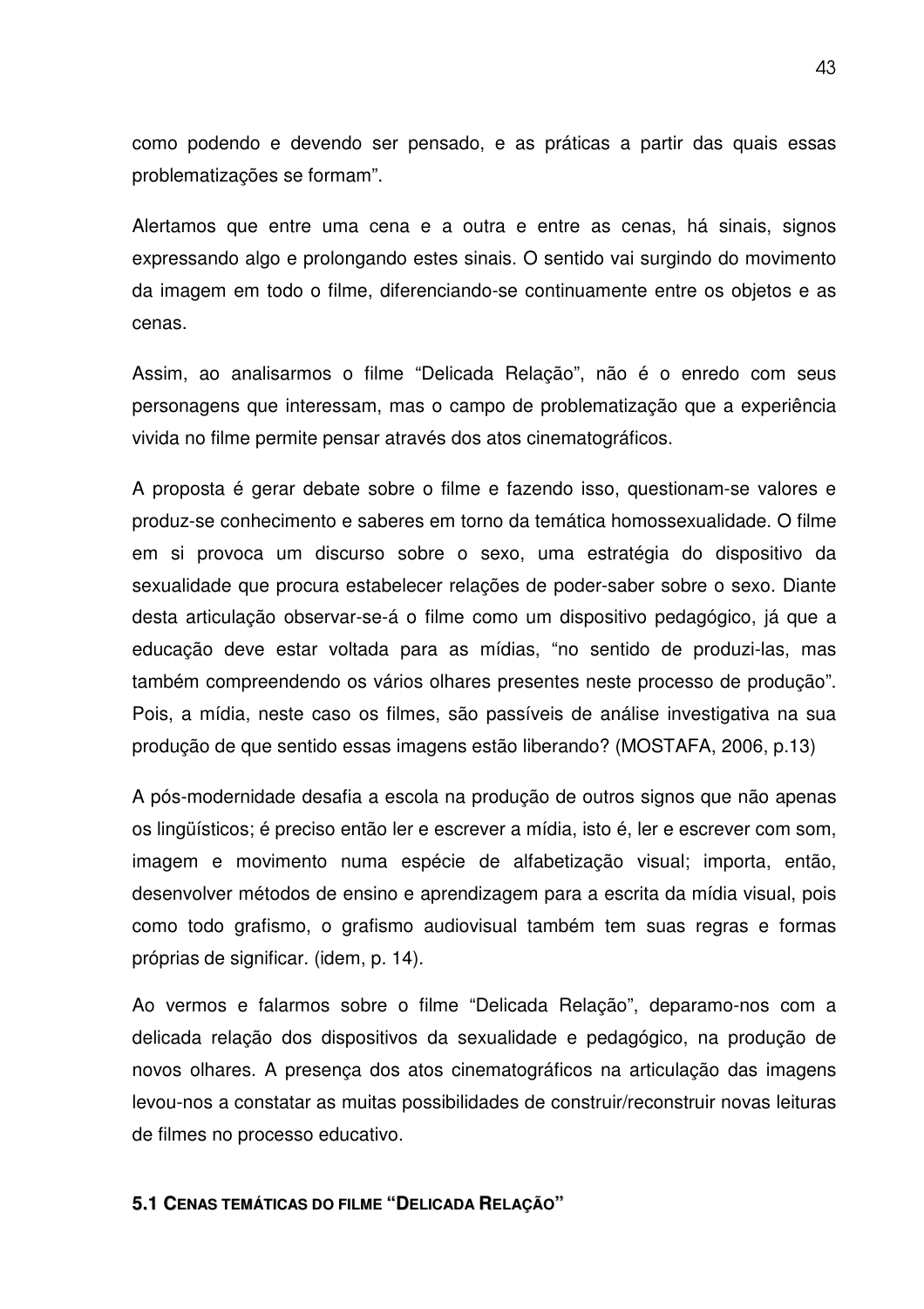como podendo e devendo ser pensado, e as práticas a partir das quais essas problematizações se formam".

Alertamos que entre uma cena e a outra e entre as cenas, há sinais, signos expressando algo e prolongando estes sinais. O sentido vai surgindo do movimento da imagem em todo o filme, diferenciando-se continuamente entre os objetos e as cenas.

Assim, ao analisarmos o filme "Delicada Relação", não é o enredo com seus personagens que interessam, mas o campo de problematização que a experiência vivida no filme permite pensar através dos atos cinematográficos.

A proposta é gerar debate sobre o filme e fazendo isso, questionam-se valores e produz-se conhecimento e saberes em torno da temática homossexualidade. O filme em si provoca um discurso sobre o sexo, uma estratégia do dispositivo da sexualidade que procura estabelecer relações de poder-saber sobre o sexo. Diante desta articulação observar-se-á o filme como um dispositivo pedagógico, já que a educação deve estar voltada para as mídias, "no sentido de produzi-las, mas também compreendendo os vários olhares presentes neste processo de produção". Pois, a mídia, neste caso os filmes, são passíveis de análise investigativa na sua produção de que sentido essas imagens estão liberando? (MOSTAFA, 2006, p.13)

A pós-modernidade desafia a escola na produção de outros signos que não apenas os lingüísticos; é preciso então ler e escrever a mídia, isto é, ler e escrever com som, imagem e movimento numa espécie de alfabetização visual; importa, então, desenvolver métodos de ensino e aprendizagem para a escrita da mídia visual, pois como todo grafismo, o grafismo audiovisual também tem suas regras e formas próprias de significar. (idem, p. 14).

Ao vermos e falarmos sobre o filme "Delicada Relação", deparamo-nos com a delicada relação dos dispositivos da sexualidade e pedagógico, na produção de novos olhares. A presença dos atos cinematográficos na articulação das imagens levou-nos a constatar as muitas possibilidades de construir/reconstruir novas leituras de filmes no processo educativo.

## 5.1 CENAS TEMÁTICAS DO FILME "DELICADA RELAÇÃO"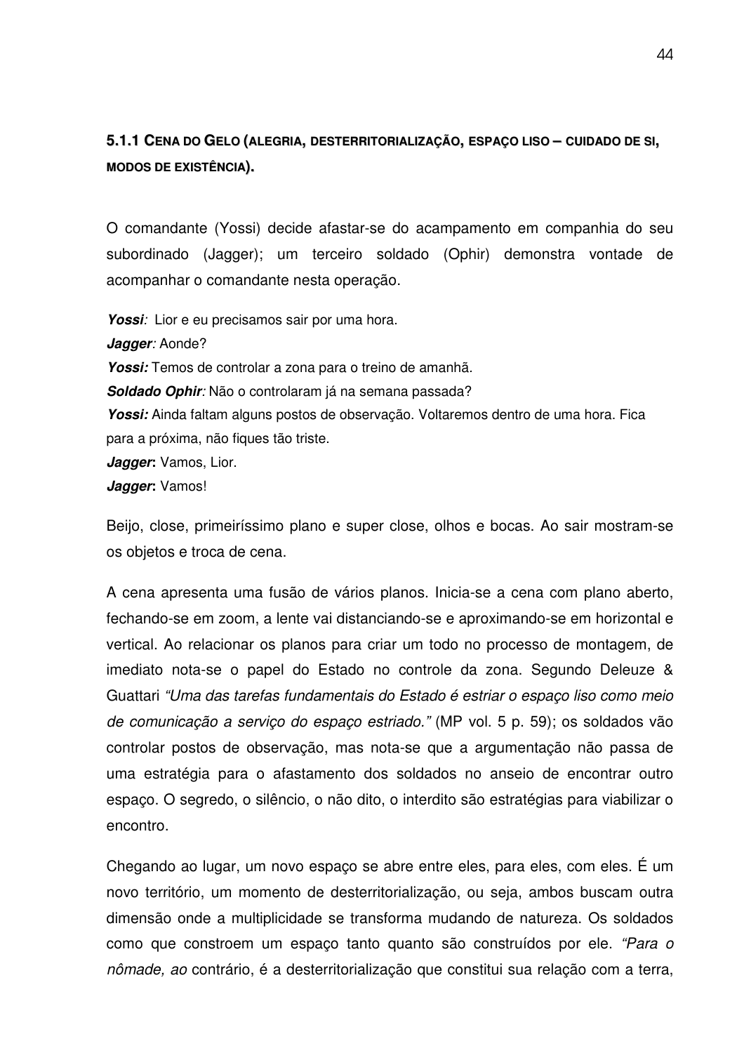### 5.1.1 Cena do Gelo (alegria, desterritorialização, espaço liso – cuidado de si, modos de existência).

O comandante (Yossi) decide afastar-se do acampamento em companhia do seu subordinado (Jagger); um terceiro soldado (Ophir) demonstra vontade de acompanhar o comandante nesta operação.

***Yossi**:* Lior e eu precisamos sair por uma hora.
***Jagger**:* Aonde?
**Yossi:** Temos de controlar a zona para o treino de amanhã.
***Soldado Ophir**:* Não o controlaram já na semana passada?
**Yossi:** Ainda faltam alguns postos de observação. Voltaremos dentro de uma hora. Fica para a próxima, não fiques tão triste.
***Jagger*:** Vamos, Lior.
***Jagger*:** Vamos!

Beijo, close, primeiríssimo plano e super close, olhos e bocas. Ao sair mostram-se os objetos e troca de cena.

A cena apresenta uma fusão de vários planos. Inicia-se a cena com plano aberto, fechando-se em zoom, a lente vai distanciando-se e aproximando-se em horizontal e vertical. Ao relacionar os planos para criar um todo no processo de montagem, de imediato nota-se o papel do Estado no controle da zona. Segundo Deleuze & Guattari *"Uma das tarefas fundamentais do Estado é estriar o espaço liso como meio de comunicação a serviço do espaço estriado."* (MP vol. 5 p. 59); os soldados vão controlar postos de observação, mas nota-se que a argumentação não passa de uma estratégia para o afastamento dos soldados no anseio de encontrar outro espaço. O segredo, o silêncio, o não dito, o interdito são estratégias para viabilizar o encontro.

Chegando ao lugar, um novo espaço se abre entre eles, para eles, com eles. É um novo território, um momento de desterritorialização, ou seja, ambos buscam outra dimensão onde a multiplicidade se transforma mudando de natureza. Os soldados como que constroem um espaço tanto quanto são construídos por ele. *"Para o nômade, ao* contrário, é a desterritorialização que constitui sua relação com a terra,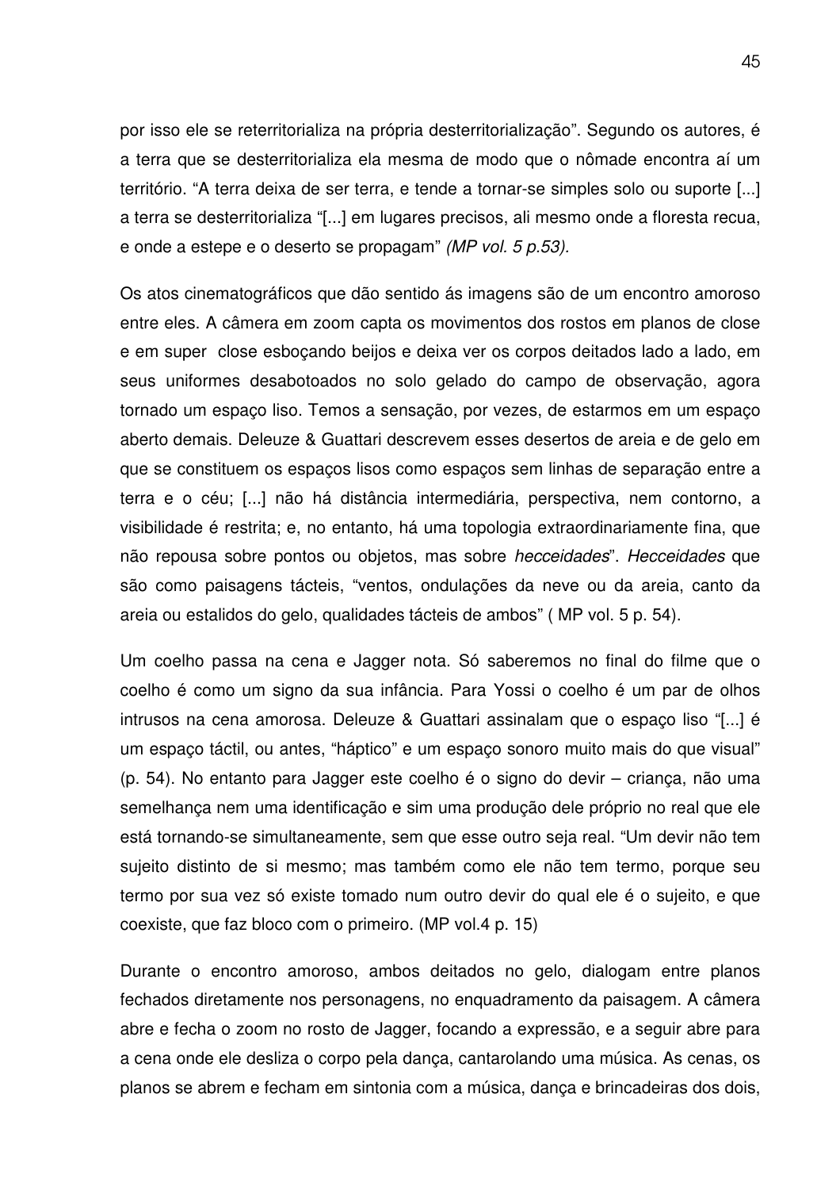por isso ele se reterritorializa na própria desterritorialização". Segundo os autores, é a terra que se desterritorializa ela mesma de modo que o nômade encontra aí um território. "A terra deixa de ser terra, e tende a tornar-se simples solo ou suporte [...] a terra se desterritorializa "[...] em lugares precisos, ali mesmo onde a floresta recua, e onde a estepe e o deserto se propagam" *(MP vol. 5 p.53).*

Os atos cinematográficos que dão sentido ás imagens são de um encontro amoroso entre eles. A câmera em zoom capta os movimentos dos rostos em planos de close e em super close esboçando beijos e deixa ver os corpos deitados lado a lado, em seus uniformes desabotoados no solo gelado do campo de observação, agora tornado um espaço liso. Temos a sensação, por vezes, de estarmos em um espaço aberto demais. Deleuze & Guattari descrevem esses desertos de areia e de gelo em que se constituem os espaços lisos como espaços sem linhas de separação entre a terra e o céu; [...] não há distância intermediária, perspectiva, nem contorno, a visibilidade é restrita; e, no entanto, há uma topologia extraordinariamente fina, que não repousa sobre pontos ou objetos, mas sobre *hecceidades*". *Hecceidades* que são como paisagens tácteis, "ventos, ondulações da neve ou da areia, canto da areia ou estalidos do gelo, qualidades tácteis de ambos" ( MP vol. 5 p. 54).

Um coelho passa na cena e Jagger nota. Só saberemos no final do filme que o coelho é como um signo da sua infância. Para Yossi o coelho é um par de olhos intrusos na cena amorosa. Deleuze & Guattari assinalam que o espaço liso "[...] é um espaço táctil, ou antes, "háptico" e um espaço sonoro muito mais do que visual" (p. 54). No entanto para Jagger este coelho é o signo do devir – criança, não uma semelhança nem uma identificação e sim uma produção dele próprio no real que ele está tornando-se simultaneamente, sem que esse outro seja real. "Um devir não tem sujeito distinto de si mesmo; mas também como ele não tem termo, porque seu termo por sua vez só existe tomado num outro devir do qual ele é o sujeito, e que coexiste, que faz bloco com o primeiro. (MP vol.4 p. 15)

Durante o encontro amoroso, ambos deitados no gelo, dialogam entre planos fechados diretamente nos personagens, no enquadramento da paisagem. A câmera abre e fecha o zoom no rosto de Jagger, focando a expressão, e a seguir abre para a cena onde ele desliza o corpo pela dança, cantarolando uma música. As cenas, os planos se abrem e fecham em sintonia com a música, dança e brincadeiras dos dois,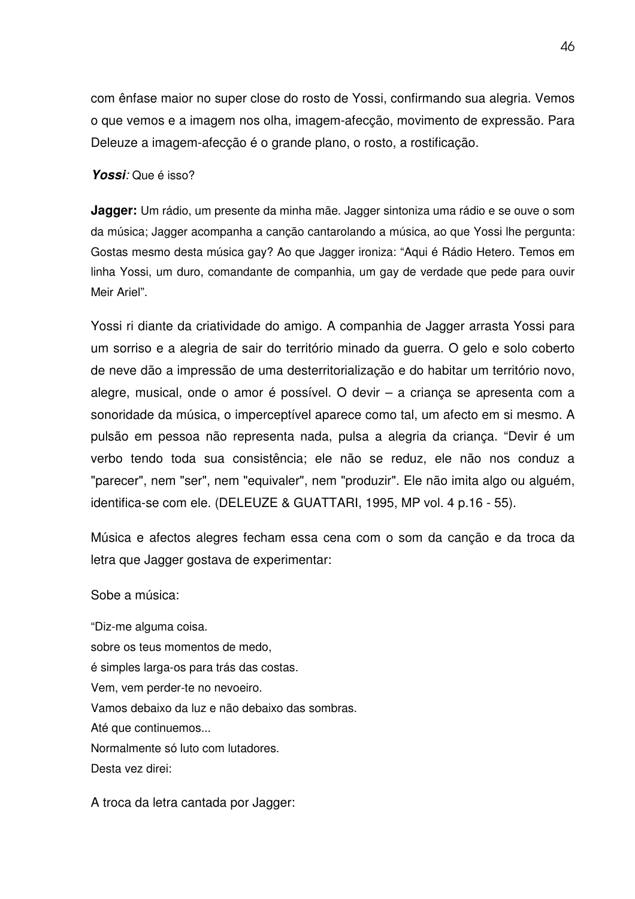com ênfase maior no super close do rosto de Yossi, confirmando sua alegria. Vemos o que vemos e a imagem nos olha, imagem-afecção, movimento de expressão. Para Deleuze a imagem-afecção é o grande plano, o rosto, a rostificação.

***Yossi**: Que é isso?*

**Jagger:** Um rádio, um presente da minha mãe. Jagger sintoniza uma rádio e se ouve o som da música; Jagger acompanha a canção cantarolando a música, ao que Yossi lhe pergunta: Gostas mesmo desta música gay? Ao que Jagger ironiza: "Aqui é Rádio Hetero. Temos em linha Yossi, um duro, comandante de companhia, um gay de verdade que pede para ouvir Meir Ariel".

Yossi ri diante da criatividade do amigo. A companhia de Jagger arrasta Yossi para um sorriso e a alegria de sair do território minado da guerra. O gelo e solo coberto de neve dão a impressão de uma desterritorialização e do habitar um território novo, alegre, musical, onde o amor é possível. O devir – a criança se apresenta com a sonoridade da música, o imperceptível aparece como tal, um afecto em si mesmo. A pulsão em pessoa não representa nada, pulsa a alegria da criança. "Devir é um verbo tendo toda sua consistência; ele não se reduz, ele não nos conduz a "parecer", nem "ser", nem "equivaler", nem "produzir". Ele não imita algo ou alguém, identifica-se com ele. (DELEUZE & GUATTARI, 1995, MP vol. 4 p.16 - 55).

Música e afectos alegres fecham essa cena com o som da canção e da troca da letra que Jagger gostava de experimentar:

Sobe a música:

"Diz-me alguma coisa.
sobre os teus momentos de medo,
é simples larga-os para trás das costas.
Vem, vem perder-te no nevoeiro.
Vamos debaixo da luz e não debaixo das sombras.
Até que continuemos...
Normalmente só luto com lutadores.
Desta vez direi:

A troca da letra cantada por Jagger: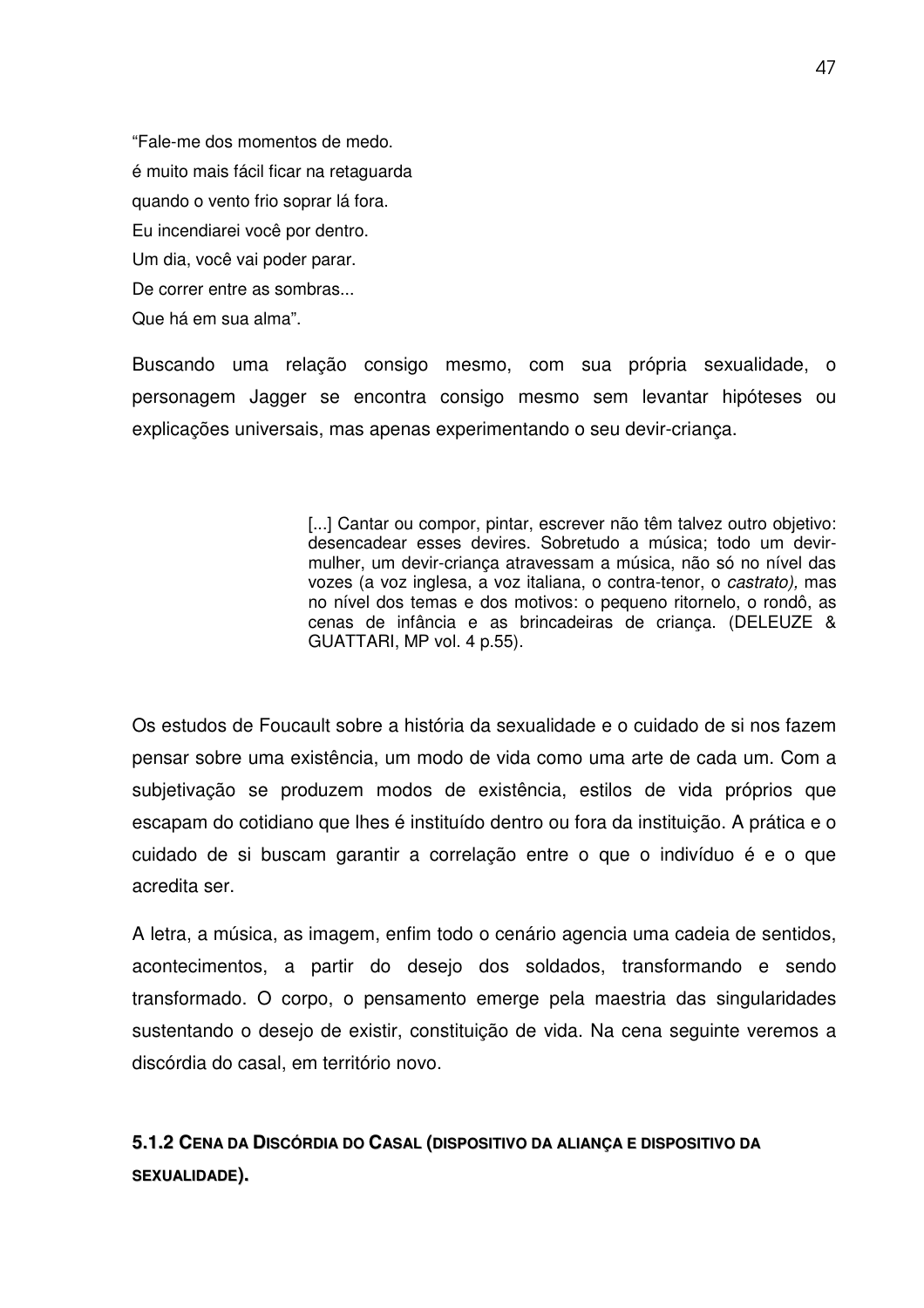“Fale-me dos momentos de medo.
é muito mais fácil ficar na retaguarda
quando o vento frio soprar lá fora.
Eu incendiarei você por dentro.
Um dia, você vai poder parar.
De correr entre as sombras...
Que há em sua alma”.

Buscando uma relação consigo mesmo, com sua própria sexualidade, o personagem Jagger se encontra consigo mesmo sem levantar hipóteses ou explicações universais, mas apenas experimentando o seu devir-criança.

> [...] Cantar ou compor, pintar, escrever não têm talvez outro objetivo: desencadear esses devires. Sobretudo a música; todo um devir-mulher, um devir-criança atravessam a música, não só no nível das vozes (a voz inglesa, a voz italiana, o contra-tenor, o *castrato),* mas no nível dos temas e dos motivos: o pequeno ritornelo, o rondô, as cenas de infância e as brincadeiras de criança. (DELEUZE & GUATTARI, MP vol. 4 p.55).

Os estudos de Foucault sobre a história da sexualidade e o cuidado de si nos fazem pensar sobre uma existência, um modo de vida como uma arte de cada um. Com a subjetivação se produzem modos de existência, estilos de vida próprios que escapam do cotidiano que lhes é instituído dentro ou fora da instituição. A prática e o cuidado de si buscam garantir a correlação entre o que o indivíduo é e o que acredita ser.

A letra, a música, as imagem, enfim todo o cenário agencia uma cadeia de sentidos, acontecimentos, a partir do desejo dos soldados, transformando e sendo transformado. O corpo, o pensamento emerge pela maestria das singularidades sustentando o desejo de existir, constituição de vida. Na cena seguinte veremos a discórdia do casal, em território novo.

### 5.1.2 Cena da Discórdia do Casal (dispositivo da aliança e dispositivo da sexualidade).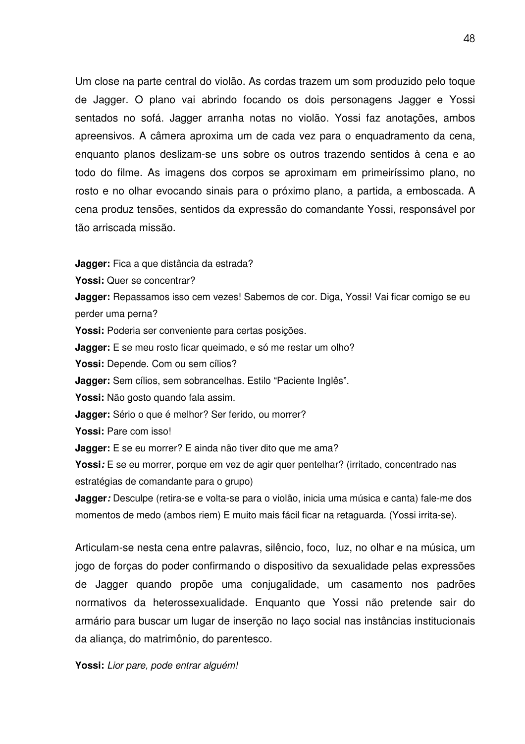Um close na parte central do violão. As cordas trazem um som produzido pelo toque de Jagger. O plano vai abrindo focando os dois personagens Jagger e Yossi sentados no sofá. Jagger arranha notas no violão. Yossi faz anotações, ambos apreensivos. A câmera aproxima um de cada vez para o enquadramento da cena, enquanto planos deslizam-se uns sobre os outros trazendo sentidos à cena e ao todo do filme. As imagens dos corpos se aproximam em primeiríssimo plano, no rosto e no olhar evocando sinais para o próximo plano, a partida, a emboscada. A cena produz tensões, sentidos da expressão do comandante Yossi, responsável por tão arriscada missão.

**Jagger:** Fica a que distância da estrada?
**Yossi:** Quer se concentrar?
**Jagger:** Repassamos isso cem vezes! Sabemos de cor. Diga, Yossi! Vai ficar comigo se eu perder uma perna?
**Yossi:** Poderia ser conveniente para certas posições.
**Jagger:** E se meu rosto ficar queimado, e só me restar um olho?
**Yossi:** Depende. Com ou sem cílios?
**Jagger:** Sem cílios, sem sobrancelhas. Estilo "Paciente Inglês".
**Yossi:** Não gosto quando fala assim.
**Jagger:** Sério o que é melhor? Ser ferido, ou morrer?
**Yossi:** Pare com isso!
**Jagger:** E se eu morrer? E ainda não tiver dito que me ama?
**Yossi***:* E se eu morrer, porque em vez de agir quer pentelhar? (irritado, concentrado nas estratégias de comandante para o grupo)
**Jagger***:* Desculpe (retira-se e volta-se para o violão, inicia uma música e canta) fale-me dos momentos de medo (ambos riem) E muito mais fácil ficar na retaguarda. (Yossi irrita-se).

Articulam-se nesta cena entre palavras, silêncio, foco, luz, no olhar e na música, um jogo de forças do poder confirmando o dispositivo da sexualidade pelas expressões de Jagger quando propõe uma conjugalidade, um casamento nos padrões normativos da heterossexualidade. Enquanto que Yossi não pretende sair do armário para buscar um lugar de inserção no laço social nas instâncias institucionais da aliança, do matrimônio, do parentesco.

**Yossi:** *Lior pare, pode entrar alguém!*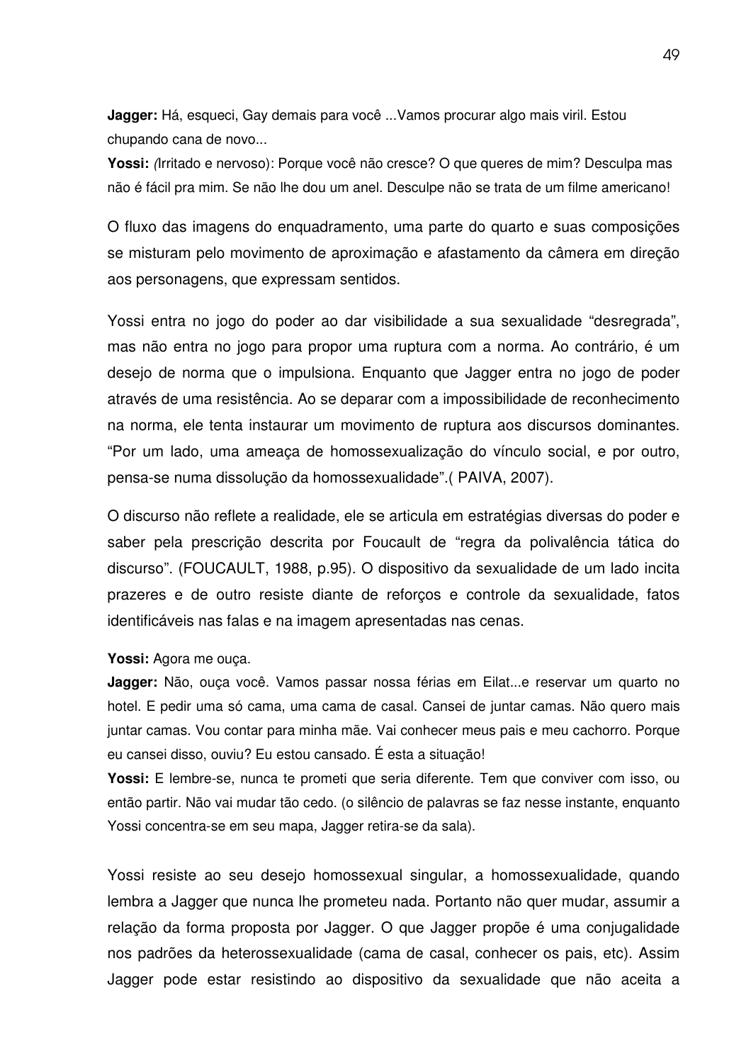**Jagger:** Há, esqueci, Gay demais para você ...Vamos procurar algo mais viril. Estou chupando cana de novo...

**Yossi:** *(*Irritado e nervoso): Porque você não cresce? O que queres de mim? Desculpa mas não é fácil pra mim. Se não lhe dou um anel. Desculpe não se trata de um filme americano!

O fluxo das imagens do enquadramento, uma parte do quarto e suas composições se misturam pelo movimento de aproximação e afastamento da câmera em direção aos personagens, que expressam sentidos.

Yossi entra no jogo do poder ao dar visibilidade a sua sexualidade “desregrada”, mas não entra no jogo para propor uma ruptura com a norma. Ao contrário, é um desejo de norma que o impulsiona. Enquanto que Jagger entra no jogo de poder através de uma resistência. Ao se deparar com a impossibilidade de reconhecimento na norma, ele tenta instaurar um movimento de ruptura aos discursos dominantes. “Por um lado, uma ameaça de homossexualização do vínculo social, e por outro, pensa-se numa dissolução da homossexualidade”.( PAIVA, 2007).

O discurso não reflete a realidade, ele se articula em estratégias diversas do poder e saber pela prescrição descrita por Foucault de “regra da polivalência tática do discurso”. (FOUCAULT, 1988, p.95). O dispositivo da sexualidade de um lado incita prazeres e de outro resiste diante de reforços e controle da sexualidade, fatos identificáveis nas falas e na imagem apresentadas nas cenas.

**Yossi:** Agora me ouça.

**Jagger:** Não, ouça você. Vamos passar nossa férias em Eilat...e reservar um quarto no hotel. E pedir uma só cama, uma cama de casal. Cansei de juntar camas. Não quero mais juntar camas. Vou contar para minha mãe. Vai conhecer meus pais e meu cachorro. Porque eu cansei disso, ouviu? Eu estou cansado. É esta a situação!

**Yossi:** E lembre-se, nunca te prometi que seria diferente. Tem que conviver com isso, ou então partir. Não vai mudar tão cedo. (o silêncio de palavras se faz nesse instante, enquanto Yossi concentra-se em seu mapa, Jagger retira-se da sala).

Yossi resiste ao seu desejo homossexual singular, a homossexualidade, quando lembra a Jagger que nunca lhe prometeu nada. Portanto não quer mudar, assumir a relação da forma proposta por Jagger. O que Jagger propõe é uma conjugalidade nos padrões da heterossexualidade (cama de casal, conhecer os pais, etc). Assim Jagger pode estar resistindo ao dispositivo da sexualidade que não aceita a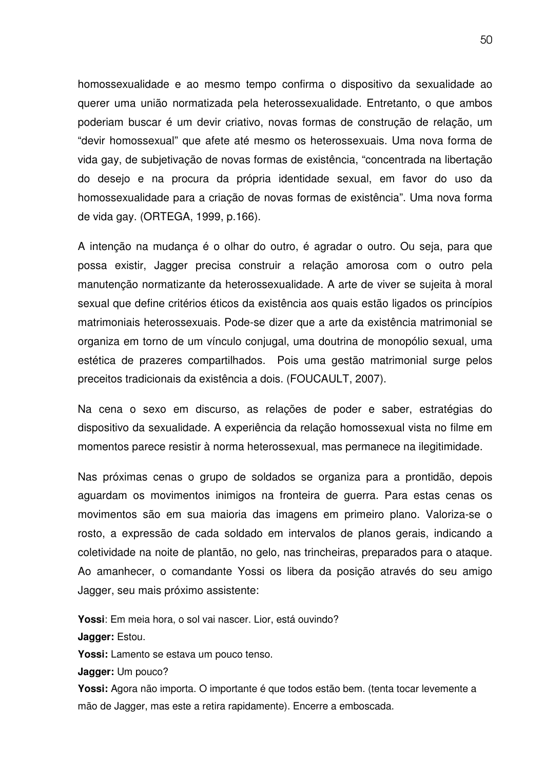homossexualidade e ao mesmo tempo confirma o dispositivo da sexualidade ao querer uma união normatizada pela heterossexualidade. Entretanto, o que ambos poderiam buscar é um devir criativo, novas formas de construção de relação, um "devir homossexual" que afete até mesmo os heterossexuais. Uma nova forma de vida gay, de subjetivação de novas formas de existência, "concentrada na libertação do desejo e na procura da própria identidade sexual, em favor do uso da homossexualidade para a criação de novas formas de existência". Uma nova forma de vida gay. (ORTEGA, 1999, p.166).

A intenção na mudança é o olhar do outro, é agradar o outro. Ou seja, para que possa existir, Jagger precisa construir a relação amorosa com o outro pela manutenção normatizante da heterossexualidade. A arte de viver se sujeita à moral sexual que define critérios éticos da existência aos quais estão ligados os princípios matrimoniais heterossexuais. Pode-se dizer que a arte da existência matrimonial se organiza em torno de um vínculo conjugal, uma doutrina de monopólio sexual, uma estética de prazeres compartilhados. Pois uma gestão matrimonial surge pelos preceitos tradicionais da existência a dois. (FOUCAULT, 2007).

Na cena o sexo em discurso, as relações de poder e saber, estratégias do dispositivo da sexualidade. A experiência da relação homossexual vista no filme em momentos parece resistir à norma heterossexual, mas permanece na ilegitimidade.

Nas próximas cenas o grupo de soldados se organiza para a prontidão, depois aguardam os movimentos inimigos na fronteira de guerra. Para estas cenas os movimentos são em sua maioria das imagens em primeiro plano. Valoriza-se o rosto, a expressão de cada soldado em intervalos de planos gerais, indicando a coletividade na noite de plantão, no gelo, nas trincheiras, preparados para o ataque. Ao amanhecer, o comandante Yossi os libera da posição através do seu amigo Jagger, seu mais próximo assistente:

**Yossi**: Em meia hora, o sol vai nascer. Lior, está ouvindo?

**Jagger:** Estou.

**Yossi:** Lamento se estava um pouco tenso.

**Jagger:** Um pouco?

**Yossi:** Agora não importa. O importante é que todos estão bem. (tenta tocar levemente a mão de Jagger, mas este a retira rapidamente). Encerre a emboscada.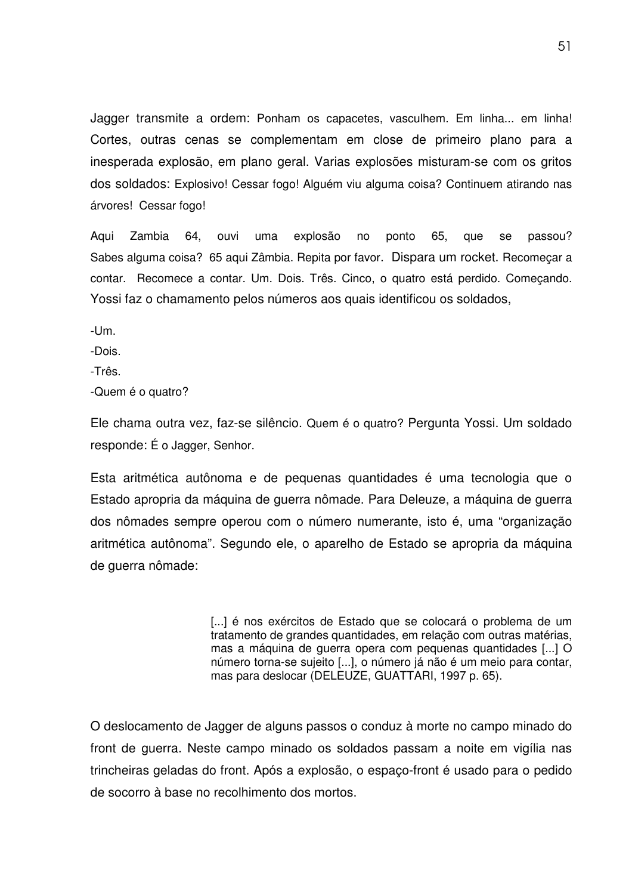Jagger transmite a ordem: Ponham os capacetes, vasculhem. Em linha... em linha! Cortes, outras cenas se complementam em close de primeiro plano para a inesperada explosão, em plano geral. Varias explosões misturam-se com os gritos dos soldados: Explosivo! Cessar fogo! Alguém viu alguma coisa? Continuem atirando nas árvores! Cessar fogo!

Aqui Zambia 64, ouvi uma explosão no ponto 65, que se passou? Sabes alguma coisa? 65 aqui Zâmbia. Repita por favor. Dispara um rocket. Recomeçar a contar. Recomece a contar. Um. Dois. Três. Cinco, o quatro está perdido. Começando. Yossi faz o chamamento pelos números aos quais identificou os soldados,

-Um.
-Dois.
-Três.
-Quem é o quatro?

Ele chama outra vez, faz-se silêncio. Quem é o quatro? Pergunta Yossi. Um soldado responde: É o Jagger, Senhor.

Esta aritmética autônoma e de pequenas quantidades é uma tecnologia que o Estado apropria da máquina de guerra nômade. Para Deleuze, a máquina de guerra dos nômades sempre operou com o número numerante, isto é, uma "organização aritmética autônoma". Segundo ele, o aparelho de Estado se apropria da máquina de guerra nômade:

> [...] é nos exércitos de Estado que se colocará o problema de um tratamento de grandes quantidades, em relação com outras matérias, mas a máquina de guerra opera com pequenas quantidades [...] O número torna-se sujeito [...], o número já não é um meio para contar, mas para deslocar (DELEUZE, GUATTARI, 1997 p. 65).

O deslocamento de Jagger de alguns passos o conduz à morte no campo minado do front de guerra. Neste campo minado os soldados passam a noite em vigília nas trincheiras geladas do front. Após a explosão, o espaço-front é usado para o pedido de socorro à base no recolhimento dos mortos.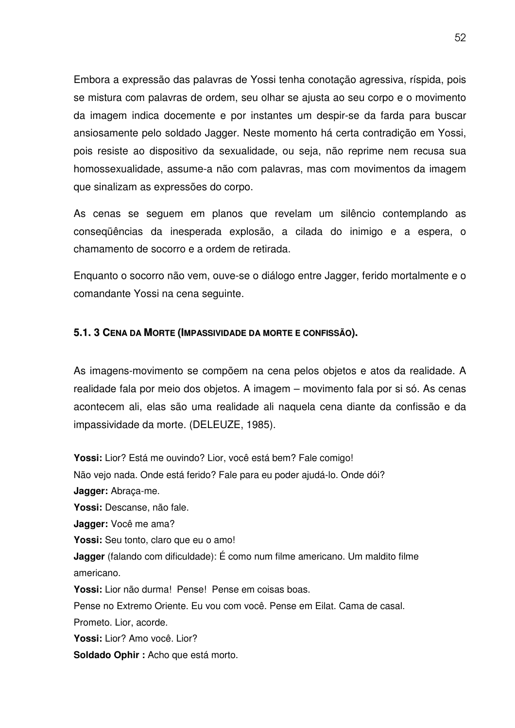Embora a expressão das palavras de Yossi tenha conotação agressiva, ríspida, pois se mistura com palavras de ordem, seu olhar se ajusta ao seu corpo e o movimento da imagem indica docemente e por instantes um despir-se da farda para buscar ansiosamente pelo soldado Jagger. Neste momento há certa contradição em Yossi, pois resiste ao dispositivo da sexualidade, ou seja, não reprime nem recusa sua homossexualidade, assume-a não com palavras, mas com movimentos da imagem que sinalizam as expressões do corpo.

As cenas se seguem em planos que revelam um silêncio contemplando as conseqüências da inesperada explosão, a cilada do inimigo e a espera, o chamamento de socorro e a ordem de retirada.

Enquanto o socorro não vem, ouve-se o diálogo entre Jagger, ferido mortalmente e o comandante Yossi na cena seguinte.

### 5.1. 3 CENA DA MORTE (IMPASSIVIDADE DA MORTE E CONFISSÃO).

As imagens-movimento se compõem na cena pelos objetos e atos da realidade. A realidade fala por meio dos objetos. A imagem – movimento fala por si só. As cenas acontecem ali, elas são uma realidade ali naquela cena diante da confissão e da impassividade da morte. (DELEUZE, 1985).

**Yossi:** Lior? Está me ouvindo? Lior, você está bem? Fale comigo!
Não vejo nada. Onde está ferido? Fale para eu poder ajudá-lo. Onde dói?
**Jagger:** Abraça-me.
**Yossi:** Descanse, não fale.
**Jagger:** Você me ama?
**Yossi:** Seu tonto, claro que eu o amo!
**Jagger** (falando com dificuldade): É como num filme americano. Um maldito filme americano.
**Yossi:** Lior não durma! Pense! Pense em coisas boas.
Pense no Extremo Oriente. Eu vou com você. Pense em Eilat. Cama de casal.
Prometo. Lior, acorde.
**Yossi:** Lior? Amo você. Lior?
**Soldado Ophir :** Acho que está morto.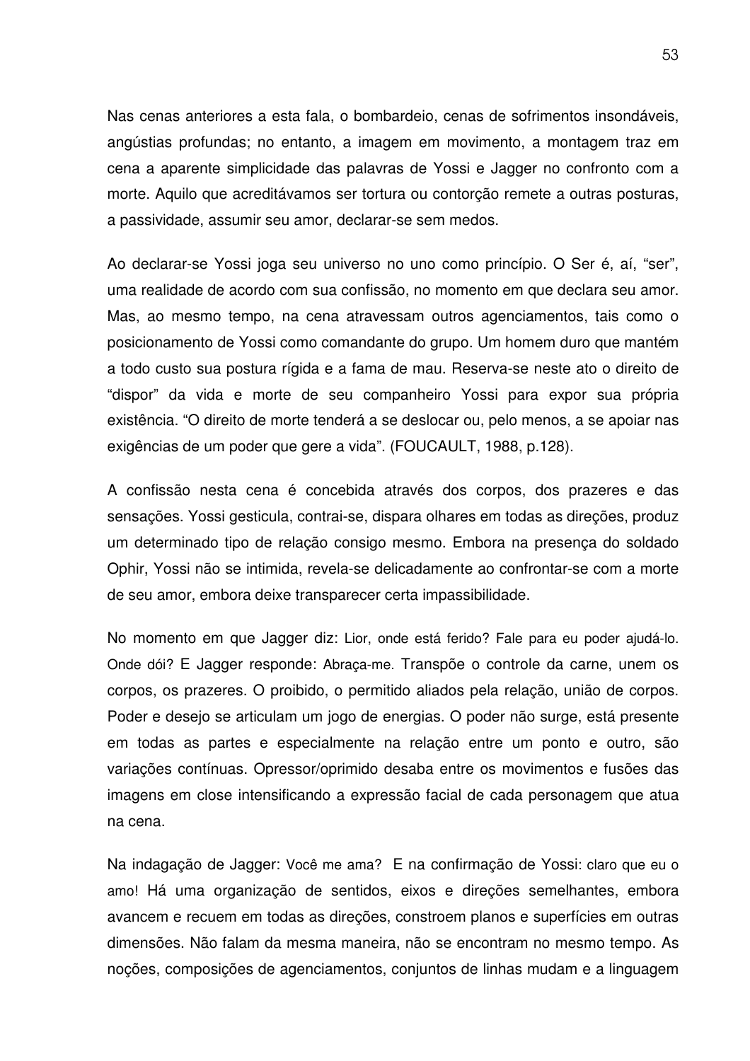Nas cenas anteriores a esta fala, o bombardeio, cenas de sofrimentos insondáveis, angústias profundas; no entanto, a imagem em movimento, a montagem traz em cena a aparente simplicidade das palavras de Yossi e Jagger no confronto com a morte. Aquilo que acreditávamos ser tortura ou contorção remete a outras posturas, a passividade, assumir seu amor, declarar-se sem medos.

Ao declarar-se Yossi joga seu universo no uno como princípio. O Ser é, aí, “ser”, uma realidade de acordo com sua confissão, no momento em que declara seu amor. Mas, ao mesmo tempo, na cena atravessam outros agenciamentos, tais como o posicionamento de Yossi como comandante do grupo. Um homem duro que mantém a todo custo sua postura rígida e a fama de mau. Reserva-se neste ato o direito de “dispor” da vida e morte de seu companheiro Yossi para expor sua própria existência. “O direito de morte tenderá a se deslocar ou, pelo menos, a se apoiar nas exigências de um poder que gere a vida”. (FOUCAULT, 1988, p.128).

A confissão nesta cena é concebida através dos corpos, dos prazeres e das sensações. Yossi gesticula, contrai-se, dispara olhares em todas as direções, produz um determinado tipo de relação consigo mesmo. Embora na presença do soldado Ophir, Yossi não se intimida, revela-se delicadamente ao confrontar-se com a morte de seu amor, embora deixe transparecer certa impassibilidade.

No momento em que Jagger diz: Lior, onde está ferido? Fale para eu poder ajudá-lo. Onde dói? E Jagger responde: Abraça-me. Transpõe o controle da carne, unem os corpos, os prazeres. O proibido, o permitido aliados pela relação, união de corpos. Poder e desejo se articulam um jogo de energias. O poder não surge, está presente em todas as partes e especialmente na relação entre um ponto e outro, são variações contínuas. Opressor/oprimido desaba entre os movimentos e fusões das imagens em close intensificando a expressão facial de cada personagem que atua na cena.

Na indagação de Jagger: Você me ama? E na confirmação de Yossi: claro que eu o amo! Há uma organização de sentidos, eixos e direções semelhantes, embora avancem e recuem em todas as direções, constroem planos e superfícies em outras dimensões. Não falam da mesma maneira, não se encontram no mesmo tempo. As noções, composições de agenciamentos, conjuntos de linhas mudam e a linguagem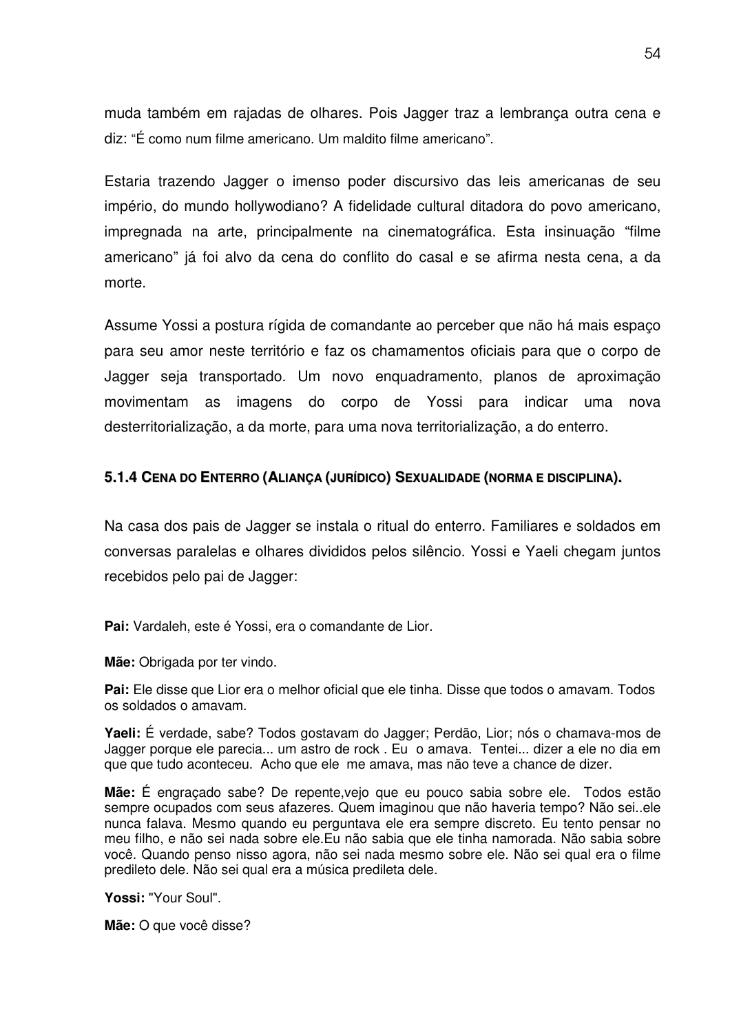muda também em rajadas de olhares. Pois Jagger traz a lembrança outra cena e diz: "É como num filme americano. Um maldito filme americano".

Estaria trazendo Jagger o imenso poder discursivo das leis americanas de seu império, do mundo hollywodiano? A fidelidade cultural ditadora do povo americano, impregnada na arte, principalmente na cinematográfica. Esta insinuação "filme americano" já foi alvo da cena do conflito do casal e se afirma nesta cena, a da morte.

Assume Yossi a postura rígida de comandante ao perceber que não há mais espaço para seu amor neste território e faz os chamamentos oficiais para que o corpo de Jagger seja transportado. Um novo enquadramento, planos de aproximação movimentam as imagens do corpo de Yossi para indicar uma nova desterritorialização, a da morte, para uma nova territorialização, a do enterro.

### 5.1.4 CENA DO ENTERRO (ALIANÇA (JURÍDICO) SEXUALIDADE (NORMA E DISCIPLINA).

Na casa dos pais de Jagger se instala o ritual do enterro. Familiares e soldados em conversas paralelas e olhares divididos pelos silêncio. Yossi e Yaeli chegam juntos recebidos pelo pai de Jagger:

**Pai:** Vardaleh, este é Yossi, era o comandante de Lior.

**Mãe:** Obrigada por ter vindo.

**Pai:** Ele disse que Lior era o melhor oficial que ele tinha. Disse que todos o amavam. Todos os soldados o amavam.

**Yaeli:** É verdade, sabe? Todos gostavam do Jagger; Perdão, Lior; nós o chamava-mos de Jagger porque ele parecia... um astro de rock . Eu o amava. Tentei... dizer a ele no dia em que que tudo aconteceu. Acho que ele me amava, mas não teve a chance de dizer.

**Mãe:** É engraçado sabe? De repente,vejo que eu pouco sabia sobre ele. Todos estão sempre ocupados com seus afazeres. Quem imaginou que não haveria tempo? Não sei..ele nunca falava. Mesmo quando eu perguntava ele era sempre discreto. Eu tento pensar no meu filho, e não sei nada sobre ele.Eu não sabia que ele tinha namorada. Não sabia sobre você. Quando penso nisso agora, não sei nada mesmo sobre ele. Não sei qual era o filme predileto dele. Não sei qual era a música predileta dele.

**Yossi:** "Your Soul".

**Mãe:** O que você disse?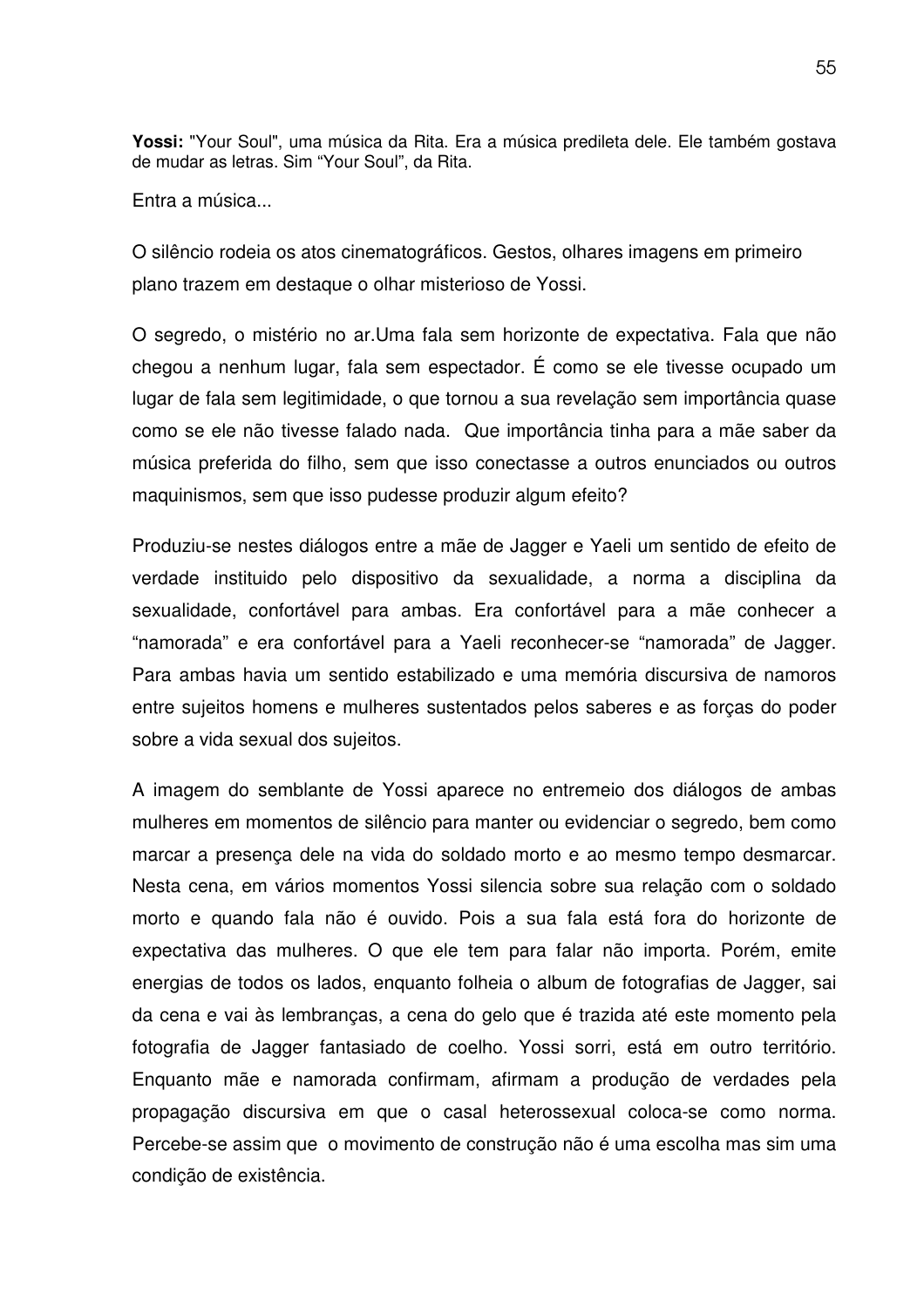**Yossi:** "Your Soul", uma música da Rita. Era a música predileta dele. Ele também gostava de mudar as letras. Sim "Your Soul", da Rita.

Entra a música...

O silêncio rodeia os atos cinematográficos. Gestos, olhares imagens em primeiro plano trazem em destaque o olhar misterioso de Yossi.

O segredo, o mistério no ar.Uma fala sem horizonte de expectativa. Fala que não chegou a nenhum lugar, fala sem espectador. É como se ele tivesse ocupado um lugar de fala sem legitimidade, o que tornou a sua revelação sem importância quase como se ele não tivesse falado nada. Que importância tinha para a mãe saber da música preferida do filho, sem que isso conectasse a outros enunciados ou outros maquinismos, sem que isso pudesse produzir algum efeito?

Produziu-se nestes diálogos entre a mãe de Jagger e Yaeli um sentido de efeito de verdade instituido pelo dispositivo da sexualidade, a norma a disciplina da sexualidade, confortável para ambas. Era confortável para a mãe conhecer a "namorada" e era confortável para a Yaeli reconhecer-se "namorada" de Jagger. Para ambas havia um sentido estabilizado e uma memória discursiva de namoros entre sujeitos homens e mulheres sustentados pelos saberes e as forças do poder sobre a vida sexual dos sujeitos.

A imagem do semblante de Yossi aparece no entremeio dos diálogos de ambas mulheres em momentos de silêncio para manter ou evidenciar o segredo, bem como marcar a presença dele na vida do soldado morto e ao mesmo tempo desmarcar. Nesta cena, em vários momentos Yossi silencia sobre sua relação com o soldado morto e quando fala não é ouvido. Pois a sua fala está fora do horizonte de expectativa das mulheres. O que ele tem para falar não importa. Porém, emite energias de todos os lados, enquanto folheia o album de fotografias de Jagger, sai da cena e vai às lembranças, a cena do gelo que é trazida até este momento pela fotografia de Jagger fantasiado de coelho. Yossi sorri, está em outro território. Enquanto mãe e namorada confirmam, afirmam a produção de verdades pela propagação discursiva em que o casal heterossexual coloca-se como norma. Percebe-se assim que o movimento de construção não é uma escolha mas sim uma condição de existência.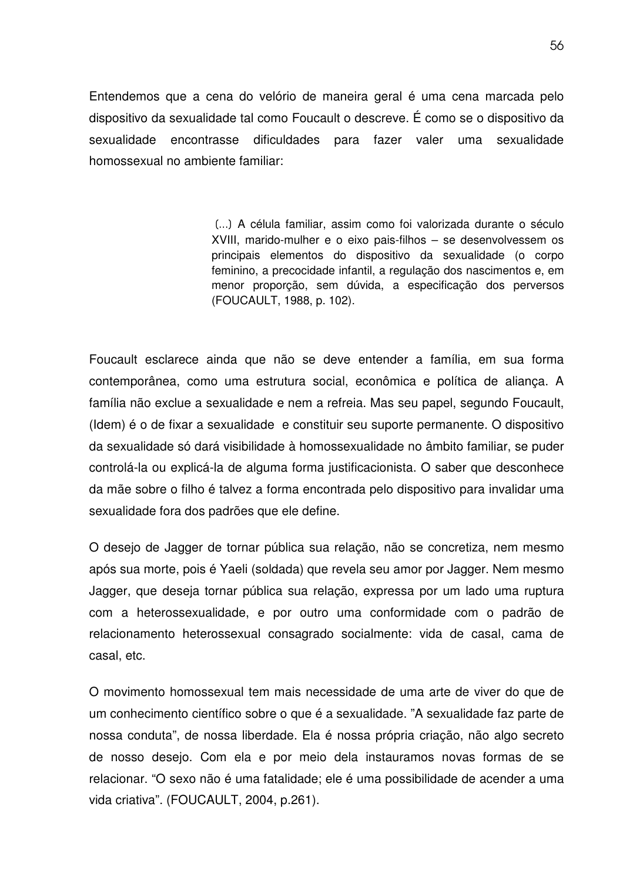Entendemos que a cena do velório de maneira geral é uma cena marcada pelo dispositivo da sexualidade tal como Foucault o descreve. É como se o dispositivo da sexualidade encontrasse dificuldades para fazer valer uma sexualidade homossexual no ambiente familiar:

> (...) A célula familiar, assim como foi valorizada durante o século XVIII, marido-mulher e o eixo pais-filhos – se desenvolvessem os principais elementos do dispositivo da sexualidade (o corpo feminino, a precocidade infantil, a regulação dos nascimentos e, em menor proporção, sem dúvida, a especificação dos perversos (FOUCAULT, 1988, p. 102).

Foucault esclarece ainda que não se deve entender a família, em sua forma contemporânea, como uma estrutura social, econômica e política de aliança. A família não exclue a sexualidade e nem a refreia. Mas seu papel, segundo Foucault, (Idem) é o de fixar a sexualidade e constituir seu suporte permanente. O dispositivo da sexualidade só dará visibilidade à homossexualidade no âmbito familiar, se puder controlá-la ou explicá-la de alguma forma justificacionista. O saber que desconhece da mãe sobre o filho é talvez a forma encontrada pelo dispositivo para invalidar uma sexualidade fora dos padrões que ele define.

O desejo de Jagger de tornar pública sua relação, não se concretiza, nem mesmo após sua morte, pois é Yaeli (soldada) que revela seu amor por Jagger. Nem mesmo Jagger, que deseja tornar pública sua relação, expressa por um lado uma ruptura com a heterossexualidade, e por outro uma conformidade com o padrão de relacionamento heterossexual consagrado socialmente: vida de casal, cama de casal, etc.

O movimento homossexual tem mais necessidade de uma arte de viver do que de um conhecimento científico sobre o que é a sexualidade. "A sexualidade faz parte de nossa conduta", de nossa liberdade. Ela é nossa própria criação, não algo secreto de nosso desejo. Com ela e por meio dela instauramos novas formas de se relacionar. "O sexo não é uma fatalidade; ele é uma possibilidade de acender a uma vida criativa". (FOUCAULT, 2004, p.261).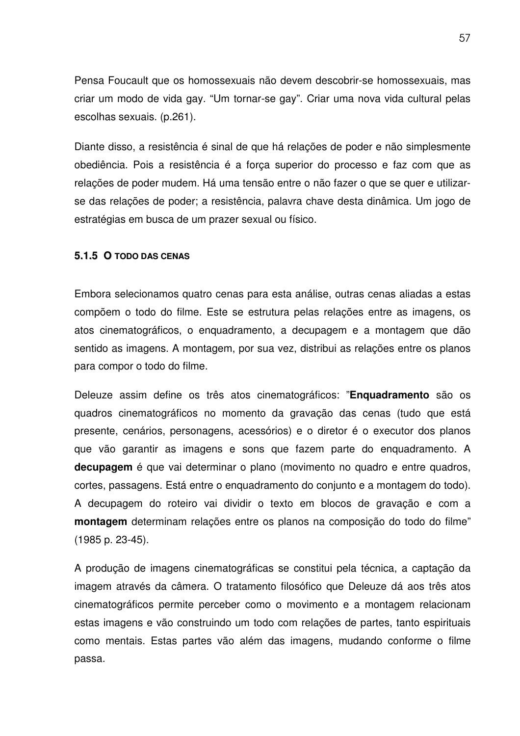Pensa Foucault que os homossexuais não devem descobrir-se homossexuais, mas criar um modo de vida gay. “Um tornar-se gay”. Criar uma nova vida cultural pelas escolhas sexuais. (p.261).

Diante disso, a resistência é sinal de que há relações de poder e não simplesmente obediência. Pois a resistência é a força superior do processo e faz com que as relações de poder mudem. Há uma tensão entre o não fazer o que se quer e utilizar-se das relações de poder; a resistência, palavra chave desta dinâmica. Um jogo de estratégias em busca de um prazer sexual ou físico.

#### 5.1.5 O TODO DAS CENAS

Embora selecionamos quatro cenas para esta análise, outras cenas aliadas a estas compõem o todo do filme. Este se estrutura pelas relações entre as imagens, os atos cinematográficos, o enquadramento, a decupagem e a montagem que dão sentido as imagens. A montagem, por sua vez, distribui as relações entre os planos para compor o todo do filme.

Deleuze assim define os três atos cinematográficos: ”**Enquadramento** são os quadros cinematográficos no momento da gravação das cenas (tudo que está presente, cenários, personagens, acessórios) e o diretor é o executor dos planos que vão garantir as imagens e sons que fazem parte do enquadramento. A **decupagem** é que vai determinar o plano (movimento no quadro e entre quadros, cortes, passagens. Está entre o enquadramento do conjunto e a montagem do todo). A decupagem do roteiro vai dividir o texto em blocos de gravação e com a **montagem** determinam relações entre os planos na composição do todo do filme” (1985 p. 23-45).

A produção de imagens cinematográficas se constitui pela técnica, a captação da imagem através da câmera. O tratamento filosófico que Deleuze dá aos três atos cinematográficos permite perceber como o movimento e a montagem relacionam estas imagens e vão construindo um todo com relações de partes, tanto espirituais como mentais. Estas partes vão além das imagens, mudando conforme o filme passa.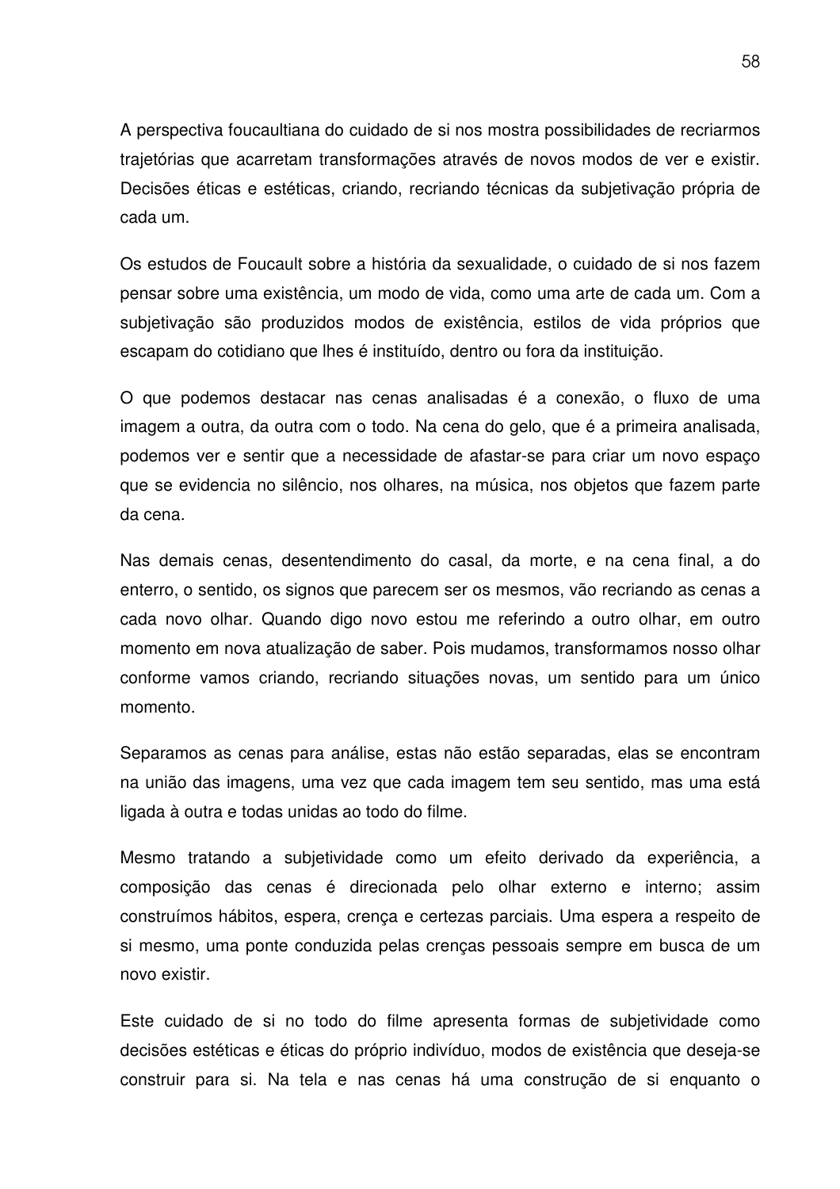A perspectiva foucaultiana do cuidado de si nos mostra possibilidades de recriarmos trajetórias que acarretam transformações através de novos modos de ver e existir. Decisões éticas e estéticas, criando, recriando técnicas da subjetivação própria de cada um.

Os estudos de Foucault sobre a história da sexualidade, o cuidado de si nos fazem pensar sobre uma existência, um modo de vida, como uma arte de cada um. Com a subjetivação são produzidos modos de existência, estilos de vida próprios que escapam do cotidiano que lhes é instituído, dentro ou fora da instituição.

O que podemos destacar nas cenas analisadas é a conexão, o fluxo de uma imagem a outra, da outra com o todo. Na cena do gelo, que é a primeira analisada, podemos ver e sentir que a necessidade de afastar-se para criar um novo espaço que se evidencia no silêncio, nos olhares, na música, nos objetos que fazem parte da cena.

Nas demais cenas, desentendimento do casal, da morte, e na cena final, a do enterro, o sentido, os signos que parecem ser os mesmos, vão recriando as cenas a cada novo olhar. Quando digo novo estou me referindo a outro olhar, em outro momento em nova atualização de saber. Pois mudamos, transformamos nosso olhar conforme vamos criando, recriando situações novas, um sentido para um único momento.

Separamos as cenas para análise, estas não estão separadas, elas se encontram na união das imagens, uma vez que cada imagem tem seu sentido, mas uma está ligada à outra e todas unidas ao todo do filme.

Mesmo tratando a subjetividade como um efeito derivado da experiência, a composição das cenas é direcionada pelo olhar externo e interno; assim construímos hábitos, espera, crença e certezas parciais. Uma espera a respeito de si mesmo, uma ponte conduzida pelas crenças pessoais sempre em busca de um novo existir.

Este cuidado de si no todo do filme apresenta formas de subjetividade como decisões estéticas e éticas do próprio indivíduo, modos de existência que deseja-se construir para si. Na tela e nas cenas há uma construção de si enquanto o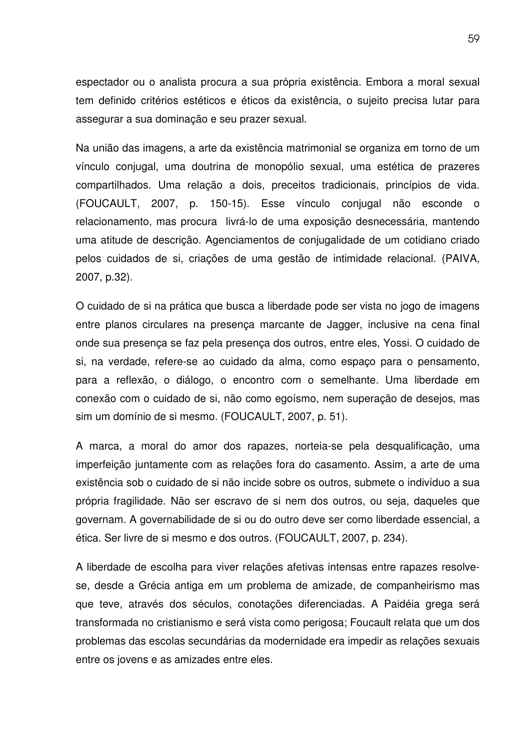espectador ou o analista procura a sua própria existência. Embora a moral sexual tem definido critérios estéticos e éticos da existência, o sujeito precisa lutar para assegurar a sua dominação e seu prazer sexual.

Na união das imagens, a arte da existência matrimonial se organiza em torno de um vínculo conjugal, uma doutrina de monopólio sexual, uma estética de prazeres compartilhados. Uma relação a dois, preceitos tradicionais, princípios de vida. (FOUCAULT, 2007, p. 150-15). Esse vínculo conjugal não esconde o relacionamento, mas procura livrá-lo de uma exposição desnecessária, mantendo uma atitude de descrição. Agenciamentos de conjugalidade de um cotidiano criado pelos cuidados de si, criações de uma gestão de intimidade relacional. (PAIVA, 2007, p.32).

O cuidado de si na prática que busca a liberdade pode ser vista no jogo de imagens entre planos circulares na presença marcante de Jagger, inclusive na cena final onde sua presença se faz pela presença dos outros, entre eles, Yossi. O cuidado de si, na verdade, refere-se ao cuidado da alma, como espaço para o pensamento, para a reflexão, o diálogo, o encontro com o semelhante. Uma liberdade em conexão com o cuidado de si, não como egoísmo, nem superação de desejos, mas sim um domínio de si mesmo. (FOUCAULT, 2007, p. 51).

A marca, a moral do amor dos rapazes, norteia-se pela desqualificação, uma imperfeição juntamente com as relações fora do casamento. Assim, a arte de uma existência sob o cuidado de si não incide sobre os outros, submete o indivíduo a sua própria fragilidade. Não ser escravo de si nem dos outros, ou seja, daqueles que governam. A governabilidade de si ou do outro deve ser como liberdade essencial, a ética. Ser livre de si mesmo e dos outros. (FOUCAULT, 2007, p. 234).

A liberdade de escolha para viver relações afetivas intensas entre rapazes resolve-se, desde a Grécia antiga em um problema de amizade, de companheirismo mas que teve, através dos séculos, conotações diferenciadas. A Paidéia grega será transformada no cristianismo e será vista como perigosa; Foucault relata que um dos problemas das escolas secundárias da modernidade era impedir as relações sexuais entre os jovens e as amizades entre eles.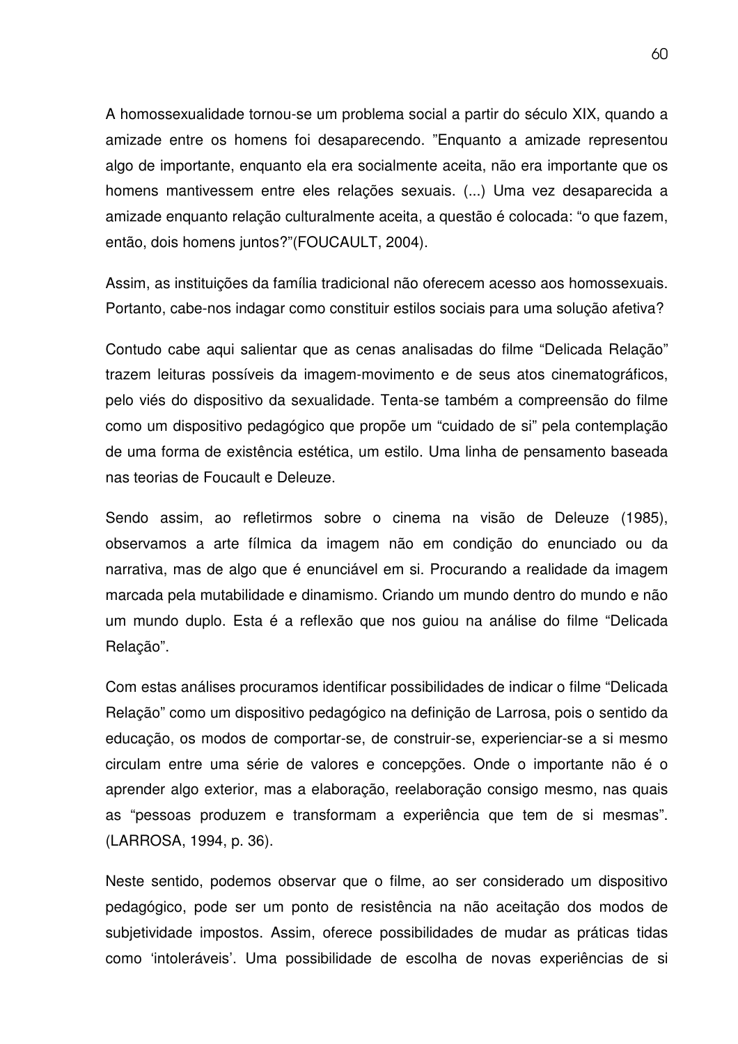A homossexualidade tornou-se um problema social a partir do século XIX, quando a amizade entre os homens foi desaparecendo. ”Enquanto a amizade representou algo de importante, enquanto ela era socialmente aceita, não era importante que os homens mantivessem entre eles relações sexuais. (...) Uma vez desaparecida a amizade enquanto relação culturalmente aceita, a questão é colocada: “o que fazem, então, dois homens juntos?”(FOUCAULT, 2004).

Assim, as instituições da família tradicional não oferecem acesso aos homossexuais. Portanto, cabe-nos indagar como constituir estilos sociais para uma solução afetiva?

Contudo cabe aqui salientar que as cenas analisadas do filme “Delicada Relação” trazem leituras possíveis da imagem-movimento e de seus atos cinematográficos, pelo viés do dispositivo da sexualidade. Tenta-se também a compreensão do filme como um dispositivo pedagógico que propõe um “cuidado de si” pela contemplação de uma forma de existência estética, um estilo. Uma linha de pensamento baseada nas teorias de Foucault e Deleuze.

Sendo assim, ao refletirmos sobre o cinema na visão de Deleuze (1985), observamos a arte fílmica da imagem não em condição do enunciado ou da narrativa, mas de algo que é enunciável em si. Procurando a realidade da imagem marcada pela mutabilidade e dinamismo. Criando um mundo dentro do mundo e não um mundo duplo. Esta é a reflexão que nos guiou na análise do filme “Delicada Relação”.

Com estas análises procuramos identificar possibilidades de indicar o filme “Delicada Relação” como um dispositivo pedagógico na definição de Larrosa, pois o sentido da educação, os modos de comportar-se, de construir-se, experienciar-se a si mesmo circulam entre uma série de valores e concepções. Onde o importante não é o aprender algo exterior, mas a elaboração, reelaboração consigo mesmo, nas quais as “pessoas produzem e transformam a experiência que tem de si mesmas”. (LARROSA, 1994, p. 36).

Neste sentido, podemos observar que o filme, ao ser considerado um dispositivo pedagógico, pode ser um ponto de resistência na não aceitação dos modos de subjetividade impostos. Assim, oferece possibilidades de mudar as práticas tidas como ‘intoleráveis’. Uma possibilidade de escolha de novas experiências de si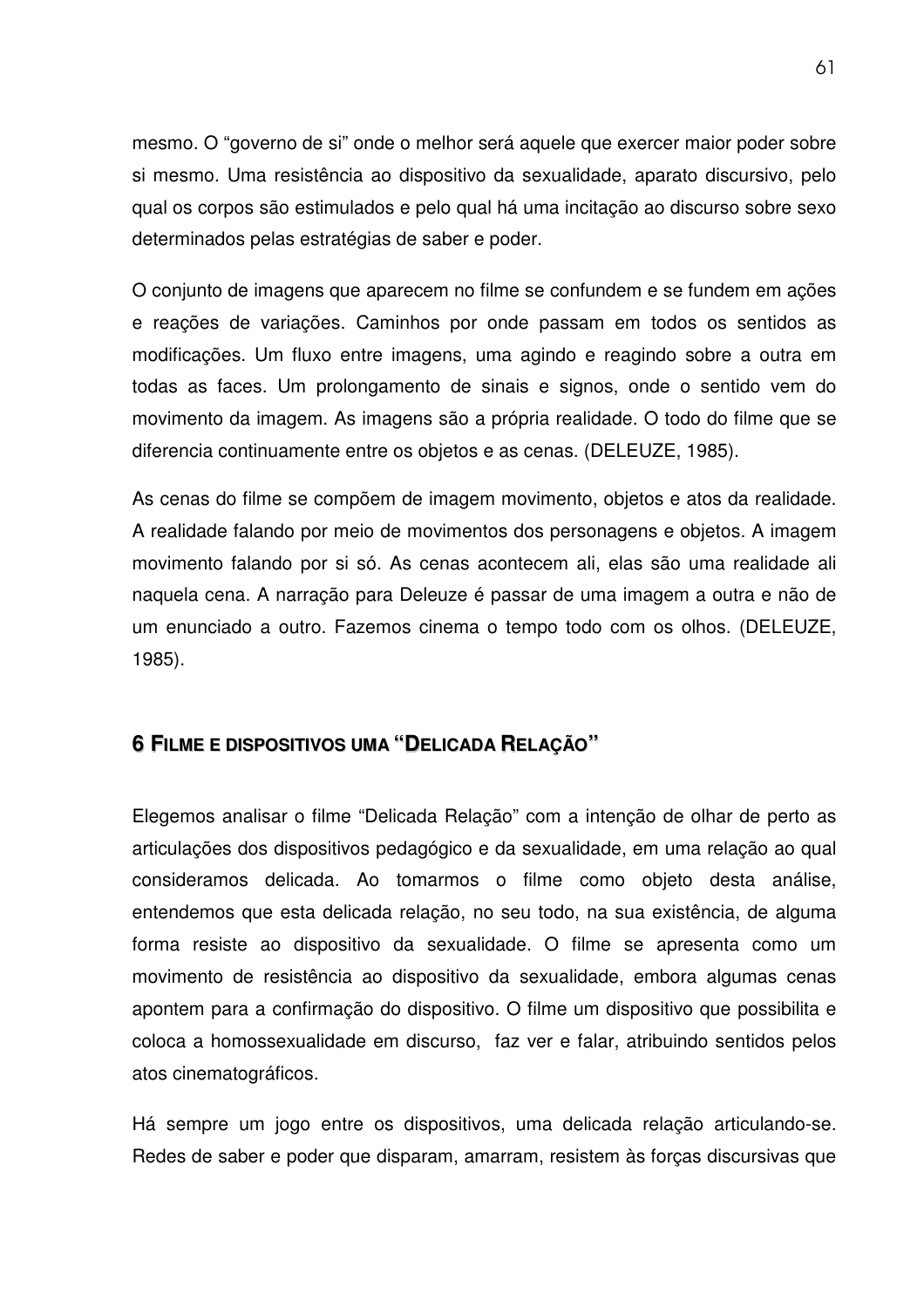mesmo. O “governo de si” onde o melhor será aquele que exercer maior poder sobre si mesmo. Uma resistência ao dispositivo da sexualidade, aparato discursivo, pelo qual os corpos são estimulados e pelo qual há uma incitação ao discurso sobre sexo determinados pelas estratégias de saber e poder.

O conjunto de imagens que aparecem no filme se confundem e se fundem em ações e reações de variações. Caminhos por onde passam em todos os sentidos as modificações. Um fluxo entre imagens, uma agindo e reagindo sobre a outra em todas as faces. Um prolongamento de sinais e signos, onde o sentido vem do movimento da imagem. As imagens são a própria realidade. O todo do filme que se diferencia continuamente entre os objetos e as cenas. (DELEUZE, 1985).

As cenas do filme se compõem de imagem movimento, objetos e atos da realidade. A realidade falando por meio de movimentos dos personagens e objetos. A imagem movimento falando por si só. As cenas acontecem ali, elas são uma realidade ali naquela cena. A narração para Deleuze é passar de uma imagem a outra e não de um enunciado a outro. Fazemos cinema o tempo todo com os olhos. (DELEUZE, 1985).

## 6 Filme e dispositivos uma “Delicada Relação”

Elegemos analisar o filme “Delicada Relação” com a intenção de olhar de perto as articulações dos dispositivos pedagógico e da sexualidade, em uma relação ao qual consideramos delicada. Ao tomarmos o filme como objeto desta análise, entendemos que esta delicada relação, no seu todo, na sua existência, de alguma forma resiste ao dispositivo da sexualidade. O filme se apresenta como um movimento de resistência ao dispositivo da sexualidade, embora algumas cenas apontem para a confirmação do dispositivo. O filme um dispositivo que possibilita e coloca a homossexualidade em discurso, faz ver e falar, atribuindo sentidos pelos atos cinematográficos.

Há sempre um jogo entre os dispositivos, uma delicada relação articulando-se. Redes de saber e poder que disparam, amarram, resistem às forças discursivas que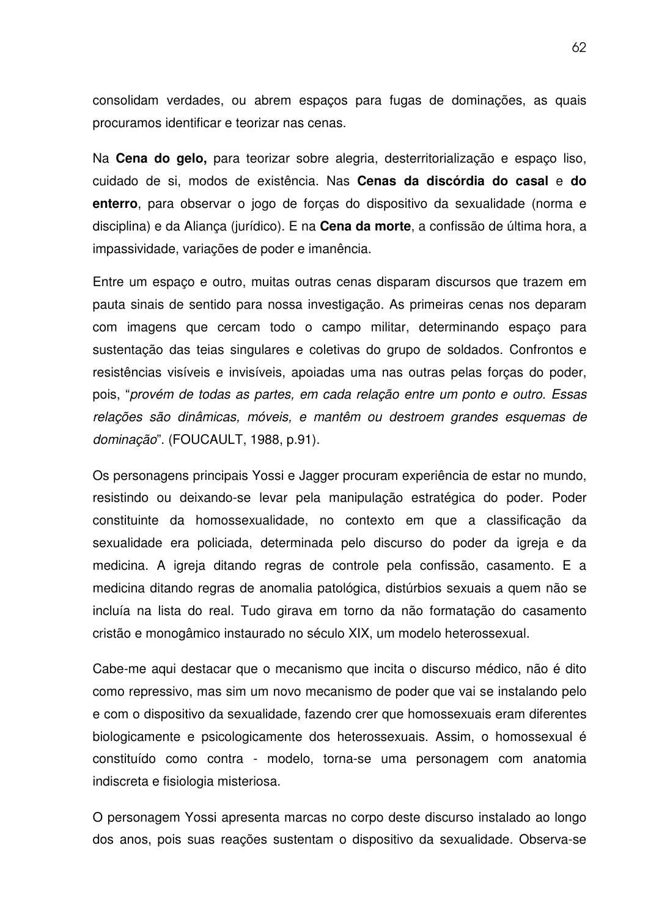consolidam verdades, ou abrem espaços para fugas de dominações, as quais procuramos identificar e teorizar nas cenas.

Na **Cena do gelo,** para teorizar sobre alegria, desterritorialização e espaço liso, cuidado de si, modos de existência. Nas **Cenas da discórdia do casal** e **do enterro**, para observar o jogo de forças do dispositivo da sexualidade (norma e disciplina) e da Aliança (jurídico). E na **Cena da morte**, a confissão de última hora, a impassividade, variações de poder e imanência.

Entre um espaço e outro, muitas outras cenas disparam discursos que trazem em pauta sinais de sentido para nossa investigação. As primeiras cenas nos deparam com imagens que cercam todo o campo militar, determinando espaço para sustentação das teias singulares e coletivas do grupo de soldados. Confrontos e resistências visíveis e invisíveis, apoiadas uma nas outras pelas forças do poder, pois, "*provém de todas as partes, em cada relação entre um ponto e outro. Essas relações são dinâmicas, móveis, e mantêm ou destroem grandes esquemas de dominação*". (FOUCAULT, 1988, p.91).

Os personagens principais Yossi e Jagger procuram experiência de estar no mundo, resistindo ou deixando-se levar pela manipulação estratégica do poder. Poder constituinte da homossexualidade, no contexto em que a classificação da sexualidade era policiada, determinada pelo discurso do poder da igreja e da medicina. A igreja ditando regras de controle pela confissão, casamento. E a medicina ditando regras de anomalia patológica, distúrbios sexuais a quem não se incluía na lista do real. Tudo girava em torno da não formatação do casamento cristão e monogâmico instaurado no século XIX, um modelo heterossexual.

Cabe-me aqui destacar que o mecanismo que incita o discurso médico, não é dito como repressivo, mas sim um novo mecanismo de poder que vai se instalando pelo e com o dispositivo da sexualidade, fazendo crer que homossexuais eram diferentes biologicamente e psicologicamente dos heterossexuais. Assim, o homossexual é constituído como contra - modelo, torna-se uma personagem com anatomia indiscreta e fisiologia misteriosa.

O personagem Yossi apresenta marcas no corpo deste discurso instalado ao longo dos anos, pois suas reações sustentam o dispositivo da sexualidade. Observa-se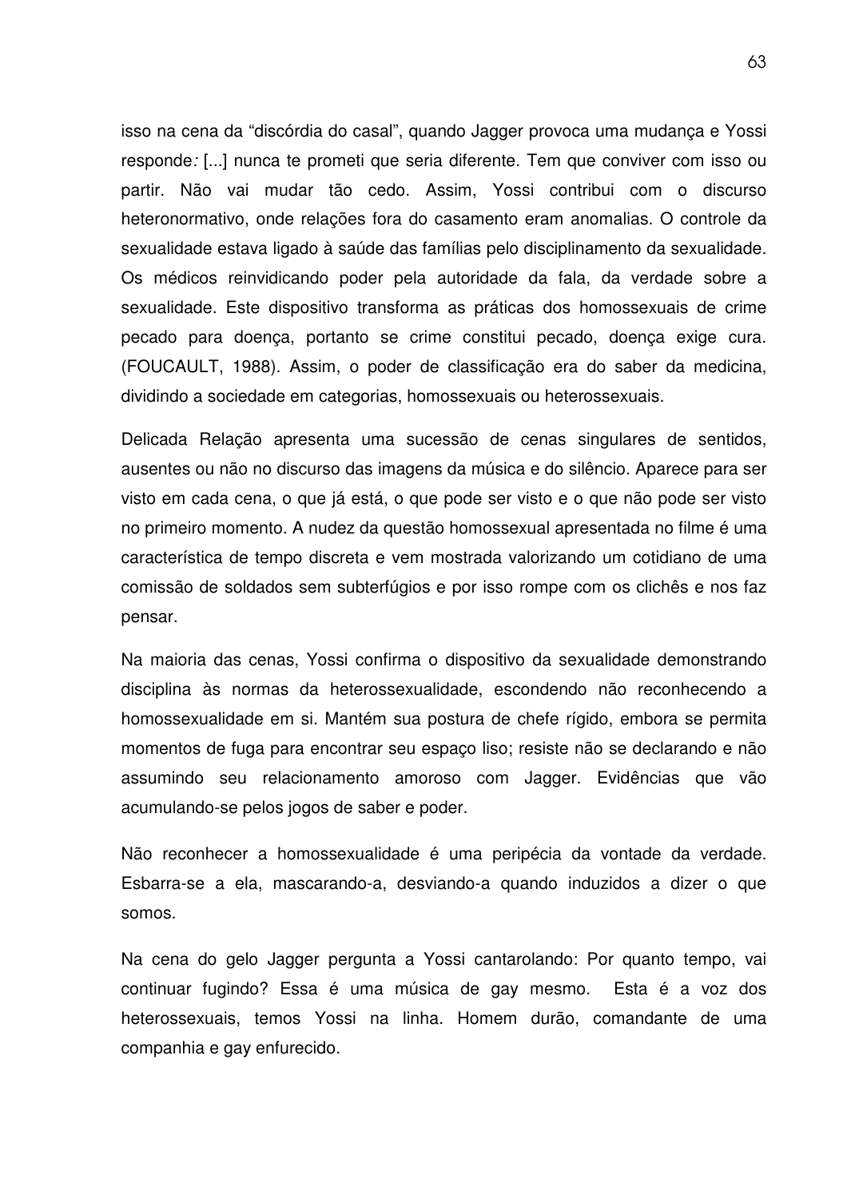isso na cena da "discórdia do casal", quando Jagger provoca uma mudança e Yossi responde*:* [...] nunca te prometi que seria diferente. Tem que conviver com isso ou partir. Não vai mudar tão cedo. Assim, Yossi contribui com o discurso heteronormativo, onde relações fora do casamento eram anomalias. O controle da sexualidade estava ligado à saúde das famílias pelo disciplinamento da sexualidade. Os médicos reinvidicando poder pela autoridade da fala, da verdade sobre a sexualidade. Este dispositivo transforma as práticas dos homossexuais de crime pecado para doença, portanto se crime constitui pecado, doença exige cura. (FOUCAULT, 1988). Assim, o poder de classificação era do saber da medicina, dividindo a sociedade em categorias, homossexuais ou heterossexuais.

Delicada Relação apresenta uma sucessão de cenas singulares de sentidos, ausentes ou não no discurso das imagens da música e do silêncio. Aparece para ser visto em cada cena, o que já está, o que pode ser visto e o que não pode ser visto no primeiro momento. A nudez da questão homossexual apresentada no filme é uma característica de tempo discreta e vem mostrada valorizando um cotidiano de uma comissão de soldados sem subterfúgios e por isso rompe com os clichês e nos faz pensar.

Na maioria das cenas, Yossi confirma o dispositivo da sexualidade demonstrando disciplina às normas da heterossexualidade, escondendo não reconhecendo a homossexualidade em si. Mantém sua postura de chefe rígido, embora se permita momentos de fuga para encontrar seu espaço liso; resiste não se declarando e não assumindo seu relacionamento amoroso com Jagger. Evidências que vão acumulando-se pelos jogos de saber e poder.

Não reconhecer a homossexualidade é uma peripécia da vontade da verdade. Esbarra-se a ela, mascarando-a, desviando-a quando induzidos a dizer o que somos.

Na cena do gelo Jagger pergunta a Yossi cantarolando: Por quanto tempo, vai continuar fugindo? Essa é uma música de gay mesmo. Esta é a voz dos heterossexuais, temos Yossi na linha. Homem durão, comandante de uma companhia e gay enfurecido.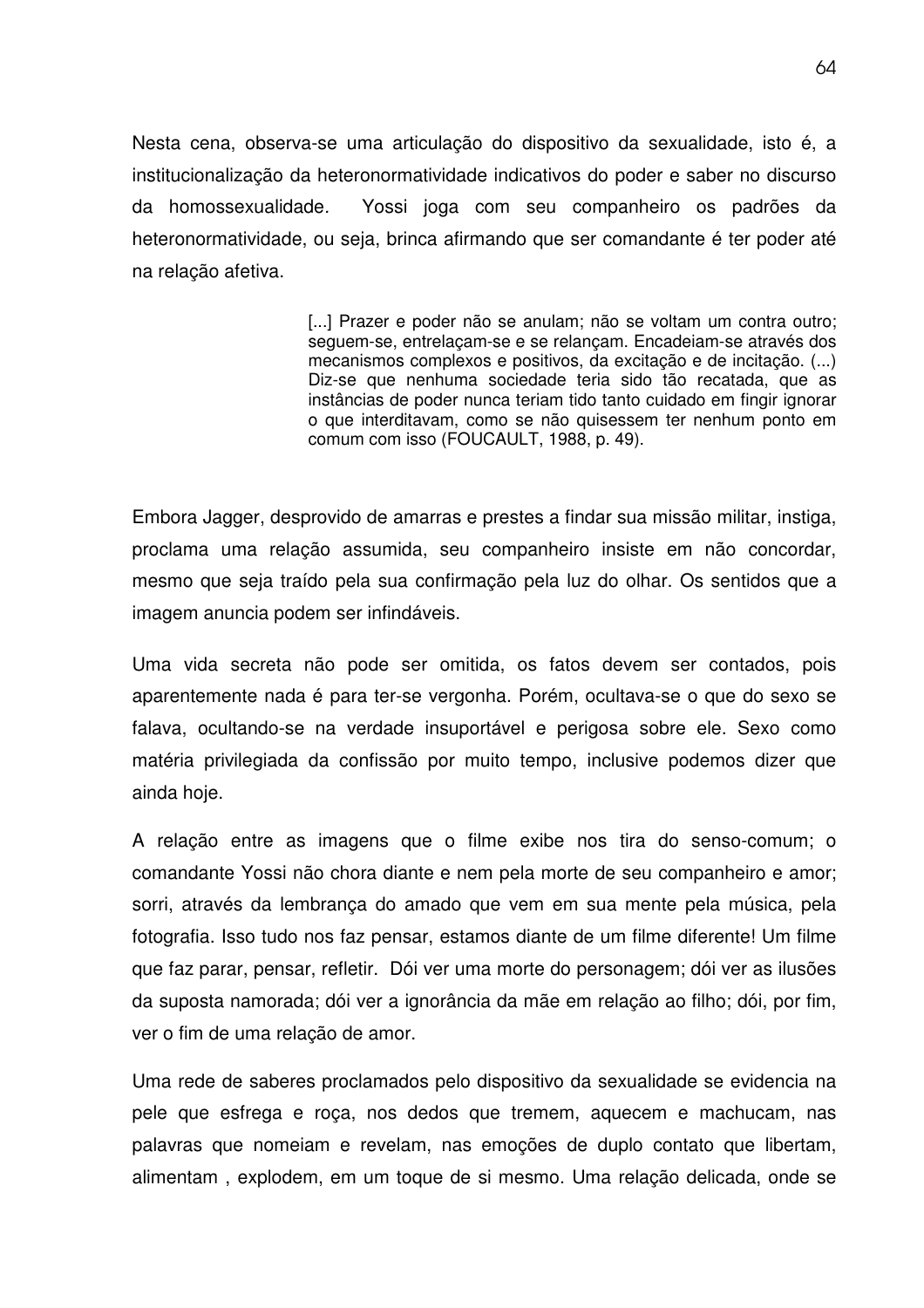Nesta cena, observa-se uma articulação do dispositivo da sexualidade, isto é, a institucionalização da heteronormatividade indicativos do poder e saber no discurso da homossexualidade. Yossi joga com seu companheiro os padrões da heteronormatividade, ou seja, brinca afirmando que ser comandante é ter poder até na relação afetiva.

> [...] Prazer e poder não se anulam; não se voltam um contra outro; seguem-se, entrelaçam-se e se relançam. Encadeiam-se através dos mecanismos complexos e positivos, da excitação e de incitação. (...) Diz-se que nenhuma sociedade teria sido tão recatada, que as instâncias de poder nunca teriam tido tanto cuidado em fingir ignorar o que interditavam, como se não quisessem ter nenhum ponto em comum com isso (FOUCAULT, 1988, p. 49).

Embora Jagger, desprovido de amarras e prestes a findar sua missão militar, instiga, proclama uma relação assumida, seu companheiro insiste em não concordar, mesmo que seja traído pela sua confirmação pela luz do olhar. Os sentidos que a imagem anuncia podem ser infindáveis.

Uma vida secreta não pode ser omitida, os fatos devem ser contados, pois aparentemente nada é para ter-se vergonha. Porém, ocultava-se o que do sexo se falava, ocultando-se na verdade insuportável e perigosa sobre ele. Sexo como matéria privilegiada da confissão por muito tempo, inclusive podemos dizer que ainda hoje.

A relação entre as imagens que o filme exibe nos tira do senso-comum; o comandante Yossi não chora diante e nem pela morte de seu companheiro e amor; sorri, através da lembrança do amado que vem em sua mente pela música, pela fotografia. Isso tudo nos faz pensar, estamos diante de um filme diferente! Um filme que faz parar, pensar, refletir. Dói ver uma morte do personagem; dói ver as ilusões da suposta namorada; dói ver a ignorância da mãe em relação ao filho; dói, por fim, ver o fim de uma relação de amor.

Uma rede de saberes proclamados pelo dispositivo da sexualidade se evidencia na pele que esfrega e roça, nos dedos que tremem, aquecem e machucam, nas palavras que nomeiam e revelam, nas emoções de duplo contato que libertam, alimentam , explodem, em um toque de si mesmo. Uma relação delicada, onde se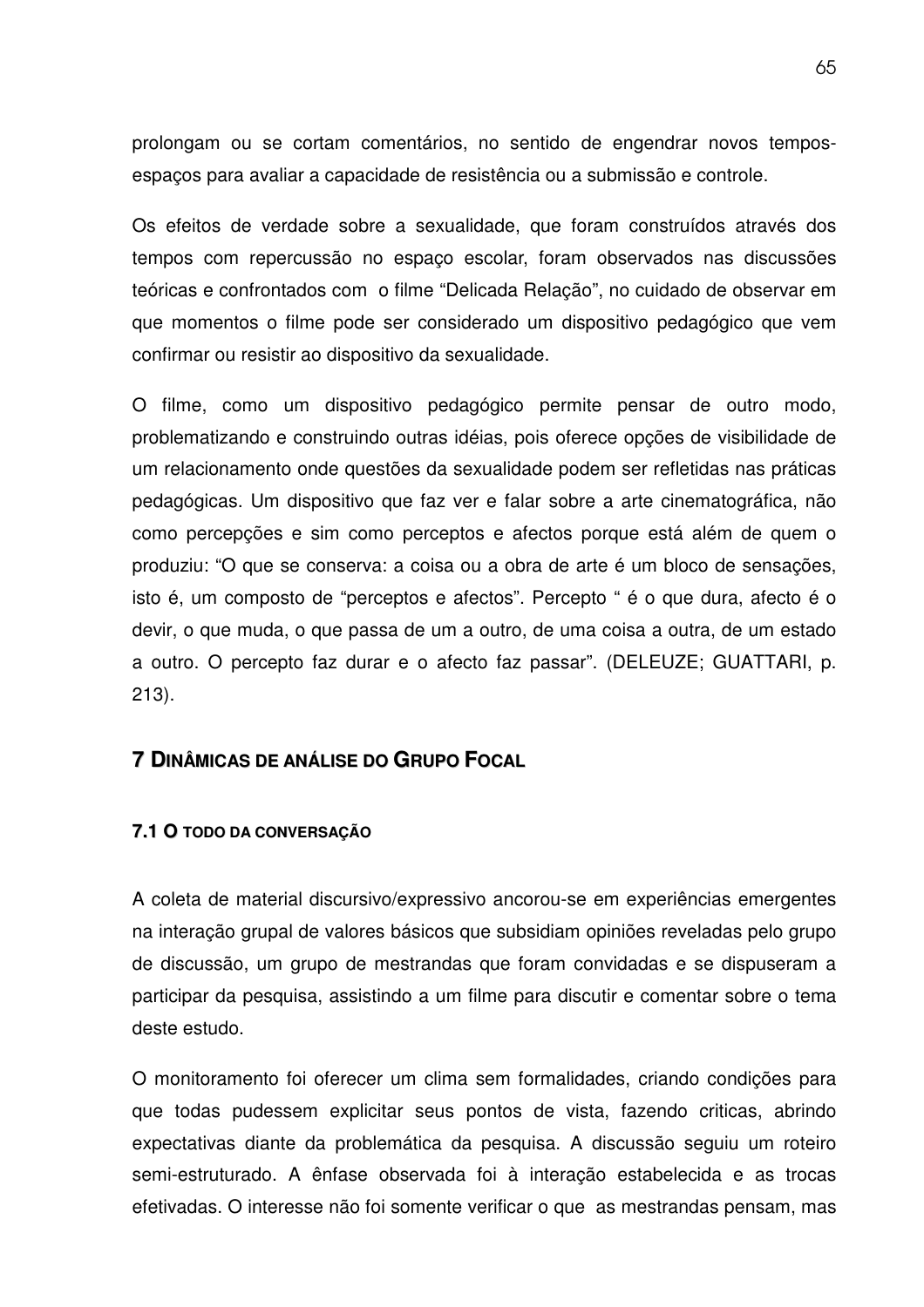prolongam ou se cortam comentários, no sentido de engendrar novos tempos-espaços para avaliar a capacidade de resistência ou a submissão e controle.

Os efeitos de verdade sobre a sexualidade, que foram construídos através dos tempos com repercussão no espaço escolar, foram observados nas discussões teóricas e confrontados com o filme “Delicada Relação”, no cuidado de observar em que momentos o filme pode ser considerado um dispositivo pedagógico que vem confirmar ou resistir ao dispositivo da sexualidade.

O filme, como um dispositivo pedagógico permite pensar de outro modo, problematizando e construindo outras idéias, pois oferece opções de visibilidade de um relacionamento onde questões da sexualidade podem ser refletidas nas práticas pedagógicas. Um dispositivo que faz ver e falar sobre a arte cinematográfica, não como percepções e sim como perceptos e afectos porque está além de quem o produziu: “O que se conserva: a coisa ou a obra de arte é um bloco de sensações, isto é, um composto de “perceptos e afectos”. Percepto “ é o que dura, afecto é o devir, o que muda, o que passa de um a outro, de uma coisa a outra, de um estado a outro. O percepto faz durar e o afecto faz passar”. (DELEUZE; GUATTARI, p. 213).

# 7 Dinâmicas de análise do Grupo Focal

## 7.1 O todo da conversação

A coleta de material discursivo/expressivo ancorou-se em experiências emergentes na interação grupal de valores básicos que subsidiam opiniões reveladas pelo grupo de discussão, um grupo de mestrandas que foram convidadas e se dispuseram a participar da pesquisa, assistindo a um filme para discutir e comentar sobre o tema deste estudo.

O monitoramento foi oferecer um clima sem formalidades, criando condições para que todas pudessem explicitar seus pontos de vista, fazendo criticas, abrindo expectativas diante da problemática da pesquisa. A discussão seguiu um roteiro semi-estruturado. A ênfase observada foi à interação estabelecida e as trocas efetivadas. O interesse não foi somente verificar o que as mestrandas pensam, mas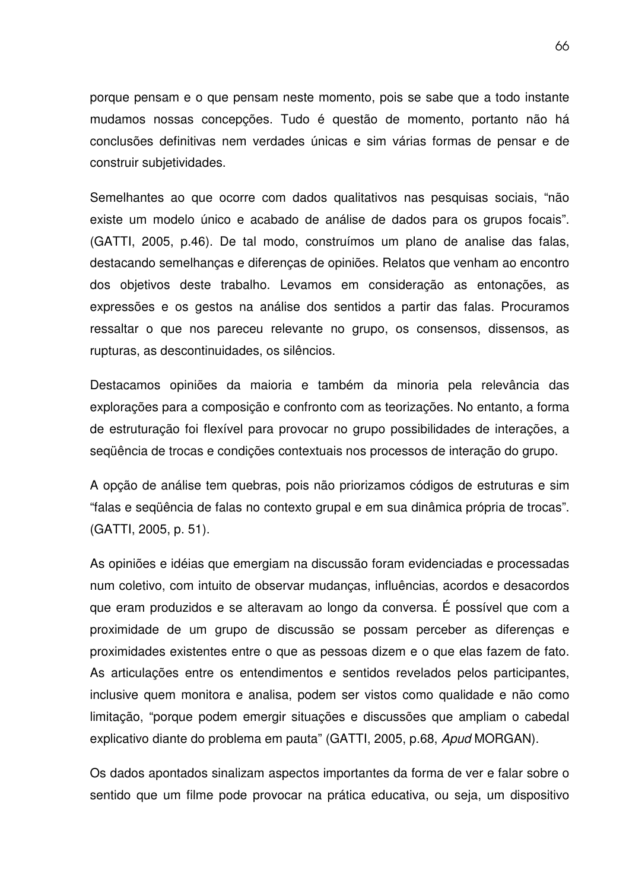porque pensam e o que pensam neste momento, pois se sabe que a todo instante mudamos nossas concepções. Tudo é questão de momento, portanto não há conclusões definitivas nem verdades únicas e sim várias formas de pensar e de construir subjetividades.

Semelhantes ao que ocorre com dados qualitativos nas pesquisas sociais, "não existe um modelo único e acabado de análise de dados para os grupos focais". (GATTI, 2005, p.46). De tal modo, construímos um plano de analise das falas, destacando semelhanças e diferenças de opiniões. Relatos que venham ao encontro dos objetivos deste trabalho. Levamos em consideração as entonações, as expressões e os gestos na análise dos sentidos a partir das falas. Procuramos ressaltar o que nos pareceu relevante no grupo, os consensos, dissensos, as rupturas, as descontinuidades, os silêncios.

Destacamos opiniões da maioria e também da minoria pela relevância das explorações para a composição e confronto com as teorizações. No entanto, a forma de estruturação foi flexível para provocar no grupo possibilidades de interações, a seqüência de trocas e condições contextuais nos processos de interação do grupo.

A opção de análise tem quebras, pois não priorizamos códigos de estruturas e sim "falas e seqüência de falas no contexto grupal e em sua dinâmica própria de trocas". (GATTI, 2005, p. 51).

As opiniões e idéias que emergiam na discussão foram evidenciadas e processadas num coletivo, com intuito de observar mudanças, influências, acordos e desacordos que eram produzidos e se alteravam ao longo da conversa. É possível que com a proximidade de um grupo de discussão se possam perceber as diferenças e proximidades existentes entre o que as pessoas dizem e o que elas fazem de fato. As articulações entre os entendimentos e sentidos revelados pelos participantes, inclusive quem monitora e analisa, podem ser vistos como qualidade e não como limitação, "porque podem emergir situações e discussões que ampliam o cabedal explicativo diante do problema em pauta" (GATTI, 2005, p.68, *Apud* MORGAN).

Os dados apontados sinalizam aspectos importantes da forma de ver e falar sobre o sentido que um filme pode provocar na prática educativa, ou seja, um dispositivo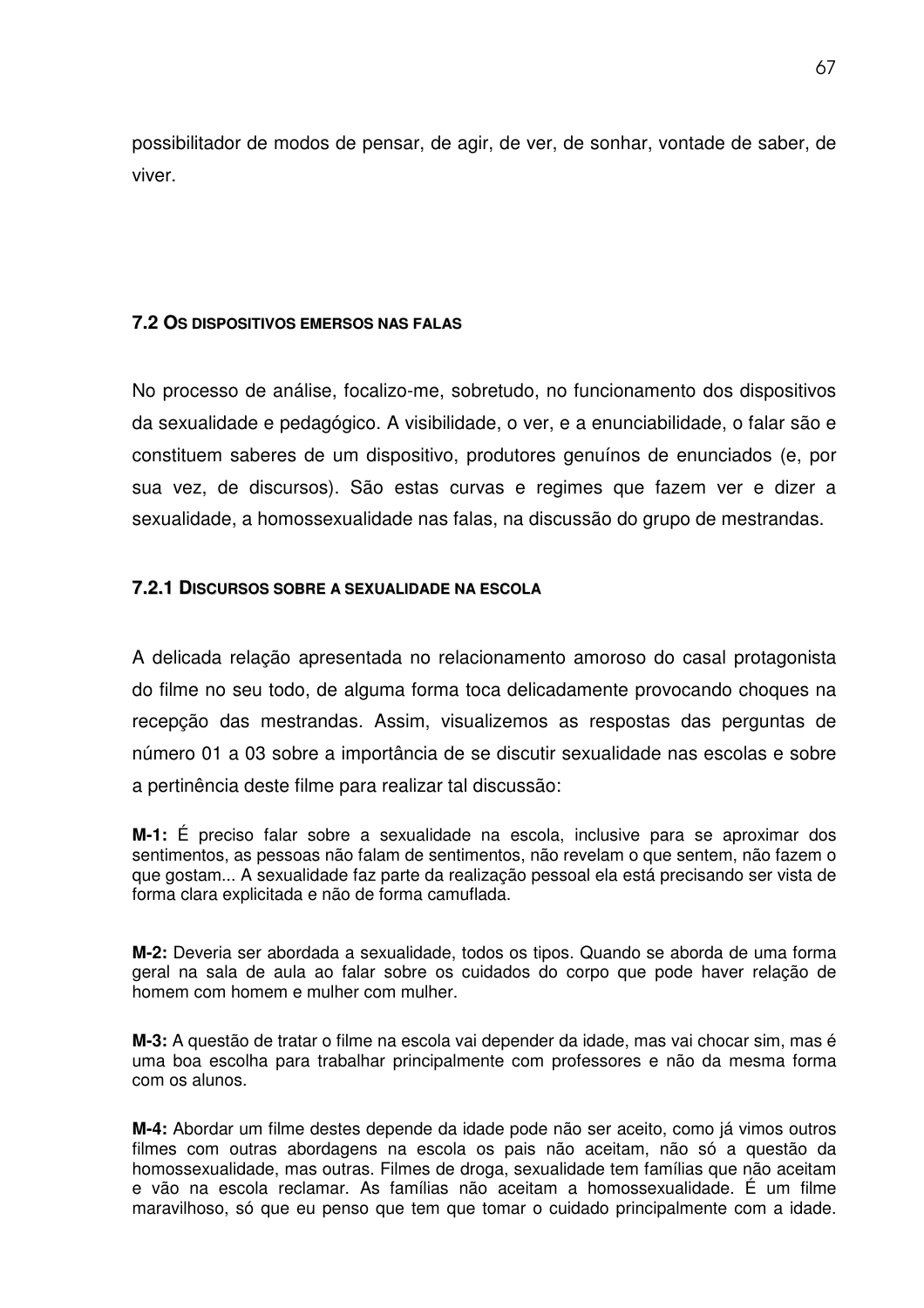possibilitador de modos de pensar, de agir, de ver, de sonhar, vontade de saber, de viver.

## 7.2 Os dispositivos emersos nas falas

No processo de análise, focalizo-me, sobretudo, no funcionamento dos dispositivos da sexualidade e pedagógico. A visibilidade, o ver, e a enunciabilidade, o falar são e constituem saberes de um dispositivo, produtores genuínos de enunciados (e, por sua vez, de discursos). São estas curvas e regimes que fazem ver e dizer a sexualidade, a homossexualidade nas falas, na discussão do grupo de mestrandas.

### 7.2.1 Discursos sobre a sexualidade na escola

A delicada relação apresentada no relacionamento amoroso do casal protagonista do filme no seu todo, de alguma forma toca delicadamente provocando choques na recepção das mestrandas. Assim, visualizemos as respostas das perguntas de número 01 a 03 sobre a importância de se discutir sexualidade nas escolas e sobre a pertinência deste filme para realizar tal discussão:

**M-1:** É preciso falar sobre a sexualidade na escola, inclusive para se aproximar dos sentimentos, as pessoas não falam de sentimentos, não revelam o que sentem, não fazem o que gostam... A sexualidade faz parte da realização pessoal ela está precisando ser vista de forma clara explicitada e não de forma camuflada.

**M-2:** Deveria ser abordada a sexualidade, todos os tipos. Quando se aborda de uma forma geral na sala de aula ao falar sobre os cuidados do corpo que pode haver relação de homem com homem e mulher com mulher.

**M-3:** A questão de tratar o filme na escola vai depender da idade, mas vai chocar sim, mas é uma boa escolha para trabalhar principalmente com professores e não da mesma forma com os alunos.

**M-4:** Abordar um filme destes depende da idade pode não ser aceito, como já vimos outros filmes com outras abordagens na escola os pais não aceitam, não só a questão da homossexualidade, mas outras. Filmes de droga, sexualidade tem famílias que não aceitam e vão na escola reclamar. As famílias não aceitam a homossexualidade. É um filme maravilhoso, só que eu penso que tem que tomar o cuidado principalmente com a idade.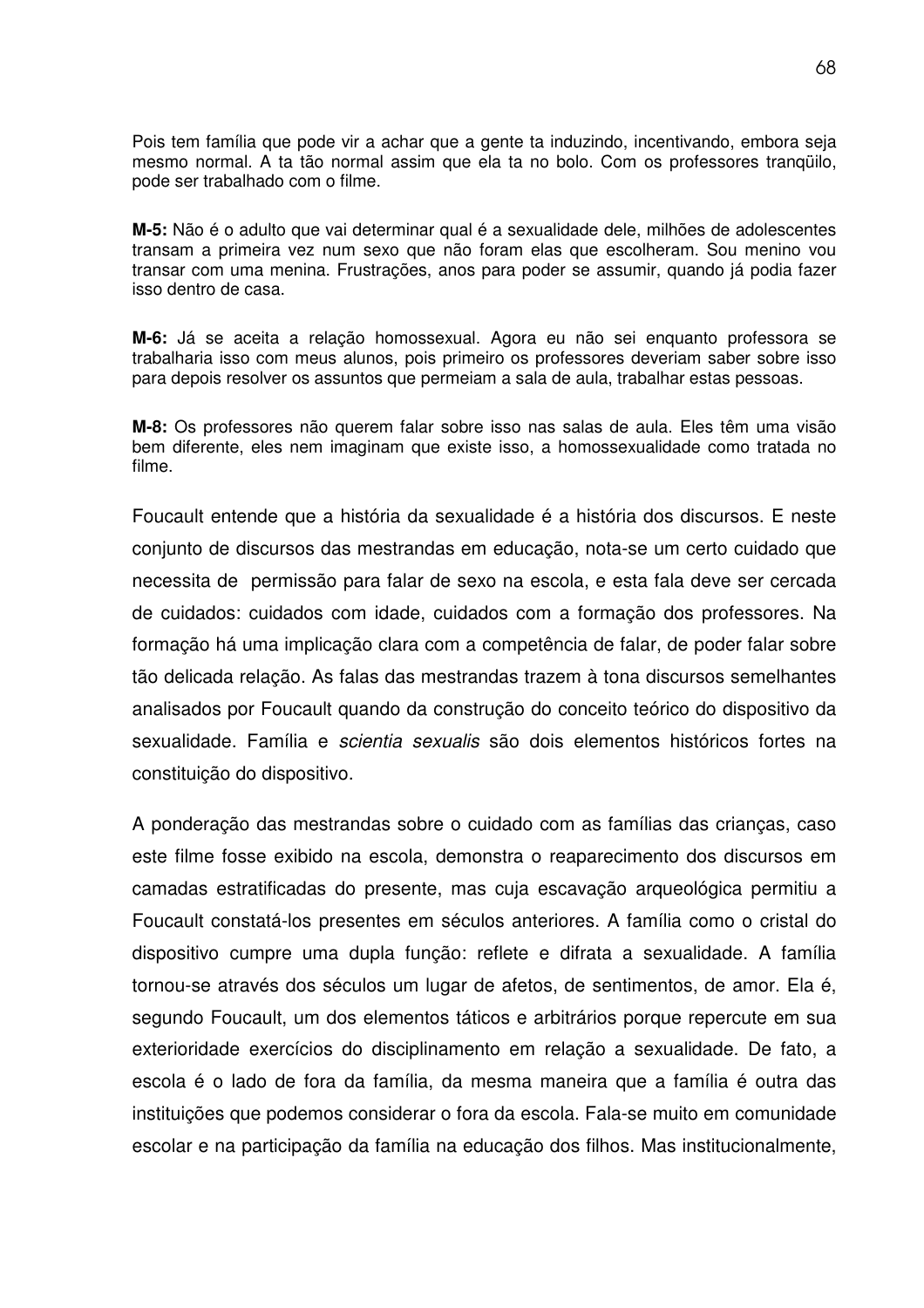Pois tem família que pode vir a achar que a gente ta induzindo, incentivando, embora seja mesmo normal. A ta tão normal assim que ela ta no bolo. Com os professores tranqüilo, pode ser trabalhado com o filme.

**M-5:** Não é o adulto que vai determinar qual é a sexualidade dele, milhões de adolescentes transam a primeira vez num sexo que não foram elas que escolheram. Sou menino vou transar com uma menina. Frustrações, anos para poder se assumir, quando já podia fazer isso dentro de casa.

**M-6:** Já se aceita a relação homossexual. Agora eu não sei enquanto professora se trabalharia isso com meus alunos, pois primeiro os professores deveriam saber sobre isso para depois resolver os assuntos que permeiam a sala de aula, trabalhar estas pessoas.

**M-8:** Os professores não querem falar sobre isso nas salas de aula. Eles têm uma visão bem diferente, eles nem imaginam que existe isso, a homossexualidade como tratada no filme.

Foucault entende que a história da sexualidade é a história dos discursos. E neste conjunto de discursos das mestrandas em educação, nota-se um certo cuidado que necessita de permissão para falar de sexo na escola, e esta fala deve ser cercada de cuidados: cuidados com idade, cuidados com a formação dos professores. Na formação há uma implicação clara com a competência de falar, de poder falar sobre tão delicada relação. As falas das mestrandas trazem à tona discursos semelhantes analisados por Foucault quando da construção do conceito teórico do dispositivo da sexualidade. Família e *scientia sexualis* são dois elementos históricos fortes na constituição do dispositivo.

A ponderação das mestrandas sobre o cuidado com as famílias das crianças, caso este filme fosse exibido na escola, demonstra o reaparecimento dos discursos em camadas estratificadas do presente, mas cuja escavação arqueológica permitiu a Foucault constatá-los presentes em séculos anteriores. A família como o cristal do dispositivo cumpre uma dupla função: reflete e difrata a sexualidade. A família tornou-se através dos séculos um lugar de afetos, de sentimentos, de amor. Ela é, segundo Foucault, um dos elementos táticos e arbitrários porque repercute em sua exterioridade exercícios do disciplinamento em relação a sexualidade. De fato, a escola é o lado de fora da família, da mesma maneira que a família é outra das instituições que podemos considerar o fora da escola. Fala-se muito em comunidade escolar e na participação da família na educação dos filhos. Mas institucionalmente,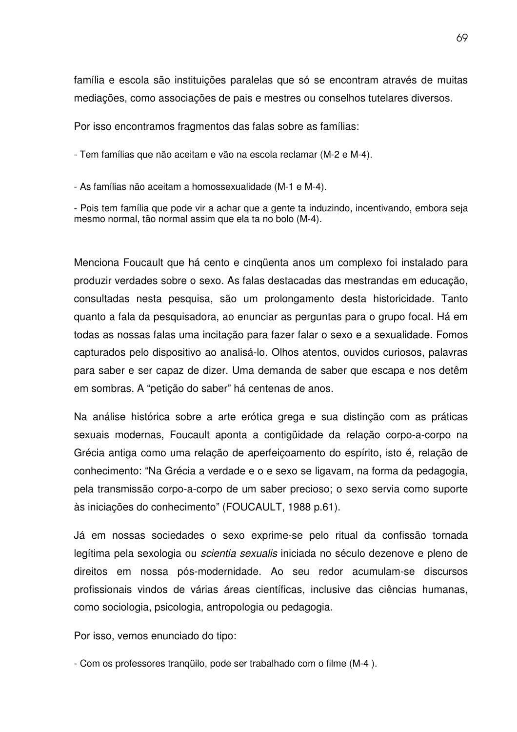família e escola são instituições paralelas que só se encontram através de muitas mediações, como associações de pais e mestres ou conselhos tutelares diversos.

Por isso encontramos fragmentos das falas sobre as famílias:

- Tem famílias que não aceitam e vão na escola reclamar (M-2 e M-4).

- As famílias não aceitam a homossexualidade (M-1 e M-4).

- Pois tem família que pode vir a achar que a gente ta induzindo, incentivando, embora seja mesmo normal, tão normal assim que ela ta no bolo (M-4).

Menciona Foucault que há cento e cinqüenta anos um complexo foi instalado para produzir verdades sobre o sexo. As falas destacadas das mestrandas em educação, consultadas nesta pesquisa, são um prolongamento desta historicidade. Tanto quanto a fala da pesquisadora, ao enunciar as perguntas para o grupo focal. Há em todas as nossas falas uma incitação para fazer falar o sexo e a sexualidade. Fomos capturados pelo dispositivo ao analisá-lo. Olhos atentos, ouvidos curiosos, palavras para saber e ser capaz de dizer. Uma demanda de saber que escapa e nos detêm em sombras. A "petição do saber" há centenas de anos.

Na análise histórica sobre a arte erótica grega e sua distinção com as práticas sexuais modernas, Foucault aponta a contigüidade da relação corpo-a-corpo na Grécia antiga como uma relação de aperfeiçoamento do espírito, isto é, relação de conhecimento: "Na Grécia a verdade e o e sexo se ligavam, na forma da pedagogia, pela transmissão corpo-a-corpo de um saber precioso; o sexo servia como suporte às iniciações do conhecimento" (FOUCAULT, 1988 p.61).

Já em nossas sociedades o sexo exprime-se pelo ritual da confissão tornada legítima pela sexologia ou *scientia sexualis* iniciada no século dezenove e pleno de direitos em nossa pós-modernidade. Ao seu redor acumulam-se discursos profissionais vindos de várias áreas científicas, inclusive das ciências humanas, como sociologia, psicologia, antropologia ou pedagogia.

Por isso, vemos enunciado do tipo:

- Com os professores tranqüilo, pode ser trabalhado com o filme (M-4 ).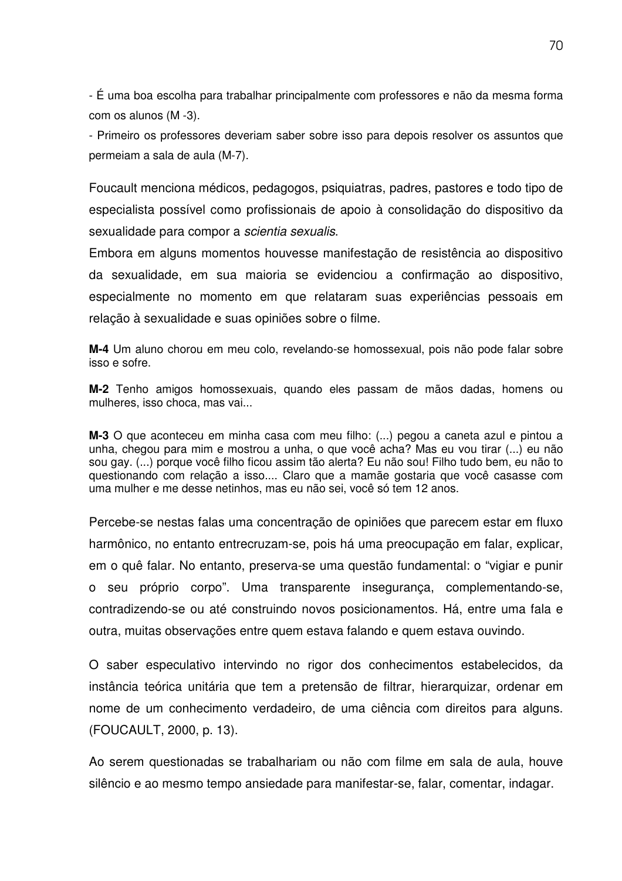- É uma boa escolha para trabalhar principalmente com professores e não da mesma forma com os alunos (M -3).

- Primeiro os professores deveriam saber sobre isso para depois resolver os assuntos que permeiam a sala de aula (M-7).

Foucault menciona médicos, pedagogos, psiquiatras, padres, pastores e todo tipo de especialista possível como profissionais de apoio à consolidação do dispositivo da sexualidade para compor a *scientia sexualis*.

Embora em alguns momentos houvesse manifestação de resistência ao dispositivo da sexualidade, em sua maioria se evidenciou a confirmação ao dispositivo, especialmente no momento em que relataram suas experiências pessoais em relação à sexualidade e suas opiniões sobre o filme.

**M-4** Um aluno chorou em meu colo, revelando-se homossexual, pois não pode falar sobre isso e sofre.

**M-2** Tenho amigos homossexuais, quando eles passam de mãos dadas, homens ou mulheres, isso choca, mas vai...

**M-3** O que aconteceu em minha casa com meu filho: (...) pegou a caneta azul e pintou a unha, chegou para mim e mostrou a unha, o que você acha? Mas eu vou tirar (...) eu não sou gay. (...) porque você filho ficou assim tão alerta? Eu não sou! Filho tudo bem, eu não to questionando com relação a isso.... Claro que a mamãe gostaria que você casasse com uma mulher e me desse netinhos, mas eu não sei, você só tem 12 anos.

Percebe-se nestas falas uma concentração de opiniões que parecem estar em fluxo harmônico, no entanto entrecruzam-se, pois há uma preocupação em falar, explicar, em o quê falar. No entanto, preserva-se uma questão fundamental: o "vigiar e punir o seu próprio corpo". Uma transparente insegurança, complementando-se, contradizendo-se ou até construindo novos posicionamentos. Há, entre uma fala e outra, muitas observações entre quem estava falando e quem estava ouvindo.

O saber especulativo intervindo no rigor dos conhecimentos estabelecidos, da instância teórica unitária que tem a pretensão de filtrar, hierarquizar, ordenar em nome de um conhecimento verdadeiro, de uma ciência com direitos para alguns. (FOUCAULT, 2000, p. 13).

Ao serem questionadas se trabalhariam ou não com filme em sala de aula, houve silêncio e ao mesmo tempo ansiedade para manifestar-se, falar, comentar, indagar.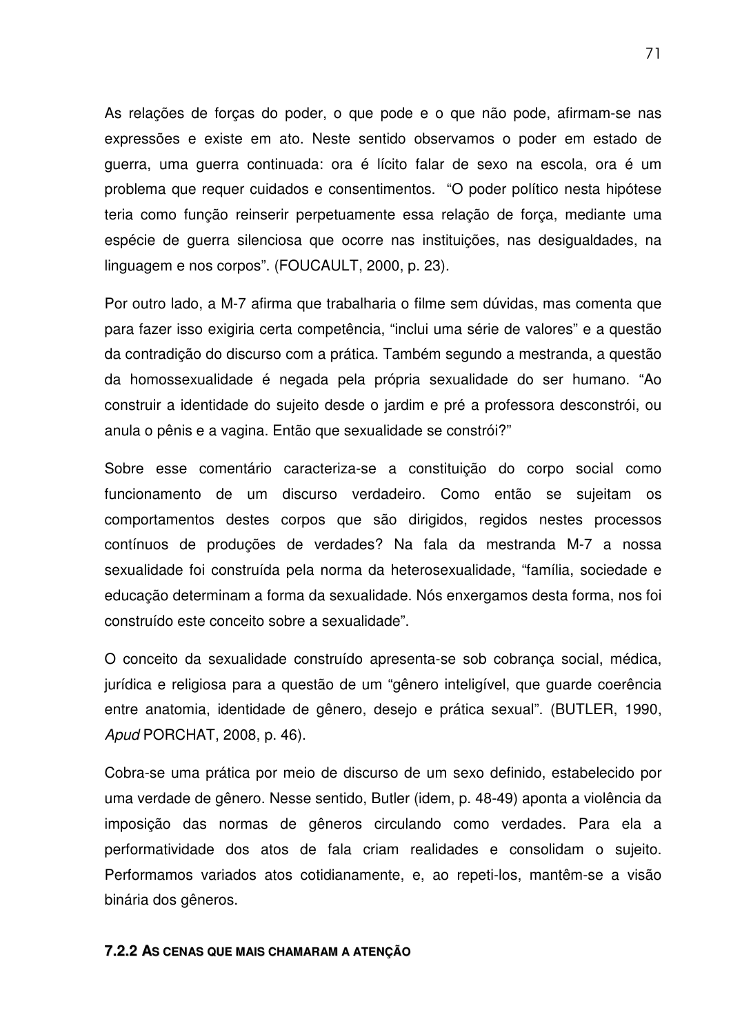As relações de forças do poder, o que pode e o que não pode, afirmam-se nas expressões e existe em ato. Neste sentido observamos o poder em estado de guerra, uma guerra continuada: ora é lícito falar de sexo na escola, ora é um problema que requer cuidados e consentimentos. "O poder político nesta hipótese teria como função reinserir perpetuamente essa relação de força, mediante uma espécie de guerra silenciosa que ocorre nas instituições, nas desigualdades, na linguagem e nos corpos". (FOUCAULT, 2000, p. 23).

Por outro lado, a M-7 afirma que trabalharia o filme sem dúvidas, mas comenta que para fazer isso exigiria certa competência, "inclui uma série de valores" e a questão da contradição do discurso com a prática. Também segundo a mestranda, a questão da homossexualidade é negada pela própria sexualidade do ser humano. "Ao construir a identidade do sujeito desde o jardim e pré a professora desconstrói, ou anula o pênis e a vagina. Então que sexualidade se constrói?"

Sobre esse comentário caracteriza-se a constituição do corpo social como funcionamento de um discurso verdadeiro. Como então se sujeitam os comportamentos destes corpos que são dirigidos, regidos nestes processos contínuos de produções de verdades? Na fala da mestranda M-7 a nossa sexualidade foi construída pela norma da heterosexualidade, "família, sociedade e educação determinam a forma da sexualidade. Nós enxergamos desta forma, nos foi construído este conceito sobre a sexualidade".

O conceito da sexualidade construído apresenta-se sob cobrança social, médica, jurídica e religiosa para a questão de um "gênero inteligível, que guarde coerência entre anatomia, identidade de gênero, desejo e prática sexual". (BUTLER, 1990, *Apud* PORCHAT, 2008, p. 46).

Cobra-se uma prática por meio de discurso de um sexo definido, estabelecido por uma verdade de gênero. Nesse sentido, Butler (idem, p. 48-49) aponta a violência da imposição das normas de gêneros circulando como verdades. Para ela a performatividade dos atos de fala criam realidades e consolidam o sujeito. Performamos variados atos cotidianamente, e, ao repeti-los, mantêm-se a visão binária dos gêneros.

#### 7.2.2 AS CENAS QUE MAIS CHAMARAM A ATENÇÃO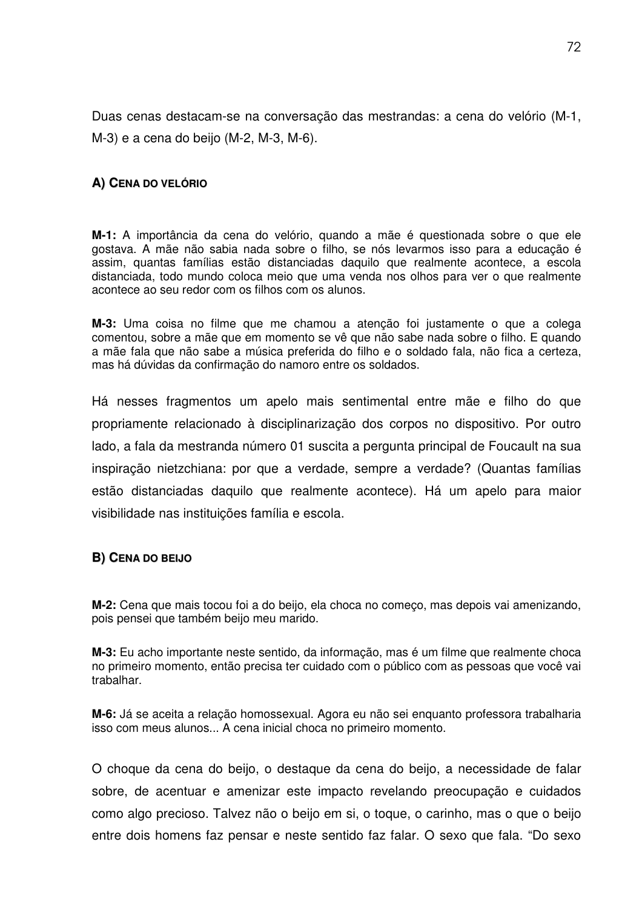Duas cenas destacam-se na conversação das mestrandas: a cena do velório (M-1, M-3) e a cena do beijo (M-2, M-3, M-6).

### A) Cena do velório

**M-1:** A importância da cena do velório, quando a mãe é questionada sobre o que ele gostava. A mãe não sabia nada sobre o filho, se nós levarmos isso para a educação é assim, quantas famílias estão distanciadas daquilo que realmente acontece, a escola distanciada, todo mundo coloca meio que uma venda nos olhos para ver o que realmente acontece ao seu redor com os filhos com os alunos.

**M-3:** Uma coisa no filme que me chamou a atenção foi justamente o que a colega comentou, sobre a mãe que em momento se vê que não sabe nada sobre o filho. E quando a mãe fala que não sabe a música preferida do filho e o soldado fala, não fica a certeza, mas há dúvidas da confirmação do namoro entre os soldados.

Há nesses fragmentos um apelo mais sentimental entre mãe e filho do que propriamente relacionado à disciplinarização dos corpos no dispositivo. Por outro lado, a fala da mestranda número 01 suscita a pergunta principal de Foucault na sua inspiração nietzchiana: por que a verdade, sempre a verdade? (Quantas famílias estão distanciadas daquilo que realmente acontece). Há um apelo para maior visibilidade nas instituições família e escola.

### B) Cena do beijo

**M-2:** Cena que mais tocou foi a do beijo, ela choca no começo, mas depois vai amenizando, pois pensei que também beijo meu marido.

**M-3:** Eu acho importante neste sentido, da informação, mas é um filme que realmente choca no primeiro momento, então precisa ter cuidado com o público com as pessoas que você vai trabalhar.

**M-6:** Já se aceita a relação homossexual. Agora eu não sei enquanto professora trabalharia isso com meus alunos... A cena inicial choca no primeiro momento.

O choque da cena do beijo, o destaque da cena do beijo, a necessidade de falar sobre, de acentuar e amenizar este impacto revelando preocupação e cuidados como algo precioso. Talvez não o beijo em si, o toque, o carinho, mas o que o beijo entre dois homens faz pensar e neste sentido faz falar. O sexo que fala. "Do sexo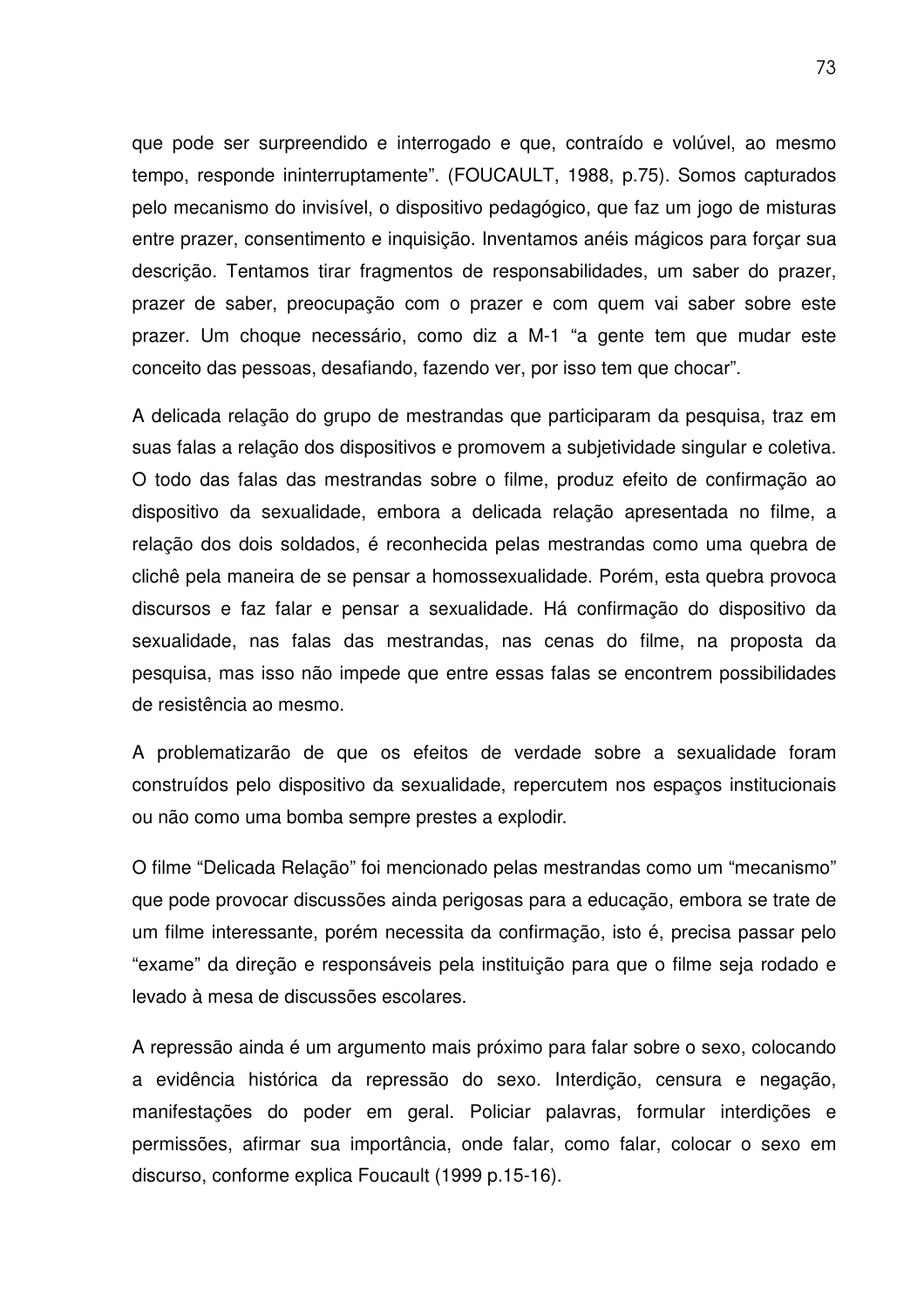que pode ser surpreendido e interrogado e que, contraído e volúvel, ao mesmo tempo, responde ininterruptamente". (FOUCAULT, 1988, p.75). Somos capturados pelo mecanismo do invisível, o dispositivo pedagógico, que faz um jogo de misturas entre prazer, consentimento e inquisição. Inventamos anéis mágicos para forçar sua descrição. Tentamos tirar fragmentos de responsabilidades, um saber do prazer, prazer de saber, preocupação com o prazer e com quem vai saber sobre este prazer. Um choque necessário, como diz a M-1 "a gente tem que mudar este conceito das pessoas, desafiando, fazendo ver, por isso tem que chocar".

A delicada relação do grupo de mestrandas que participaram da pesquisa, traz em suas falas a relação dos dispositivos e promovem a subjetividade singular e coletiva. O todo das falas das mestrandas sobre o filme, produz efeito de confirmação ao dispositivo da sexualidade, embora a delicada relação apresentada no filme, a relação dos dois soldados, é reconhecida pelas mestrandas como uma quebra de clichê pela maneira de se pensar a homossexualidade. Porém, esta quebra provoca discursos e faz falar e pensar a sexualidade. Há confirmação do dispositivo da sexualidade, nas falas das mestrandas, nas cenas do filme, na proposta da pesquisa, mas isso não impede que entre essas falas se encontrem possibilidades de resistência ao mesmo.

A problematizarão de que os efeitos de verdade sobre a sexualidade foram construídos pelo dispositivo da sexualidade, repercutem nos espaços institucionais ou não como uma bomba sempre prestes a explodir.

O filme "Delicada Relação" foi mencionado pelas mestrandas como um "mecanismo" que pode provocar discussões ainda perigosas para a educação, embora se trate de um filme interessante, porém necessita da confirmação, isto é, precisa passar pelo "exame" da direção e responsáveis pela instituição para que o filme seja rodado e levado à mesa de discussões escolares.

A repressão ainda é um argumento mais próximo para falar sobre o sexo, colocando a evidência histórica da repressão do sexo. Interdição, censura e negação, manifestações do poder em geral. Policiar palavras, formular interdições e permissões, afirmar sua importância, onde falar, como falar, colocar o sexo em discurso, conforme explica Foucault (1999 p.15-16).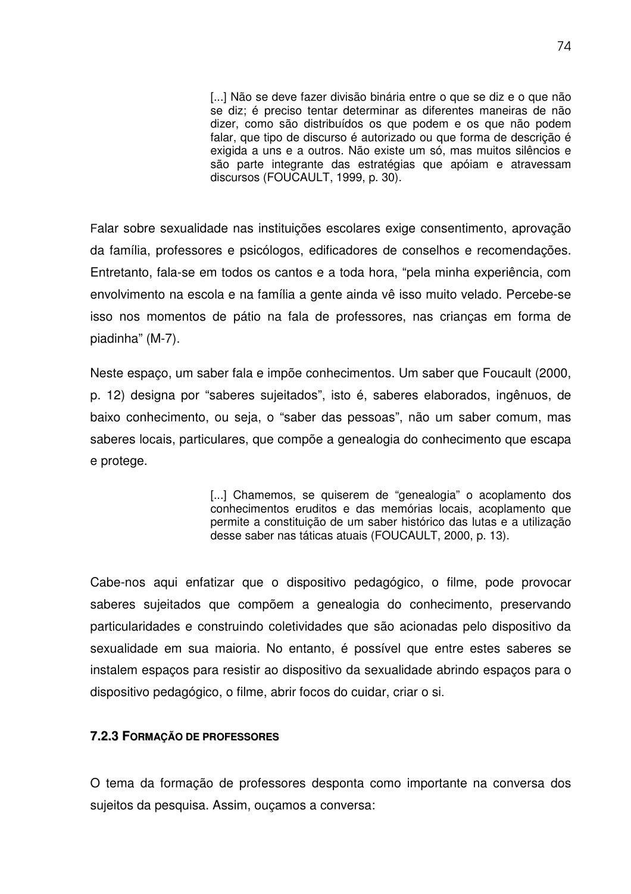> [...] Não se deve fazer divisão binária entre o que se diz e o que não se diz; é preciso tentar determinar as diferentes maneiras de não dizer, como são distribuídos os que podem e os que não podem falar, que tipo de discurso é autorizado ou que forma de descrição é exigida a uns e a outros. Não existe um só, mas muitos silêncios e são parte integrante das estratégias que apóiam e atravessam discursos (FOUCAULT, 1999, p. 30).

Falar sobre sexualidade nas instituições escolares exige consentimento, aprovação da família, professores e psicólogos, edificadores de conselhos e recomendações. Entretanto, fala-se em todos os cantos e a toda hora, "pela minha experiência, com envolvimento na escola e na família a gente ainda vê isso muito velado. Percebe-se isso nos momentos de pátio na fala de professores, nas crianças em forma de piadinha" (M-7).

Neste espaço, um saber fala e impõe conhecimentos. Um saber que Foucault (2000, p. 12) designa por "saberes sujeitados", isto é, saberes elaborados, ingênuos, de baixo conhecimento, ou seja, o "saber das pessoas", não um saber comum, mas saberes locais, particulares, que compõe a genealogia do conhecimento que escapa e protege.

> [...] Chamemos, se quiserem de "genealogia" o acoplamento dos conhecimentos eruditos e das memórias locais, acoplamento que permite a constituição de um saber histórico das lutas e a utilização desse saber nas táticas atuais (FOUCAULT, 2000, p. 13).

Cabe-nos aqui enfatizar que o dispositivo pedagógico, o filme, pode provocar saberes sujeitados que compõem a genealogia do conhecimento, preservando particularidades e construindo coletividades que são acionadas pelo dispositivo da sexualidade em sua maioria. No entanto, é possível que entre estes saberes se instalem espaços para resistir ao dispositivo da sexualidade abrindo espaços para o dispositivo pedagógico, o filme, abrir focos do cuidar, criar o si.

#### 7.2.3 Formação de professores

O tema da formação de professores desponta como importante na conversa dos sujeitos da pesquisa. Assim, ouçamos a conversa: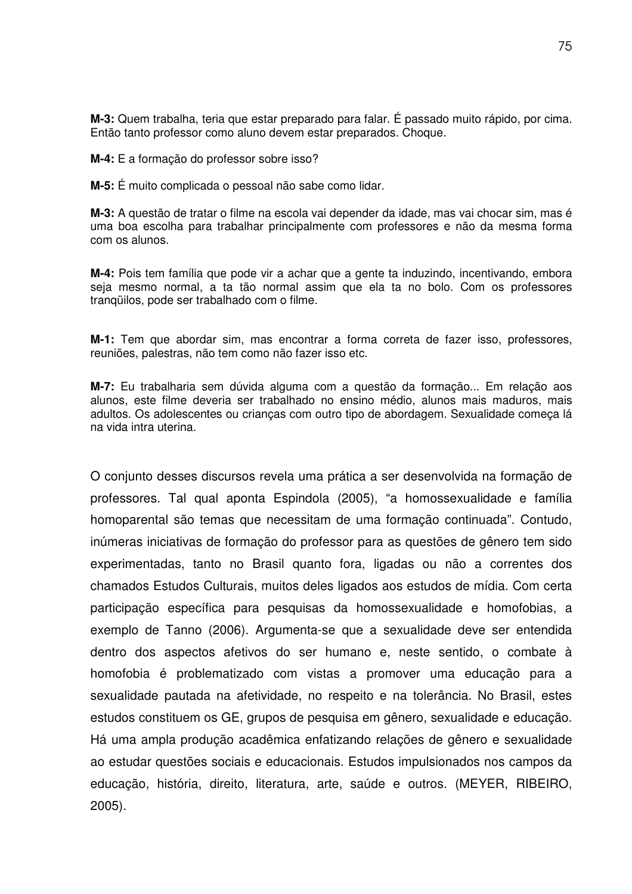**M-3:** Quem trabalha, teria que estar preparado para falar. É passado muito rápido, por cima. Então tanto professor como aluno devem estar preparados. Choque.

**M-4:** E a formação do professor sobre isso?

**M-5:** É muito complicada o pessoal não sabe como lidar.

**M-3:** A questão de tratar o filme na escola vai depender da idade, mas vai chocar sim, mas é uma boa escolha para trabalhar principalmente com professores e não da mesma forma com os alunos.

**M-4:** Pois tem família que pode vir a achar que a gente ta induzindo, incentivando, embora seja mesmo normal, a ta tão normal assim que ela ta no bolo. Com os professores tranqüilos, pode ser trabalhado com o filme.

**M-1:** Tem que abordar sim, mas encontrar a forma correta de fazer isso, professores, reuniões, palestras, não tem como não fazer isso etc.

**M-7:** Eu trabalharia sem dúvida alguma com a questão da formação... Em relação aos alunos, este filme deveria ser trabalhado no ensino médio, alunos mais maduros, mais adultos. Os adolescentes ou crianças com outro tipo de abordagem. Sexualidade começa lá na vida intra uterina.

O conjunto desses discursos revela uma prática a ser desenvolvida na formação de professores. Tal qual aponta Espindola (2005), "a homossexualidade e família homoparental são temas que necessitam de uma formação continuada". Contudo, inúmeras iniciativas de formação do professor para as questões de gênero tem sido experimentadas, tanto no Brasil quanto fora, ligadas ou não a correntes dos chamados Estudos Culturais, muitos deles ligados aos estudos de mídia. Com certa participação específica para pesquisas da homossexualidade e homofobias, a exemplo de Tanno (2006). Argumenta-se que a sexualidade deve ser entendida dentro dos aspectos afetivos do ser humano e, neste sentido, o combate à homofobia é problematizado com vistas a promover uma educação para a sexualidade pautada na afetividade, no respeito e na tolerância. No Brasil, estes estudos constituem os GE, grupos de pesquisa em gênero, sexualidade e educação. Há uma ampla produção acadêmica enfatizando relações de gênero e sexualidade ao estudar questões sociais e educacionais. Estudos impulsionados nos campos da educação, história, direito, literatura, arte, saúde e outros. (MEYER, RIBEIRO, 2005).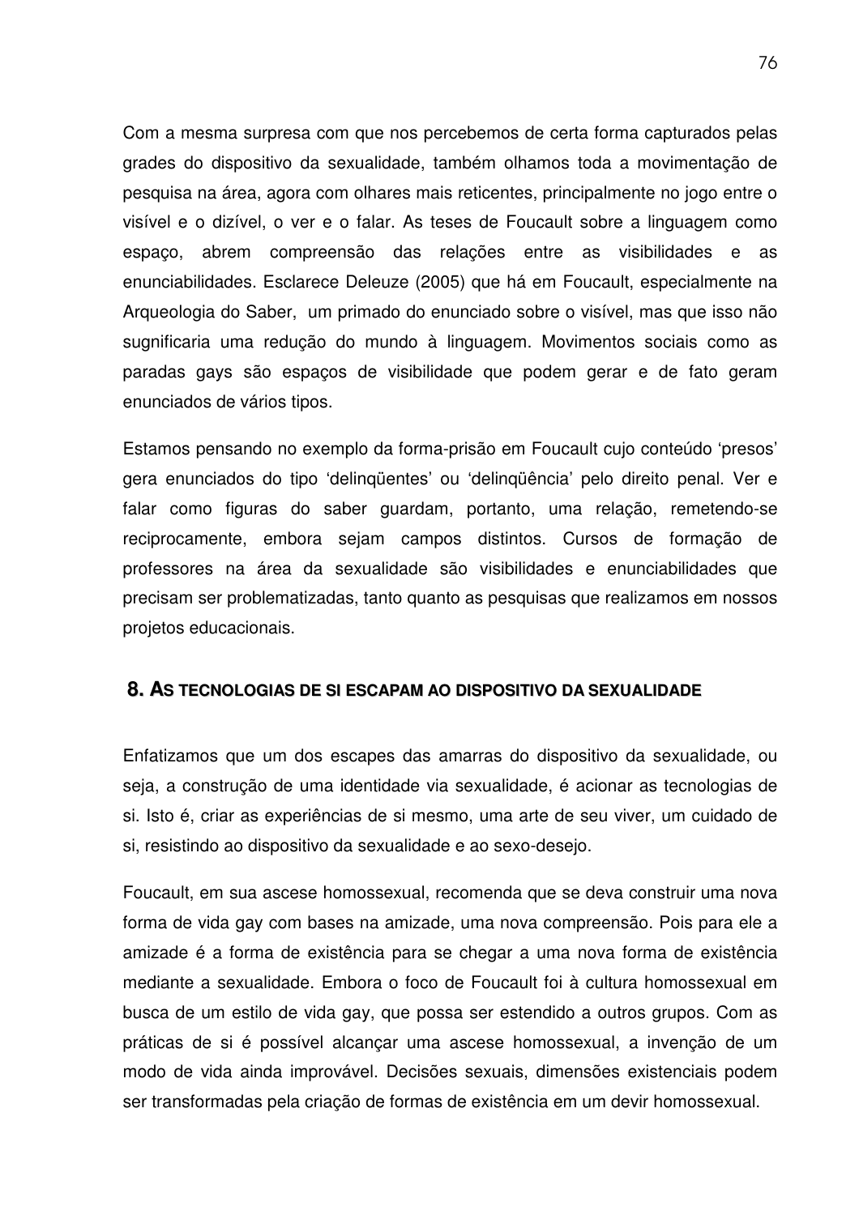Com a mesma surpresa com que nos percebemos de certa forma capturados pelas grades do dispositivo da sexualidade, também olhamos toda a movimentação de pesquisa na área, agora com olhares mais reticentes, principalmente no jogo entre o visível e o dizível, o ver e o falar. As teses de Foucault sobre a linguagem como espaço, abrem compreensão das relações entre as visibilidades e as enunciabilidades. Esclarece Deleuze (2005) que há em Foucault, especialmente na Arqueologia do Saber, um primado do enunciado sobre o visível, mas que isso não sugnificaria uma redução do mundo à linguagem. Movimentos sociais como as paradas gays são espaços de visibilidade que podem gerar e de fato geram enunciados de vários tipos.

Estamos pensando no exemplo da forma-prisão em Foucault cujo conteúdo 'presos' gera enunciados do tipo 'delinqüentes' ou 'delinqüência' pelo direito penal. Ver e falar como figuras do saber guardam, portanto, uma relação, remetendo-se reciprocamente, embora sejam campos distintos. Cursos de formação de professores na área da sexualidade são visibilidades e enunciabilidades que precisam ser problematizadas, tanto quanto as pesquisas que realizamos em nossos projetos educacionais.

## 8. AS TECNOLOGIAS DE SI ESCAPAM AO DISPOSITIVO DA SEXUALIDADE

Enfatizamos que um dos escapes das amarras do dispositivo da sexualidade, ou seja, a construção de uma identidade via sexualidade, é acionar as tecnologias de si. Isto é, criar as experiências de si mesmo, uma arte de seu viver, um cuidado de si, resistindo ao dispositivo da sexualidade e ao sexo-desejo.

Foucault, em sua ascese homossexual, recomenda que se deva construir uma nova forma de vida gay com bases na amizade, uma nova compreensão. Pois para ele a amizade é a forma de existência para se chegar a uma nova forma de existência mediante a sexualidade. Embora o foco de Foucault foi à cultura homossexual em busca de um estilo de vida gay, que possa ser estendido a outros grupos. Com as práticas de si é possível alcançar uma ascese homossexual, a invenção de um modo de vida ainda improvável. Decisões sexuais, dimensões existenciais podem ser transformadas pela criação de formas de existência em um devir homossexual.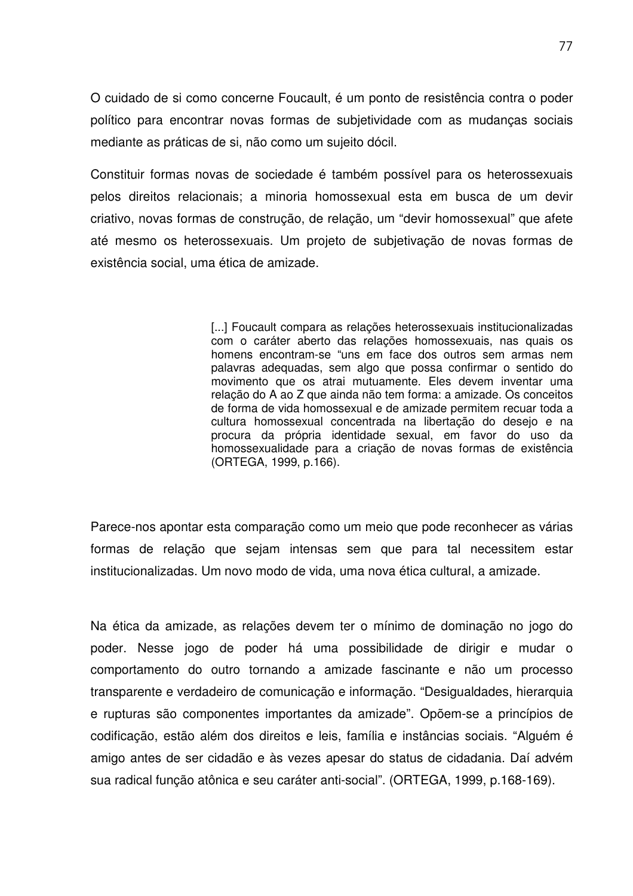O cuidado de si como concerne Foucault, é um ponto de resistência contra o poder político para encontrar novas formas de subjetividade com as mudanças sociais mediante as práticas de si, não como um sujeito dócil.

Constituir formas novas de sociedade é também possível para os heterossexuais pelos direitos relacionais; a minoria homossexual esta em busca de um devir criativo, novas formas de construção, de relação, um "devir homossexual" que afete até mesmo os heterossexuais. Um projeto de subjetivação de novas formas de existência social, uma ética de amizade.

> [...] Foucault compara as relações heterossexuais institucionalizadas com o caráter aberto das relações homossexuais, nas quais os homens encontram-se "uns em face dos outros sem armas nem palavras adequadas, sem algo que possa confirmar o sentido do movimento que os atrai mutuamente. Eles devem inventar uma relação do A ao Z que ainda não tem forma: a amizade. Os conceitos de forma de vida homossexual e de amizade permitem recuar toda a cultura homossexual concentrada na libertação do desejo e na procura da própria identidade sexual, em favor do uso da homossexualidade para a criação de novas formas de existência (ORTEGA, 1999, p.166).

Parece-nos apontar esta comparação como um meio que pode reconhecer as várias formas de relação que sejam intensas sem que para tal necessitem estar institucionalizadas. Um novo modo de vida, uma nova ética cultural, a amizade.

Na ética da amizade, as relações devem ter o mínimo de dominação no jogo do poder. Nesse jogo de poder há uma possibilidade de dirigir e mudar o comportamento do outro tornando a amizade fascinante e não um processo transparente e verdadeiro de comunicação e informação. "Desigualdades, hierarquia e rupturas são componentes importantes da amizade". Opõem-se a princípios de codificação, estão além dos direitos e leis, família e instâncias sociais. "Alguém é amigo antes de ser cidadão e às vezes apesar do status de cidadania. Daí advém sua radical função atônica e seu caráter anti-social". (ORTEGA, 1999, p.168-169).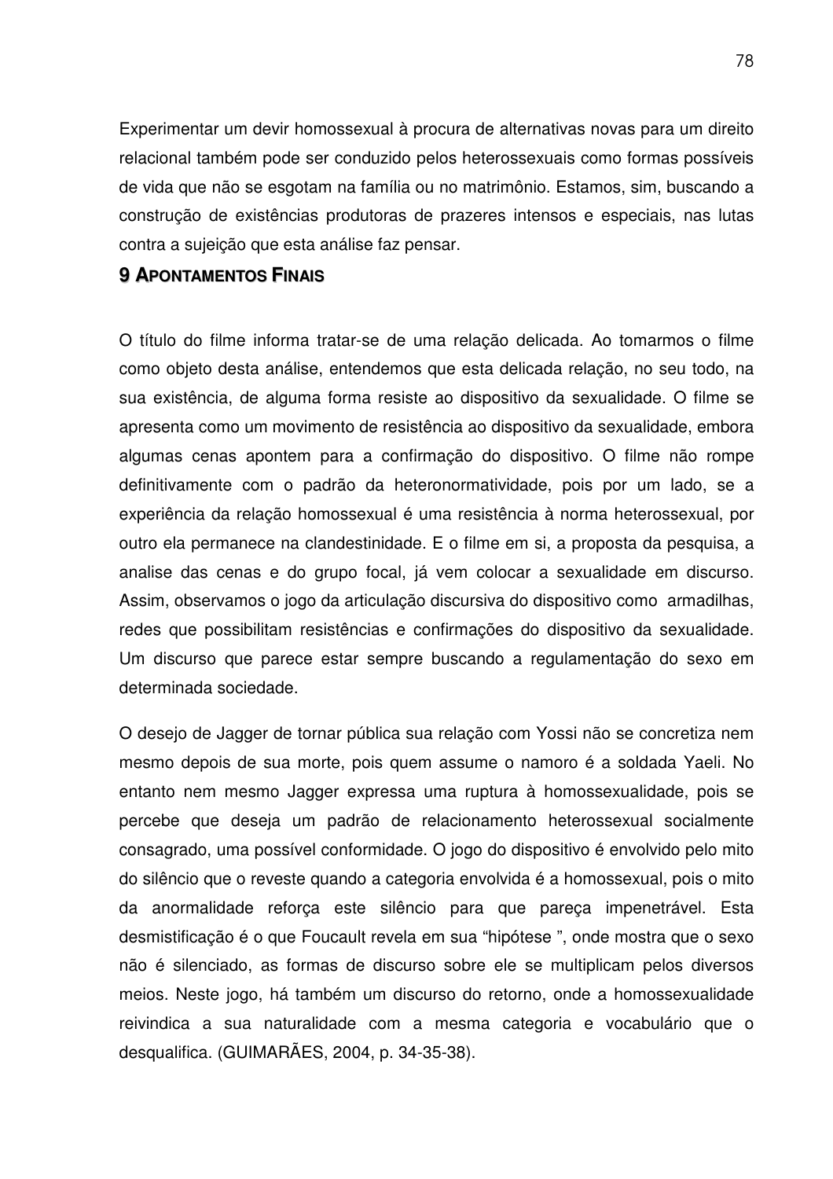Experimentar um devir homossexual à procura de alternativas novas para um direito relacional também pode ser conduzido pelos heterossexuais como formas possíveis de vida que não se esgotam na família ou no matrimônio. Estamos, sim, buscando a construção de existências produtoras de prazeres intensos e especiais, nas lutas contra a sujeição que esta análise faz pensar.

## 9 APONTAMENTOS FINAIS

O título do filme informa tratar-se de uma relação delicada. Ao tomarmos o filme como objeto desta análise, entendemos que esta delicada relação, no seu todo, na sua existência, de alguma forma resiste ao dispositivo da sexualidade. O filme se apresenta como um movimento de resistência ao dispositivo da sexualidade, embora algumas cenas apontem para a confirmação do dispositivo. O filme não rompe definitivamente com o padrão da heteronormatividade, pois por um lado, se a experiência da relação homossexual é uma resistência à norma heterossexual, por outro ela permanece na clandestinidade. E o filme em si, a proposta da pesquisa, a analise das cenas e do grupo focal, já vem colocar a sexualidade em discurso. Assim, observamos o jogo da articulação discursiva do dispositivo como armadilhas, redes que possibilitam resistências e confirmações do dispositivo da sexualidade. Um discurso que parece estar sempre buscando a regulamentação do sexo em determinada sociedade.

O desejo de Jagger de tornar pública sua relação com Yossi não se concretiza nem mesmo depois de sua morte, pois quem assume o namoro é a soldada Yaeli. No entanto nem mesmo Jagger expressa uma ruptura à homossexualidade, pois se percebe que deseja um padrão de relacionamento heterossexual socialmente consagrado, uma possível conformidade. O jogo do dispositivo é envolvido pelo mito do silêncio que o reveste quando a categoria envolvida é a homossexual, pois o mito da anormalidade reforça este silêncio para que pareça impenetrável. Esta desmistificação é o que Foucault revela em sua “hipótese ”, onde mostra que o sexo não é silenciado, as formas de discurso sobre ele se multiplicam pelos diversos meios. Neste jogo, há também um discurso do retorno, onde a homossexualidade reivindica a sua naturalidade com a mesma categoria e vocabulário que o desqualifica. (GUIMARÃES, 2004, p. 34-35-38).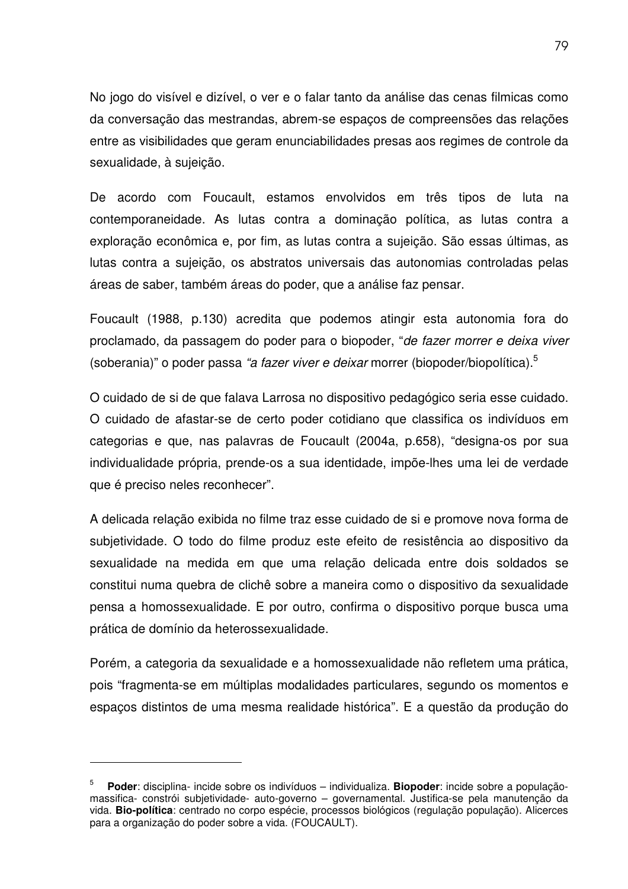No jogo do visível e dizível, o ver e o falar tanto da análise das cenas filmicas como da conversação das mestrandas, abrem-se espaços de compreensões das relações entre as visibilidades que geram enunciabilidades presas aos regimes de controle da sexualidade, à sujeição.

De acordo com Foucault, estamos envolvidos em três tipos de luta na contemporaneidade. As lutas contra a dominação política, as lutas contra a exploração econômica e, por fim, as lutas contra a sujeição. São essas últimas, as lutas contra a sujeição, os abstratos universais das autonomias controladas pelas áreas de saber, também áreas do poder, que a análise faz pensar.

Foucault (1988, p.130) acredita que podemos atingir esta autonomia fora do proclamado, da passagem do poder para o biopoder, "*de fazer morrer e deixa viver* (soberania)" o poder passa *"a fazer viver e deixar* morrer (biopoder/biopolítica).[5]

O cuidado de si de que falava Larrosa no dispositivo pedagógico seria esse cuidado. O cuidado de afastar-se de certo poder cotidiano que classifica os indivíduos em categorias e que, nas palavras de Foucault (2004a, p.658), "designa-os por sua individualidade própria, prende-os a sua identidade, impõe-lhes uma lei de verdade que é preciso neles reconhecer".

A delicada relação exibida no filme traz esse cuidado de si e promove nova forma de subjetividade. O todo do filme produz este efeito de resistência ao dispositivo da sexualidade na medida em que uma relação delicada entre dois soldados se constitui numa quebra de clichê sobre a maneira como o dispositivo da sexualidade pensa a homossexualidade. E por outro, confirma o dispositivo porque busca uma prática de domínio da heterossexualidade.

Porém, a categoria da sexualidade e a homossexualidade não refletem uma prática, pois "fragmenta-se em múltiplas modalidades particulares, segundo os momentos e espaços distintos de uma mesma realidade histórica". E a questão da produção do

---

[5] **Poder**: disciplina- incide sobre os indivíduos – individualiza. **Biopoder**: incide sobre a população- massifica- constrói subjetividade- auto-governo – governamental. Justifica-se pela manutenção da vida. **Bio-política**: centrado no corpo espécie, processos biológicos (regulação população). Alicerces para a organização do poder sobre a vida. (FOUCAULT).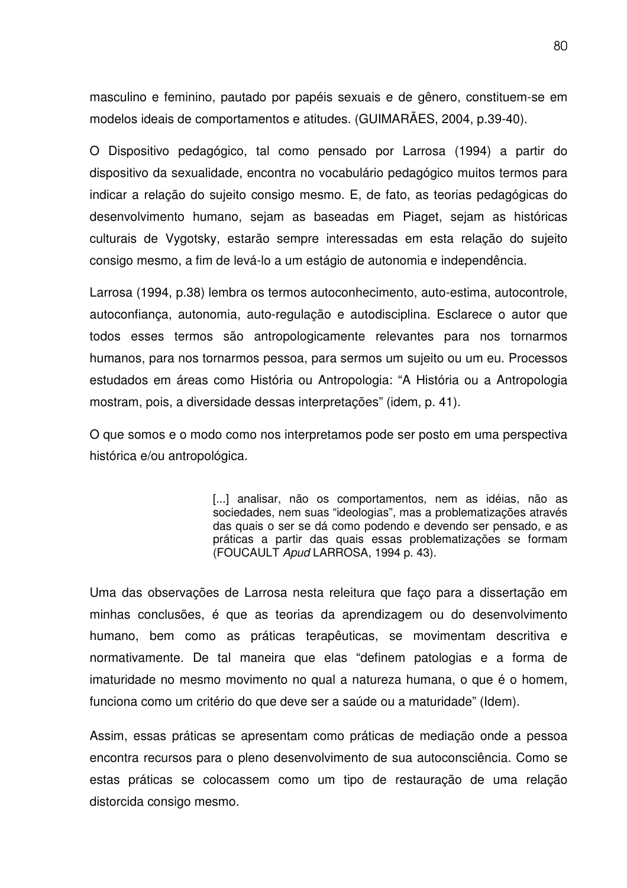masculino e feminino, pautado por papéis sexuais e de gênero, constituem-se em modelos ideais de comportamentos e atitudes. (GUIMARÃES, 2004, p.39-40).

O Dispositivo pedagógico, tal como pensado por Larrosa (1994) a partir do dispositivo da sexualidade, encontra no vocabulário pedagógico muitos termos para indicar a relação do sujeito consigo mesmo. E, de fato, as teorias pedagógicas do desenvolvimento humano, sejam as baseadas em Piaget, sejam as históricas culturais de Vygotsky, estarão sempre interessadas em esta relação do sujeito consigo mesmo, a fim de levá-lo a um estágio de autonomia e independência.

Larrosa (1994, p.38) lembra os termos autoconhecimento, auto-estima, autocontrole, autoconfiança, autonomia, auto-regulação e autodisciplina. Esclarece o autor que todos esses termos são antropologicamente relevantes para nos tornarmos humanos, para nos tornarmos pessoa, para sermos um sujeito ou um eu. Processos estudados em áreas como História ou Antropologia: "A História ou a Antropologia mostram, pois, a diversidade dessas interpretações" (idem, p. 41).

O que somos e o modo como nos interpretamos pode ser posto em uma perspectiva histórica e/ou antropológica.

> [...] analisar, não os comportamentos, nem as idéias, não as sociedades, nem suas "ideologias", mas a problematizações através das quais o ser se dá como podendo e devendo ser pensado, e as práticas a partir das quais essas problematizações se formam (FOUCAULT *Apud* LARROSA, 1994 p. 43).

Uma das observações de Larrosa nesta releitura que faço para a dissertação em minhas conclusões, é que as teorias da aprendizagem ou do desenvolvimento humano, bem como as práticas terapêuticas, se movimentam descritiva e normativamente. De tal maneira que elas "definem patologias e a forma de imaturidade no mesmo movimento no qual a natureza humana, o que é o homem, funciona como um critério do que deve ser a saúde ou a maturidade" (Idem).

Assim, essas práticas se apresentam como práticas de mediação onde a pessoa encontra recursos para o pleno desenvolvimento de sua autoconsciência. Como se estas práticas se colocassem como um tipo de restauração de uma relação distorcida consigo mesmo.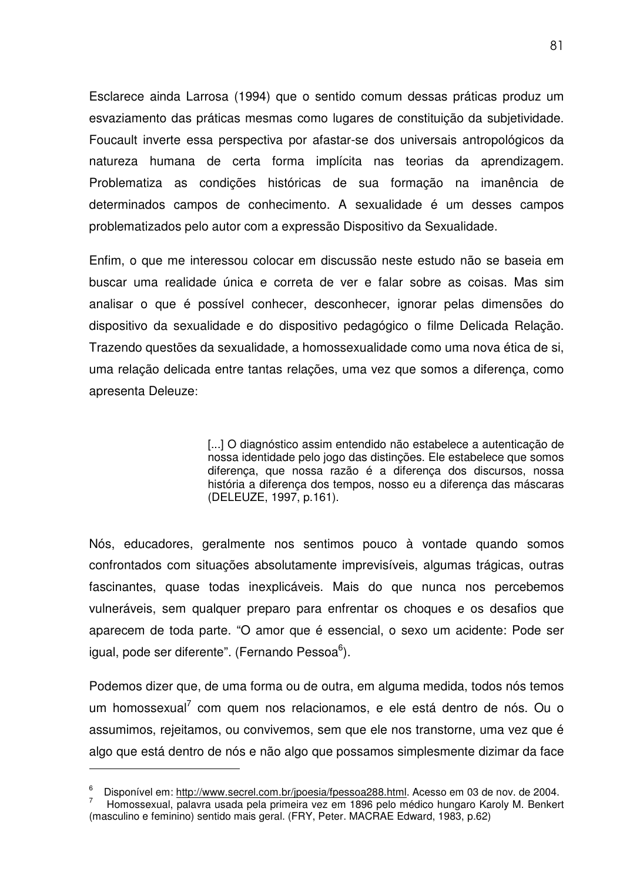Esclarece ainda Larrosa (1994) que o sentido comum dessas práticas produz um esvaziamento das práticas mesmas como lugares de constituição da subjetividade. Foucault inverte essa perspectiva por afastar-se dos universais antropológicos da natureza humana de certa forma implícita nas teorias da aprendizagem. Problematiza as condições históricas de sua formação na imanência de determinados campos de conhecimento. A sexualidade é um desses campos problematizados pelo autor com a expressão Dispositivo da Sexualidade.

Enfim, o que me interessou colocar em discussão neste estudo não se baseia em buscar uma realidade única e correta de ver e falar sobre as coisas. Mas sim analisar o que é possível conhecer, desconhecer, ignorar pelas dimensões do dispositivo da sexualidade e do dispositivo pedagógico o filme Delicada Relação. Trazendo questões da sexualidade, a homossexualidade como uma nova ética de si, uma relação delicada entre tantas relações, uma vez que somos a diferença, como apresenta Deleuze:

> [...] O diagnóstico assim entendido não estabelece a autenticação de nossa identidade pelo jogo das distinções. Ele estabelece que somos diferença, que nossa razão é a diferença dos discursos, nossa história a diferença dos tempos, nosso eu a diferença das máscaras (DELEUZE, 1997, p.161).

Nós, educadores, geralmente nos sentimos pouco à vontade quando somos confrontados com situações absolutamente imprevisíveis, algumas trágicas, outras fascinantes, quase todas inexplicáveis. Mais do que nunca nos percebemos vulneráveis, sem qualquer preparo para enfrentar os choques e os desafios que aparecem de toda parte. "O amor que é essencial, o sexo um acidente: Pode ser igual, pode ser diferente". (Fernando Pessoa[6]).

Podemos dizer que, de uma forma ou de outra, em alguma medida, todos nós temos um homossexual[7] com quem nos relacionamos, e ele está dentro de nós. Ou o assumimos, rejeitamos, ou convivemos, sem que ele nos transtorne, uma vez que é algo que está dentro de nós e não algo que possamos simplesmente dizimar da face

---

[6] Disponível em: http://www.secrel.com.br/jpoesia/fpessoa288.html. Acesso em 03 de nov. de 2004.

[7] Homossexual, palavra usada pela primeira vez em 1896 pelo médico hungaro Karoly M. Benkert (masculino e feminino) sentido mais geral. (FRY, Peter. MACRAE Edward, 1983, p.62)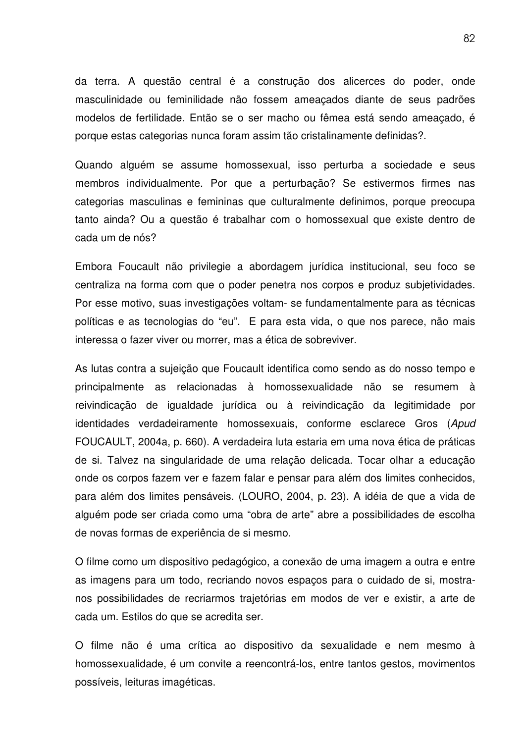da terra. A questão central é a construção dos alicerces do poder, onde masculinidade ou feminilidade não fossem ameaçados diante de seus padrões modelos de fertilidade. Então se o ser macho ou fêmea está sendo ameaçado, é porque estas categorias nunca foram assim tão cristalinamente definidas?.

Quando alguém se assume homossexual, isso perturba a sociedade e seus membros individualmente. Por que a perturbação? Se estivermos firmes nas categorias masculinas e femininas que culturalmente definimos, porque preocupa tanto ainda? Ou a questão é trabalhar com o homossexual que existe dentro de cada um de nós?

Embora Foucault não privilegie a abordagem jurídica institucional, seu foco se centraliza na forma com que o poder penetra nos corpos e produz subjetividades. Por esse motivo, suas investigações voltam- se fundamentalmente para as técnicas políticas e as tecnologias do "eu". E para esta vida, o que nos parece, não mais interessa o fazer viver ou morrer, mas a ética de sobreviver.

As lutas contra a sujeição que Foucault identifica como sendo as do nosso tempo e principalmente as relacionadas à homossexualidade não se resumem à reivindicação de igualdade jurídica ou à reivindicação da legitimidade por identidades verdadeiramente homossexuais, conforme esclarece Gros (*Apud* FOUCAULT, 2004a, p. 660). A verdadeira luta estaria em uma nova ética de práticas de si. Talvez na singularidade de uma relação delicada. Tocar olhar a educação onde os corpos fazem ver e fazem falar e pensar para além dos limites conhecidos, para além dos limites pensáveis. (LOURO, 2004, p. 23). A idéia de que a vida de alguém pode ser criada como uma "obra de arte" abre a possibilidades de escolha de novas formas de experiência de si mesmo.

O filme como um dispositivo pedagógico, a conexão de uma imagem a outra e entre as imagens para um todo, recriando novos espaços para o cuidado de si, mostra-nos possibilidades de recriarmos trajetórias em modos de ver e existir, a arte de cada um. Estilos do que se acredita ser.

O filme não é uma crítica ao dispositivo da sexualidade e nem mesmo à homossexualidade, é um convite a reencontrá-los, entre tantos gestos, movimentos possíveis, leituras imagéticas.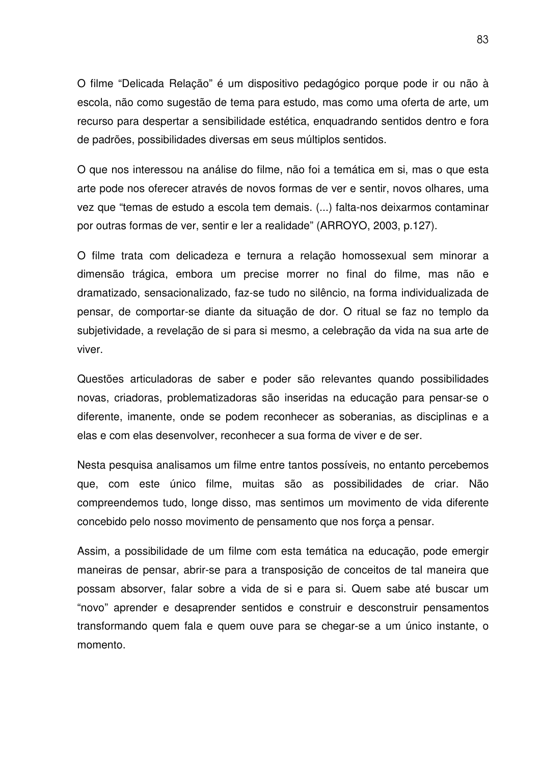O filme “Delicada Relação” é um dispositivo pedagógico porque pode ir ou não à escola, não como sugestão de tema para estudo, mas como uma oferta de arte, um recurso para despertar a sensibilidade estética, enquadrando sentidos dentro e fora de padrões, possibilidades diversas em seus múltiplos sentidos.

O que nos interessou na análise do filme, não foi a temática em si, mas o que esta arte pode nos oferecer através de novos formas de ver e sentir, novos olhares, uma vez que “temas de estudo a escola tem demais. (...) falta-nos deixarmos contaminar por outras formas de ver, sentir e ler a realidade” (ARROYO, 2003, p.127).

O filme trata com delicadeza e ternura a relação homossexual sem minorar a dimensão trágica, embora um precise morrer no final do filme, mas não e dramatizado, sensacionalizado, faz-se tudo no silêncio, na forma individualizada de pensar, de comportar-se diante da situação de dor. O ritual se faz no templo da subjetividade, a revelação de si para si mesmo, a celebração da vida na sua arte de viver.

Questões articuladoras de saber e poder são relevantes quando possibilidades novas, criadoras, problematizadoras são inseridas na educação para pensar-se o diferente, imanente, onde se podem reconhecer as soberanias, as disciplinas e a elas e com elas desenvolver, reconhecer a sua forma de viver e de ser.

Nesta pesquisa analisamos um filme entre tantos possíveis, no entanto percebemos que, com este único filme, muitas são as possibilidades de criar. Não compreendemos tudo, longe disso, mas sentimos um movimento de vida diferente concebido pelo nosso movimento de pensamento que nos força a pensar.

Assim, a possibilidade de um filme com esta temática na educação, pode emergir maneiras de pensar, abrir-se para a transposição de conceitos de tal maneira que possam absorver, falar sobre a vida de si e para si. Quem sabe até buscar um “novo” aprender e desaprender sentidos e construir e desconstruir pensamentos transformando quem fala e quem ouve para se chegar-se a um único instante, o momento.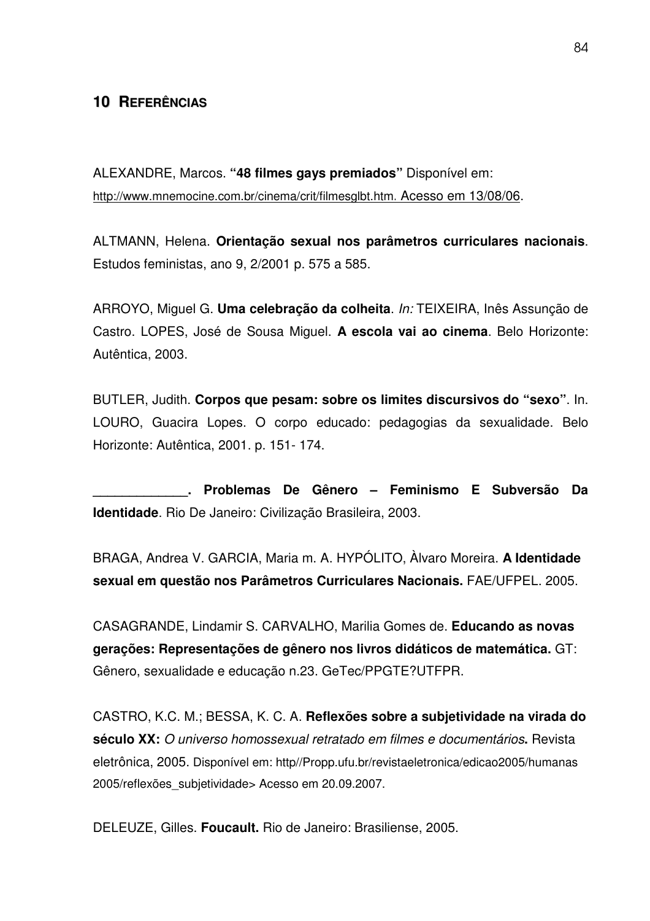## 10 REFERÊNCIAS

ALEXANDRE, Marcos. **"48 filmes gays premiados"** Disponível em: http://www.mnemocine.com.br/cinema/crit/filmesglbt.htm. Acesso em 13/08/06.

ALTMANN, Helena. **Orientação sexual nos parâmetros curriculares nacionais**. Estudos feministas, ano 9, 2/2001 p. 575 a 585.

ARROYO, Miguel G. **Uma celebração da colheita**. *In:* TEIXEIRA, Inês Assunção de Castro. LOPES, José de Sousa Miguel. **A escola vai ao cinema**. Belo Horizonte: Autêntica, 2003.

BUTLER, Judith. **Corpos que pesam: sobre os limites discursivos do "sexo"**. In. LOURO, Guacira Lopes. O corpo educado: pedagogias da sexualidade. Belo Horizonte: Autêntica, 2001. p. 151- 174.

**_____________. Problemas De Gênero – Feminismo E Subversão Da Identidade**. Rio De Janeiro: Civilização Brasileira, 2003.

BRAGA, Andrea V. GARCIA, Maria m. A. HYPÓLITO, Àlvaro Moreira. **A Identidade sexual em questão nos Parâmetros Curriculares Nacionais.** FAE/UFPEL. 2005.

CASAGRANDE, Lindamir S. CARVALHO, Marilia Gomes de. **Educando as novas gerações: Representações de gênero nos livros didáticos de matemática.** GT: Gênero, sexualidade e educação n.23. GeTec/PPGTE?UTFPR.

CASTRO, K.C. M.; BESSA, K. C. A. **Reflexões sobre a subjetividade na virada do século XX:** *O universo homossexual retratado em filmes e documentários***.** Revista eletrônica, 2005. Disponível em: http//Propp.ufu.br/revistaeletronica/edicao2005/humanas 2005/reflexões_subjetividade> Acesso em 20.09.2007.

DELEUZE, Gilles. **Foucault.** Rio de Janeiro: Brasiliense, 2005.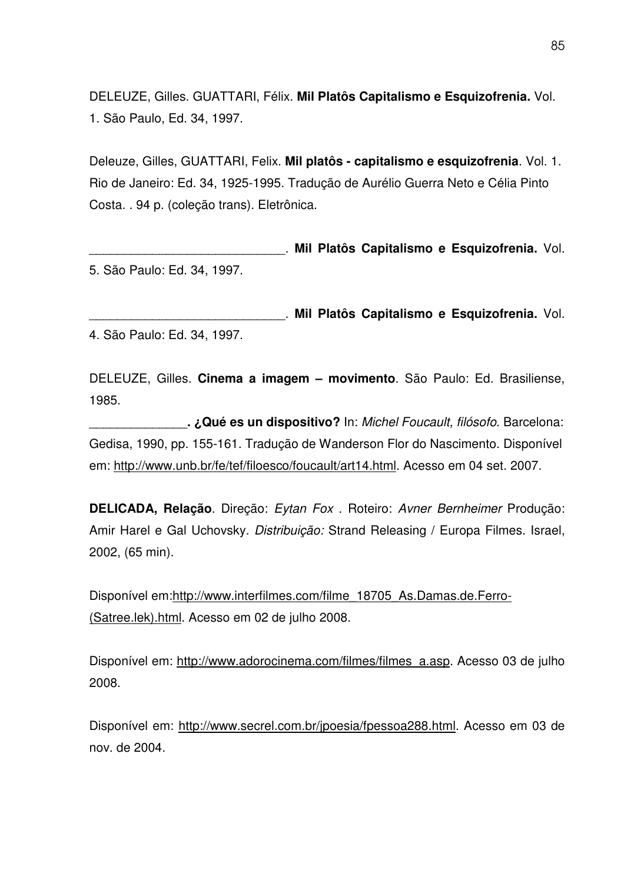DELEUZE, Gilles. GUATTARI, Félix. **Mil Platôs Capitalismo e Esquizofrenia.** Vol. 1. São Paulo, Ed. 34, 1997.

Deleuze, Gilles, GUATTARI, Felix. **Mil platôs - capitalismo e esquizofrenia**. Vol. 1. Rio de Janeiro: Ed. 34, 1925-1995. Tradução de Aurélio Guerra Neto e Célia Pinto Costa. . 94 p. (coleção trans). Eletrônica.

____________________________. **Mil Platôs Capitalismo e Esquizofrenia.** Vol. 5. São Paulo: Ed. 34, 1997.

____________________________. **Mil Platôs Capitalismo e Esquizofrenia.** Vol. 4. São Paulo: Ed. 34, 1997.

DELEUZE, Gilles. **Cinema a imagem – movimento**. São Paulo: Ed. Brasiliense, 1985.

**______________. ¿Qué es un dispositivo?** In: *Michel Foucault, filósofo*. Barcelona: Gedisa, 1990, pp. 155-161. Tradução de Wanderson Flor do Nascimento. Disponível em: http://www.unb.br/fe/tef/filoesco/foucault/art14.html. Acesso em 04 set. 2007.

**DELICADA, Relação**. Direção: *Eytan Fox* . Roteiro: *Avner Bernheimer* Produção: Amir Harel e Gal Uchovsky. *Distribuição:* Strand Releasing / Europa Filmes. Israel, 2002, (65 min).

Disponível em:http://www.interfilmes.com/filme_18705_As.Damas.de.Ferro-(Satree.lek).html. Acesso em 02 de julho 2008.

Disponível em: http://www.adorocinema.com/filmes/filmes_a.asp. Acesso 03 de julho 2008.

Disponível em: http://www.secrel.com.br/jpoesia/fpessoa288.html. Acesso em 03 de nov. de 2004.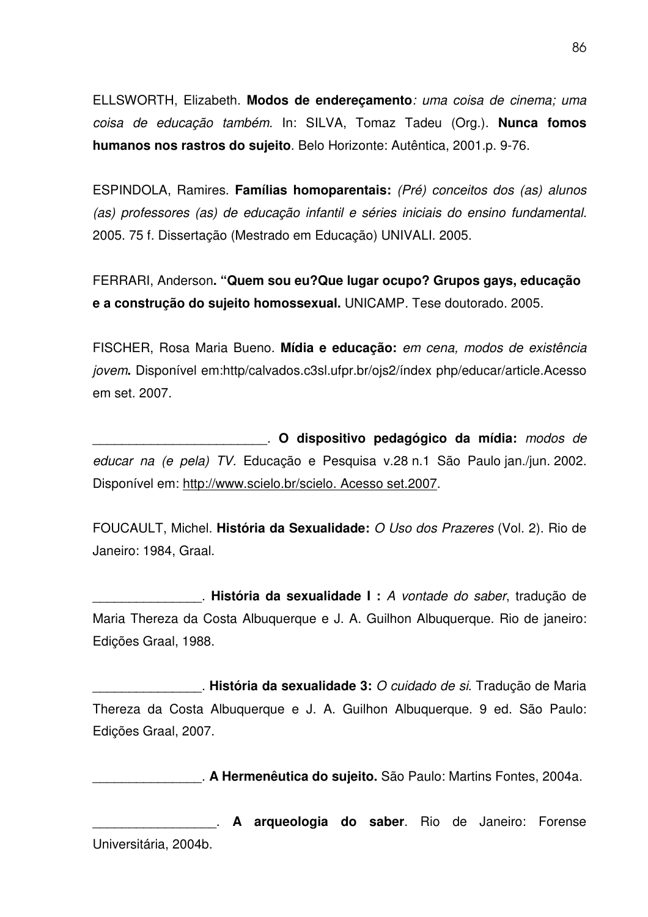ELLSWORTH, Elizabeth. **Modos de endereçamento**: *uma coisa de cinema; uma coisa de educação também.* In: SILVA, Tomaz Tadeu (Org.). **Nunca fomos humanos nos rastros do sujeito**. Belo Horizonte: Autêntica, 2001.p. 9-76.

ESPINDOLA, Ramires. **Famílias homoparentais:** *(Pré) conceitos dos (as) alunos (as) professores (as) de educação infantil e séries iniciais do ensino fundamental*. 2005. 75 f. Dissertação (Mestrado em Educação) UNIVALI. 2005.

FERRARI, Anderson**. "Quem sou eu?Que lugar ocupo? Grupos gays, educação e a construção do sujeito homossexual.** UNICAMP. Tese doutorado. 2005.

FISCHER, Rosa Maria Bueno. **Mídia e educação:** *em cena, modos de existência jovem***.** Disponível em:http/calvados.c3sl.ufpr.br/ojs2/índex php/educar/article.Acesso em set. 2007.

________________________. **O dispositivo pedagógico da mídia:** *modos de educar na (e pela) TV.* Educação e Pesquisa v.28 n.1 São Paulo jan./jun. 2002. Disponível em: http://www.scielo.br/scielo. Acesso set.2007.

FOUCAULT, Michel. **História da Sexualidade:** *O Uso dos Prazeres* (Vol. 2). Rio de Janeiro: 1984, Graal.

_______________. **História da sexualidade I :** *A vontade do saber*, tradução de Maria Thereza da Costa Albuquerque e J. A. Guilhon Albuquerque. Rio de janeiro: Edições Graal, 1988.

_______________. **História da sexualidade 3:** *O cuidado de si*. Tradução de Maria Thereza da Costa Albuquerque e J. A. Guilhon Albuquerque. 9 ed. São Paulo: Edições Graal, 2007.

_______________. **A Hermenêutica do sujeito.** São Paulo: Martins Fontes, 2004a.

_________________. **A arqueologia do saber**. Rio de Janeiro: Forense Universitária, 2004b.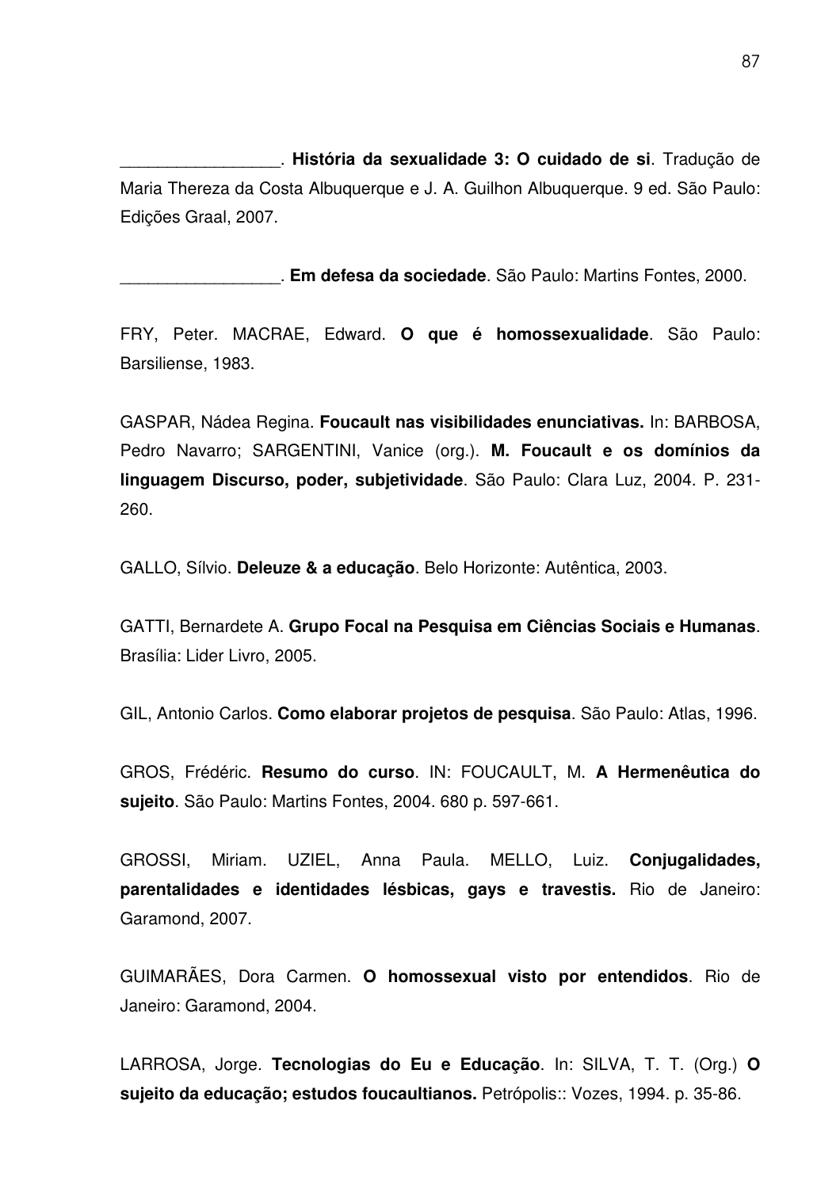_________________. **História da sexualidade 3: O cuidado de si**. Tradução de Maria Thereza da Costa Albuquerque e J. A. Guilhon Albuquerque. 9 ed. São Paulo: Edições Graal, 2007.

_________________. **Em defesa da sociedade**. São Paulo: Martins Fontes, 2000.

FRY, Peter. MACRAE, Edward. **O que é homossexualidade**. São Paulo: Barsiliense, 1983.

GASPAR, Nádea Regina. **Foucault nas visibilidades enunciativas.** In: BARBOSA, Pedro Navarro; SARGENTINI, Vanice (org.). **M. Foucault e os domínios da linguagem Discurso, poder, subjetividade**. São Paulo: Clara Luz, 2004. P. 231-260.

GALLO, Sílvio. **Deleuze & a educação**. Belo Horizonte: Autêntica, 2003.

GATTI, Bernardete A. **Grupo Focal na Pesquisa em Ciências Sociais e Humanas**. Brasília: Lider Livro, 2005.

GIL, Antonio Carlos. **Como elaborar projetos de pesquisa**. São Paulo: Atlas, 1996.

GROS, Frédéric. **Resumo do curso**. IN: FOUCAULT, M. **A Hermenêutica do sujeito**. São Paulo: Martins Fontes, 2004. 680 p. 597-661.

GROSSI, Miriam. UZIEL, Anna Paula. MELLO, Luiz. **Conjugalidades, parentalidades e identidades lésbicas, gays e travestis.** Rio de Janeiro: Garamond, 2007.

GUIMARÃES, Dora Carmen. **O homossexual visto por entendidos**. Rio de Janeiro: Garamond, 2004.

LARROSA, Jorge. **Tecnologias do Eu e Educação**. In: SILVA, T. T. (Org.) **O sujeito da educação; estudos foucaultianos.** Petrópolis:: Vozes, 1994. p. 35-86.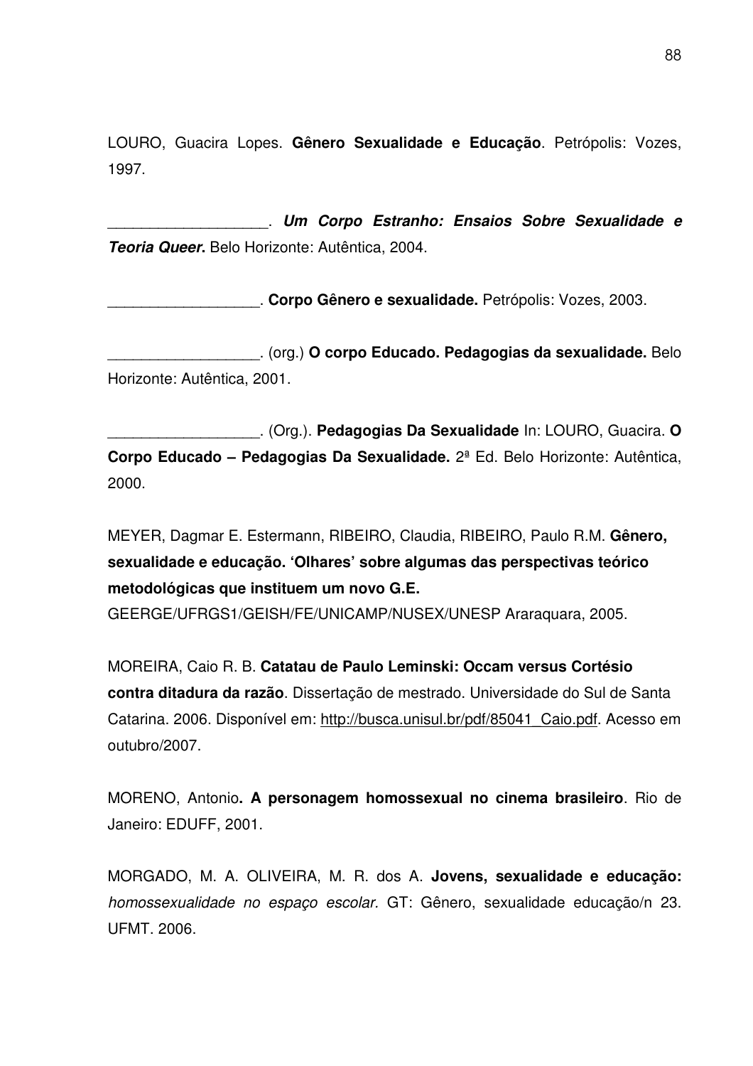LOURO, Guacira Lopes. **Gênero Sexualidade e Educação**. Petrópolis: Vozes, 1997.

___________________. ***Um Corpo Estranho: Ensaios Sobre Sexualidade e Teoria Queer.*** Belo Horizonte: Autêntica, 2004.

__________________. **Corpo Gênero e sexualidade.** Petrópolis: Vozes, 2003.

__________________. (org.) **O corpo Educado. Pedagogias da sexualidade.** Belo Horizonte: Autêntica, 2001.

__________________. (Org.). **Pedagogias Da Sexualidade** In: LOURO, Guacira. **O Corpo Educado – Pedagogias Da Sexualidade.** 2ª Ed. Belo Horizonte: Autêntica, 2000.

MEYER, Dagmar E. Estermann, RIBEIRO, Claudia, RIBEIRO, Paulo R.M. **Gênero, sexualidade e educação. 'Olhares' sobre algumas das perspectivas teórico metodológicas que instituem um novo G.E.** GEERGE/UFRGS1/GEISH/FE/UNICAMP/NUSEX/UNESP Araraquara, 2005.

MOREIRA, Caio R. B. **Catatau de Paulo Leminski: Occam versus Cortésio contra ditadura da razão**. Dissertação de mestrado. Universidade do Sul de Santa Catarina. 2006. Disponível em: http://busca.unisul.br/pdf/85041_Caio.pdf. Acesso em outubro/2007.

MORENO, Antonio**. A personagem homossexual no cinema brasileiro**. Rio de Janeiro: EDUFF, 2001.

MORGADO, M. A. OLIVEIRA, M. R. dos A. **Jovens, sexualidade e educação:** *homossexualidade no espaço escolar.* GT: Gênero, sexualidade educação/n 23. UFMT. 2006.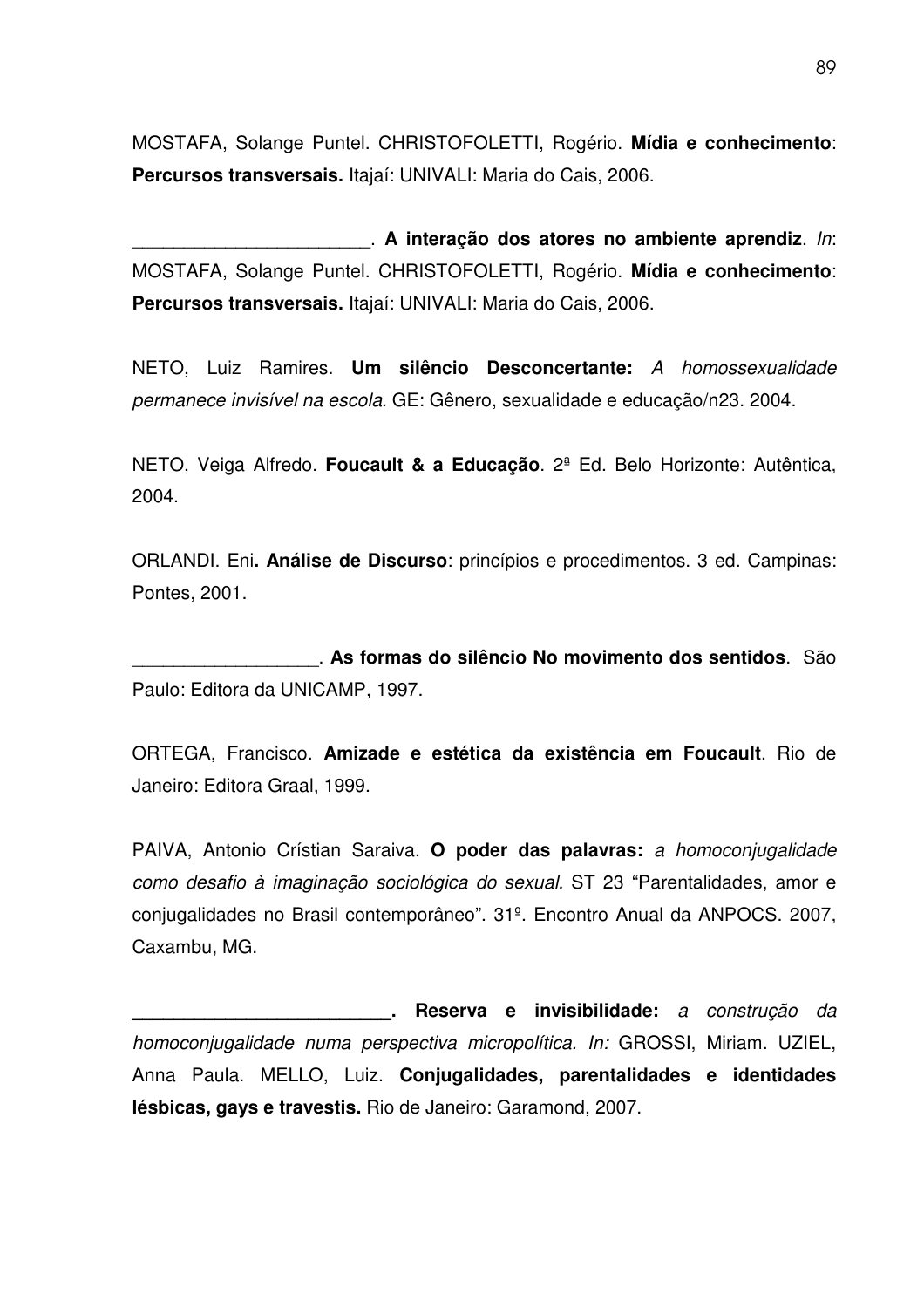MOSTAFA, Solange Puntel. CHRISTOFOLETTI, Rogério. **Mídia e conhecimento**: **Percursos transversais.** Itajaí: UNIVALI: Maria do Cais, 2006.

________________________. **A interação dos atores no ambiente aprendiz**. *In*: MOSTAFA, Solange Puntel. CHRISTOFOLETTI, Rogério. **Mídia e conhecimento**: **Percursos transversais.** Itajaí: UNIVALI: Maria do Cais, 2006.

NETO, Luiz Ramires. **Um silêncio Desconcertante:** *A homossexualidade permanece invisível na escola*. GE: Gênero, sexualidade e educação/n23. 2004.

NETO, Veiga Alfredo. **Foucault & a Educação**. 2ª Ed. Belo Horizonte: Autêntica, 2004.

ORLANDI. Eni**. Análise de Discurso**: princípios e procedimentos. 3 ed. Campinas: Pontes, 2001.

__________________. **As formas do silêncio No movimento dos sentidos**. São Paulo: Editora da UNICAMP, 1997.

ORTEGA, Francisco. **Amizade e estética da existência em Foucault**. Rio de Janeiro: Editora Graal, 1999.

PAIVA, Antonio Crístian Saraiva. **O poder das palavras:** *a homoconjugalidade como desafio à imaginação sociológica do sexual.* ST 23 "Parentalidades, amor e conjugalidades no Brasil contemporâneo". 31º. Encontro Anual da ANPOCS. 2007, Caxambu, MG.

**__________________________. Reserva e invisibilidade:** *a construção da homoconjugalidade numa perspectiva micropolítica. In:* GROSSI, Miriam. UZIEL, Anna Paula. MELLO, Luiz. **Conjugalidades, parentalidades e identidades lésbicas, gays e travestis.** Rio de Janeiro: Garamond, 2007.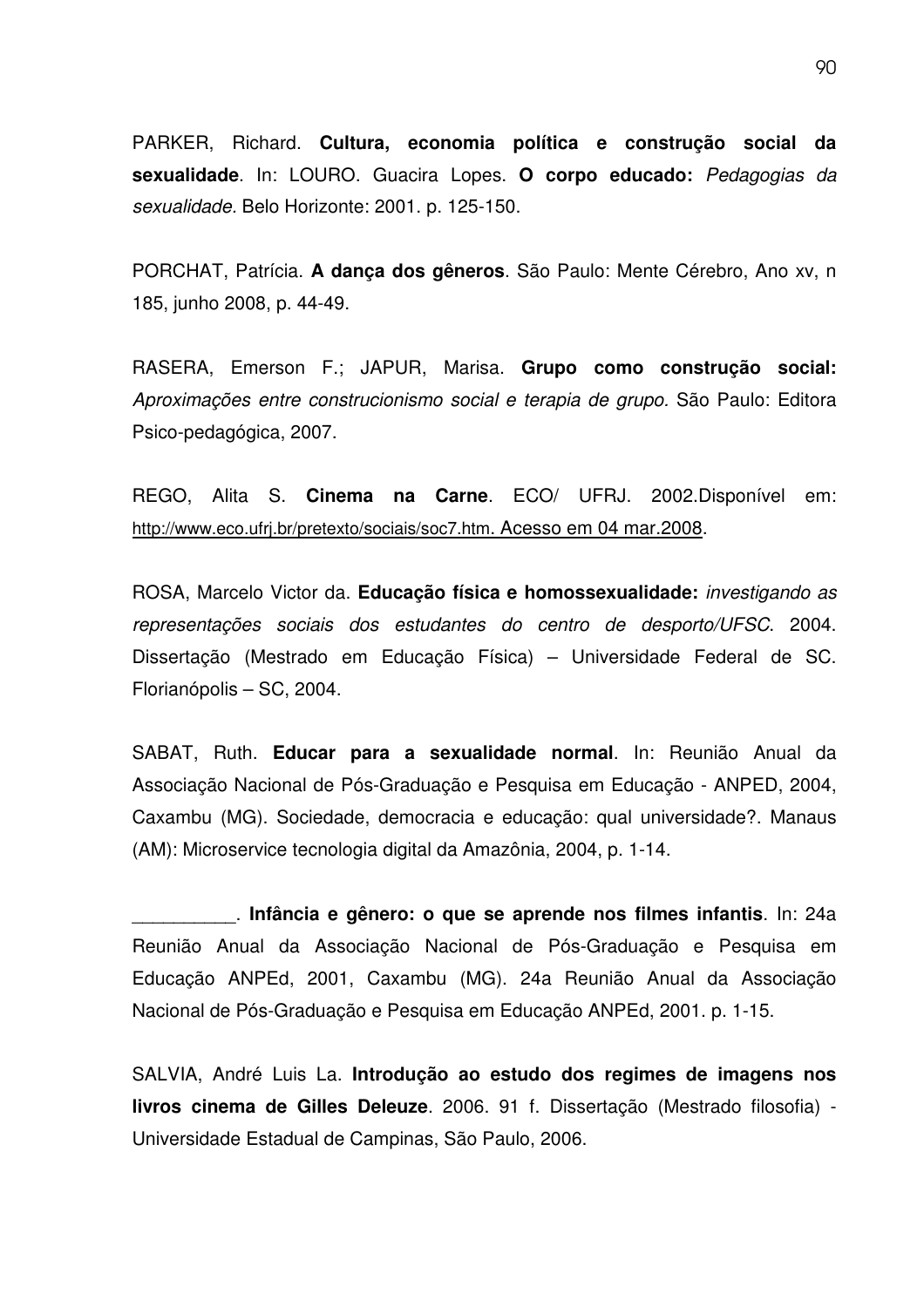PARKER, Richard. **Cultura, economia política e construção social da sexualidade**. In: LOURO. Guacira Lopes. **O corpo educado:** *Pedagogias da sexualidade.* Belo Horizonte: 2001. p. 125-150.

PORCHAT, Patrícia. **A dança dos gêneros**. São Paulo: Mente Cérebro, Ano xv, n 185, junho 2008, p. 44-49.

RASERA, Emerson F.; JAPUR, Marisa. **Grupo como construção social:** *Aproximações entre construcionismo social e terapia de grupo.* São Paulo: Editora Psico-pedagógica, 2007.

REGO, Alita S. **Cinema na Carne**. ECO/ UFRJ. 2002.Disponível em: http://www.eco.ufrj.br/pretexto/sociais/soc7.htm. Acesso em 04 mar.2008.

ROSA, Marcelo Victor da. **Educação física e homossexualidade:** *investigando as representações sociais dos estudantes do centro de desporto/UFSC*. 2004. Dissertação (Mestrado em Educação Física) – Universidade Federal de SC. Florianópolis – SC, 2004.

SABAT, Ruth. **Educar para a sexualidade normal**. In: Reunião Anual da Associação Nacional de Pós-Graduação e Pesquisa em Educação - ANPED, 2004, Caxambu (MG). Sociedade, democracia e educação: qual universidade?. Manaus (AM): Microservice tecnologia digital da Amazônia, 2004, p. 1-14.

__________. **Infância e gênero: o que se aprende nos filmes infantis**. In: 24a Reunião Anual da Associação Nacional de Pós-Graduação e Pesquisa em Educação ANPEd, 2001, Caxambu (MG). 24a Reunião Anual da Associação Nacional de Pós-Graduação e Pesquisa em Educação ANPEd, 2001. p. 1-15.

SALVIA, André Luis La. **Introdução ao estudo dos regimes de imagens nos livros cinema de Gilles Deleuze**. 2006. 91 f. Dissertação (Mestrado filosofia) - Universidade Estadual de Campinas, São Paulo, 2006.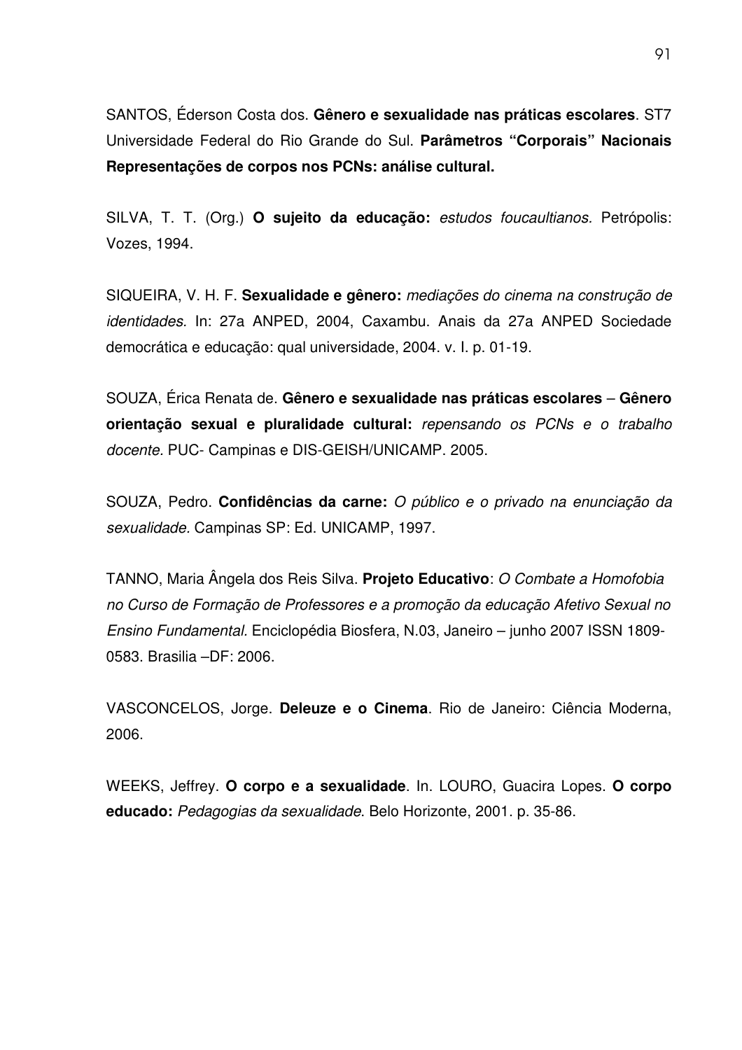SANTOS, Éderson Costa dos. **Gênero e sexualidade nas práticas escolares**. ST7 Universidade Federal do Rio Grande do Sul. **Parâmetros "Corporais" Nacionais Representações de corpos nos PCNs: análise cultural.**

SILVA, T. T. (Org.) **O sujeito da educação:** *estudos foucaultianos.* Petrópolis: Vozes, 1994.

SIQUEIRA, V. H. F. **Sexualidade e gênero:** *mediações do cinema na construção de identidades.* In: 27a ANPED, 2004, Caxambu. Anais da 27a ANPED Sociedade democrática e educação: qual universidade, 2004. v. I. p. 01-19.

SOUZA, Érica Renata de. **Gênero e sexualidade nas práticas escolares** – **Gênero orientação sexual e pluralidade cultural:** *repensando os PCNs e o trabalho docente.* PUC- Campinas e DIS-GEISH/UNICAMP. 2005.

SOUZA, Pedro. **Confidências da carne:** *O público e o privado na enunciação da sexualidade.* Campinas SP: Ed. UNICAMP, 1997.

TANNO, Maria Ângela dos Reis Silva. **Projeto Educativo**: *O Combate a Homofobia no Curso de Formação de Professores e a promoção da educação Afetivo Sexual no Ensino Fundamental.* Enciclopédia Biosfera, N.03, Janeiro – junho 2007 ISSN 1809-0583. Brasilia –DF: 2006.

VASCONCELOS, Jorge. **Deleuze e o Cinema**. Rio de Janeiro: Ciência Moderna, 2006.

WEEKS, Jeffrey. **O corpo e a sexualidade**. In. LOURO, Guacira Lopes. **O corpo educado:** *Pedagogias da sexualidade.* Belo Horizonte, 2001. p. 35-86.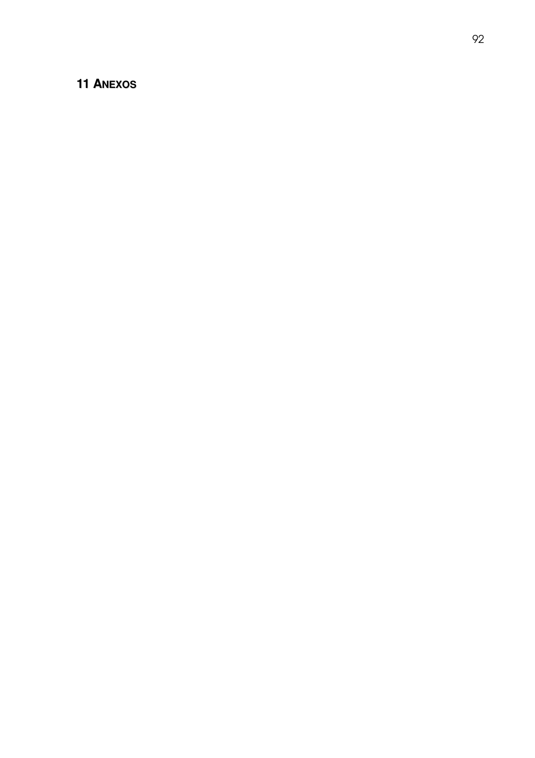# 11 ANEXOS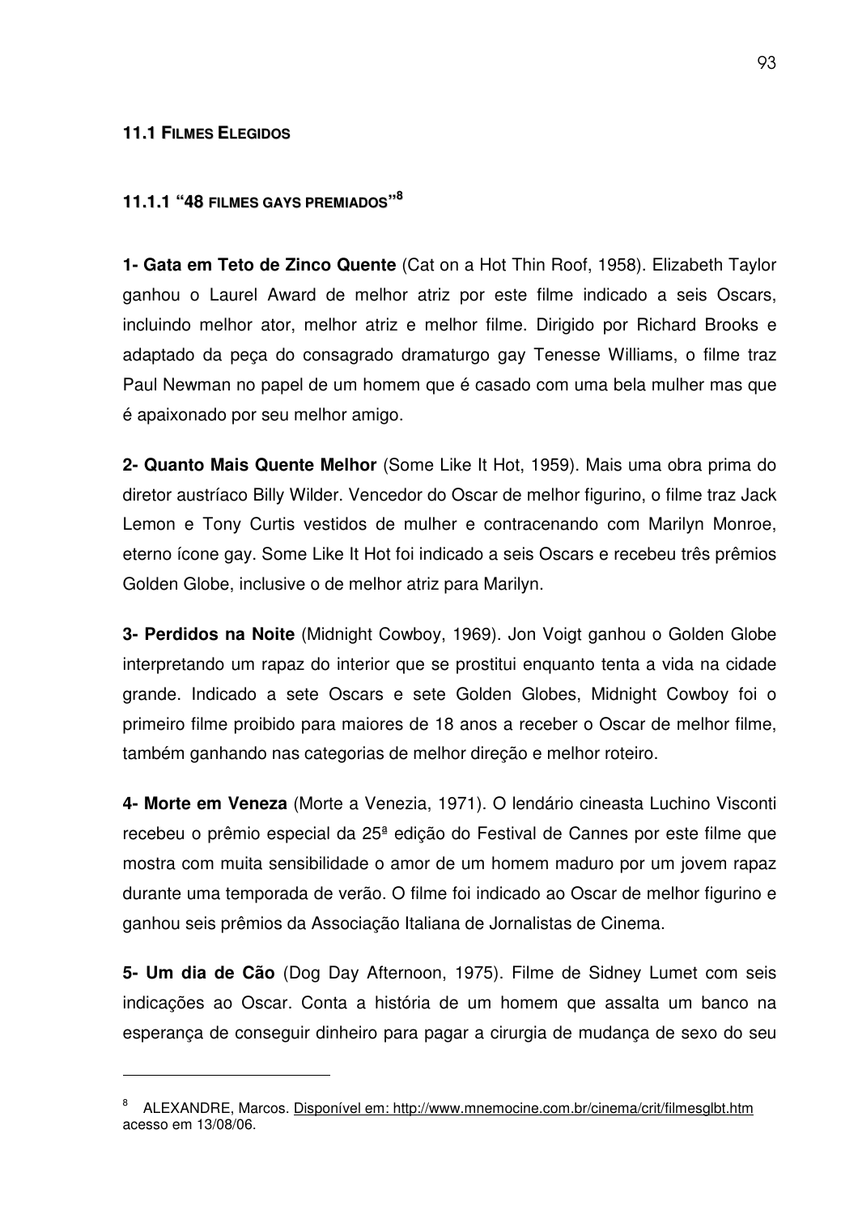### 11.1 FILMES ELEGIDOS

#### 11.1.1 "48 FILMES GAYS PREMIADOS"[8]

**1- Gata em Teto de Zinco Quente** (Cat on a Hot Thin Roof, 1958). Elizabeth Taylor ganhou o Laurel Award de melhor atriz por este filme indicado a seis Oscars, incluindo melhor ator, melhor atriz e melhor filme. Dirigido por Richard Brooks e adaptado da peça do consagrado dramaturgo gay Tenesse Williams, o filme traz Paul Newman no papel de um homem que é casado com uma bela mulher mas que é apaixonado por seu melhor amigo.

**2- Quanto Mais Quente Melhor** (Some Like It Hot, 1959). Mais uma obra prima do diretor austríaco Billy Wilder. Vencedor do Oscar de melhor figurino, o filme traz Jack Lemon e Tony Curtis vestidos de mulher e contracenando com Marilyn Monroe, eterno ícone gay. Some Like It Hot foi indicado a seis Oscars e recebeu três prêmios Golden Globe, inclusive o de melhor atriz para Marilyn.

**3- Perdidos na Noite** (Midnight Cowboy, 1969). Jon Voigt ganhou o Golden Globe interpretando um rapaz do interior que se prostitui enquanto tenta a vida na cidade grande. Indicado a sete Oscars e sete Golden Globes, Midnight Cowboy foi o primeiro filme proibido para maiores de 18 anos a receber o Oscar de melhor filme, também ganhando nas categorias de melhor direção e melhor roteiro.

**4- Morte em Veneza** (Morte a Venezia, 1971). O lendário cineasta Luchino Visconti recebeu o prêmio especial da 25ª edição do Festival de Cannes por este filme que mostra com muita sensibilidade o amor de um homem maduro por um jovem rapaz durante uma temporada de verão. O filme foi indicado ao Oscar de melhor figurino e ganhou seis prêmios da Associação Italiana de Jornalistas de Cinema.

**5- Um dia de Cão** (Dog Day Afternoon, 1975). Filme de Sidney Lumet com seis indicações ao Oscar. Conta a história de um homem que assalta um banco na esperança de conseguir dinheiro para pagar a cirurgia de mudança de sexo do seu

---

[8] ALEXANDRE, Marcos. Disponível em: http://www.mnemocine.com.br/cinema/crit/filmesglbt.htm acesso em 13/08/06.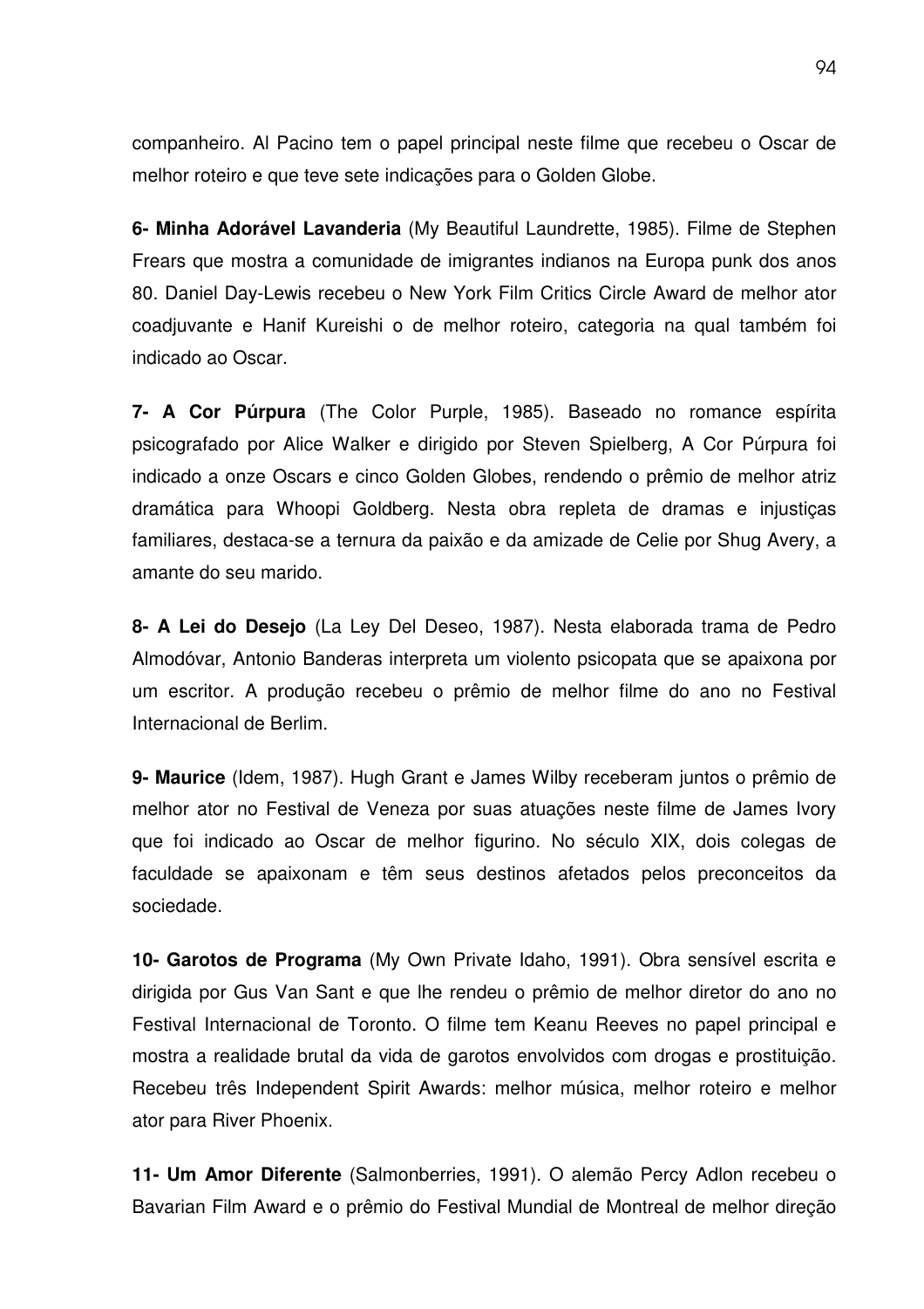companheiro. Al Pacino tem o papel principal neste filme que recebeu o Oscar de melhor roteiro e que teve sete indicações para o Golden Globe.

**6- Minha Adorável Lavanderia** (My Beautiful Laundrette, 1985). Filme de Stephen Frears que mostra a comunidade de imigrantes indianos na Europa punk dos anos 80. Daniel Day-Lewis recebeu o New York Film Critics Circle Award de melhor ator coadjuvante e Hanif Kureishi o de melhor roteiro, categoria na qual também foi indicado ao Oscar.

**7- A Cor Púrpura** (The Color Purple, 1985). Baseado no romance espírita psicografado por Alice Walker e dirigido por Steven Spielberg, A Cor Púrpura foi indicado a onze Oscars e cinco Golden Globes, rendendo o prêmio de melhor atriz dramática para Whoopi Goldberg. Nesta obra repleta de dramas e injustiças familiares, destaca-se a ternura da paixão e da amizade de Celie por Shug Avery, a amante do seu marido.

**8- A Lei do Desejo** (La Ley Del Deseo, 1987). Nesta elaborada trama de Pedro Almodóvar, Antonio Banderas interpreta um violento psicopata que se apaixona por um escritor. A produção recebeu o prêmio de melhor filme do ano no Festival Internacional de Berlim.

**9- Maurice** (Idem, 1987). Hugh Grant e James Wilby receberam juntos o prêmio de melhor ator no Festival de Veneza por suas atuações neste filme de James Ivory que foi indicado ao Oscar de melhor figurino. No século XIX, dois colegas de faculdade se apaixonam e têm seus destinos afetados pelos preconceitos da sociedade.

**10- Garotos de Programa** (My Own Private Idaho, 1991). Obra sensível escrita e dirigida por Gus Van Sant e que lhe rendeu o prêmio de melhor diretor do ano no Festival Internacional de Toronto. O filme tem Keanu Reeves no papel principal e mostra a realidade brutal da vida de garotos envolvidos com drogas e prostituição. Recebeu três Independent Spirit Awards: melhor música, melhor roteiro e melhor ator para River Phoenix.

**11- Um Amor Diferente** (Salmonberries, 1991). O alemão Percy Adlon recebeu o Bavarian Film Award e o prêmio do Festival Mundial de Montreal de melhor direção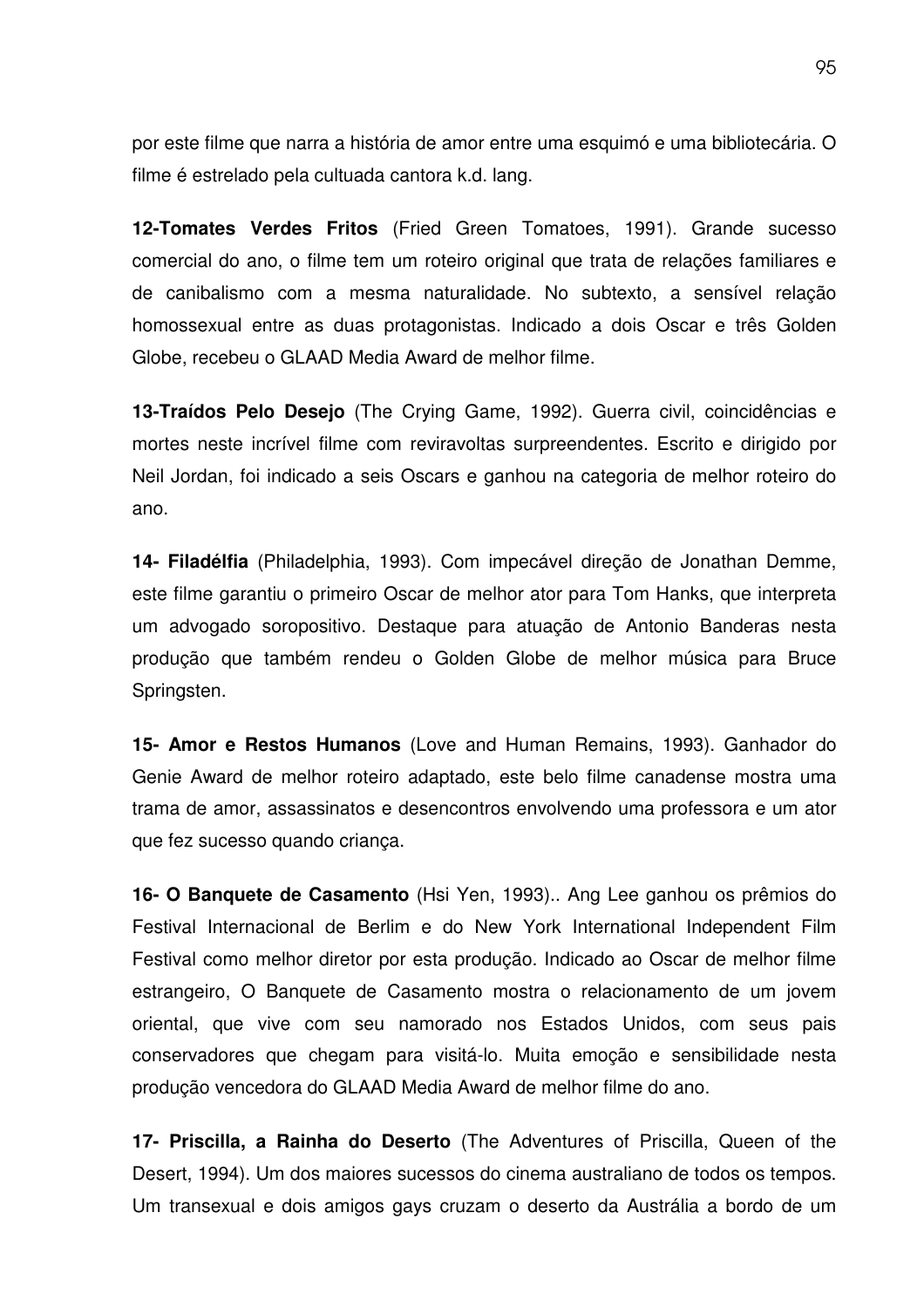por este filme que narra a história de amor entre uma esquimó e uma bibliotecária. O filme é estrelado pela cultuada cantora k.d. lang.

**12-Tomates Verdes Fritos** (Fried Green Tomatoes, 1991). Grande sucesso comercial do ano, o filme tem um roteiro original que trata de relações familiares e de canibalismo com a mesma naturalidade. No subtexto, a sensível relação homossexual entre as duas protagonistas. Indicado a dois Oscar e três Golden Globe, recebeu o GLAAD Media Award de melhor filme.

**13-Traídos Pelo Desejo** (The Crying Game, 1992). Guerra civil, coincidências e mortes neste incrível filme com reviravoltas surpreendentes. Escrito e dirigido por Neil Jordan, foi indicado a seis Oscars e ganhou na categoria de melhor roteiro do ano.

**14- Filadélfia** (Philadelphia, 1993). Com impecável direção de Jonathan Demme, este filme garantiu o primeiro Oscar de melhor ator para Tom Hanks, que interpreta um advogado soropositivo. Destaque para atuação de Antonio Banderas nesta produção que também rendeu o Golden Globe de melhor música para Bruce Springsten.

**15- Amor e Restos Humanos** (Love and Human Remains, 1993). Ganhador do Genie Award de melhor roteiro adaptado, este belo filme canadense mostra uma trama de amor, assassinatos e desencontros envolvendo uma professora e um ator que fez sucesso quando criança.

**16- O Banquete de Casamento** (Hsi Yen, 1993).. Ang Lee ganhou os prêmios do Festival Internacional de Berlim e do New York International Independent Film Festival como melhor diretor por esta produção. Indicado ao Oscar de melhor filme estrangeiro, O Banquete de Casamento mostra o relacionamento de um jovem oriental, que vive com seu namorado nos Estados Unidos, com seus pais conservadores que chegam para visitá-lo. Muita emoção e sensibilidade nesta produção vencedora do GLAAD Media Award de melhor filme do ano.

**17- Priscilla, a Rainha do Deserto** (The Adventures of Priscilla, Queen of the Desert, 1994). Um dos maiores sucessos do cinema australiano de todos os tempos. Um transexual e dois amigos gays cruzam o deserto da Austrália a bordo de um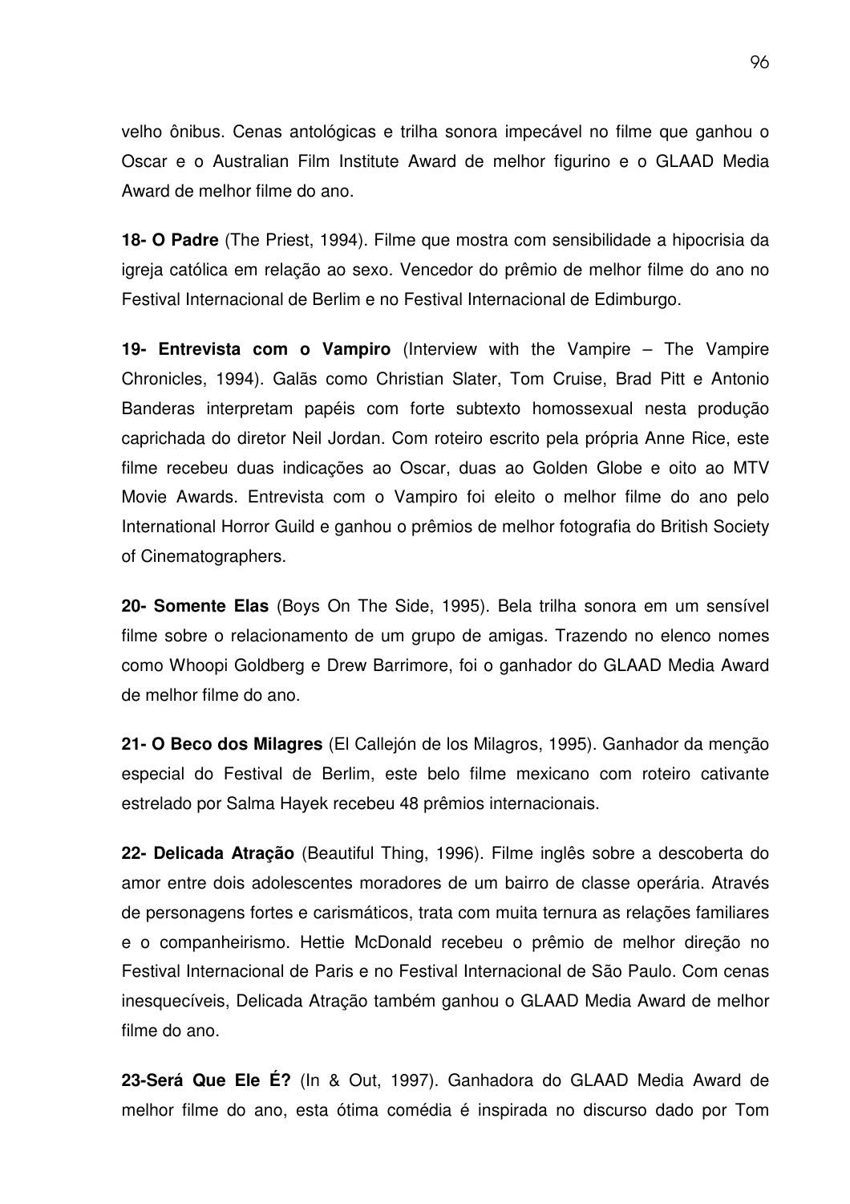velho ônibus. Cenas antológicas e trilha sonora impecável no filme que ganhou o Oscar e o Australian Film Institute Award de melhor figurino e o GLAAD Media Award de melhor filme do ano.

**18- O Padre** (The Priest, 1994). Filme que mostra com sensibilidade a hipocrisia da igreja católica em relação ao sexo. Vencedor do prêmio de melhor filme do ano no Festival Internacional de Berlim e no Festival Internacional de Edimburgo.

**19- Entrevista com o Vampiro** (Interview with the Vampire – The Vampire Chronicles, 1994). Galãs como Christian Slater, Tom Cruise, Brad Pitt e Antonio Banderas interpretam papéis com forte subtexto homossexual nesta produção caprichada do diretor Neil Jordan. Com roteiro escrito pela própria Anne Rice, este filme recebeu duas indicações ao Oscar, duas ao Golden Globe e oito ao MTV Movie Awards. Entrevista com o Vampiro foi eleito o melhor filme do ano pelo International Horror Guild e ganhou o prêmios de melhor fotografia do British Society of Cinematographers.

**20- Somente Elas** (Boys On The Side, 1995). Bela trilha sonora em um sensível filme sobre o relacionamento de um grupo de amigas. Trazendo no elenco nomes como Whoopi Goldberg e Drew Barrimore, foi o ganhador do GLAAD Media Award de melhor filme do ano.

**21- O Beco dos Milagres** (El Callejón de los Milagros, 1995). Ganhador da menção especial do Festival de Berlim, este belo filme mexicano com roteiro cativante estrelado por Salma Hayek recebeu 48 prêmios internacionais.

**22- Delicada Atração** (Beautiful Thing, 1996). Filme inglês sobre a descoberta do amor entre dois adolescentes moradores de um bairro de classe operária. Através de personagens fortes e carismáticos, trata com muita ternura as relações familiares e o companheirismo. Hettie McDonald recebeu o prêmio de melhor direção no Festival Internacional de Paris e no Festival Internacional de São Paulo. Com cenas inesquecíveis, Delicada Atração também ganhou o GLAAD Media Award de melhor filme do ano.

**23-Será Que Ele É?** (In & Out, 1997). Ganhadora do GLAAD Media Award de melhor filme do ano, esta ótima comédia é inspirada no discurso dado por Tom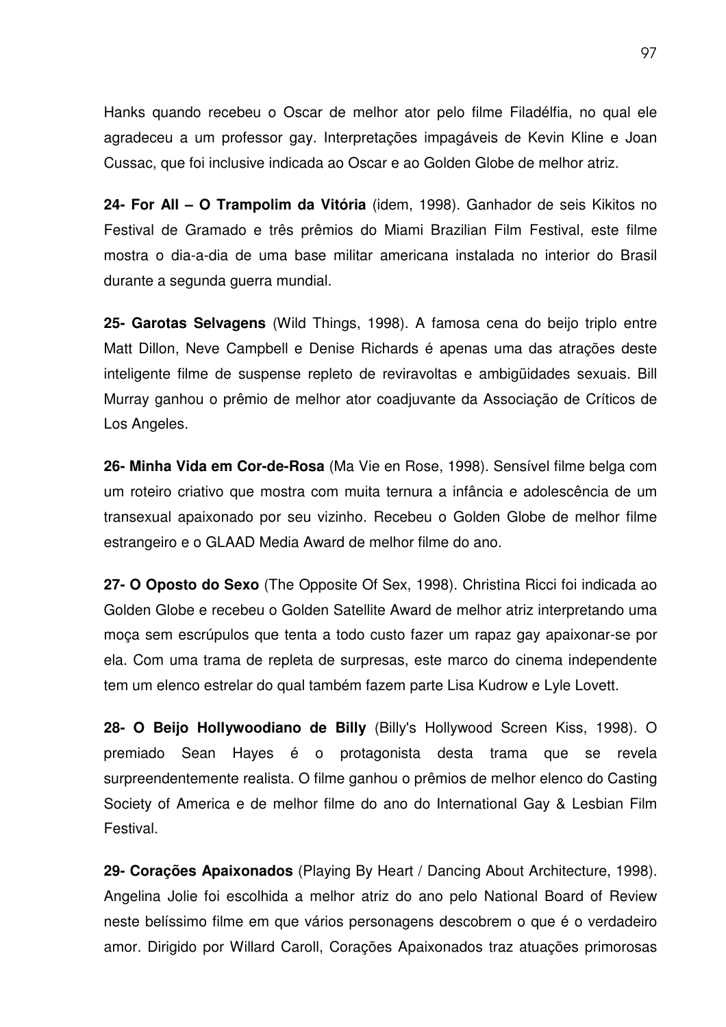Hanks quando recebeu o Oscar de melhor ator pelo filme Filadélfia, no qual ele agradeceu a um professor gay. Interpretações impagáveis de Kevin Kline e Joan Cussac, que foi inclusive indicada ao Oscar e ao Golden Globe de melhor atriz.

**24- For All – O Trampolim da Vitória** (idem, 1998). Ganhador de seis Kikitos no Festival de Gramado e três prêmios do Miami Brazilian Film Festival, este filme mostra o dia-a-dia de uma base militar americana instalada no interior do Brasil durante a segunda guerra mundial.

**25- Garotas Selvagens** (Wild Things, 1998). A famosa cena do beijo triplo entre Matt Dillon, Neve Campbell e Denise Richards é apenas uma das atrações deste inteligente filme de suspense repleto de reviravoltas e ambigüidades sexuais. Bill Murray ganhou o prêmio de melhor ator coadjuvante da Associação de Críticos de Los Angeles.

**26- Minha Vida em Cor-de-Rosa** (Ma Vie en Rose, 1998). Sensível filme belga com um roteiro criativo que mostra com muita ternura a infância e adolescência de um transexual apaixonado por seu vizinho. Recebeu o Golden Globe de melhor filme estrangeiro e o GLAAD Media Award de melhor filme do ano.

**27- O Oposto do Sexo** (The Opposite Of Sex, 1998). Christina Ricci foi indicada ao Golden Globe e recebeu o Golden Satellite Award de melhor atriz interpretando uma moça sem escrúpulos que tenta a todo custo fazer um rapaz gay apaixonar-se por ela. Com uma trama de repleta de surpresas, este marco do cinema independente tem um elenco estrelar do qual também fazem parte Lisa Kudrow e Lyle Lovett.

**28- O Beijo Hollywoodiano de Billy** (Billy's Hollywood Screen Kiss, 1998). O premiado Sean Hayes é o protagonista desta trama que se revela surpreendentemente realista. O filme ganhou o prêmios de melhor elenco do Casting Society of America e de melhor filme do ano do International Gay & Lesbian Film Festival.

**29- Corações Apaixonados** (Playing By Heart / Dancing About Architecture, 1998). Angelina Jolie foi escolhida a melhor atriz do ano pelo National Board of Review neste belíssimo filme em que vários personagens descobrem o que é o verdadeiro amor. Dirigido por Willard Caroll, Corações Apaixonados traz atuações primorosas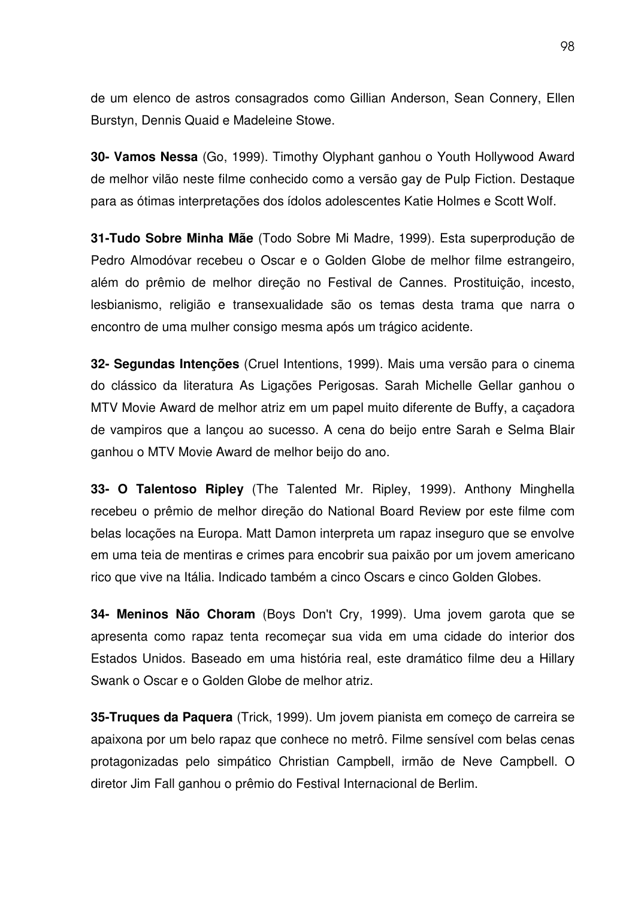de um elenco de astros consagrados como Gillian Anderson, Sean Connery, Ellen Burstyn, Dennis Quaid e Madeleine Stowe.

**30- Vamos Nessa** (Go, 1999). Timothy Olyphant ganhou o Youth Hollywood Award de melhor vilão neste filme conhecido como a versão gay de Pulp Fiction. Destaque para as ótimas interpretações dos ídolos adolescentes Katie Holmes e Scott Wolf.

**31-Tudo Sobre Minha Mãe** (Todo Sobre Mi Madre, 1999). Esta superprodução de Pedro Almodóvar recebeu o Oscar e o Golden Globe de melhor filme estrangeiro, além do prêmio de melhor direção no Festival de Cannes. Prostituição, incesto, lesbianismo, religião e transexualidade são os temas desta trama que narra o encontro de uma mulher consigo mesma após um trágico acidente.

**32- Segundas Intenções** (Cruel Intentions, 1999). Mais uma versão para o cinema do clássico da literatura As Ligações Perigosas. Sarah Michelle Gellar ganhou o MTV Movie Award de melhor atriz em um papel muito diferente de Buffy, a caçadora de vampiros que a lançou ao sucesso. A cena do beijo entre Sarah e Selma Blair ganhou o MTV Movie Award de melhor beijo do ano.

**33- O Talentoso Ripley** (The Talented Mr. Ripley, 1999). Anthony Minghella recebeu o prêmio de melhor direção do National Board Review por este filme com belas locações na Europa. Matt Damon interpreta um rapaz inseguro que se envolve em uma teia de mentiras e crimes para encobrir sua paixão por um jovem americano rico que vive na Itália. Indicado também a cinco Oscars e cinco Golden Globes.

**34- Meninos Não Choram** (Boys Don't Cry, 1999). Uma jovem garota que se apresenta como rapaz tenta recomeçar sua vida em uma cidade do interior dos Estados Unidos. Baseado em uma história real, este dramático filme deu a Hillary Swank o Oscar e o Golden Globe de melhor atriz.

**35-Truques da Paquera** (Trick, 1999). Um jovem pianista em começo de carreira se apaixona por um belo rapaz que conhece no metrô. Filme sensível com belas cenas protagonizadas pelo simpático Christian Campbell, irmão de Neve Campbell. O diretor Jim Fall ganhou o prêmio do Festival Internacional de Berlim.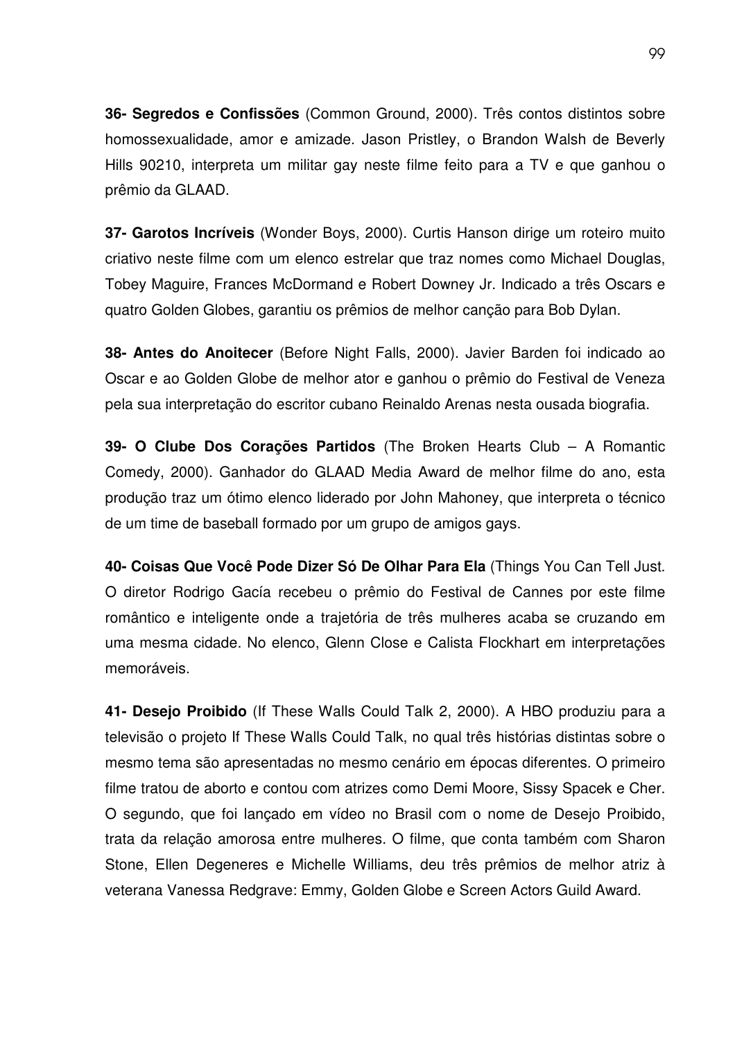**36- Segredos e Confissões** (Common Ground, 2000). Três contos distintos sobre homossexualidade, amor e amizade. Jason Pristley, o Brandon Walsh de Beverly Hills 90210, interpreta um militar gay neste filme feito para a TV e que ganhou o prêmio da GLAAD.

**37- Garotos Incríveis** (Wonder Boys, 2000). Curtis Hanson dirige um roteiro muito criativo neste filme com um elenco estrelar que traz nomes como Michael Douglas, Tobey Maguire, Frances McDormand e Robert Downey Jr. Indicado a três Oscars e quatro Golden Globes, garantiu os prêmios de melhor canção para Bob Dylan.

**38- Antes do Anoitecer** (Before Night Falls, 2000). Javier Barden foi indicado ao Oscar e ao Golden Globe de melhor ator e ganhou o prêmio do Festival de Veneza pela sua interpretação do escritor cubano Reinaldo Arenas nesta ousada biografia.

**39- O Clube Dos Corações Partidos** (The Broken Hearts Club – A Romantic Comedy, 2000). Ganhador do GLAAD Media Award de melhor filme do ano, esta produção traz um ótimo elenco liderado por John Mahoney, que interpreta o técnico de um time de baseball formado por um grupo de amigos gays.

**40- Coisas Que Você Pode Dizer Só De Olhar Para Ela** (Things You Can Tell Just. O diretor Rodrigo Gacía recebeu o prêmio do Festival de Cannes por este filme romântico e inteligente onde a trajetória de três mulheres acaba se cruzando em uma mesma cidade. No elenco, Glenn Close e Calista Flockhart em interpretações memoráveis.

**41- Desejo Proibido** (If These Walls Could Talk 2, 2000). A HBO produziu para a televisão o projeto If These Walls Could Talk, no qual três histórias distintas sobre o mesmo tema são apresentadas no mesmo cenário em épocas diferentes. O primeiro filme tratou de aborto e contou com atrizes como Demi Moore, Sissy Spacek e Cher. O segundo, que foi lançado em vídeo no Brasil com o nome de Desejo Proibido, trata da relação amorosa entre mulheres. O filme, que conta também com Sharon Stone, Ellen Degeneres e Michelle Williams, deu três prêmios de melhor atriz à veterana Vanessa Redgrave: Emmy, Golden Globe e Screen Actors Guild Award.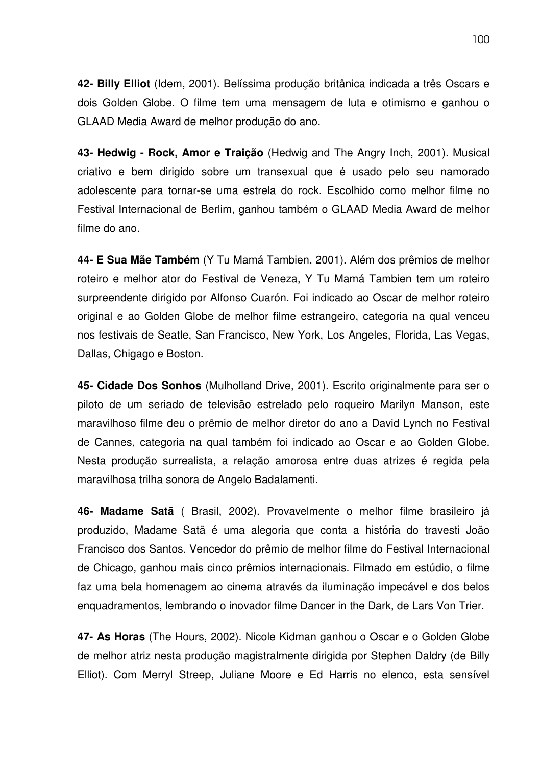**42- Billy Elliot** (Idem, 2001). Belíssima produção britânica indicada a três Oscars e dois Golden Globe. O filme tem uma mensagem de luta e otimismo e ganhou o GLAAD Media Award de melhor produção do ano.

**43- Hedwig - Rock, Amor e Traição** (Hedwig and The Angry Inch, 2001). Musical criativo e bem dirigido sobre um transexual que é usado pelo seu namorado adolescente para tornar-se uma estrela do rock. Escolhido como melhor filme no Festival Internacional de Berlim, ganhou também o GLAAD Media Award de melhor filme do ano.

**44- E Sua Mãe Também** (Y Tu Mamá Tambien, 2001). Além dos prêmios de melhor roteiro e melhor ator do Festival de Veneza, Y Tu Mamá Tambien tem um roteiro surpreendente dirigido por Alfonso Cuarón. Foi indicado ao Oscar de melhor roteiro original e ao Golden Globe de melhor filme estrangeiro, categoria na qual venceu nos festivais de Seatle, San Francisco, New York, Los Angeles, Florida, Las Vegas, Dallas, Chigago e Boston.

**45- Cidade Dos Sonhos** (Mulholland Drive, 2001). Escrito originalmente para ser o piloto de um seriado de televisão estrelado pelo roqueiro Marilyn Manson, este maravilhoso filme deu o prêmio de melhor diretor do ano a David Lynch no Festival de Cannes, categoria na qual também foi indicado ao Oscar e ao Golden Globe. Nesta produção surrealista, a relação amorosa entre duas atrizes é regida pela maravilhosa trilha sonora de Angelo Badalamenti.

**46- Madame Satã** ( Brasil, 2002). Provavelmente o melhor filme brasileiro já produzido, Madame Satã é uma alegoria que conta a história do travesti João Francisco dos Santos. Vencedor do prêmio de melhor filme do Festival Internacional de Chicago, ganhou mais cinco prêmios internacionais. Filmado em estúdio, o filme faz uma bela homenagem ao cinema através da iluminação impecável e dos belos enquadramentos, lembrando o inovador filme Dancer in the Dark, de Lars Von Trier.

**47- As Horas** (The Hours, 2002). Nicole Kidman ganhou o Oscar e o Golden Globe de melhor atriz nesta produção magistralmente dirigida por Stephen Daldry (de Billy Elliot). Com Merryl Streep, Juliane Moore e Ed Harris no elenco, esta sensível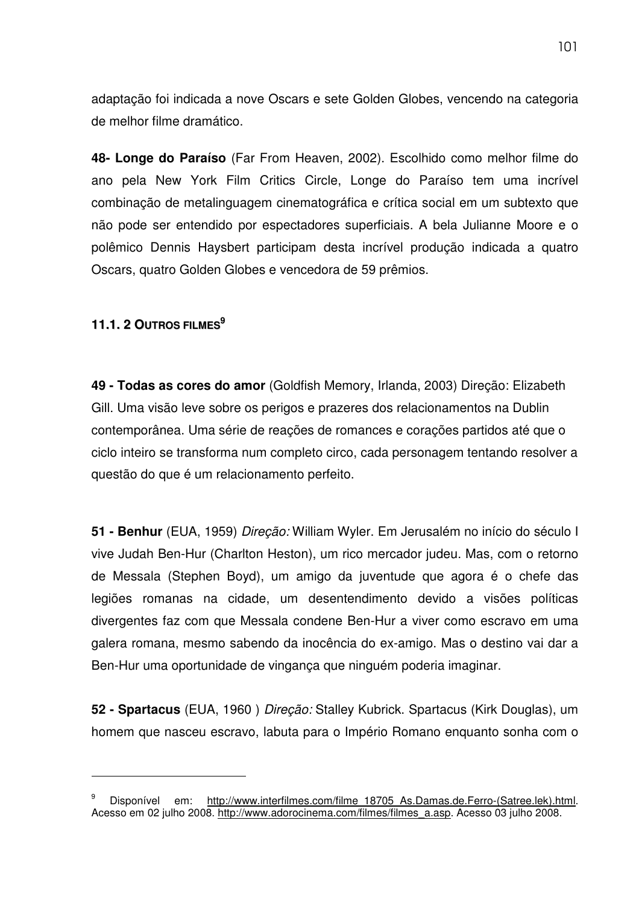adaptação foi indicada a nove Oscars e sete Golden Globes, vencendo na categoria de melhor filme dramático.

**48- Longe do Paraíso** (Far From Heaven, 2002). Escolhido como melhor filme do ano pela New York Film Critics Circle, Longe do Paraíso tem uma incrível combinação de metalinguagem cinematográfica e crítica social em um subtexto que não pode ser entendido por espectadores superficiais. A bela Julianne Moore e o polêmico Dennis Haysbert participam desta incrível produção indicada a quatro Oscars, quatro Golden Globes e vencedora de 59 prêmios.

### 11.1. 2 OUTROS FILMES[9]

**49 - Todas as cores do amor** (Goldfish Memory, Irlanda, 2003) Direção: Elizabeth Gill. Uma visão leve sobre os perigos e prazeres dos relacionamentos na Dublin contemporânea. Uma série de reações de romances e corações partidos até que o ciclo inteiro se transforma num completo circo, cada personagem tentando resolver a questão do que é um relacionamento perfeito.

**51 - Benhur** (EUA, 1959) *Direção:* William Wyler. Em Jerusalém no início do século I vive Judah Ben-Hur (Charlton Heston), um rico mercador judeu. Mas, com o retorno de Messala (Stephen Boyd), um amigo da juventude que agora é o chefe das legiões romanas na cidade, um desentendimento devido a visões políticas divergentes faz com que Messala condene Ben-Hur a viver como escravo em uma galera romana, mesmo sabendo da inocência do ex-amigo. Mas o destino vai dar a Ben-Hur uma oportunidade de vingança que ninguém poderia imaginar.

**52 - Spartacus** (EUA, 1960 ) *Direção:* Stalley Kubrick. Spartacus (Kirk Douglas), um homem que nasceu escravo, labuta para o Império Romano enquanto sonha com o

---

[9] Disponível em: http://www.interfilmes.com/filme_18705_As.Damas.de.Ferro-(Satree.lek).html. Acesso em 02 julho 2008. http://www.adorocinema.com/filmes/filmes_a.asp. Acesso 03 julho 2008.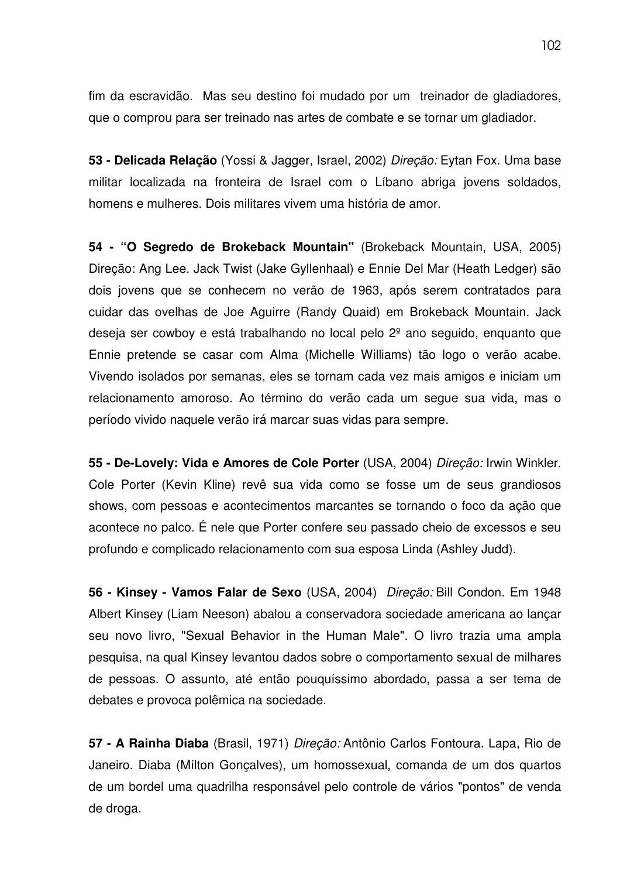fim da escravidão. Mas seu destino foi mudado por um treinador de gladiadores, que o comprou para ser treinado nas artes de combate e se tornar um gladiador.

**53 - Delicada Relação** (Yossi & Jagger, Israel, 2002) *Direção:* Eytan Fox. Uma base militar localizada na fronteira de Israel com o Líbano abriga jovens soldados, homens e mulheres. Dois militares vivem uma história de amor.

**54 - "O Segredo de Brokeback Mountain"** (Brokeback Mountain, USA, 2005) Direção: Ang Lee. Jack Twist (Jake Gyllenhaal) e Ennie Del Mar (Heath Ledger) são dois jovens que se conhecem no verão de 1963, após serem contratados para cuidar das ovelhas de Joe Aguirre (Randy Quaid) em Brokeback Mountain. Jack deseja ser cowboy e está trabalhando no local pelo 2º ano seguido, enquanto que Ennie pretende se casar com Alma (Michelle Williams) tão logo o verão acabe. Vivendo isolados por semanas, eles se tornam cada vez mais amigos e iniciam um relacionamento amoroso. Ao término do verão cada um segue sua vida, mas o período vivido naquele verão irá marcar suas vidas para sempre.

**55 - De-Lovely: Vida e Amores de Cole Porter** (USA, 2004) *Direção:* Irwin Winkler. Cole Porter (Kevin Kline) revê sua vida como se fosse um de seus grandiosos shows, com pessoas e acontecimentos marcantes se tornando o foco da ação que acontece no palco. É nele que Porter confere seu passado cheio de excessos e seu profundo e complicado relacionamento com sua esposa Linda (Ashley Judd).

**56 - Kinsey - Vamos Falar de Sexo** (USA, 2004) *Direção:* Bill Condon. Em 1948 Albert Kinsey (Liam Neeson) abalou a conservadora sociedade americana ao lançar seu novo livro, "Sexual Behavior in the Human Male". O livro trazia uma ampla pesquisa, na qual Kinsey levantou dados sobre o comportamento sexual de milhares de pessoas. O assunto, até então pouquíssimo abordado, passa a ser tema de debates e provoca polêmica na sociedade.

**57 - A Rainha Diaba** (Brasil, 1971) *Direção:* Antônio Carlos Fontoura. Lapa, Rio de Janeiro. Diaba (Mílton Gonçalves), um homossexual, comanda de um dos quartos de um bordel uma quadrilha responsável pelo controle de vários "pontos" de venda de droga.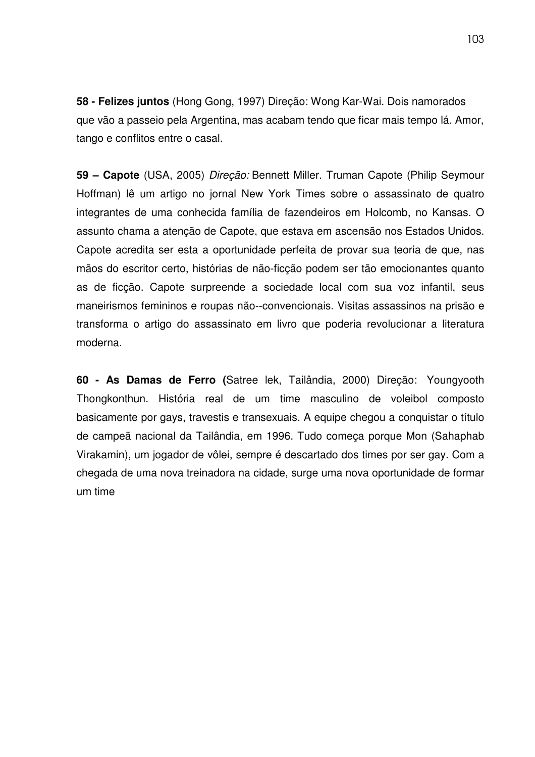**58 - Felizes juntos** (Hong Gong, 1997) Direção: Wong Kar-Wai. Dois namorados que vão a passeio pela Argentina, mas acabam tendo que ficar mais tempo lá. Amor, tango e conflitos entre o casal.

**59 – Capote** (USA, 2005) *Direção:* Bennett Miller. Truman Capote (Philip Seymour Hoffman) lê um artigo no jornal New York Times sobre o assassinato de quatro integrantes de uma conhecida família de fazendeiros em Holcomb, no Kansas. O assunto chama a atenção de Capote, que estava em ascensão nos Estados Unidos. Capote acredita ser esta a oportunidade perfeita de provar sua teoria de que, nas mãos do escritor certo, histórias de não-ficção podem ser tão emocionantes quanto as de ficção. Capote surpreende a sociedade local com sua voz infantil, seus maneirismos femininos e roupas não--convencionais. Visitas assassinos na prisão e transforma o artigo do assassinato em livro que poderia revolucionar a literatura moderna.

**60 - As Damas de Ferro (**Satree lek, Tailândia, 2000) Direção: Youngyooth Thongkonthun. História real de um time masculino de voleibol composto basicamente por gays, travestis e transexuais. A equipe chegou a conquistar o título de campeã nacional da Tailândia, em 1996. Tudo começa porque Mon (Sahaphab Virakamin), um jogador de vôlei, sempre é descartado dos times por ser gay. Com a chegada de uma nova treinadora na cidade, surge uma nova oportunidade de formar um time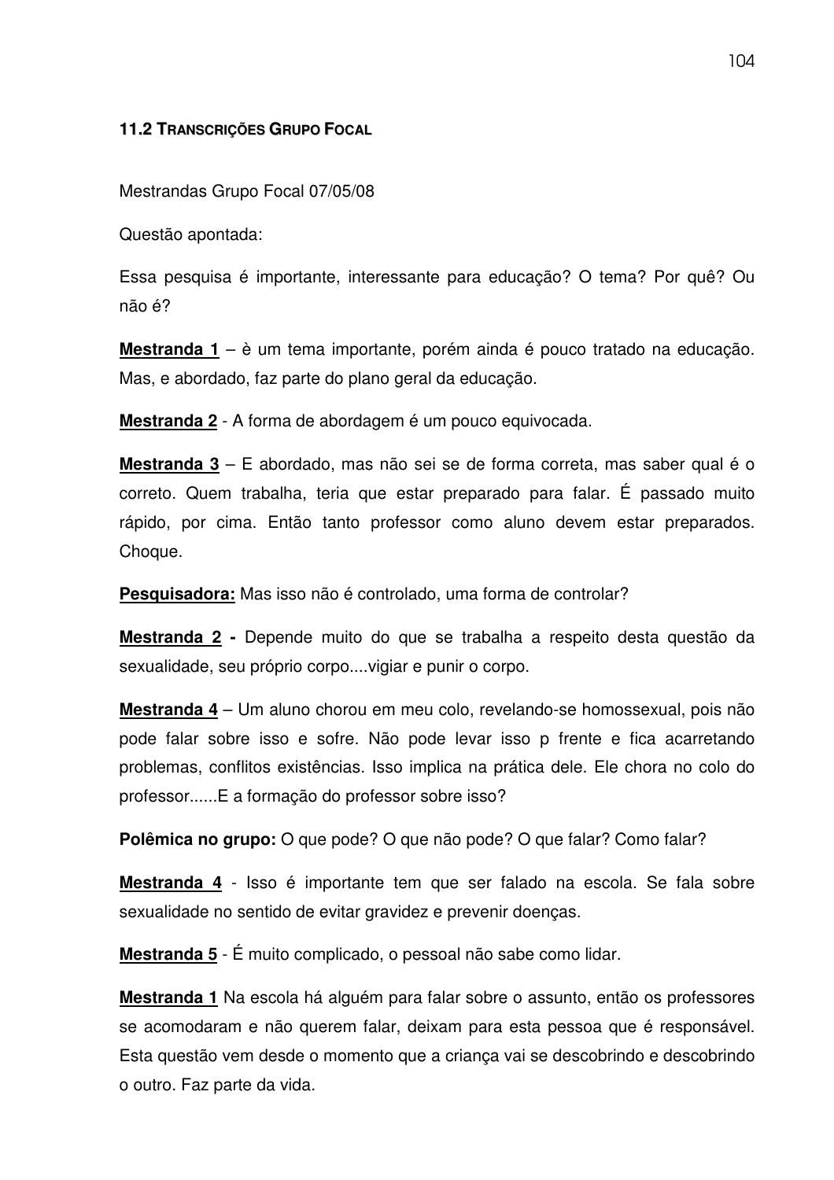### 11.2 TRANSCRIÇÕES GRUPO FOCAL

Mestrandas Grupo Focal 07/05/08

Questão apontada:

Essa pesquisa é importante, interessante para educação? O tema? Por quê? Ou não é?

**Mestranda 1** – è um tema importante, porém ainda é pouco tratado na educação. Mas, e abordado, faz parte do plano geral da educação.

**Mestranda 2** - A forma de abordagem é um pouco equivocada.

**Mestranda 3** – E abordado, mas não sei se de forma correta, mas saber qual é o correto. Quem trabalha, teria que estar preparado para falar. É passado muito rápido, por cima. Então tanto professor como aluno devem estar preparados. Choque.

**Pesquisadora:** Mas isso não é controlado, uma forma de controlar?

**Mestranda 2 -** Depende muito do que se trabalha a respeito desta questão da sexualidade, seu próprio corpo....vigiar e punir o corpo.

**Mestranda 4** – Um aluno chorou em meu colo, revelando-se homossexual, pois não pode falar sobre isso e sofre. Não pode levar isso p frente e fica acarretando problemas, conflitos existências. Isso implica na prática dele. Ele chora no colo do professor......E a formação do professor sobre isso?

**Polêmica no grupo:** O que pode? O que não pode? O que falar? Como falar?

**Mestranda 4** - Isso é importante tem que ser falado na escola. Se fala sobre sexualidade no sentido de evitar gravidez e prevenir doenças.

**Mestranda 5** - É muito complicado, o pessoal não sabe como lidar.

**Mestranda 1** Na escola há alguém para falar sobre o assunto, então os professores se acomodaram e não querem falar, deixam para esta pessoa que é responsável. Esta questão vem desde o momento que a criança vai se descobrindo e descobrindo o outro. Faz parte da vida.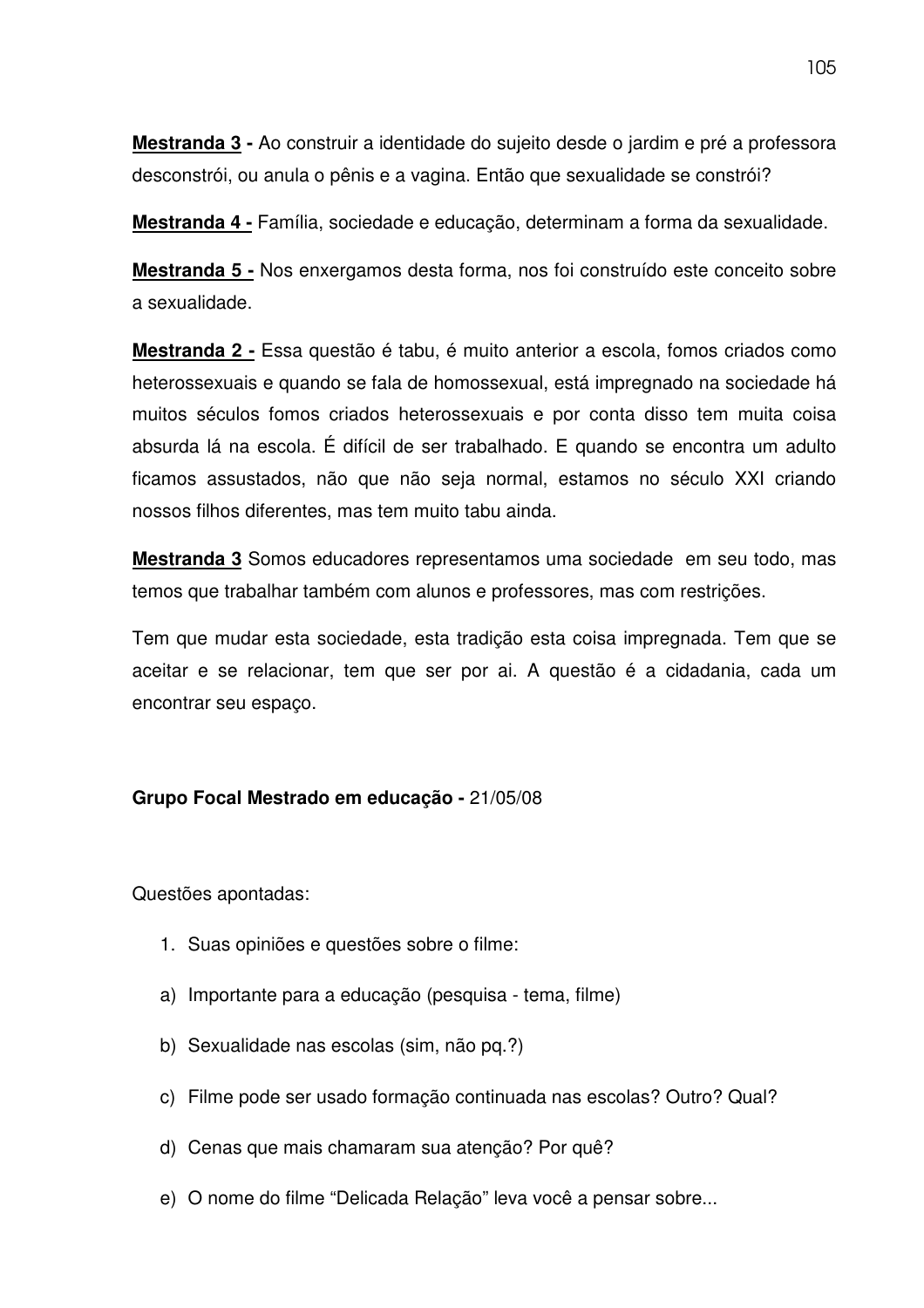**<u>Mestranda 3</u> -** Ao construir a identidade do sujeito desde o jardim e pré a professora desconstrói, ou anula o pênis e a vagina. Então que sexualidade se constrói?

**<u>Mestranda 4</u> -** Família, sociedade e educação, determinam a forma da sexualidade.

**<u>Mestranda 5</u> -** Nos enxergamos desta forma, nos foi construído este conceito sobre a sexualidade.

**<u>Mestranda 2</u> -** Essa questão é tabu, é muito anterior a escola, fomos criados como heterossexuais e quando se fala de homossexual, está impregnado na sociedade há muitos séculos fomos criados heterossexuais e por conta disso tem muita coisa absurda lá na escola. É difícil de ser trabalhado. E quando se encontra um adulto ficamos assustados, não que não seja normal, estamos no século XXI criando nossos filhos diferentes, mas tem muito tabu ainda.

**<u>Mestranda 3</u>** Somos educadores representamos uma sociedade em seu todo, mas temos que trabalhar também com alunos e professores, mas com restrições.

Tem que mudar esta sociedade, esta tradição esta coisa impregnada. Tem que se aceitar e se relacionar, tem que ser por ai. A questão é a cidadania, cada um encontrar seu espaço.

**Grupo Focal Mestrado em educação -** 21/05/08

Questões apontadas:

1. Suas opiniões e questões sobre o filme:

a) Importante para a educação (pesquisa - tema, filme)

b) Sexualidade nas escolas (sim, não pq.?)

c) Filme pode ser usado formação continuada nas escolas? Outro? Qual?

d) Cenas que mais chamaram sua atenção? Por quê?

e) O nome do filme "Delicada Relação" leva você a pensar sobre...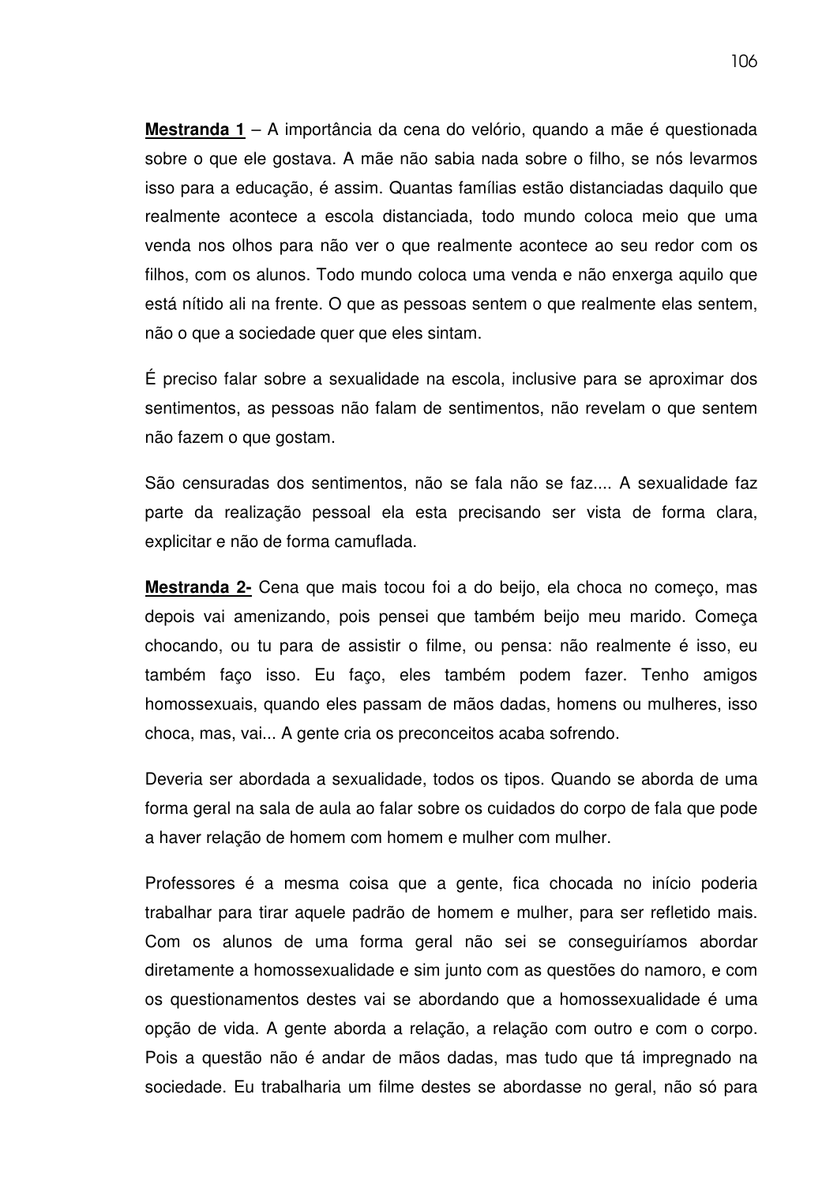**Mestranda 1** – A importância da cena do velório, quando a mãe é questionada sobre o que ele gostava. A mãe não sabia nada sobre o filho, se nós levarmos isso para a educação, é assim. Quantas famílias estão distanciadas daquilo que realmente acontece a escola distanciada, todo mundo coloca meio que uma venda nos olhos para não ver o que realmente acontece ao seu redor com os filhos, com os alunos. Todo mundo coloca uma venda e não enxerga aquilo que está nítido ali na frente. O que as pessoas sentem o que realmente elas sentem, não o que a sociedade quer que eles sintam.

É preciso falar sobre a sexualidade na escola, inclusive para se aproximar dos sentimentos, as pessoas não falam de sentimentos, não revelam o que sentem não fazem o que gostam.

São censuradas dos sentimentos, não se fala não se faz.... A sexualidade faz parte da realização pessoal ela esta precisando ser vista de forma clara, explicitar e não de forma camuflada.

**Mestranda 2-** Cena que mais tocou foi a do beijo, ela choca no começo, mas depois vai amenizando, pois pensei que também beijo meu marido. Começa chocando, ou tu para de assistir o filme, ou pensa: não realmente é isso, eu também faço isso. Eu faço, eles também podem fazer. Tenho amigos homossexuais, quando eles passam de mãos dadas, homens ou mulheres, isso choca, mas, vai... A gente cria os preconceitos acaba sofrendo.

Deveria ser abordada a sexualidade, todos os tipos. Quando se aborda de uma forma geral na sala de aula ao falar sobre os cuidados do corpo de fala que pode a haver relação de homem com homem e mulher com mulher.

Professores é a mesma coisa que a gente, fica chocada no início poderia trabalhar para tirar aquele padrão de homem e mulher, para ser refletido mais. Com os alunos de uma forma geral não sei se conseguiríamos abordar diretamente a homossexualidade e sim junto com as questões do namoro, e com os questionamentos destes vai se abordando que a homossexualidade é uma opção de vida. A gente aborda a relação, a relação com outro e com o corpo. Pois a questão não é andar de mãos dadas, mas tudo que tá impregnado na sociedade. Eu trabalharia um filme destes se abordasse no geral, não só para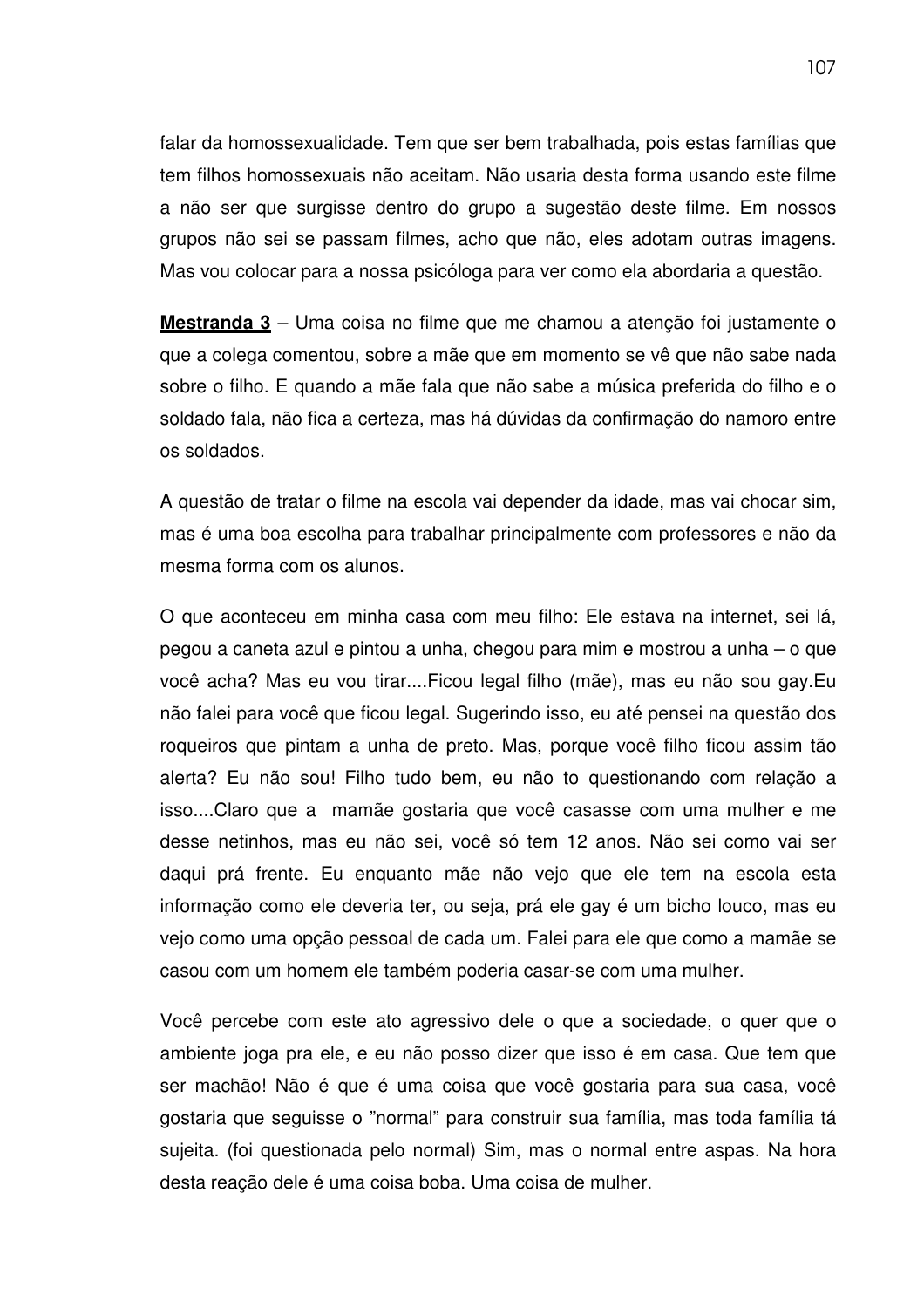falar da homossexualidade. Tem que ser bem trabalhada, pois estas famílias que tem filhos homossexuais não aceitam. Não usaria desta forma usando este filme a não ser que surgisse dentro do grupo a sugestão deste filme. Em nossos grupos não sei se passam filmes, acho que não, eles adotam outras imagens. Mas vou colocar para a nossa psicóloga para ver como ela abordaria a questão.

**<u>Mestranda 3</u>** – Uma coisa no filme que me chamou a atenção foi justamente o que a colega comentou, sobre a mãe que em momento se vê que não sabe nada sobre o filho. E quando a mãe fala que não sabe a música preferida do filho e o soldado fala, não fica a certeza, mas há dúvidas da confirmação do namoro entre os soldados.

A questão de tratar o filme na escola vai depender da idade, mas vai chocar sim, mas é uma boa escolha para trabalhar principalmente com professores e não da mesma forma com os alunos.

O que aconteceu em minha casa com meu filho: Ele estava na internet, sei lá, pegou a caneta azul e pintou a unha, chegou para mim e mostrou a unha – o que você acha? Mas eu vou tirar....Ficou legal filho (mãe), mas eu não sou gay.Eu não falei para você que ficou legal. Sugerindo isso, eu até pensei na questão dos roqueiros que pintam a unha de preto. Mas, porque você filho ficou assim tão alerta? Eu não sou! Filho tudo bem, eu não to questionando com relação a isso....Claro que a mamãe gostaria que você casasse com uma mulher e me desse netinhos, mas eu não sei, você só tem 12 anos. Não sei como vai ser daqui prá frente. Eu enquanto mãe não vejo que ele tem na escola esta informação como ele deveria ter, ou seja, prá ele gay é um bicho louco, mas eu vejo como uma opção pessoal de cada um. Falei para ele que como a mamãe se casou com um homem ele também poderia casar-se com uma mulher.

Você percebe com este ato agressivo dele o que a sociedade, o quer que o ambiente joga pra ele, e eu não posso dizer que isso é em casa. Que tem que ser machão! Não é que é uma coisa que você gostaria para sua casa, você gostaria que seguisse o "normal" para construir sua família, mas toda família tá sujeita. (foi questionada pelo normal) Sim, mas o normal entre aspas. Na hora desta reação dele é uma coisa boba. Uma coisa de mulher.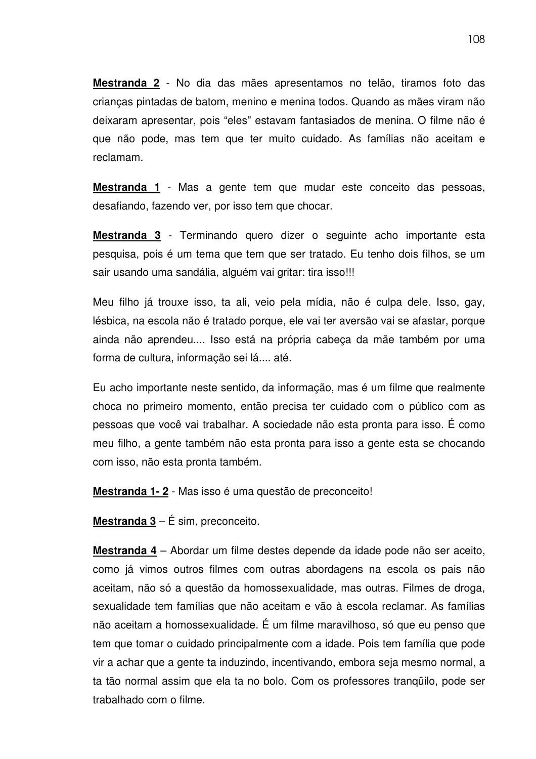**Mestranda 2** - No dia das mães apresentamos no telão, tiramos foto das crianças pintadas de batom, menino e menina todos. Quando as mães viram não deixaram apresentar, pois "eles" estavam fantasiados de menina. O filme não é que não pode, mas tem que ter muito cuidado. As famílias não aceitam e reclamam.

**Mestranda 1** - Mas a gente tem que mudar este conceito das pessoas, desafiando, fazendo ver, por isso tem que chocar.

**Mestranda 3** - Terminando quero dizer o seguinte acho importante esta pesquisa, pois é um tema que tem que ser tratado. Eu tenho dois filhos, se um sair usando uma sandália, alguém vai gritar: tira isso!!!

Meu filho já trouxe isso, ta ali, veio pela mídia, não é culpa dele. Isso, gay, lésbica, na escola não é tratado porque, ele vai ter aversão vai se afastar, porque ainda não aprendeu.... Isso está na própria cabeça da mãe também por uma forma de cultura, informação sei lá.... até.

Eu acho importante neste sentido, da informação, mas é um filme que realmente choca no primeiro momento, então precisa ter cuidado com o público com as pessoas que você vai trabalhar. A sociedade não esta pronta para isso. É como meu filho, a gente também não esta pronta para isso a gente esta se chocando com isso, não esta pronta também.

**Mestranda 1- 2** - Mas isso é uma questão de preconceito!

**Mestranda 3** – É sim, preconceito.

**Mestranda 4** – Abordar um filme destes depende da idade pode não ser aceito, como já vimos outros filmes com outras abordagens na escola os pais não aceitam, não só a questão da homossexualidade, mas outras. Filmes de droga, sexualidade tem famílias que não aceitam e vão à escola reclamar. As famílias não aceitam a homossexualidade. É um filme maravilhoso, só que eu penso que tem que tomar o cuidado principalmente com a idade. Pois tem família que pode vir a achar que a gente ta induzindo, incentivando, embora seja mesmo normal, a ta tão normal assim que ela ta no bolo. Com os professores tranqüilo, pode ser trabalhado com o filme.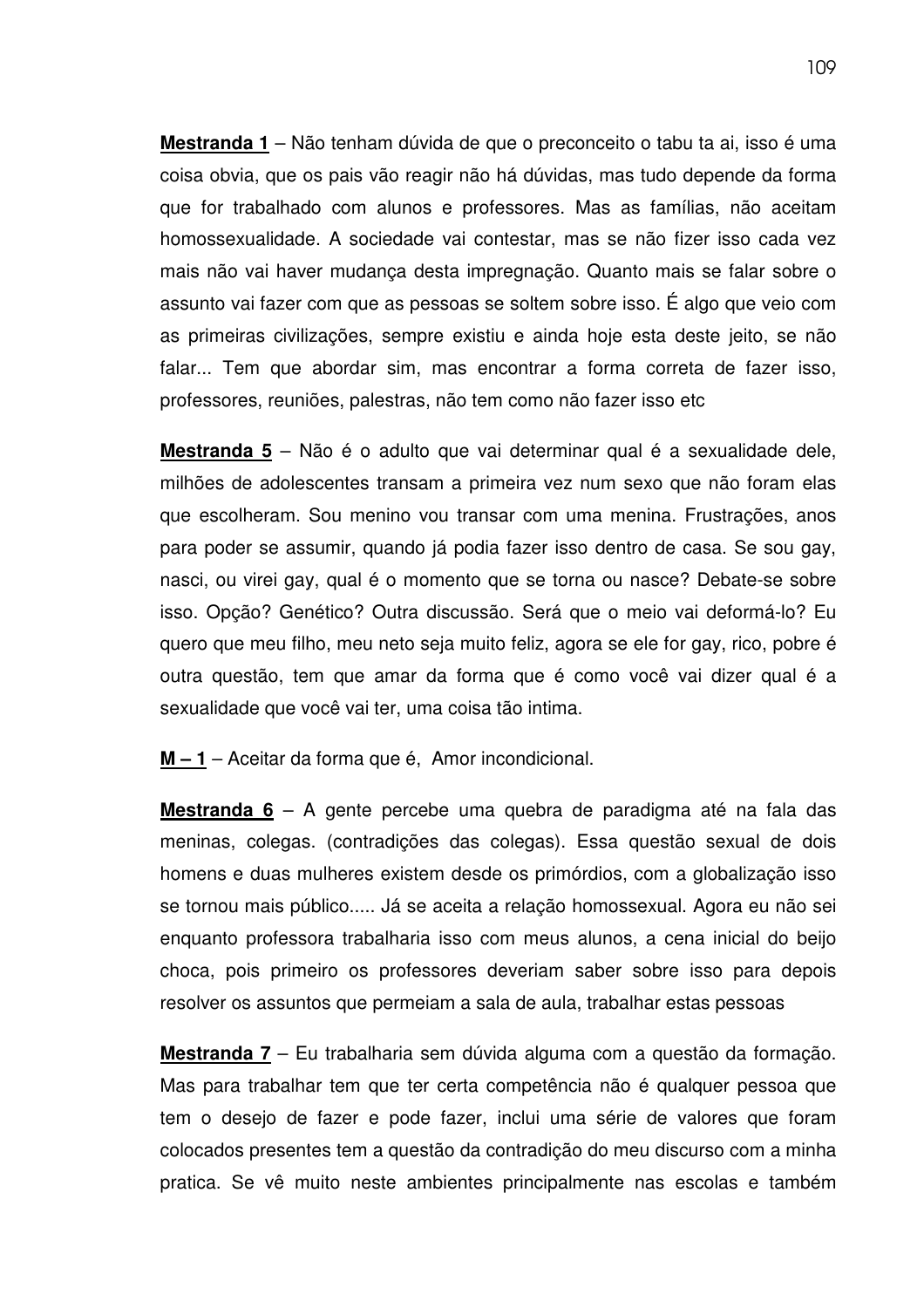**Mestranda 1** – Não tenham dúvida de que o preconceito o tabu ta ai, isso é uma coisa obvia, que os pais vão reagir não há dúvidas, mas tudo depende da forma que for trabalhado com alunos e professores. Mas as famílias, não aceitam homossexualidade. A sociedade vai contestar, mas se não fizer isso cada vez mais não vai haver mudança desta impregnação. Quanto mais se falar sobre o assunto vai fazer com que as pessoas se soltem sobre isso. É algo que veio com as primeiras civilizações, sempre existiu e ainda hoje esta deste jeito, se não falar... Tem que abordar sim, mas encontrar a forma correta de fazer isso, professores, reuniões, palestras, não tem como não fazer isso etc

**Mestranda 5** – Não é o adulto que vai determinar qual é a sexualidade dele, milhões de adolescentes transam a primeira vez num sexo que não foram elas que escolheram. Sou menino vou transar com uma menina. Frustrações, anos para poder se assumir, quando já podia fazer isso dentro de casa. Se sou gay, nasci, ou virei gay, qual é o momento que se torna ou nasce? Debate-se sobre isso. Opção? Genético? Outra discussão. Será que o meio vai deformá-lo? Eu quero que meu filho, meu neto seja muito feliz, agora se ele for gay, rico, pobre é outra questão, tem que amar da forma que é como você vai dizer qual é a sexualidade que você vai ter, uma coisa tão intima.

**M – 1** – Aceitar da forma que é, Amor incondicional.

**Mestranda 6** – A gente percebe uma quebra de paradigma até na fala das meninas, colegas. (contradições das colegas). Essa questão sexual de dois homens e duas mulheres existem desde os primórdios, com a globalização isso se tornou mais público..... Já se aceita a relação homossexual. Agora eu não sei enquanto professora trabalharia isso com meus alunos, a cena inicial do beijo choca, pois primeiro os professores deveriam saber sobre isso para depois resolver os assuntos que permeiam a sala de aula, trabalhar estas pessoas

**Mestranda 7** – Eu trabalharia sem dúvida alguma com a questão da formação. Mas para trabalhar tem que ter certa competência não é qualquer pessoa que tem o desejo de fazer e pode fazer, inclui uma série de valores que foram colocados presentes tem a questão da contradição do meu discurso com a minha pratica. Se vê muito neste ambientes principalmente nas escolas e também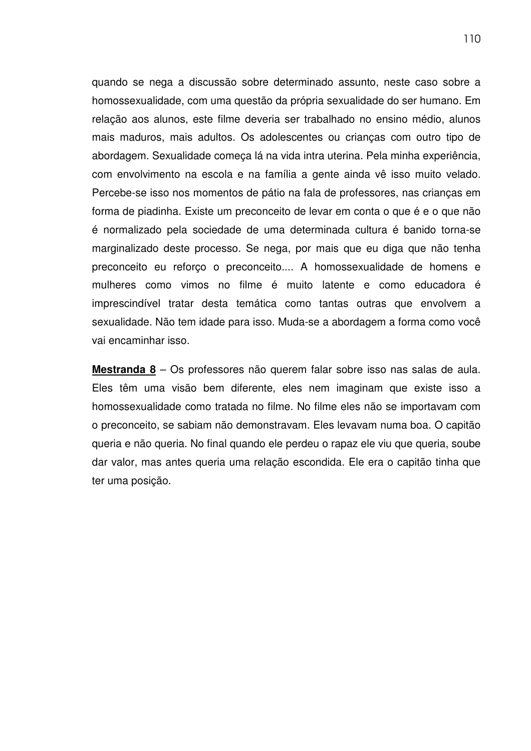quando se nega a discussão sobre determinado assunto, neste caso sobre a homossexualidade, com uma questão da própria sexualidade do ser humano. Em relação aos alunos, este filme deveria ser trabalhado no ensino médio, alunos mais maduros, mais adultos. Os adolescentes ou crianças com outro tipo de abordagem. Sexualidade começa lá na vida intra uterina. Pela minha experiência, com envolvimento na escola e na família a gente ainda vê isso muito velado. Percebe-se isso nos momentos de pátio na fala de professores, nas crianças em forma de piadinha. Existe um preconceito de levar em conta o que é e o que não é normalizado pela sociedade de uma determinada cultura é banido torna-se marginalizado deste processo. Se nega, por mais que eu diga que não tenha preconceito eu reforço o preconceito.... A homossexualidade de homens e mulheres como vimos no filme é muito latente e como educadora é imprescindível tratar desta temática como tantas outras que envolvem a sexualidade. Não tem idade para isso. Muda-se a abordagem a forma como você vai encaminhar isso.

**<u>Mestranda 8</u>** – Os professores não querem falar sobre isso nas salas de aula. Eles têm uma visão bem diferente, eles nem imaginam que existe isso a homossexualidade como tratada no filme. No filme eles não se importavam com o preconceito, se sabiam não demonstravam. Eles levavam numa boa. O capitão queria e não queria. No final quando ele perdeu o rapaz ele viu que queria, soube dar valor, mas antes queria uma relação escondida. Ele era o capitão tinha que ter uma posição.